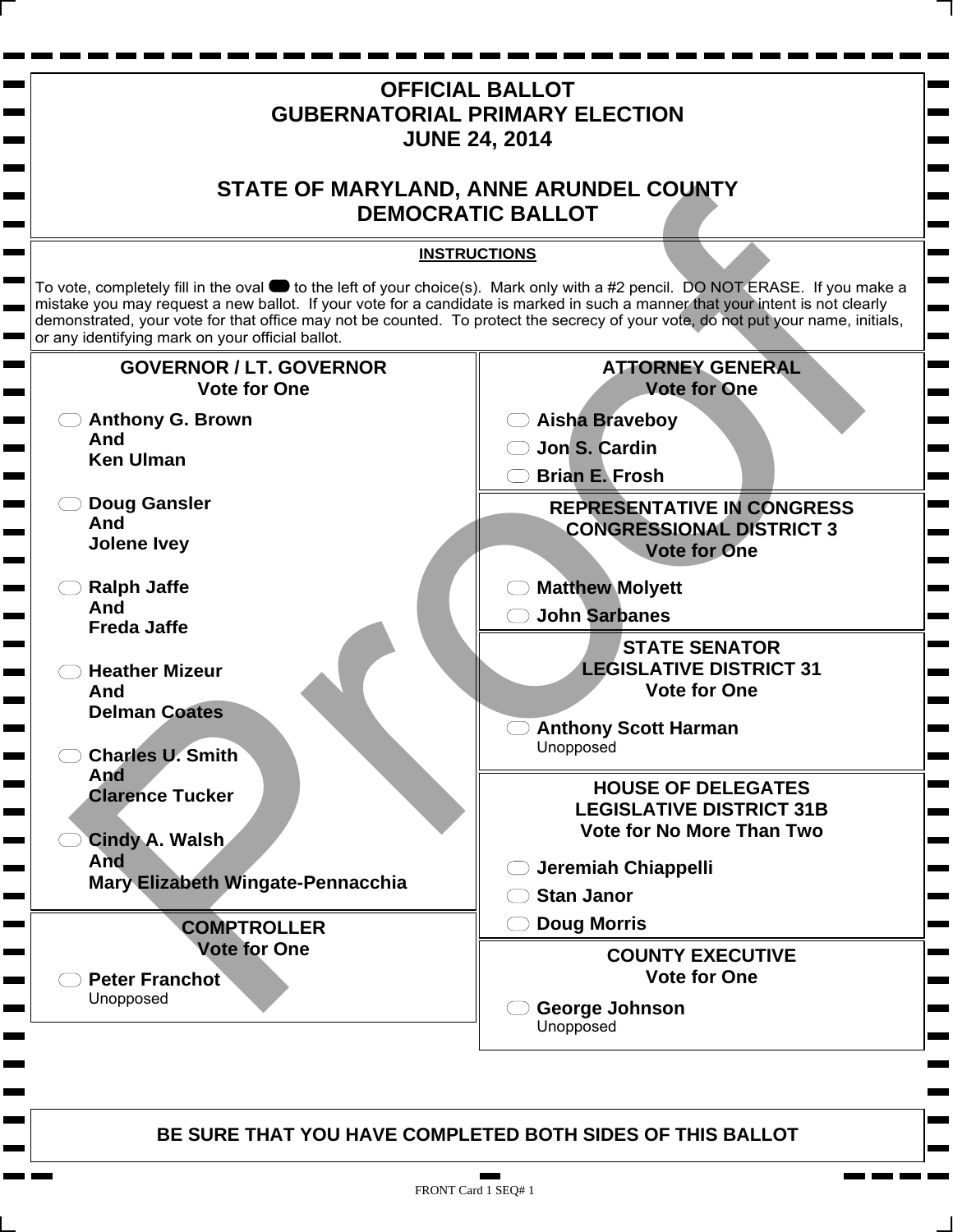# OFFICIAL BALLOT
# GUBERNATORIAL PRIMARY ELECTION
# JUNE 24, 2014

# STATE OF MARYLAND, ANNE ARUNDEL COUNTY
# DEMOCRATIC BALLOT

**INSTRUCTIONS**

To vote, completely fill in the oval to the left of your choice(s). Mark only with a #2 pencil. DO NOT ERASE. If you make a mistake you may request a new ballot. If your vote for a candidate is marked in such a manner that your intent is not clearly demonstrated, your vote for that office may not be counted. To protect the secrecy of your vote, do not put your name, initials, or any identifying mark on your official ballot.

## GOVERNOR / LT. GOVERNOR
**Vote for One**

- **Anthony G. Brown And Ken Ulman**
- **Doug Gansler And Jolene Ivey**
- **Ralph Jaffe And Freda Jaffe**
- **Heather Mizeur And Delman Coates**
- **Charles U. Smith And Clarence Tucker**
- **Cindy A. Walsh And Mary Elizabeth Wingate-Pennacchia**

## COMPTROLLER
**Vote for One**

- **Peter Franchot** Unopposed

## ATTORNEY GENERAL
**Vote for One**

- **Aisha Braveboy**
- **Jon S. Cardin**
- **Brian E. Frosh**

## REPRESENTATIVE IN CONGRESS CONGRESSIONAL DISTRICT 3
**Vote for One**

- **Matthew Molyett**
- **John Sarbanes**

## STATE SENATOR LEGISLATIVE DISTRICT 31
**Vote for One**

- **Anthony Scott Harman** Unopposed

## HOUSE OF DELEGATES LEGISLATIVE DISTRICT 31B
**Vote for No More Than Two**

- **Jeremiah Chiappelli**
- **Stan Janor**
- **Doug Morris**

## COUNTY EXECUTIVE
**Vote for One**

- **George Johnson** Unopposed

**BE SURE THAT YOU HAVE COMPLETED BOTH SIDES OF THIS BALLOT**

FRONT Card 1 SEQ# 1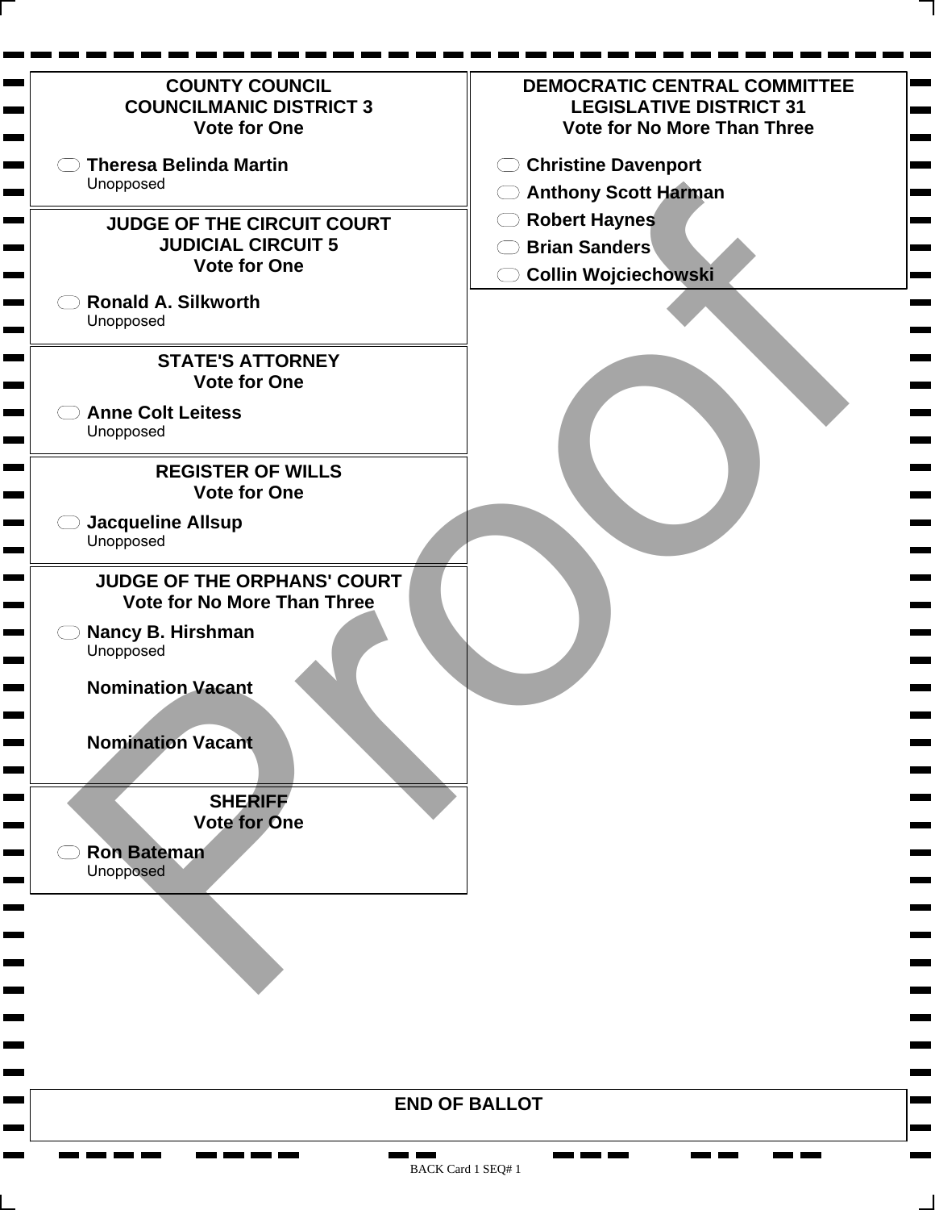## COUNTY COUNCIL
## COUNCILMANIC DISTRICT 3
**Vote for One**

- **Theresa Belinda Martin**
  Unopposed

## JUDGE OF THE CIRCUIT COURT
## JUDICIAL CIRCUIT 5
**Vote for One**

- **Ronald A. Silkworth**
  Unopposed

## STATE'S ATTORNEY
**Vote for One**

- **Anne Colt Leitess**
  Unopposed

## REGISTER OF WILLS
**Vote for One**

- **Jacqueline Allsup**
  Unopposed

## JUDGE OF THE ORPHANS' COURT
**Vote for No More Than Three**

- **Nancy B. Hirshman**
  Unopposed

**Nomination Vacant**

**Nomination Vacant**

## SHERIFF
**Vote for One**

- **Ron Bateman**
  Unopposed

## DEMOCRATIC CENTRAL COMMITTEE
## LEGISLATIVE DISTRICT 31
**Vote for No More Than Three**

- **Christine Davenport**
- **Anthony Scott Harman**
- **Robert Haynes**
- **Brian Sanders**
- **Collin Wojciechowski**

**END OF BALLOT**

Proof

BACK Card 1 SEQ# 1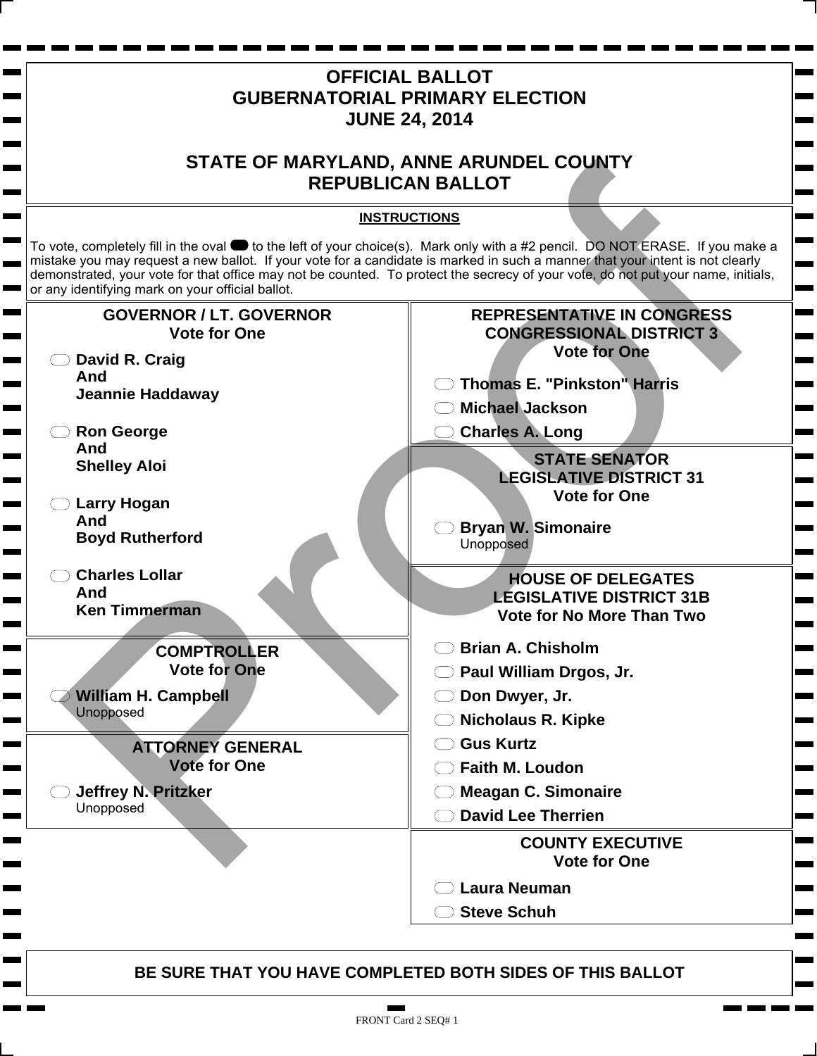# OFFICIAL BALLOT
# GUBERNATORIAL PRIMARY ELECTION
# JUNE 24, 2014

# STATE OF MARYLAND, ANNE ARUNDEL COUNTY
# REPUBLICAN BALLOT

**INSTRUCTIONS**

To vote, completely fill in the oval to the left of your choice(s). Mark only with a #2 pencil. DO NOT ERASE. If you make a mistake you may request a new ballot. If your vote for a candidate is marked in such a manner that your intent is not clearly demonstrated, your vote for that office may not be counted. To protect the secrecy of your vote, do not put your name, initials, or any identifying mark on your official ballot.

## GOVERNOR / LT. GOVERNOR
**Vote for One**

- **David R. Craig And Jeannie Haddaway**
- **Ron George And Shelley Aloi**
- **Larry Hogan And Boyd Rutherford**
- **Charles Lollar And Ken Timmerman**

## COMPTROLLER
**Vote for One**

- **William H. Campbell** Unopposed

## ATTORNEY GENERAL
**Vote for One**

- **Jeffrey N. Pritzker** Unopposed

## REPRESENTATIVE IN CONGRESS CONGRESSIONAL DISTRICT 3
**Vote for One**

- **Thomas E. "Pinkston" Harris**
- **Michael Jackson**
- **Charles A. Long**

## STATE SENATOR LEGISLATIVE DISTRICT 31
**Vote for One**

- **Bryan W. Simonaire** Unopposed

## HOUSE OF DELEGATES LEGISLATIVE DISTRICT 31B
**Vote for No More Than Two**

- **Brian A. Chisholm**
- **Paul William Drgos, Jr.**
- **Don Dwyer, Jr.**
- **Nicholaus R. Kipke**
- **Gus Kurtz**
- **Faith M. Loudon**
- **Meagan C. Simonaire**
- **David Lee Therrien**

## COUNTY EXECUTIVE
**Vote for One**

- **Laura Neuman**
- **Steve Schuh**

**BE SURE THAT YOU HAVE COMPLETED BOTH SIDES OF THIS BALLOT**

FRONT Card 2 SEQ# 1

Proof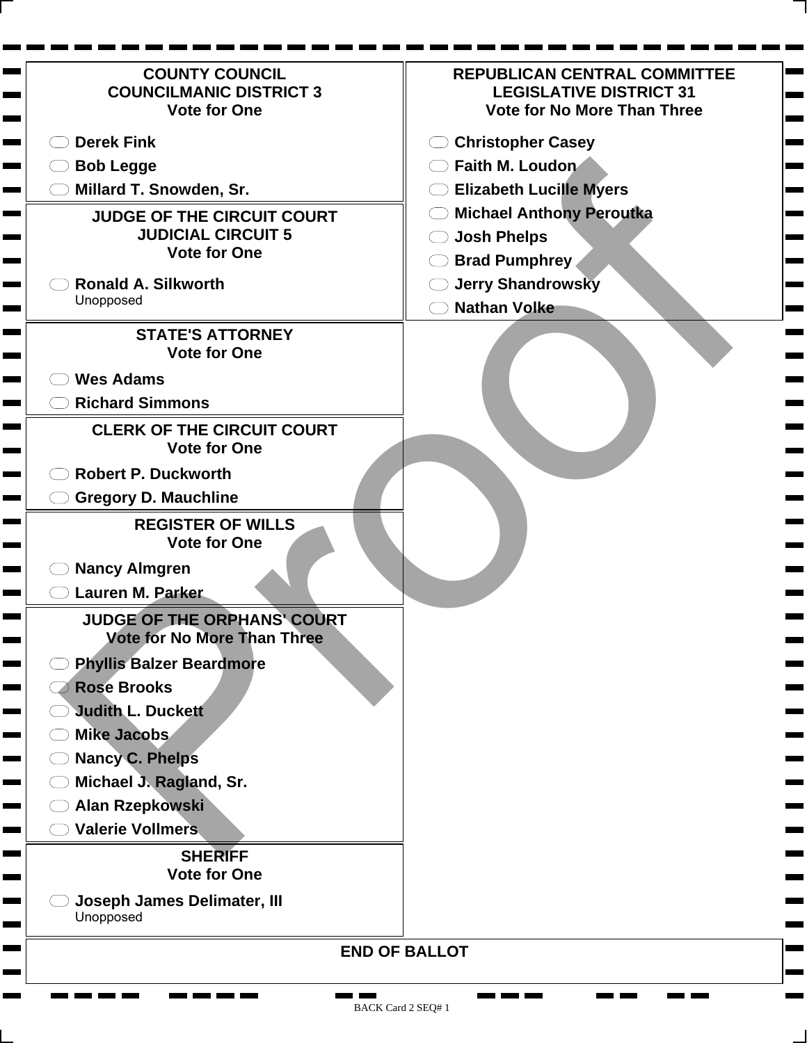## COUNTY COUNCIL
## COUNCILMANIC DISTRICT 3
Vote for One

- Derek Fink
- Bob Legge
- Millard T. Snowden, Sr.

## JUDGE OF THE CIRCUIT COURT
## JUDICIAL CIRCUIT 5
Vote for One

- Ronald A. Silkworth
  Unopposed

## STATE'S ATTORNEY
Vote for One

- Wes Adams
- Richard Simmons

## CLERK OF THE CIRCUIT COURT
Vote for One

- Robert P. Duckworth
- Gregory D. Mauchline

## REGISTER OF WILLS
Vote for One

- Nancy Almgren
- Lauren M. Parker

## JUDGE OF THE ORPHANS' COURT
Vote for No More Than Three

- Phyllis Balzer Beardmore
- Rose Brooks
- Judith L. Duckett
- Mike Jacobs
- Nancy C. Phelps
- Michael J. Ragland, Sr.
- Alan Rzepkowski
- Valerie Vollmers

## SHERIFF
Vote for One

- Joseph James Delimater, III
  Unopposed

## REPUBLICAN CENTRAL COMMITTEE
## LEGISLATIVE DISTRICT 31
Vote for No More Than Three

- Christopher Casey
- Faith M. Loudon
- Elizabeth Lucille Myers
- Michael Anthony Peroutka
- Josh Phelps
- Brad Pumphrey
- Jerry Shandrowsky
- Nathan Volke

## END OF BALLOT

Proof

BACK Card 2 SEQ# 1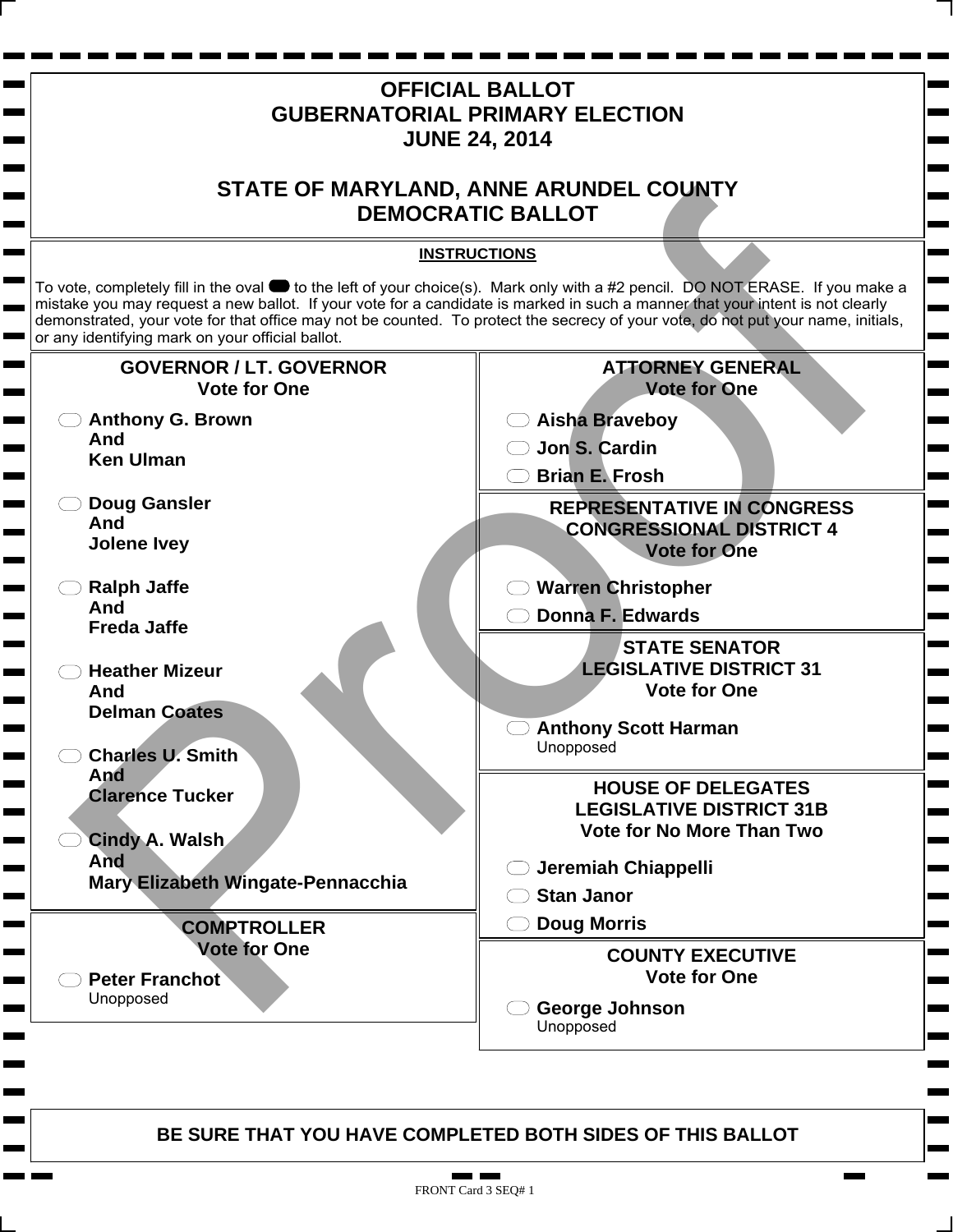# OFFICIAL BALLOT
# GUBERNATORIAL PRIMARY ELECTION
# JUNE 24, 2014

## STATE OF MARYLAND, ANNE ARUNDEL COUNTY
## DEMOCRATIC BALLOT

**INSTRUCTIONS**

To vote, completely fill in the oval to the left of your choice(s). Mark only with a #2 pencil. DO NOT ERASE. If you make a mistake you may request a new ballot. If your vote for a candidate is marked in such a manner that your intent is not clearly demonstrated, your vote for that office may not be counted. To protect the secrecy of your vote, do not put your name, initials, or any identifying mark on your official ballot.

### GOVERNOR / LT. GOVERNOR
**Vote for One**

- **Anthony G. Brown And Ken Ulman**
- **Doug Gansler And Jolene Ivey**
- **Ralph Jaffe And Freda Jaffe**
- **Heather Mizeur And Delman Coates**
- **Charles U. Smith And Clarence Tucker**
- **Cindy A. Walsh And Mary Elizabeth Wingate-Pennacchia**

### COMPTROLLER
**Vote for One**

- **Peter Franchot** Unopposed

### ATTORNEY GENERAL
**Vote for One**

- **Aisha Braveboy**
- **Jon S. Cardin**
- **Brian E. Frosh**

### REPRESENTATIVE IN CONGRESS CONGRESSIONAL DISTRICT 4
**Vote for One**

- **Warren Christopher**
- **Donna F. Edwards**

### STATE SENATOR LEGISLATIVE DISTRICT 31
**Vote for One**

- **Anthony Scott Harman** Unopposed

### HOUSE OF DELEGATES LEGISLATIVE DISTRICT 31B
**Vote for No More Than Two**

- **Jeremiah Chiappelli**
- **Stan Janor**
- **Doug Morris**

### COUNTY EXECUTIVE
**Vote for One**

- **George Johnson** Unopposed

**BE SURE THAT YOU HAVE COMPLETED BOTH SIDES OF THIS BALLOT**

FRONT Card 3 SEQ# 1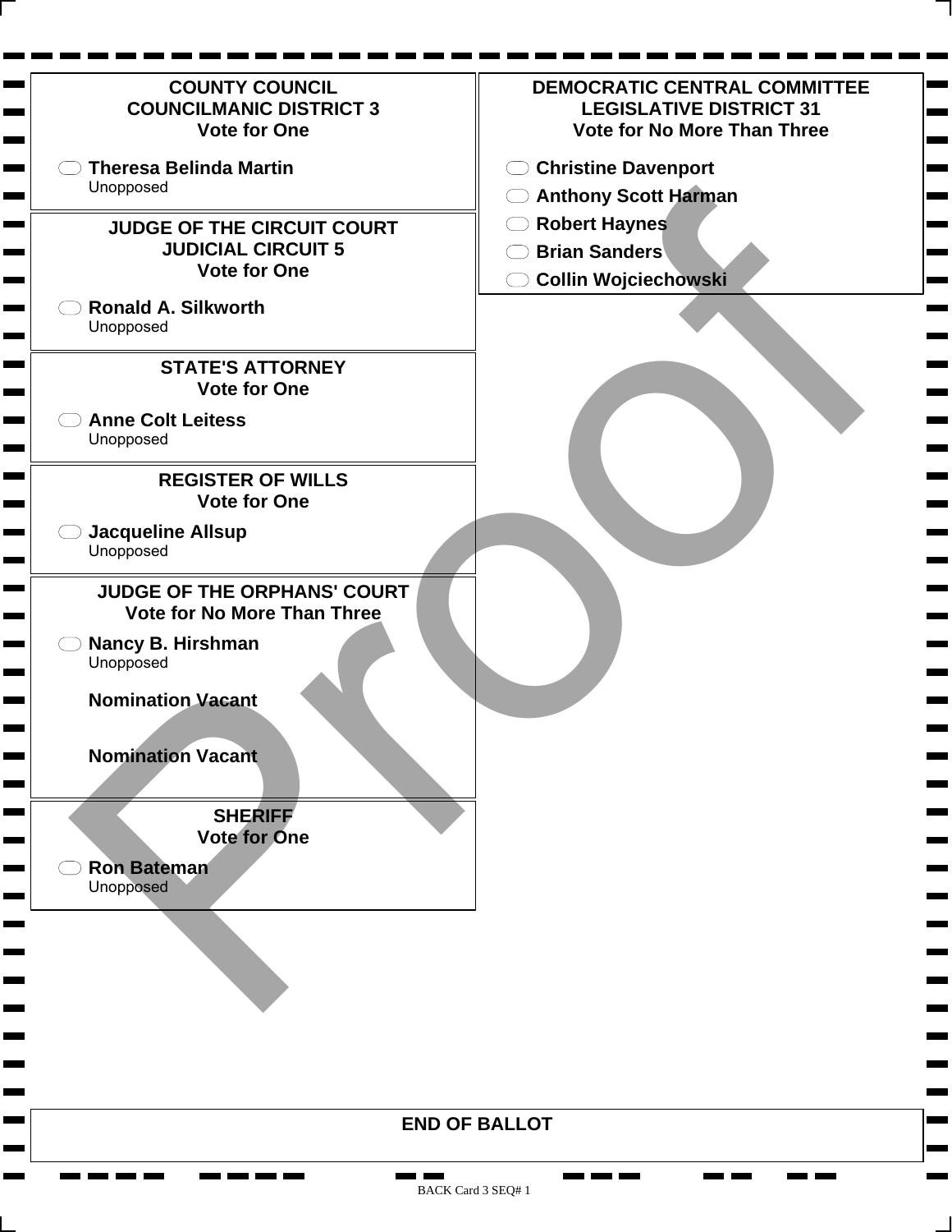**COUNTY COUNCIL**
**COUNCILMANIC DISTRICT 3**
**Vote for One**

- **Theresa Belinda Martin**
  Unopposed

**JUDGE OF THE CIRCUIT COURT**
**JUDICIAL CIRCUIT 5**
**Vote for One**

- **Ronald A. Silkworth**
  Unopposed

**STATE'S ATTORNEY**
**Vote for One**

- **Anne Colt Leitess**
  Unopposed

**REGISTER OF WILLS**
**Vote for One**

- **Jacqueline Allsup**
  Unopposed

**JUDGE OF THE ORPHANS' COURT**
**Vote for No More Than Three**

- **Nancy B. Hirshman**
  Unopposed

**Nomination Vacant**

**Nomination Vacant**

**SHERIFF**
**Vote for One**

- **Ron Bateman**
  Unopposed

**DEMOCRATIC CENTRAL COMMITTEE**
**LEGISLATIVE DISTRICT 31**
**Vote for No More Than Three**

- **Christine Davenport**
- **Anthony Scott Harman**
- **Robert Haynes**
- **Brian Sanders**
- **Collin Wojciechowski**

**END OF BALLOT**

BACK Card 3 SEQ# 1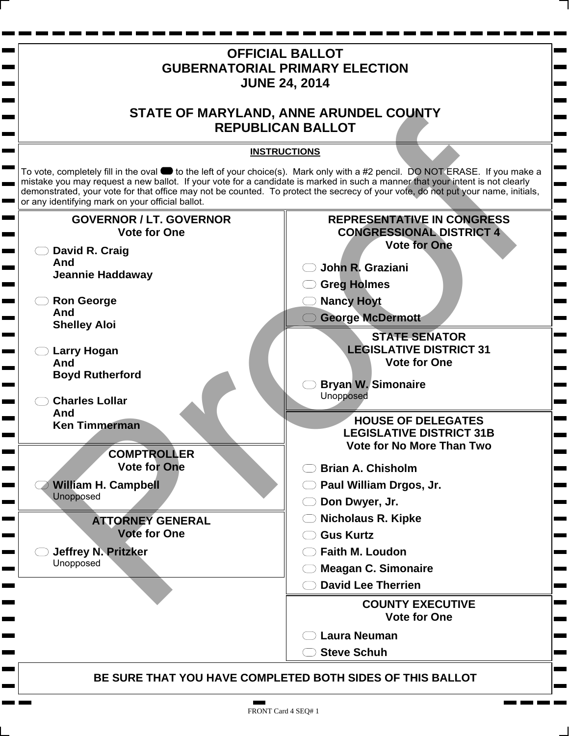# OFFICIAL BALLOT
# GUBERNATORIAL PRIMARY ELECTION
# JUNE 24, 2014

## STATE OF MARYLAND, ANNE ARUNDEL COUNTY
## REPUBLICAN BALLOT

**INSTRUCTIONS**

To vote, completely fill in the oval to the left of your choice(s). Mark only with a #2 pencil. DO NOT ERASE. If you make a mistake you may request a new ballot. If your vote for a candidate is marked in such a manner that your intent is not clearly demonstrated, your vote for that office may not be counted. To protect the secrecy of your vote, do not put your name, initials, or any identifying mark on your official ballot.

### GOVERNOR / LT. GOVERNOR
**Vote for One**

- **David R. Craig And Jeannie Haddaway**
- **Ron George And Shelley Aloi**
- **Larry Hogan And Boyd Rutherford**
- **Charles Lollar And Ken Timmerman**

### COMPTROLLER
**Vote for One**

- **William H. Campbell** Unopposed

### ATTORNEY GENERAL
**Vote for One**

- **Jeffrey N. Pritzker** Unopposed

### REPRESENTATIVE IN CONGRESS CONGRESSIONAL DISTRICT 4
**Vote for One**

- **John R. Graziani**
- **Greg Holmes**
- **Nancy Hoyt**
- **George McDermott**

### STATE SENATOR LEGISLATIVE DISTRICT 31
**Vote for One**

- **Bryan W. Simonaire** Unopposed

### HOUSE OF DELEGATES LEGISLATIVE DISTRICT 31B
**Vote for No More Than Two**

- **Brian A. Chisholm**
- **Paul William Drgos, Jr.**
- **Don Dwyer, Jr.**
- **Nicholaus R. Kipke**
- **Gus Kurtz**
- **Faith M. Loudon**
- **Meagan C. Simonaire**
- **David Lee Therrien**

### COUNTY EXECUTIVE
**Vote for One**

- **Laura Neuman**
- **Steve Schuh**

**BE SURE THAT YOU HAVE COMPLETED BOTH SIDES OF THIS BALLOT**

FRONT Card 4 SEQ# 1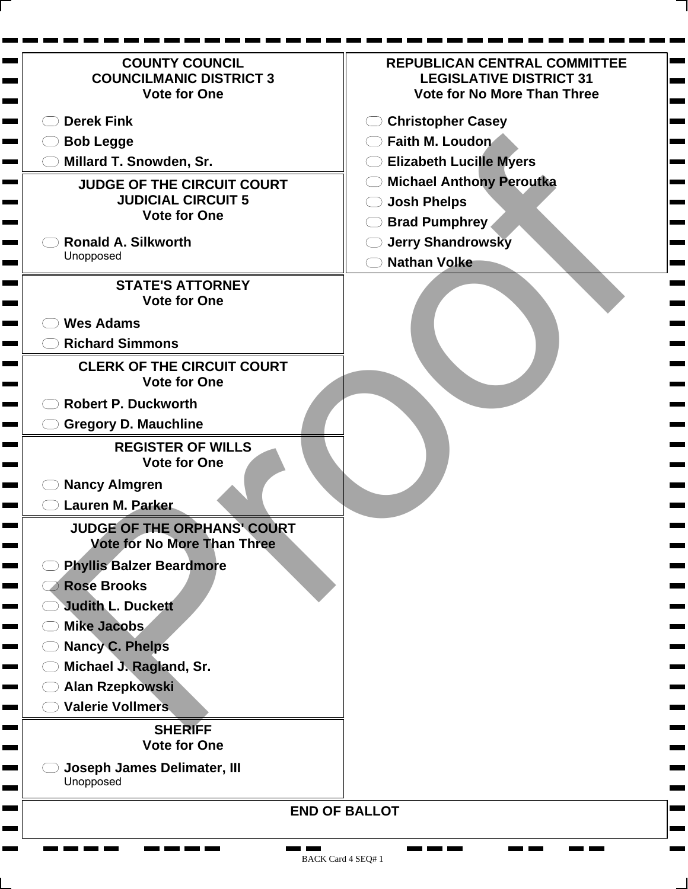## COUNTY COUNCIL
## COUNCILMANIC DISTRICT 3
**Vote for One**

- ⬭ Derek Fink
- ⬭ Bob Legge
- ⬭ Millard T. Snowden, Sr.

## JUDGE OF THE CIRCUIT COURT
## JUDICIAL CIRCUIT 5
**Vote for One**

- ⬭ Ronald A. Silkworth
  Unopposed

## STATE'S ATTORNEY
**Vote for One**

- ⬭ Wes Adams
- ⬭ Richard Simmons

## CLERK OF THE CIRCUIT COURT
**Vote for One**

- ⬭ Robert P. Duckworth
- ⬭ Gregory D. Mauchline

## REGISTER OF WILLS
**Vote for One**

- ⬭ Nancy Almgren
- ⬭ Lauren M. Parker

## JUDGE OF THE ORPHANS' COURT
**Vote for No More Than Three**

- ⬭ Phyllis Balzer Beardmore
- ⬭ Rose Brooks
- ⬭ Judith L. Duckett
- ⬭ Mike Jacobs
- ⬭ Nancy C. Phelps
- ⬭ Michael J. Ragland, Sr.
- ⬭ Alan Rzepkowski
- ⬭ Valerie Vollmers

## SHERIFF
**Vote for One**

- ⬭ Joseph James Delimater, III
  Unopposed

## REPUBLICAN CENTRAL COMMITTEE
## LEGISLATIVE DISTRICT 31
**Vote for No More Than Three**

- ⬭ Christopher Casey
- ⬭ Faith M. Loudon
- ⬭ Elizabeth Lucille Myers
- ⬭ Michael Anthony Peroutka
- ⬭ Josh Phelps
- ⬭ Brad Pumphrey
- ⬭ Jerry Shandrowsky
- ⬭ Nathan Volke

**END OF BALLOT**

Proof

BACK Card 4 SEQ# 1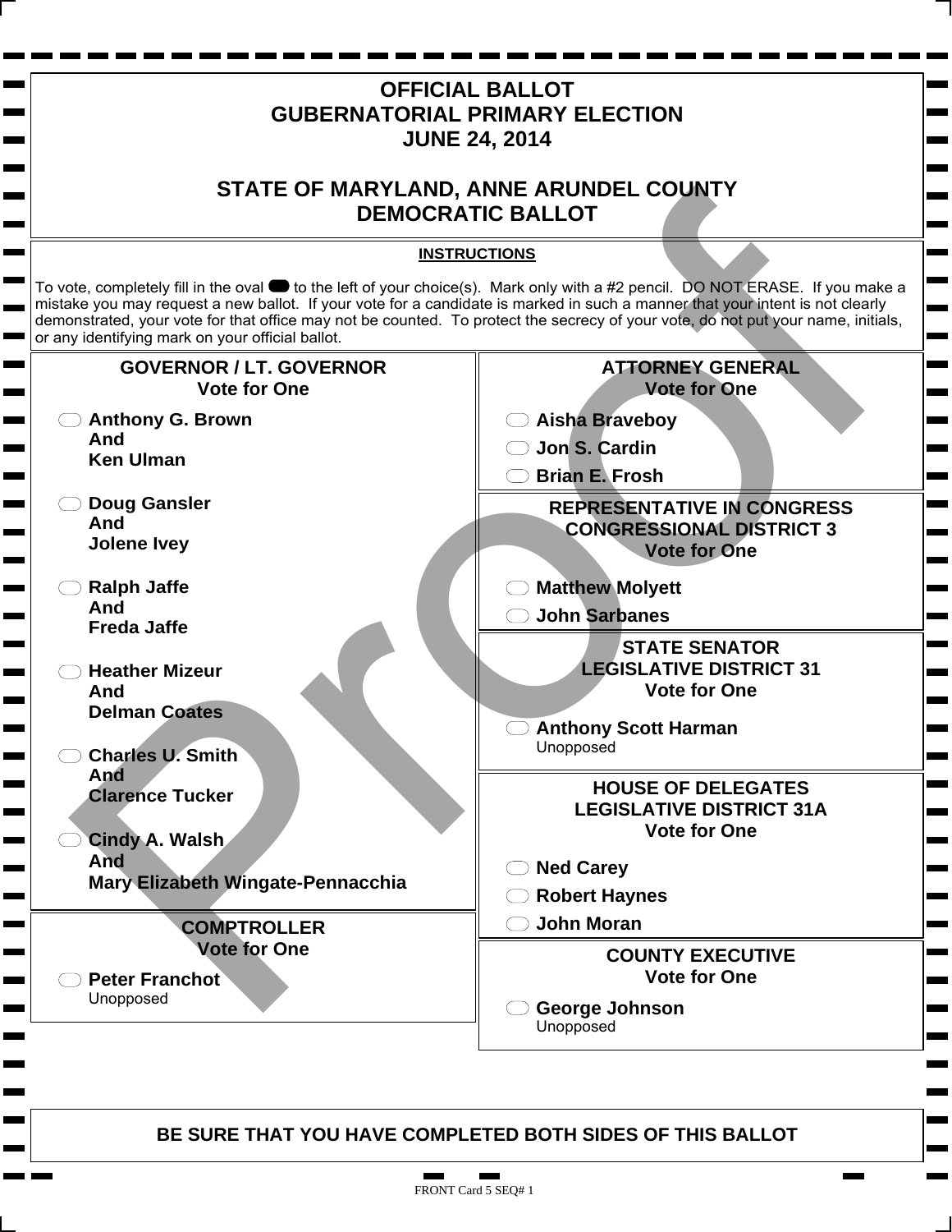# OFFICIAL BALLOT
# GUBERNATORIAL PRIMARY ELECTION
# JUNE 24, 2014

## STATE OF MARYLAND, ANNE ARUNDEL COUNTY
## DEMOCRATIC BALLOT

**INSTRUCTIONS**

To vote, completely fill in the oval ⬬ to the left of your choice(s). Mark only with a #2 pencil. DO NOT ERASE. If you make a mistake you may request a new ballot. If your vote for a candidate is marked in such a manner that your intent is not clearly demonstrated, your vote for that office may not be counted. To protect the secrecy of your vote, do not put your name, initials, or any identifying mark on your official ballot.

### GOVERNOR / LT. GOVERNOR
**Vote for One**

- ⬭ **Anthony G. Brown And Ken Ulman**
- ⬭ **Doug Gansler And Jolene Ivey**
- ⬭ **Ralph Jaffe And Freda Jaffe**
- ⬭ **Heather Mizeur And Delman Coates**
- ⬭ **Charles U. Smith And Clarence Tucker**
- ⬭ **Cindy A. Walsh And Mary Elizabeth Wingate-Pennacchia**

### COMPTROLLER
**Vote for One**

- ⬭ **Peter Franchot**
  Unopposed

### ATTORNEY GENERAL
**Vote for One**

- ⬭ **Aisha Braveboy**
- ⬭ **Jon S. Cardin**
- ⬭ **Brian E. Frosh**

### REPRESENTATIVE IN CONGRESS CONGRESSIONAL DISTRICT 3
**Vote for One**

- ⬭ **Matthew Molyett**
- ⬭ **John Sarbanes**

### STATE SENATOR LEGISLATIVE DISTRICT 31
**Vote for One**

- ⬭ **Anthony Scott Harman**
  Unopposed

### HOUSE OF DELEGATES LEGISLATIVE DISTRICT 31A
**Vote for One**

- ⬭ **Ned Carey**
- ⬭ **Robert Haynes**
- ⬭ **John Moran**

### COUNTY EXECUTIVE
**Vote for One**

- ⬭ **George Johnson**
  Unopposed

**BE SURE THAT YOU HAVE COMPLETED BOTH SIDES OF THIS BALLOT**

FRONT Card 5 SEQ# 1

Proof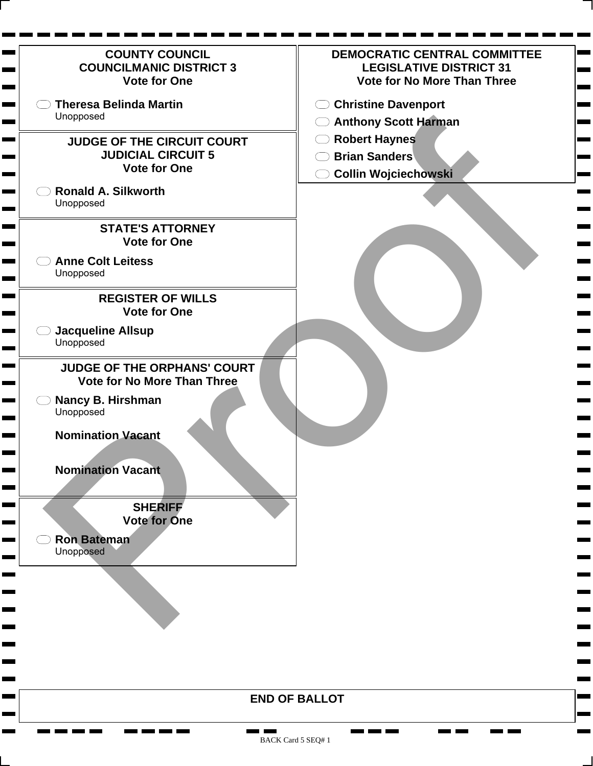## COUNTY COUNCIL
## COUNCILMANIC DISTRICT 3
**Vote for One**

- **Theresa Belinda Martin**
  Unopposed

## JUDGE OF THE CIRCUIT COURT
## JUDICIAL CIRCUIT 5
**Vote for One**

- **Ronald A. Silkworth**
  Unopposed

## STATE'S ATTORNEY
**Vote for One**

- **Anne Colt Leitess**
  Unopposed

## REGISTER OF WILLS
**Vote for One**

- **Jacqueline Allsup**
  Unopposed

## JUDGE OF THE ORPHANS' COURT
**Vote for No More Than Three**

- **Nancy B. Hirshman**
  Unopposed

**Nomination Vacant**

**Nomination Vacant**

## SHERIFF
**Vote for One**

- **Ron Bateman**
  Unopposed

## DEMOCRATIC CENTRAL COMMITTEE
## LEGISLATIVE DISTRICT 31
**Vote for No More Than Three**

- **Christine Davenport**
- **Anthony Scott Harman**
- **Robert Haynes**
- **Brian Sanders**
- **Collin Wojciechowski**

Proof

**END OF BALLOT**

BACK Card 5 SEQ# 1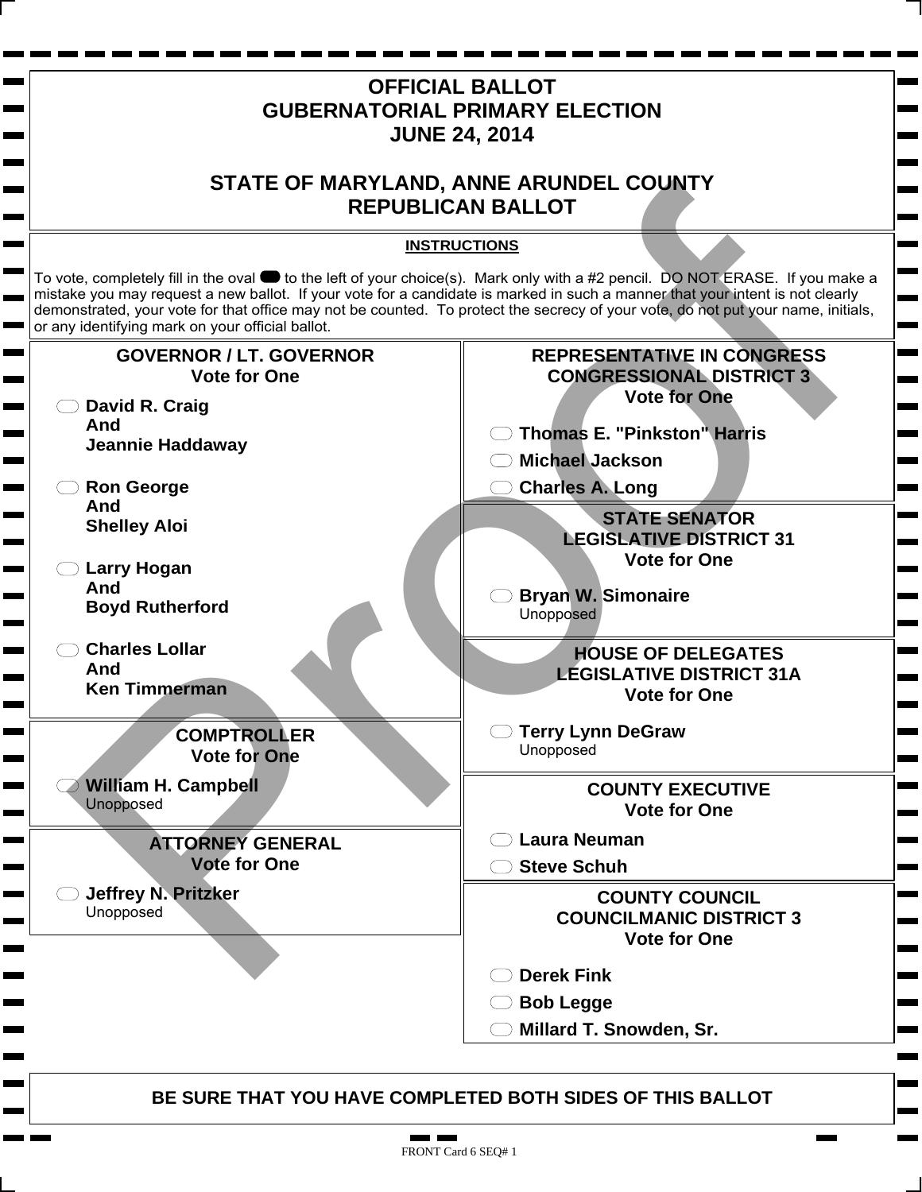# OFFICIAL BALLOT
# GUBERNATORIAL PRIMARY ELECTION
# JUNE 24, 2014

## STATE OF MARYLAND, ANNE ARUNDEL COUNTY
## REPUBLICAN BALLOT

**INSTRUCTIONS**

To vote, completely fill in the oval to the left of your choice(s). Mark only with a #2 pencil. DO NOT ERASE. If you make a mistake you may request a new ballot. If your vote for a candidate is marked in such a manner that your intent is not clearly demonstrated, your vote for that office may not be counted. To protect the secrecy of your vote, do not put your name, initials, or any identifying mark on your official ballot.

### GOVERNOR / LT. GOVERNOR
**Vote for One**

- ⬭ **David R. Craig And Jeannie Haddaway**
- ⬭ **Ron George And Shelley Aloi**
- ⬭ **Larry Hogan And Boyd Rutherford**
- ⬭ **Charles Lollar And Ken Timmerman**

### COMPTROLLER
**Vote for One**

- ⬭ **William H. Campbell**
  Unopposed

### ATTORNEY GENERAL
**Vote for One**

- ⬭ **Jeffrey N. Pritzker**
  Unopposed

### REPRESENTATIVE IN CONGRESS
### CONGRESSIONAL DISTRICT 3
**Vote for One**

- ⬭ **Thomas E. "Pinkston" Harris**
- ⬭ **Michael Jackson**
- ⬭ **Charles A. Long**

### STATE SENATOR
### LEGISLATIVE DISTRICT 31
**Vote for One**

- ⬭ **Bryan W. Simonaire**
  Unopposed

### HOUSE OF DELEGATES
### LEGISLATIVE DISTRICT 31A
**Vote for One**

- ⬭ **Terry Lynn DeGraw**
  Unopposed

### COUNTY EXECUTIVE
**Vote for One**

- ⬭ **Laura Neuman**
- ⬭ **Steve Schuh**

### COUNTY COUNCIL
### COUNCILMANIC DISTRICT 3
**Vote for One**

- ⬭ **Derek Fink**
- ⬭ **Bob Legge**
- ⬭ **Millard T. Snowden, Sr.**

**BE SURE THAT YOU HAVE COMPLETED BOTH SIDES OF THIS BALLOT**

FRONT Card 6 SEQ# 1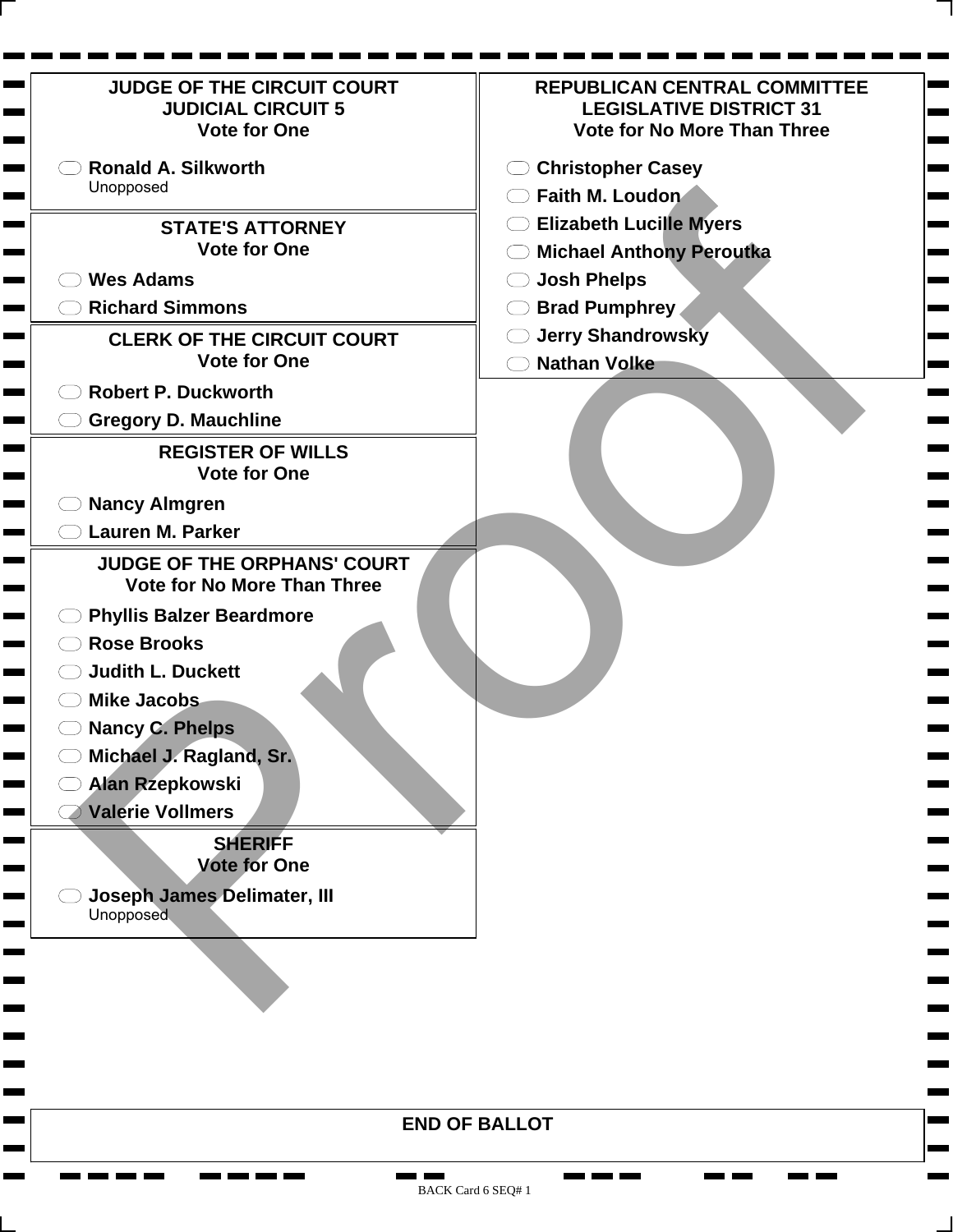## JUDGE OF THE CIRCUIT COURT
## JUDICIAL CIRCUIT 5
### Vote for One

- Ronald A. Silkworth
  Unopposed

## STATE'S ATTORNEY
### Vote for One

- Wes Adams
- Richard Simmons

## CLERK OF THE CIRCUIT COURT
### Vote for One

- Robert P. Duckworth
- Gregory D. Mauchline

## REGISTER OF WILLS
### Vote for One

- Nancy Almgren
- Lauren M. Parker

## JUDGE OF THE ORPHANS' COURT
### Vote for No More Than Three

- Phyllis Balzer Beardmore
- Rose Brooks
- Judith L. Duckett
- Mike Jacobs
- Nancy C. Phelps
- Michael J. Ragland, Sr.
- Alan Rzepkowski
- Valerie Vollmers

## SHERIFF
### Vote for One

- Joseph James Delimater, III
  Unopposed

## REPUBLICAN CENTRAL COMMITTEE
## LEGISLATIVE DISTRICT 31
### Vote for No More Than Three

- Christopher Casey
- Faith M. Loudon
- Elizabeth Lucille Myers
- Michael Anthony Peroutka
- Josh Phelps
- Brad Pumphrey
- Jerry Shandrowsky
- Nathan Volke

## END OF BALLOT

Proof

BACK Card 6 SEQ# 1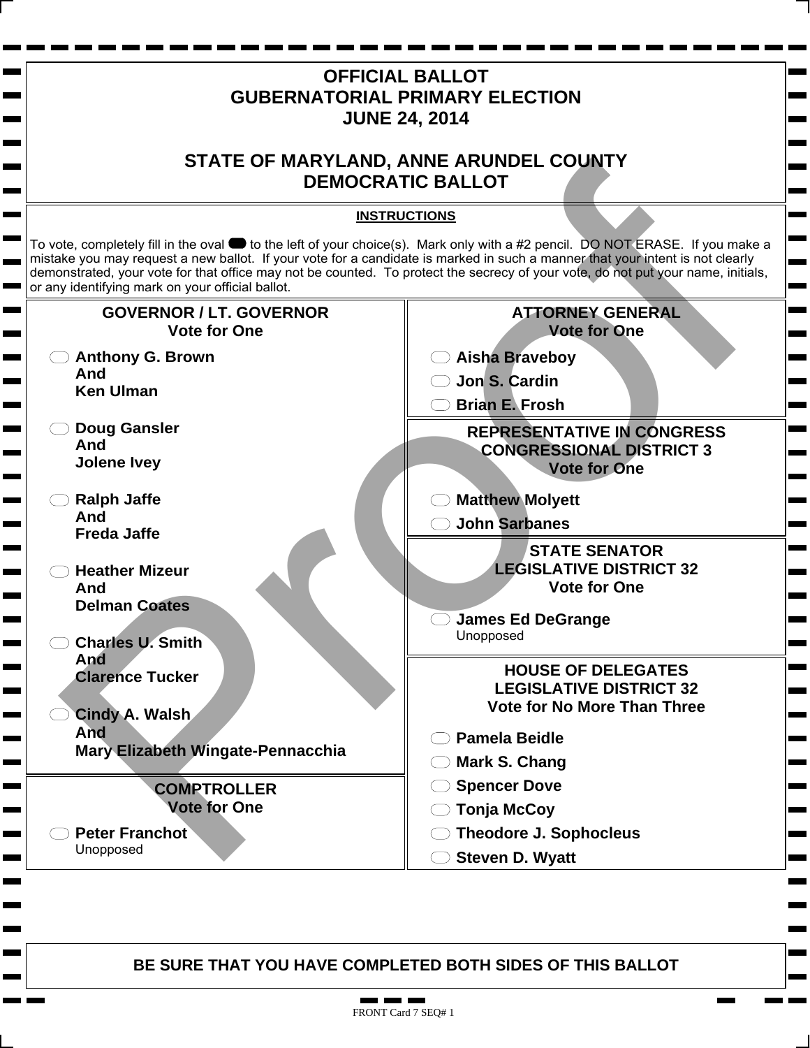# OFFICIAL BALLOT
# GUBERNATORIAL PRIMARY ELECTION
# JUNE 24, 2014

## STATE OF MARYLAND, ANNE ARUNDEL COUNTY
## DEMOCRATIC BALLOT

**INSTRUCTIONS**

To vote, completely fill in the oval to the left of your choice(s). Mark only with a #2 pencil. DO NOT ERASE. If you make a mistake you may request a new ballot. If your vote for a candidate is marked in such a manner that your intent is not clearly demonstrated, your vote for that office may not be counted. To protect the secrecy of your vote, do not put your name, initials, or any identifying mark on your official ballot.

### GOVERNOR / LT. GOVERNOR
**Vote for One**

- **Anthony G. Brown And Ken Ulman**
- **Doug Gansler And Jolene Ivey**
- **Ralph Jaffe And Freda Jaffe**
- **Heather Mizeur And Delman Coates**
- **Charles U. Smith And Clarence Tucker**
- **Cindy A. Walsh And Mary Elizabeth Wingate-Pennacchia**

### COMPTROLLER
**Vote for One**

- **Peter Franchot** Unopposed

### ATTORNEY GENERAL
**Vote for One**

- **Aisha Braveboy**
- **Jon S. Cardin**
- **Brian E. Frosh**

### REPRESENTATIVE IN CONGRESS CONGRESSIONAL DISTRICT 3
**Vote for One**

- **Matthew Molyett**
- **John Sarbanes**

### STATE SENATOR LEGISLATIVE DISTRICT 32
**Vote for One**

- **James Ed DeGrange** Unopposed

### HOUSE OF DELEGATES LEGISLATIVE DISTRICT 32
**Vote for No More Than Three**

- **Pamela Beidle**
- **Mark S. Chang**
- **Spencer Dove**
- **Tonja McCoy**
- **Theodore J. Sophocleus**
- **Steven D. Wyatt**

**BE SURE THAT YOU HAVE COMPLETED BOTH SIDES OF THIS BALLOT**

FRONT Card 7 SEQ# 1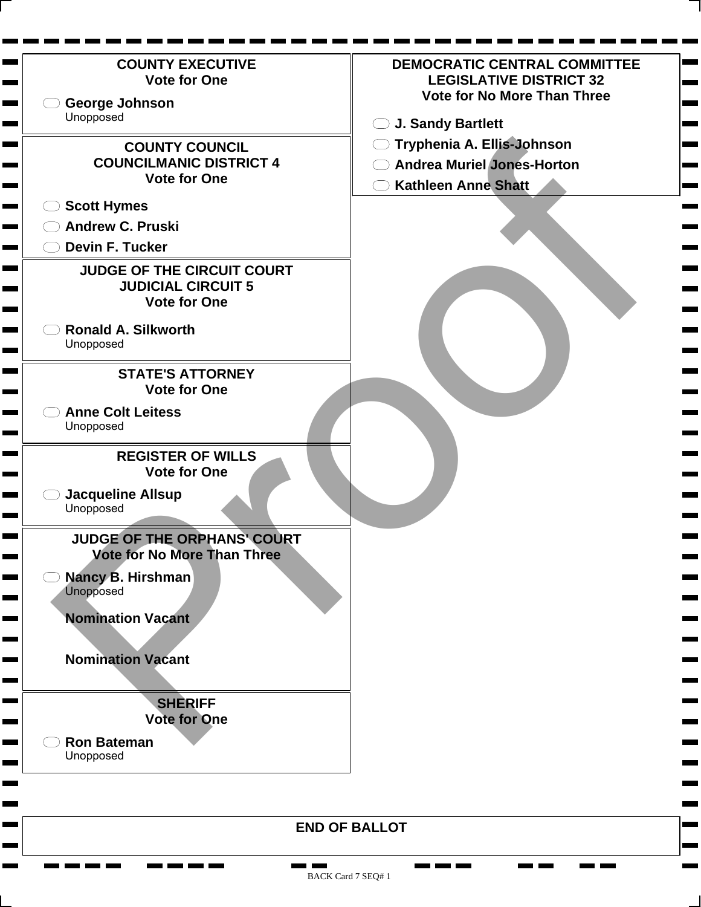## COUNTY EXECUTIVE
**Vote for One**

- George Johnson
  Unopposed

## COUNTY COUNCIL
## COUNCILMANIC DISTRICT 4
**Vote for One**

- Scott Hymes
- Andrew C. Pruski
- Devin F. Tucker

## JUDGE OF THE CIRCUIT COURT
## JUDICIAL CIRCUIT 5
**Vote for One**

- Ronald A. Silkworth
  Unopposed

## STATE'S ATTORNEY
**Vote for One**

- Anne Colt Leitess
  Unopposed

## REGISTER OF WILLS
**Vote for One**

- Jacqueline Allsup
  Unopposed

## JUDGE OF THE ORPHANS' COURT
**Vote for No More Than Three**

- Nancy B. Hirshman
  Unopposed

**Nomination Vacant**

**Nomination Vacant**

## SHERIFF
**Vote for One**

- Ron Bateman
  Unopposed

## DEMOCRATIC CENTRAL COMMITTEE
## LEGISLATIVE DISTRICT 32
**Vote for No More Than Three**

- J. Sandy Bartlett
- Tryphenia A. Ellis-Johnson
- Andrea Muriel Jones-Horton
- Kathleen Anne Shatt

**END OF BALLOT**

Proof

BACK Card 7 SEQ# 1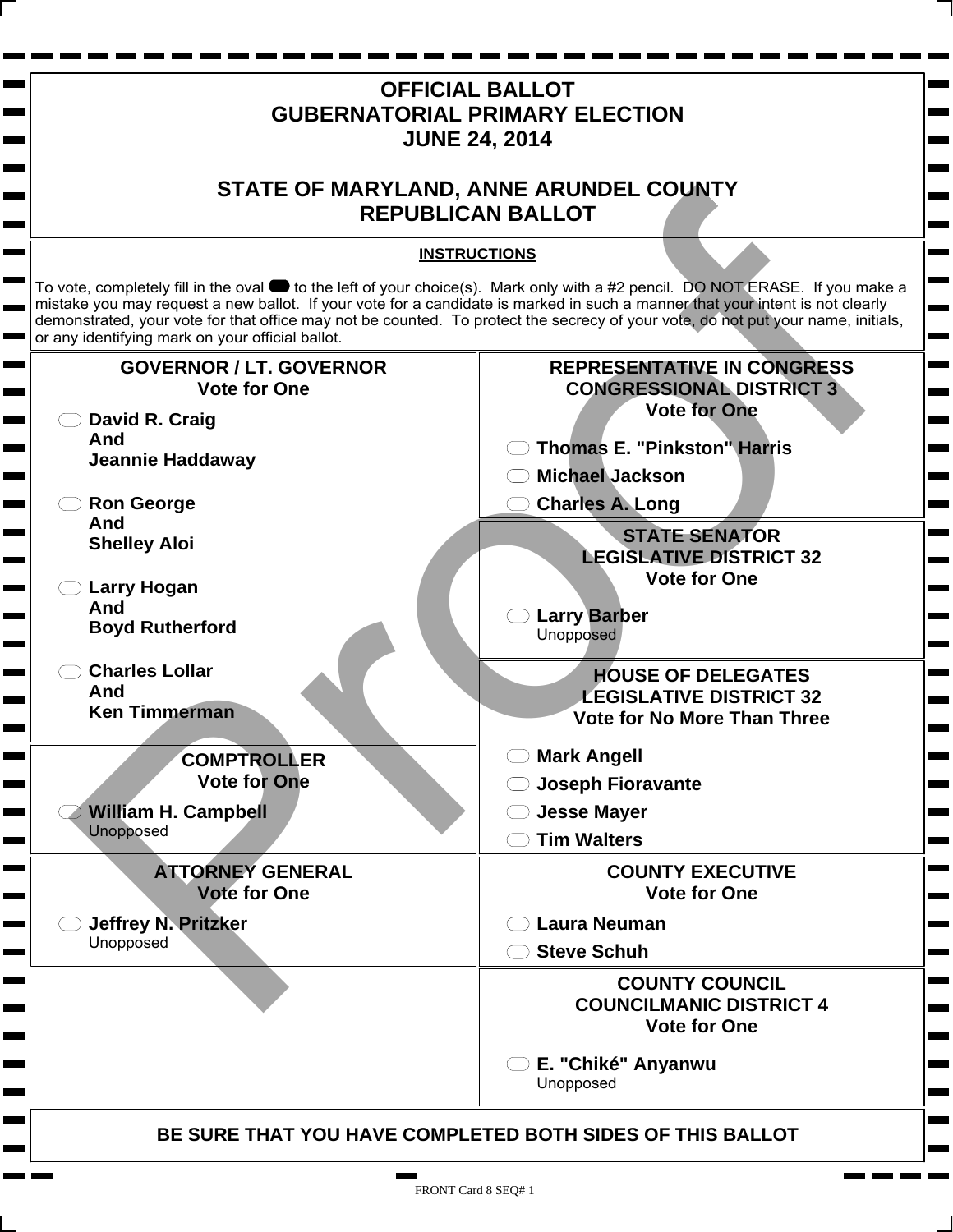# OFFICIAL BALLOT
# GUBERNATORIAL PRIMARY ELECTION
# JUNE 24, 2014

## STATE OF MARYLAND, ANNE ARUNDEL COUNTY
## REPUBLICAN BALLOT

**INSTRUCTIONS**

To vote, completely fill in the oval to the left of your choice(s). Mark only with a #2 pencil. DO NOT ERASE. If you make a mistake you may request a new ballot. If your vote for a candidate is marked in such a manner that your intent is not clearly demonstrated, your vote for that office may not be counted. To protect the secrecy of your vote, do not put your name, initials, or any identifying mark on your official ballot.

### GOVERNOR / LT. GOVERNOR
**Vote for One**

- **David R. Craig And Jeannie Haddaway**
- **Ron George And Shelley Aloi**
- **Larry Hogan And Boyd Rutherford**
- **Charles Lollar And Ken Timmerman**

### COMPTROLLER
**Vote for One**

- **William H. Campbell**
  Unopposed

### ATTORNEY GENERAL
**Vote for One**

- **Jeffrey N. Pritzker**
  Unopposed

### REPRESENTATIVE IN CONGRESS
### CONGRESSIONAL DISTRICT 3
**Vote for One**

- **Thomas E. "Pinkston" Harris**
- **Michael Jackson**
- **Charles A. Long**

### STATE SENATOR
### LEGISLATIVE DISTRICT 32
**Vote for One**

- **Larry Barber**
  Unopposed

### HOUSE OF DELEGATES
### LEGISLATIVE DISTRICT 32
**Vote for No More Than Three**

- **Mark Angell**
- **Joseph Fioravante**
- **Jesse Mayer**
- **Tim Walters**

### COUNTY EXECUTIVE
**Vote for One**

- **Laura Neuman**
- **Steve Schuh**

### COUNTY COUNCIL
### COUNCILMANIC DISTRICT 4
**Vote for One**

- **E. "Chiké" Anyanwu**
  Unopposed

**BE SURE THAT YOU HAVE COMPLETED BOTH SIDES OF THIS BALLOT**

FRONT Card 8 SEQ# 1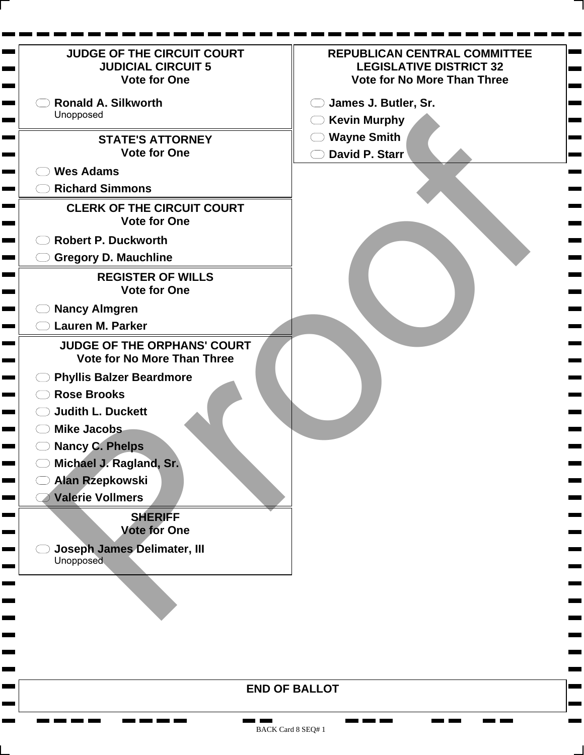## JUDGE OF THE CIRCUIT COURT JUDICIAL CIRCUIT 5
**Vote for One**

- **Ronald A. Silkworth**
  Unopposed

## STATE'S ATTORNEY
**Vote for One**

- **Wes Adams**
- **Richard Simmons**

## CLERK OF THE CIRCUIT COURT
**Vote for One**

- **Robert P. Duckworth**
- **Gregory D. Mauchline**

## REGISTER OF WILLS
**Vote for One**

- **Nancy Almgren**
- **Lauren M. Parker**

## JUDGE OF THE ORPHANS' COURT
**Vote for No More Than Three**

- **Phyllis Balzer Beardmore**
- **Rose Brooks**
- **Judith L. Duckett**
- **Mike Jacobs**
- **Nancy C. Phelps**
- **Michael J. Ragland, Sr.**
- **Alan Rzepkowski**
- **Valerie Vollmers**

## SHERIFF
**Vote for One**

- **Joseph James Delimater, III**
  Unopposed

## REPUBLICAN CENTRAL COMMITTEE LEGISLATIVE DISTRICT 32
**Vote for No More Than Three**

- **James J. Butler, Sr.**
- **Kevin Murphy**
- **Wayne Smith**
- **David P. Starr**

Proof

**END OF BALLOT**

BACK Card 8 SEQ# 1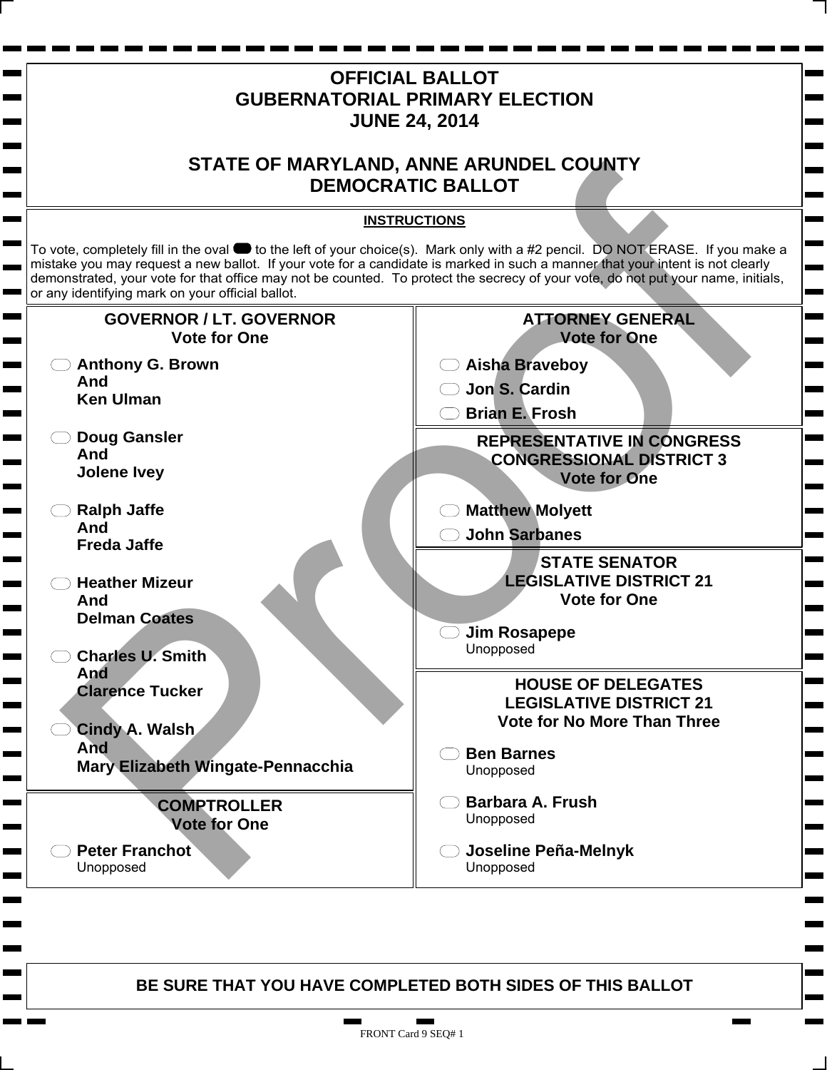# OFFICIAL BALLOT
# GUBERNATORIAL PRIMARY ELECTION
# JUNE 24, 2014

# STATE OF MARYLAND, ANNE ARUNDEL COUNTY
# DEMOCRATIC BALLOT

**INSTRUCTIONS**

To vote, completely fill in the oval to the left of your choice(s). Mark only with a #2 pencil. DO NOT ERASE. If you make a mistake you may request a new ballot. If your vote for a candidate is marked in such a manner that your intent is not clearly demonstrated, your vote for that office may not be counted. To protect the secrecy of your vote, do not put your name, initials, or any identifying mark on your official ballot.

## GOVERNOR / LT. GOVERNOR
**Vote for One**

- **Anthony G. Brown And Ken Ulman**
- **Doug Gansler And Jolene Ivey**
- **Ralph Jaffe And Freda Jaffe**
- **Heather Mizeur And Delman Coates**
- **Charles U. Smith And Clarence Tucker**
- **Cindy A. Walsh And Mary Elizabeth Wingate-Pennacchia**

## COMPTROLLER
**Vote for One**

- **Peter Franchot** Unopposed

## ATTORNEY GENERAL
**Vote for One**

- **Aisha Braveboy**
- **Jon S. Cardin**
- **Brian E. Frosh**

## REPRESENTATIVE IN CONGRESS CONGRESSIONAL DISTRICT 3
**Vote for One**

- **Matthew Molyett**
- **John Sarbanes**

## STATE SENATOR LEGISLATIVE DISTRICT 21
**Vote for One**

- **Jim Rosapepe** Unopposed

## HOUSE OF DELEGATES LEGISLATIVE DISTRICT 21
**Vote for No More Than Three**

- **Ben Barnes** Unopposed
- **Barbara A. Frush** Unopposed
- **Joseline Peña-Melnyk** Unopposed

**BE SURE THAT YOU HAVE COMPLETED BOTH SIDES OF THIS BALLOT**

FRONT Card 9 SEQ# 1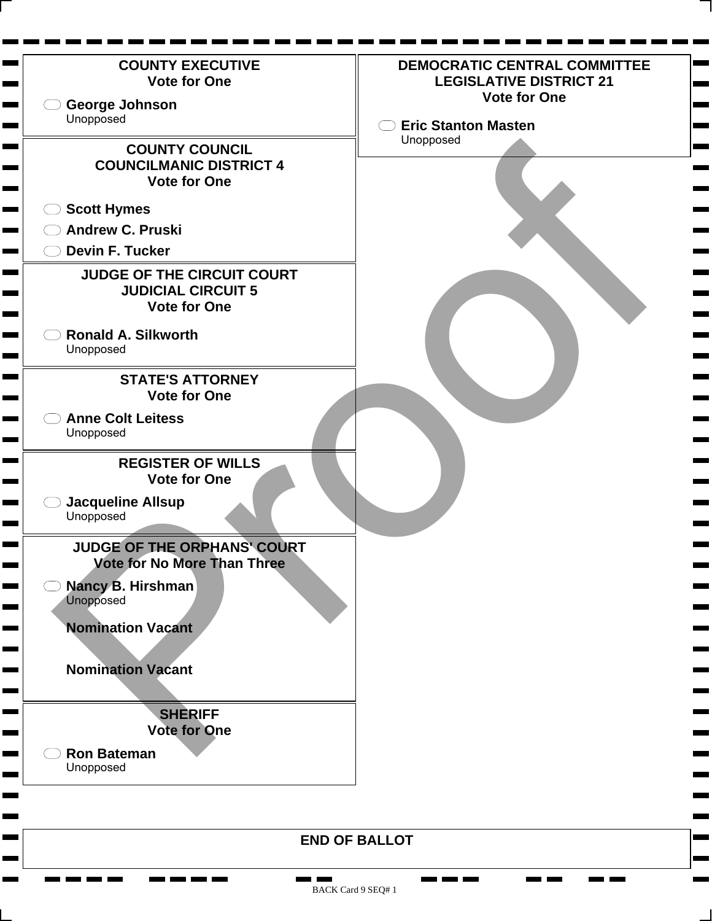## COUNTY EXECUTIVE
**Vote for One**

- George Johnson
  Unopposed

## COUNTY COUNCIL
## COUNCILMANIC DISTRICT 4
**Vote for One**

- Scott Hymes
- Andrew C. Pruski
- Devin F. Tucker

## JUDGE OF THE CIRCUIT COURT
## JUDICIAL CIRCUIT 5
**Vote for One**

- Ronald A. Silkworth
  Unopposed

## STATE'S ATTORNEY
**Vote for One**

- Anne Colt Leitess
  Unopposed

## REGISTER OF WILLS
**Vote for One**

- Jacqueline Allsup
  Unopposed

## JUDGE OF THE ORPHANS' COURT
**Vote for No More Than Three**

- Nancy B. Hirshman
  Unopposed

**Nomination Vacant**

**Nomination Vacant**

## SHERIFF
**Vote for One**

- Ron Bateman
  Unopposed

## DEMOCRATIC CENTRAL COMMITTEE
## LEGISLATIVE DISTRICT 21
**Vote for One**

- Eric Stanton Masten
  Unopposed

**END OF BALLOT**

Proof

BACK Card 9 SEQ# 1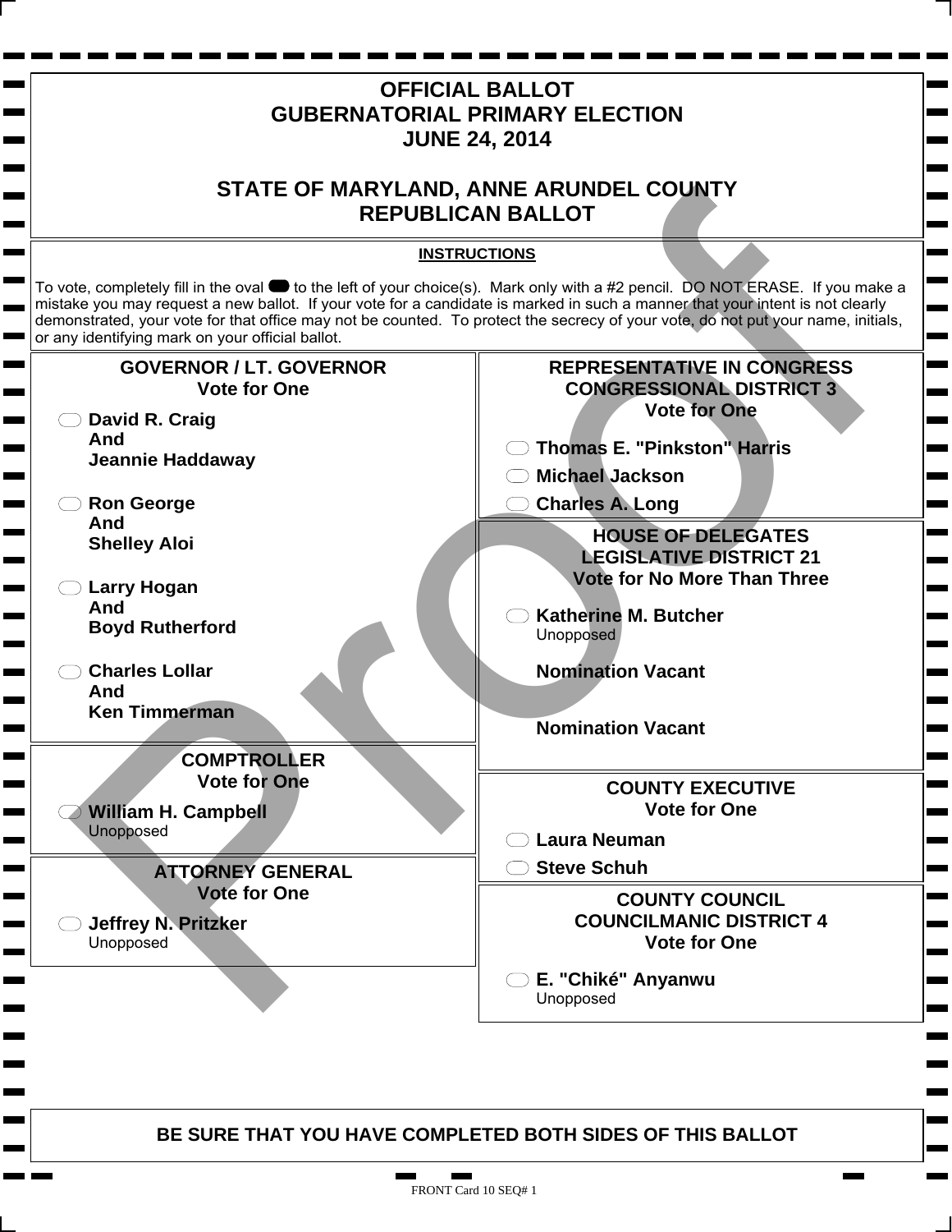# OFFICIAL BALLOT
# GUBERNATORIAL PRIMARY ELECTION
# JUNE 24, 2014

## STATE OF MARYLAND, ANNE ARUNDEL COUNTY
## REPUBLICAN BALLOT

**INSTRUCTIONS**

To vote, completely fill in the oval to the left of your choice(s). Mark only with a #2 pencil. DO NOT ERASE. If you make a mistake you may request a new ballot. If your vote for a candidate is marked in such a manner that your intent is not clearly demonstrated, your vote for that office may not be counted. To protect the secrecy of your vote, do not put your name, initials, or any identifying mark on your official ballot.

### GOVERNOR / LT. GOVERNOR
**Vote for One**

- **David R. Craig And Jeannie Haddaway**
- **Ron George And Shelley Aloi**
- **Larry Hogan And Boyd Rutherford**
- **Charles Lollar And Ken Timmerman**

### COMPTROLLER
**Vote for One**

- **William H. Campbell**
  Unopposed

### ATTORNEY GENERAL
**Vote for One**

- **Jeffrey N. Pritzker**
  Unopposed

### REPRESENTATIVE IN CONGRESS CONGRESSIONAL DISTRICT 3
**Vote for One**

- **Thomas E. "Pinkston" Harris**
- **Michael Jackson**
- **Charles A. Long**

### HOUSE OF DELEGATES LEGISLATIVE DISTRICT 21
**Vote for No More Than Three**

- **Katherine M. Butcher**
  Unopposed

**Nomination Vacant**

**Nomination Vacant**

### COUNTY EXECUTIVE
**Vote for One**

- **Laura Neuman**
- **Steve Schuh**

### COUNTY COUNCIL COUNCILMANIC DISTRICT 4
**Vote for One**

- **E. "Chiké" Anyanwu**
  Unopposed

**BE SURE THAT YOU HAVE COMPLETED BOTH SIDES OF THIS BALLOT**

FRONT Card 10 SEQ# 1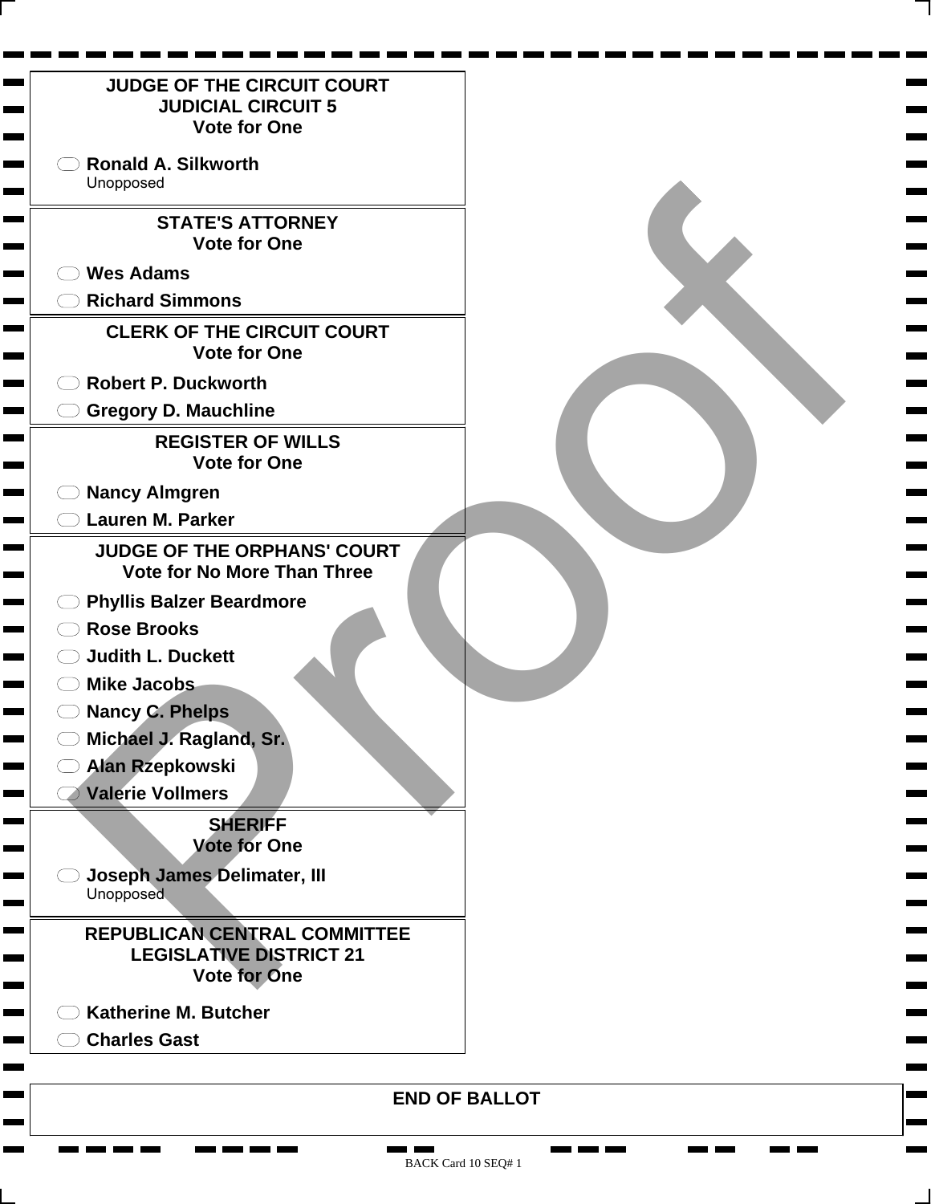## JUDGE OF THE CIRCUIT COURT JUDICIAL CIRCUIT 5
**Vote for One**

- Ronald A. Silkworth
  Unopposed

## STATE'S ATTORNEY
**Vote for One**

- Wes Adams
- Richard Simmons

## CLERK OF THE CIRCUIT COURT
**Vote for One**

- Robert P. Duckworth
- Gregory D. Mauchline

## REGISTER OF WILLS
**Vote for One**

- Nancy Almgren
- Lauren M. Parker

## JUDGE OF THE ORPHANS' COURT
**Vote for No More Than Three**

- Phyllis Balzer Beardmore
- Rose Brooks
- Judith L. Duckett
- Mike Jacobs
- Nancy C. Phelps
- Michael J. Ragland, Sr.
- Alan Rzepkowski
- Valerie Vollmers

## SHERIFF
**Vote for One**

- Joseph James Delimater, III
  Unopposed

## REPUBLICAN CENTRAL COMMITTEE LEGISLATIVE DISTRICT 21
**Vote for One**

- Katherine M. Butcher
- Charles Gast

**END OF BALLOT**

Proof

BACK Card 10 SEQ# 1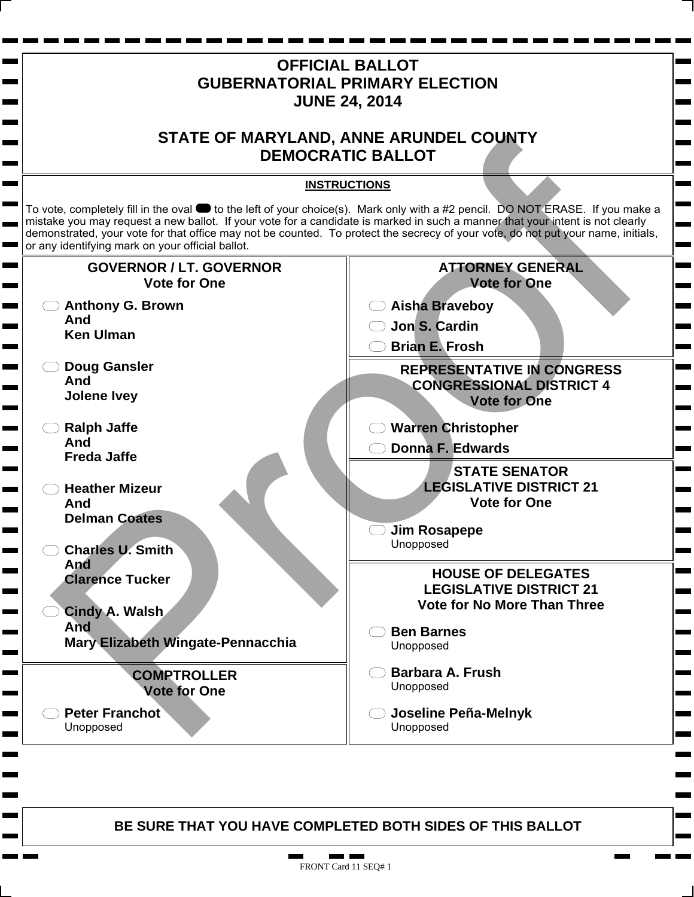# OFFICIAL BALLOT
# GUBERNATORIAL PRIMARY ELECTION
# JUNE 24, 2014

## STATE OF MARYLAND, ANNE ARUNDEL COUNTY
## DEMOCRATIC BALLOT

**INSTRUCTIONS**

To vote, completely fill in the oval to the left of your choice(s). Mark only with a #2 pencil. DO NOT ERASE. If you make a mistake you may request a new ballot. If your vote for a candidate is marked in such a manner that your intent is not clearly demonstrated, your vote for that office may not be counted. To protect the secrecy of your vote, do not put your name, initials, or any identifying mark on your official ballot.

### GOVERNOR / LT. GOVERNOR
**Vote for One**

- **Anthony G. Brown And Ken Ulman**
- **Doug Gansler And Jolene Ivey**
- **Ralph Jaffe And Freda Jaffe**
- **Heather Mizeur And Delman Coates**
- **Charles U. Smith And Clarence Tucker**
- **Cindy A. Walsh And Mary Elizabeth Wingate-Pennacchia**

### COMPTROLLER
**Vote for One**

- **Peter Franchot** Unopposed

### ATTORNEY GENERAL
**Vote for One**

- **Aisha Braveboy**
- **Jon S. Cardin**
- **Brian E. Frosh**

### REPRESENTATIVE IN CONGRESS CONGRESSIONAL DISTRICT 4
**Vote for One**

- **Warren Christopher**
- **Donna F. Edwards**

### STATE SENATOR LEGISLATIVE DISTRICT 21
**Vote for One**

- **Jim Rosapepe** Unopposed

### HOUSE OF DELEGATES LEGISLATIVE DISTRICT 21
**Vote for No More Than Three**

- **Ben Barnes** Unopposed
- **Barbara A. Frush** Unopposed
- **Joseline Peña-Melnyk** Unopposed

**BE SURE THAT YOU HAVE COMPLETED BOTH SIDES OF THIS BALLOT**

FRONT Card 11 SEQ# 1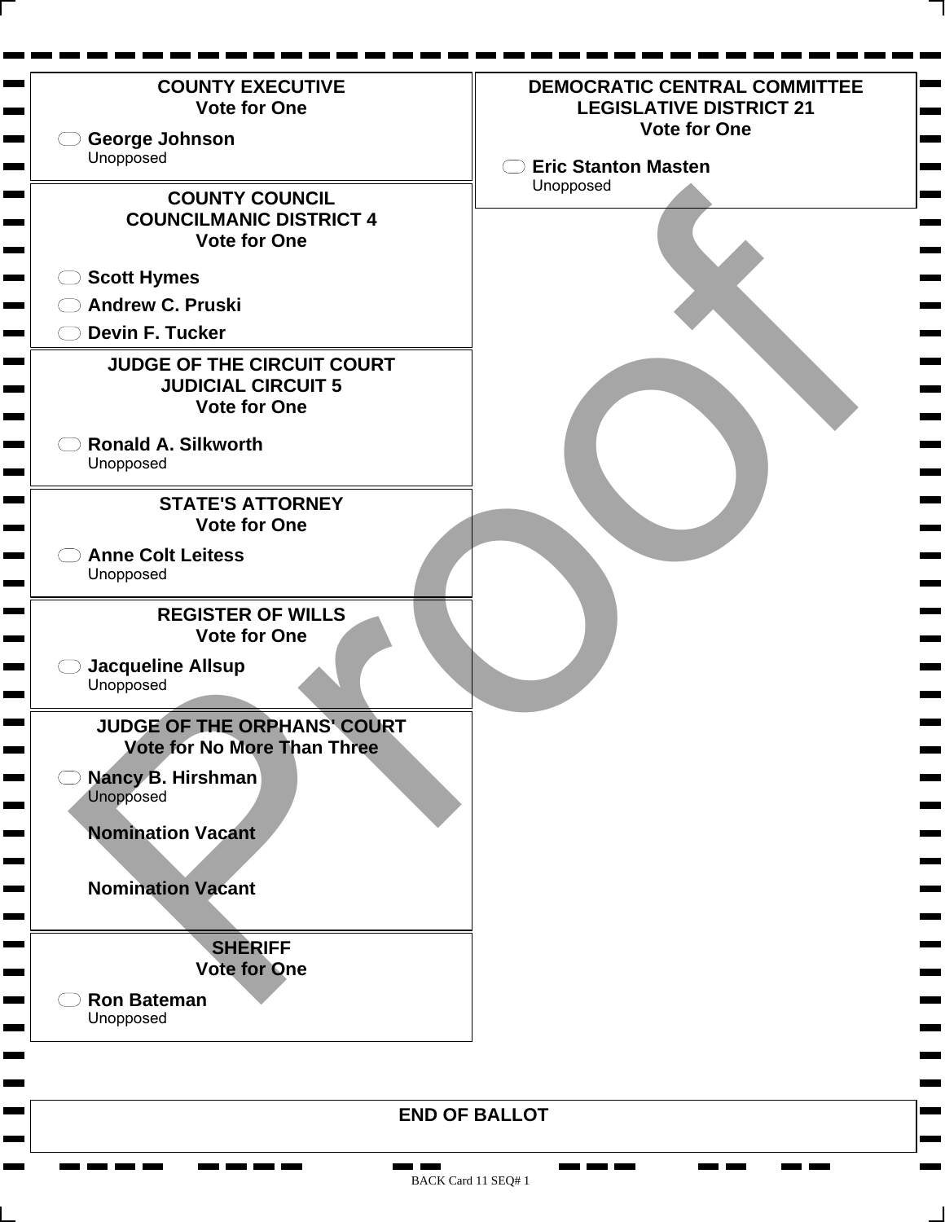**COUNTY EXECUTIVE**
**Vote for One**

- **George Johnson**
  Unopposed

**COUNTY COUNCIL**
**COUNCILMANIC DISTRICT 4**
**Vote for One**

- **Scott Hymes**
- **Andrew C. Pruski**
- **Devin F. Tucker**

**JUDGE OF THE CIRCUIT COURT**
**JUDICIAL CIRCUIT 5**
**Vote for One**

- **Ronald A. Silkworth**
  Unopposed

**STATE'S ATTORNEY**
**Vote for One**

- **Anne Colt Leitess**
  Unopposed

**REGISTER OF WILLS**
**Vote for One**

- **Jacqueline Allsup**
  Unopposed

**JUDGE OF THE ORPHANS' COURT**
**Vote for No More Than Three**

- **Nancy B. Hirshman**
  Unopposed

**Nomination Vacant**

**Nomination Vacant**

**SHERIFF**
**Vote for One**

- **Ron Bateman**
  Unopposed

**DEMOCRATIC CENTRAL COMMITTEE**
**LEGISLATIVE DISTRICT 21**
**Vote for One**

- **Eric Stanton Masten**
  Unopposed

**END OF BALLOT**

Proof

BACK Card 11 SEQ# 1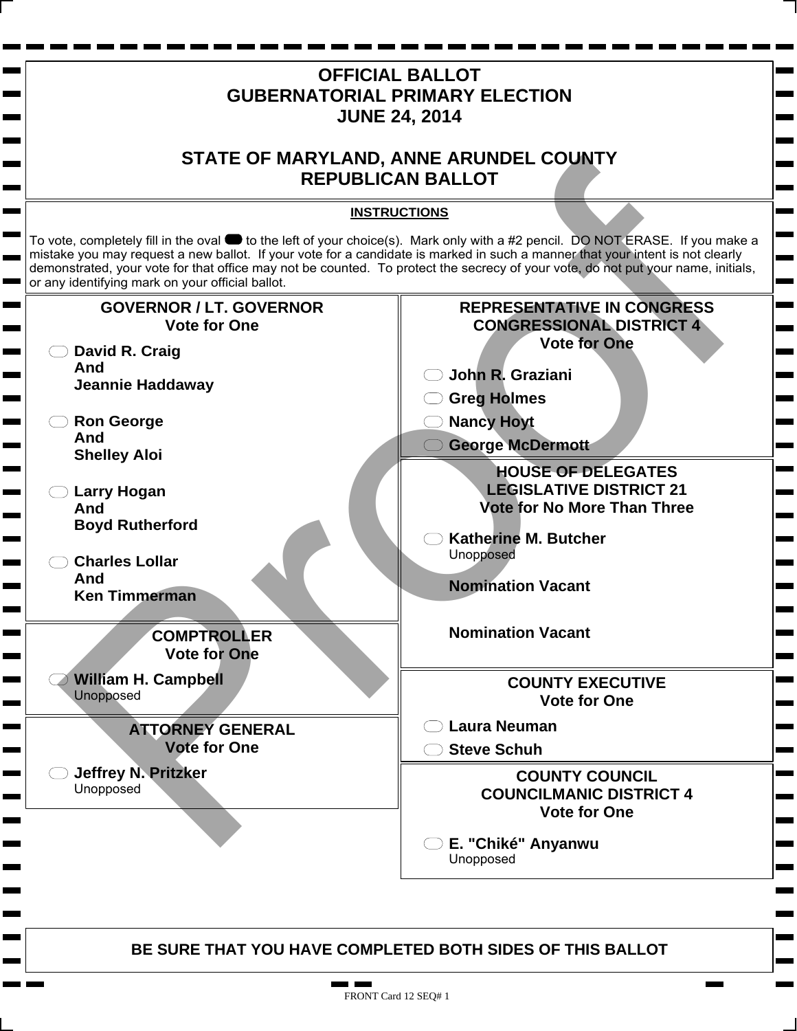# OFFICIAL BALLOT
# GUBERNATORIAL PRIMARY ELECTION
# JUNE 24, 2014

## STATE OF MARYLAND, ANNE ARUNDEL COUNTY
## REPUBLICAN BALLOT

**INSTRUCTIONS**

To vote, completely fill in the oval to the left of your choice(s). Mark only with a #2 pencil. DO NOT ERASE. If you make a mistake you may request a new ballot. If your vote for a candidate is marked in such a manner that your intent is not clearly demonstrated, your vote for that office may not be counted. To protect the secrecy of your vote, do not put your name, initials, or any identifying mark on your official ballot.

### GOVERNOR / LT. GOVERNOR
Vote for One

- **David R. Craig And Jeannie Haddaway**
- **Ron George And Shelley Aloi**
- **Larry Hogan And Boyd Rutherford**
- **Charles Lollar And Ken Timmerman**

### COMPTROLLER
Vote for One

- **William H. Campbell** Unopposed

### ATTORNEY GENERAL
Vote for One

- **Jeffrey N. Pritzker** Unopposed

### REPRESENTATIVE IN CONGRESS CONGRESSIONAL DISTRICT 4
Vote for One

- **John R. Graziani**
- **Greg Holmes**
- **Nancy Hoyt**
- **George McDermott**

### HOUSE OF DELEGATES LEGISLATIVE DISTRICT 21
Vote for No More Than Three

- **Katherine M. Butcher** Unopposed

**Nomination Vacant**

**Nomination Vacant**

### COUNTY EXECUTIVE
Vote for One

- **Laura Neuman**
- **Steve Schuh**

### COUNTY COUNCIL COUNCILMANIC DISTRICT 4
Vote for One

- **E. "Chiké" Anyanwu** Unopposed

**BE SURE THAT YOU HAVE COMPLETED BOTH SIDES OF THIS BALLOT**

FRONT Card 12 SEQ# 1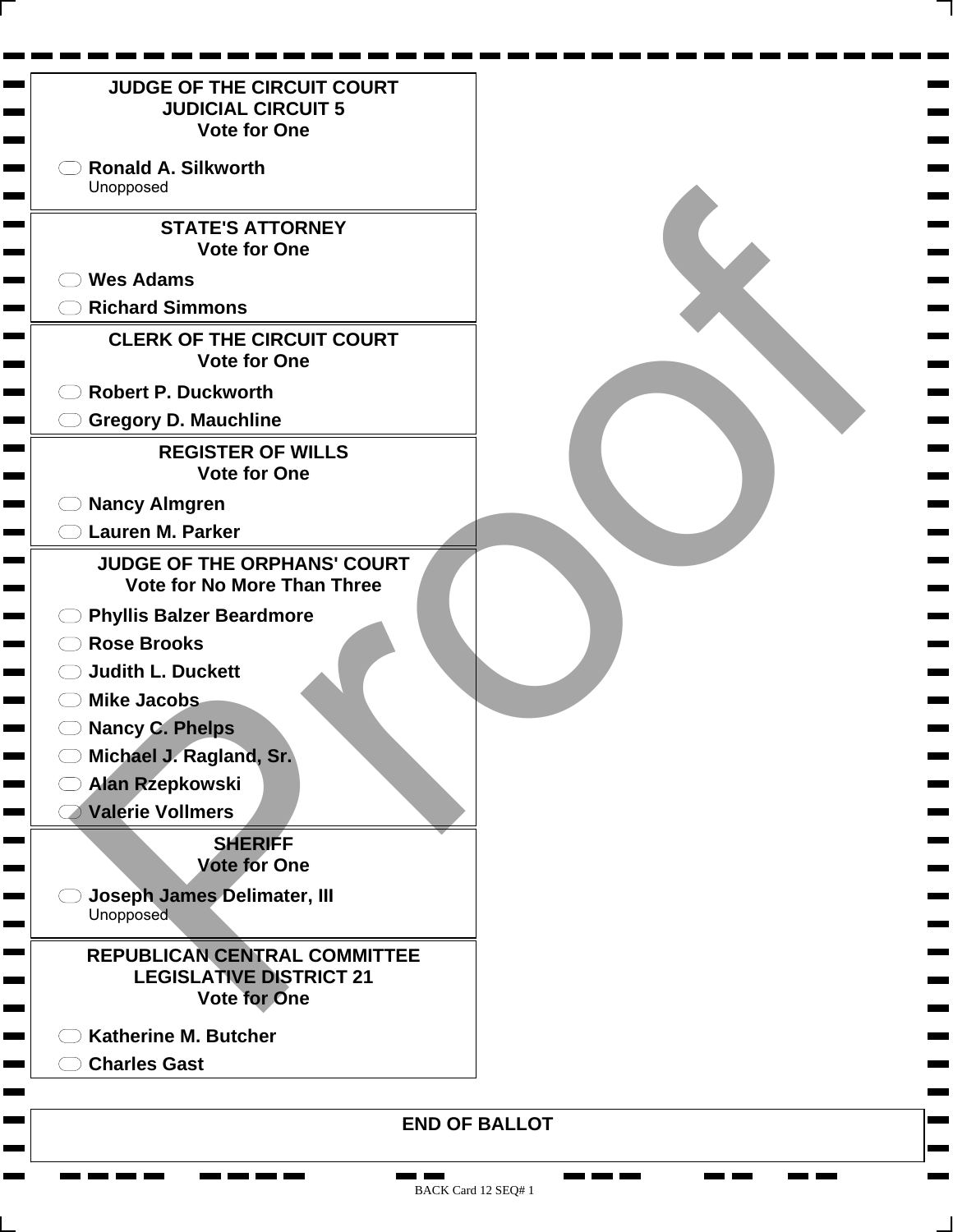## JUDGE OF THE CIRCUIT COURT
## JUDICIAL CIRCUIT 5
**Vote for One**

- Ronald A. Silkworth
  Unopposed

## STATE'S ATTORNEY
**Vote for One**

- Wes Adams
- Richard Simmons

## CLERK OF THE CIRCUIT COURT
**Vote for One**

- Robert P. Duckworth
- Gregory D. Mauchline

## REGISTER OF WILLS
**Vote for One**

- Nancy Almgren
- Lauren M. Parker

## JUDGE OF THE ORPHANS' COURT
**Vote for No More Than Three**

- Phyllis Balzer Beardmore
- Rose Brooks
- Judith L. Duckett
- Mike Jacobs
- Nancy C. Phelps
- Michael J. Ragland, Sr.
- Alan Rzepkowski
- Valerie Vollmers

## SHERIFF
**Vote for One**

- Joseph James Delimater, III
  Unopposed

## REPUBLICAN CENTRAL COMMITTEE
## LEGISLATIVE DISTRICT 21
**Vote for One**

- Katherine M. Butcher
- Charles Gast

**END OF BALLOT**

Proof

BACK Card 12 SEQ# 1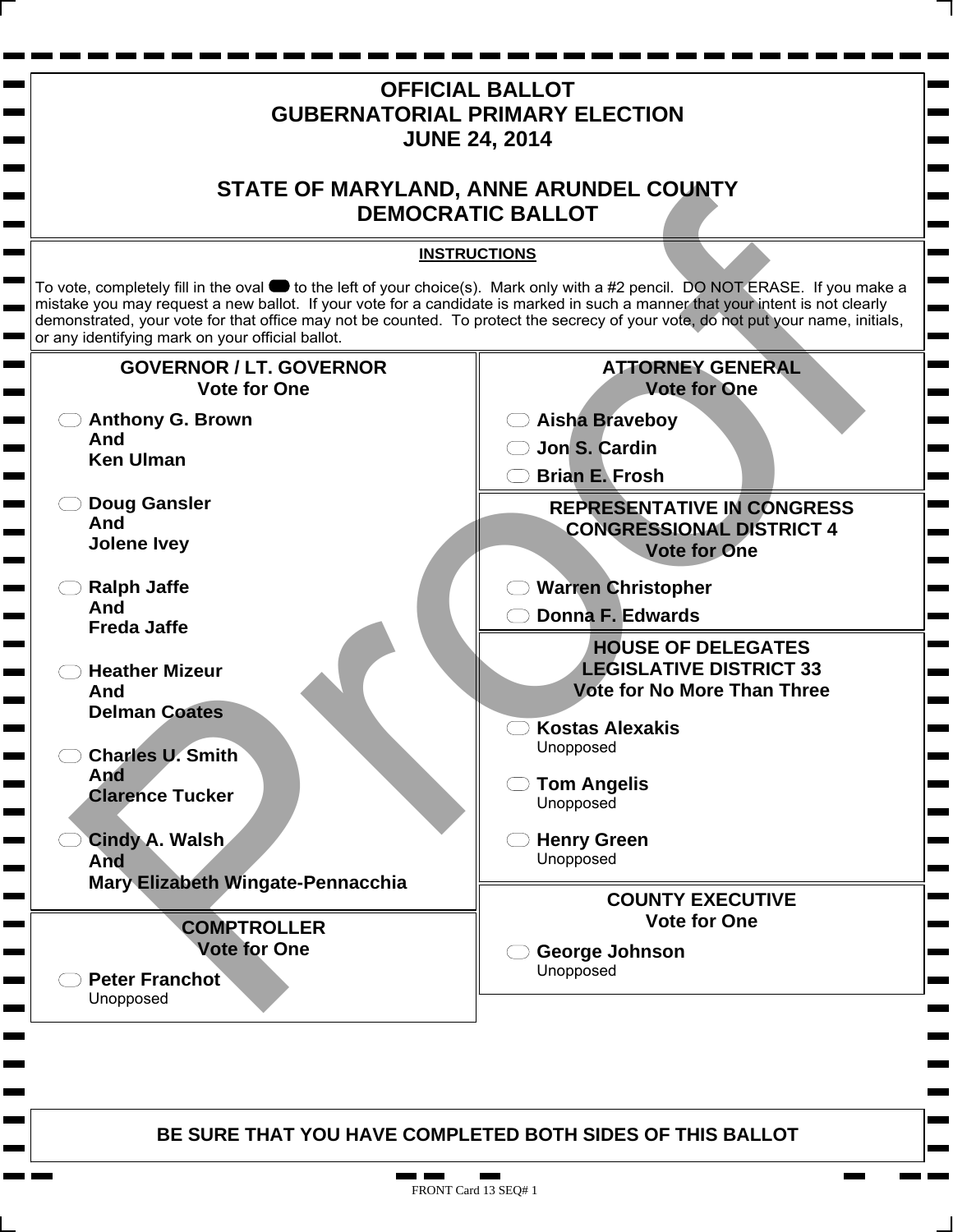# OFFICIAL BALLOT
# GUBERNATORIAL PRIMARY ELECTION
# JUNE 24, 2014

## STATE OF MARYLAND, ANNE ARUNDEL COUNTY
## DEMOCRATIC BALLOT

**INSTRUCTIONS**

To vote, completely fill in the oval to the left of your choice(s). Mark only with a #2 pencil. DO NOT ERASE. If you make a mistake you may request a new ballot. If your vote for a candidate is marked in such a manner that your intent is not clearly demonstrated, your vote for that office may not be counted. To protect the secrecy of your vote, do not put your name, initials, or any identifying mark on your official ballot.

### GOVERNOR / LT. GOVERNOR
**Vote for One**

- **Anthony G. Brown And Ken Ulman**
- **Doug Gansler And Jolene Ivey**
- **Ralph Jaffe And Freda Jaffe**
- **Heather Mizeur And Delman Coates**
- **Charles U. Smith And Clarence Tucker**
- **Cindy A. Walsh And Mary Elizabeth Wingate-Pennacchia**

### COMPTROLLER
**Vote for One**

- **Peter Franchot** Unopposed

### ATTORNEY GENERAL
**Vote for One**

- **Aisha Braveboy**
- **Jon S. Cardin**
- **Brian E. Frosh**

### REPRESENTATIVE IN CONGRESS CONGRESSIONAL DISTRICT 4
**Vote for One**

- **Warren Christopher**
- **Donna F. Edwards**

### HOUSE OF DELEGATES LEGISLATIVE DISTRICT 33
**Vote for No More Than Three**

- **Kostas Alexakis** Unopposed
- **Tom Angelis** Unopposed
- **Henry Green** Unopposed

### COUNTY EXECUTIVE
**Vote for One**

- **George Johnson** Unopposed

**BE SURE THAT YOU HAVE COMPLETED BOTH SIDES OF THIS BALLOT**

FRONT Card 13 SEQ# 1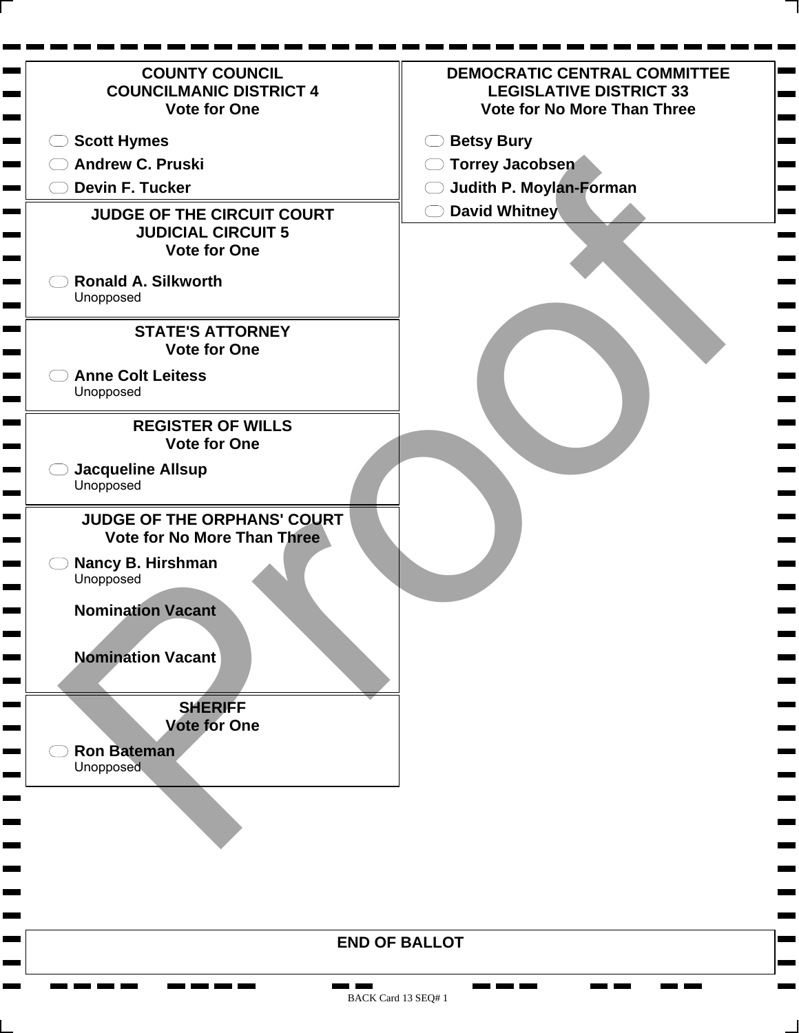## COUNTY COUNCIL
## COUNCILMANIC DISTRICT 4
### Vote for One

- Scott Hymes
- Andrew C. Pruski
- Devin F. Tucker

## JUDGE OF THE CIRCUIT COURT
## JUDICIAL CIRCUIT 5
### Vote for One

- **Ronald A. Silkworth**
  Unopposed

## STATE'S ATTORNEY
### Vote for One

- **Anne Colt Leitess**
  Unopposed

## REGISTER OF WILLS
### Vote for One

- **Jacqueline Allsup**
  Unopposed

## JUDGE OF THE ORPHANS' COURT
### Vote for No More Than Three

- **Nancy B. Hirshman**
  Unopposed

**Nomination Vacant**

**Nomination Vacant**

## SHERIFF
### Vote for One

- **Ron Bateman**
  Unopposed

## DEMOCRATIC CENTRAL COMMITTEE
## LEGISLATIVE DISTRICT 33
### Vote for No More Than Three

- Betsy Bury
- Torrey Jacobsen
- Judith P. Moylan-Forman
- David Whitney

**END OF BALLOT**

Proof

BACK Card 13 SEQ# 1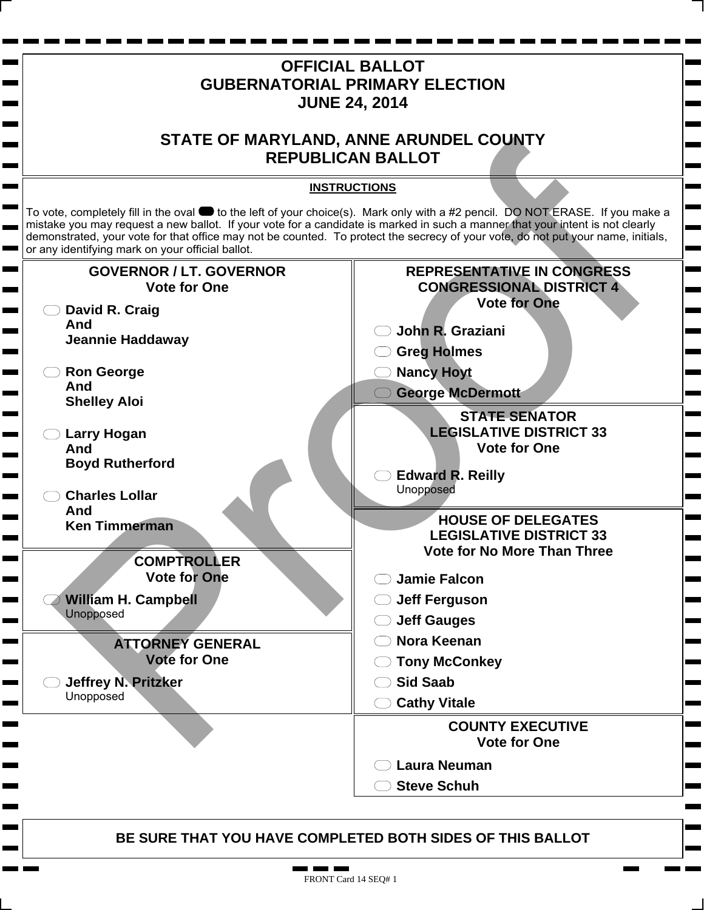# OFFICIAL BALLOT
# GUBERNATORIAL PRIMARY ELECTION
# JUNE 24, 2014

## STATE OF MARYLAND, ANNE ARUNDEL COUNTY
## REPUBLICAN BALLOT

**INSTRUCTIONS**

To vote, completely fill in the oval to the left of your choice(s). Mark only with a #2 pencil. DO NOT ERASE. If you make a mistake you may request a new ballot. If your vote for a candidate is marked in such a manner that your intent is not clearly demonstrated, your vote for that office may not be counted. To protect the secrecy of your vote, do not put your name, initials, or any identifying mark on your official ballot.

### GOVERNOR / LT. GOVERNOR
Vote for One

- ⬭ **David R. Craig And Jeannie Haddaway**
- ⬭ **Ron George And Shelley Aloi**
- ⬭ **Larry Hogan And Boyd Rutherford**
- ⬭ **Charles Lollar And Ken Timmerman**

### COMPTROLLER
Vote for One

- ⬭ **William H. Campbell**
  Unopposed

### ATTORNEY GENERAL
Vote for One

- ⬭ **Jeffrey N. Pritzker**
  Unopposed

### REPRESENTATIVE IN CONGRESS
### CONGRESSIONAL DISTRICT 4
Vote for One

- ⬭ **John R. Graziani**
- ⬭ **Greg Holmes**
- ⬭ **Nancy Hoyt**
- ⬭ **George McDermott**

### STATE SENATOR
### LEGISLATIVE DISTRICT 33
Vote for One

- ⬭ **Edward R. Reilly**
  Unopposed

### HOUSE OF DELEGATES
### LEGISLATIVE DISTRICT 33
Vote for No More Than Three

- ⬭ **Jamie Falcon**
- ⬭ **Jeff Ferguson**
- ⬭ **Jeff Gauges**
- ⬭ **Nora Keenan**
- ⬭ **Tony McConkey**
- ⬭ **Sid Saab**
- ⬭ **Cathy Vitale**

### COUNTY EXECUTIVE
Vote for One

- ⬭ **Laura Neuman**
- ⬭ **Steve Schuh**

**BE SURE THAT YOU HAVE COMPLETED BOTH SIDES OF THIS BALLOT**

Proof

FRONT Card 14 SEQ# 1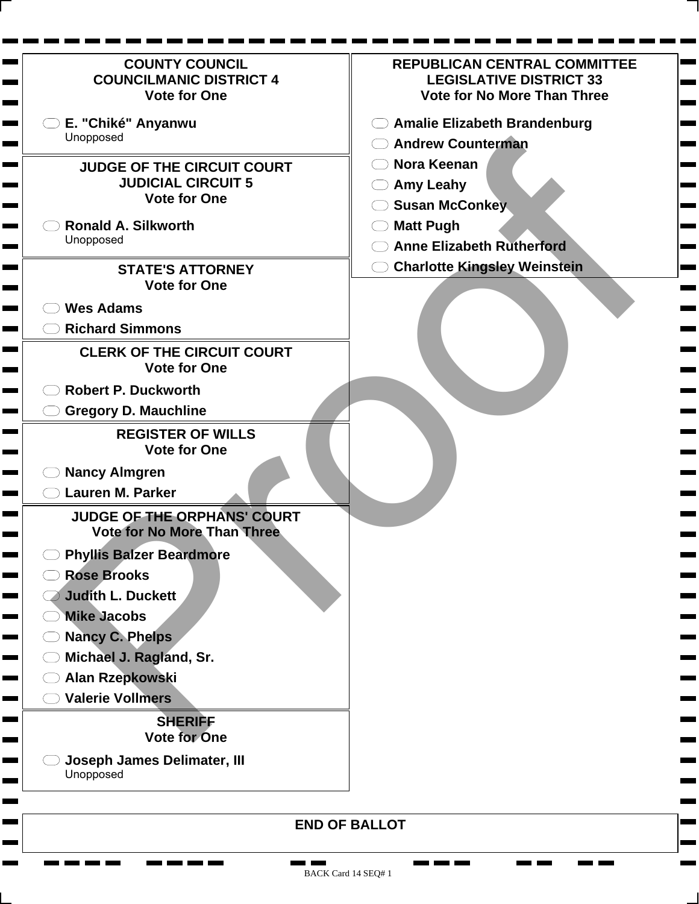## COUNTY COUNCIL
## COUNCILMANIC DISTRICT 4
**Vote for One**

- E. "Chiké" Anyanwu
  Unopposed

## JUDGE OF THE CIRCUIT COURT
## JUDICIAL CIRCUIT 5
**Vote for One**

- Ronald A. Silkworth
  Unopposed

## STATE'S ATTORNEY
**Vote for One**

- Wes Adams
- Richard Simmons

## CLERK OF THE CIRCUIT COURT
**Vote for One**

- Robert P. Duckworth
- Gregory D. Mauchline

## REGISTER OF WILLS
**Vote for One**

- Nancy Almgren
- Lauren M. Parker

## JUDGE OF THE ORPHANS' COURT
**Vote for No More Than Three**

- Phyllis Balzer Beardmore
- Rose Brooks
- Judith L. Duckett
- Mike Jacobs
- Nancy C. Phelps
- Michael J. Ragland, Sr.
- Alan Rzepkowski
- Valerie Vollmers

## SHERIFF
**Vote for One**

- Joseph James Delimater, III
  Unopposed

## REPUBLICAN CENTRAL COMMITTEE
## LEGISLATIVE DISTRICT 33
**Vote for No More Than Three**

- Amalie Elizabeth Brandenburg
- Andrew Counterman
- Nora Keenan
- Amy Leahy
- Susan McConkey
- Matt Pugh
- Anne Elizabeth Rutherford
- Charlotte Kingsley Weinstein

**END OF BALLOT**

Proof

BACK Card 14 SEQ# 1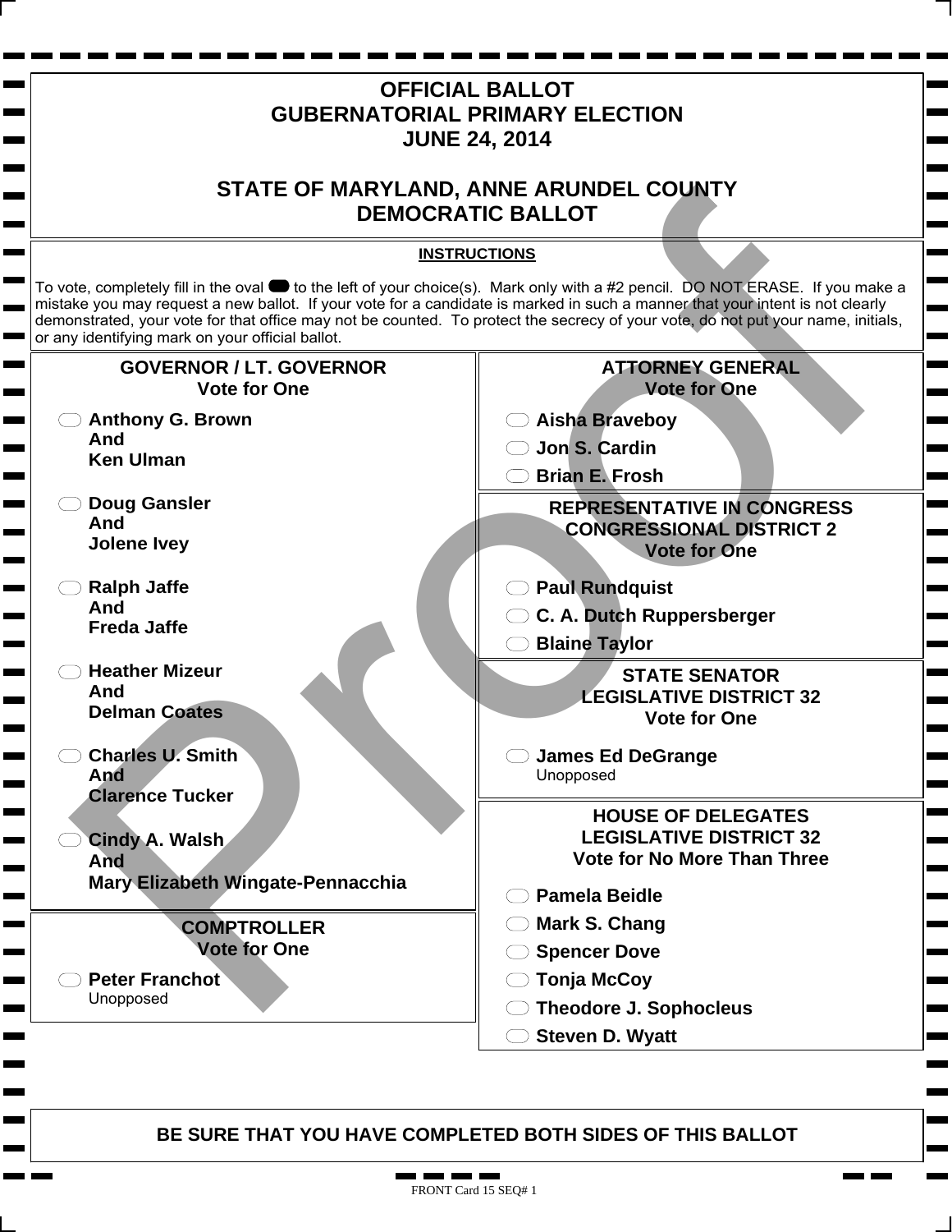# OFFICIAL BALLOT
# GUBERNATORIAL PRIMARY ELECTION
# JUNE 24, 2014

# STATE OF MARYLAND, ANNE ARUNDEL COUNTY
# DEMOCRATIC BALLOT

**INSTRUCTIONS**

To vote, completely fill in the oval to the left of your choice(s). Mark only with a #2 pencil. DO NOT ERASE. If you make a mistake you may request a new ballot. If your vote for a candidate is marked in such a manner that your intent is not clearly demonstrated, your vote for that office may not be counted. To protect the secrecy of your vote, do not put your name, initials, or any identifying mark on your official ballot.

## GOVERNOR / LT. GOVERNOR
**Vote for One**

- **Anthony G. Brown And Ken Ulman**
- **Doug Gansler And Jolene Ivey**
- **Ralph Jaffe And Freda Jaffe**
- **Heather Mizeur And Delman Coates**
- **Charles U. Smith And Clarence Tucker**
- **Cindy A. Walsh And Mary Elizabeth Wingate-Pennacchia**

## COMPTROLLER
**Vote for One**

- **Peter Franchot** Unopposed

## ATTORNEY GENERAL
**Vote for One**

- **Aisha Braveboy**
- **Jon S. Cardin**
- **Brian E. Frosh**

## REPRESENTATIVE IN CONGRESS CONGRESSIONAL DISTRICT 2
**Vote for One**

- **Paul Rundquist**
- **C. A. Dutch Ruppersberger**
- **Blaine Taylor**

## STATE SENATOR LEGISLATIVE DISTRICT 32
**Vote for One**

- **James Ed DeGrange** Unopposed

## HOUSE OF DELEGATES LEGISLATIVE DISTRICT 32
**Vote for No More Than Three**

- **Pamela Beidle**
- **Mark S. Chang**
- **Spencer Dove**
- **Tonja McCoy**
- **Theodore J. Sophocleus**
- **Steven D. Wyatt**

**BE SURE THAT YOU HAVE COMPLETED BOTH SIDES OF THIS BALLOT**

FRONT Card 15 SEQ# 1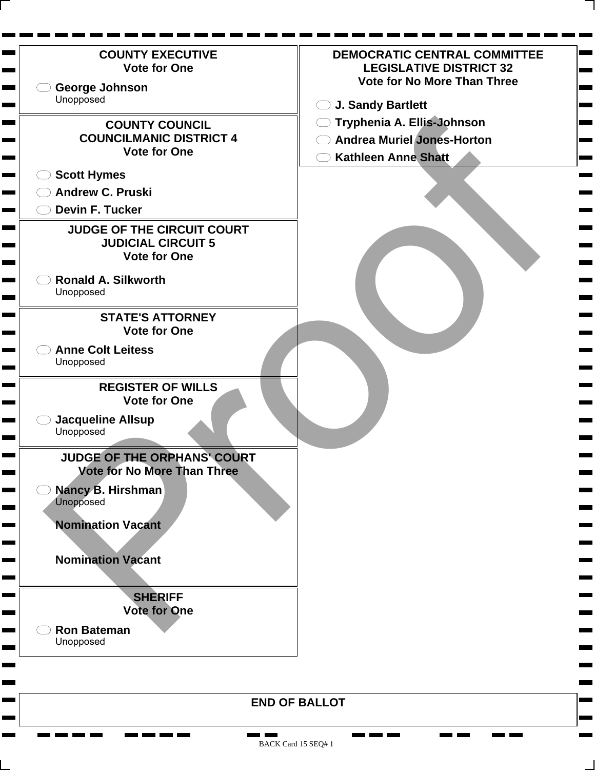## COUNTY EXECUTIVE
**Vote for One**

- George Johnson
  Unopposed

## COUNTY COUNCIL
## COUNCILMANIC DISTRICT 4
**Vote for One**

- Scott Hymes
- Andrew C. Pruski
- Devin F. Tucker

## JUDGE OF THE CIRCUIT COURT
## JUDICIAL CIRCUIT 5
**Vote for One**

- Ronald A. Silkworth
  Unopposed

## STATE'S ATTORNEY
**Vote for One**

- Anne Colt Leitess
  Unopposed

## REGISTER OF WILLS
**Vote for One**

- Jacqueline Allsup
  Unopposed

## JUDGE OF THE ORPHANS' COURT
**Vote for No More Than Three**

- Nancy B. Hirshman
  Unopposed

**Nomination Vacant**

**Nomination Vacant**

## SHERIFF
**Vote for One**

- Ron Bateman
  Unopposed

## DEMOCRATIC CENTRAL COMMITTEE
## LEGISLATIVE DISTRICT 32
**Vote for No More Than Three**

- J. Sandy Bartlett
- Tryphenia A. Ellis-Johnson
- Andrea Muriel Jones-Horton
- Kathleen Anne Shatt

Proof

**END OF BALLOT**

BACK Card 15 SEQ# 1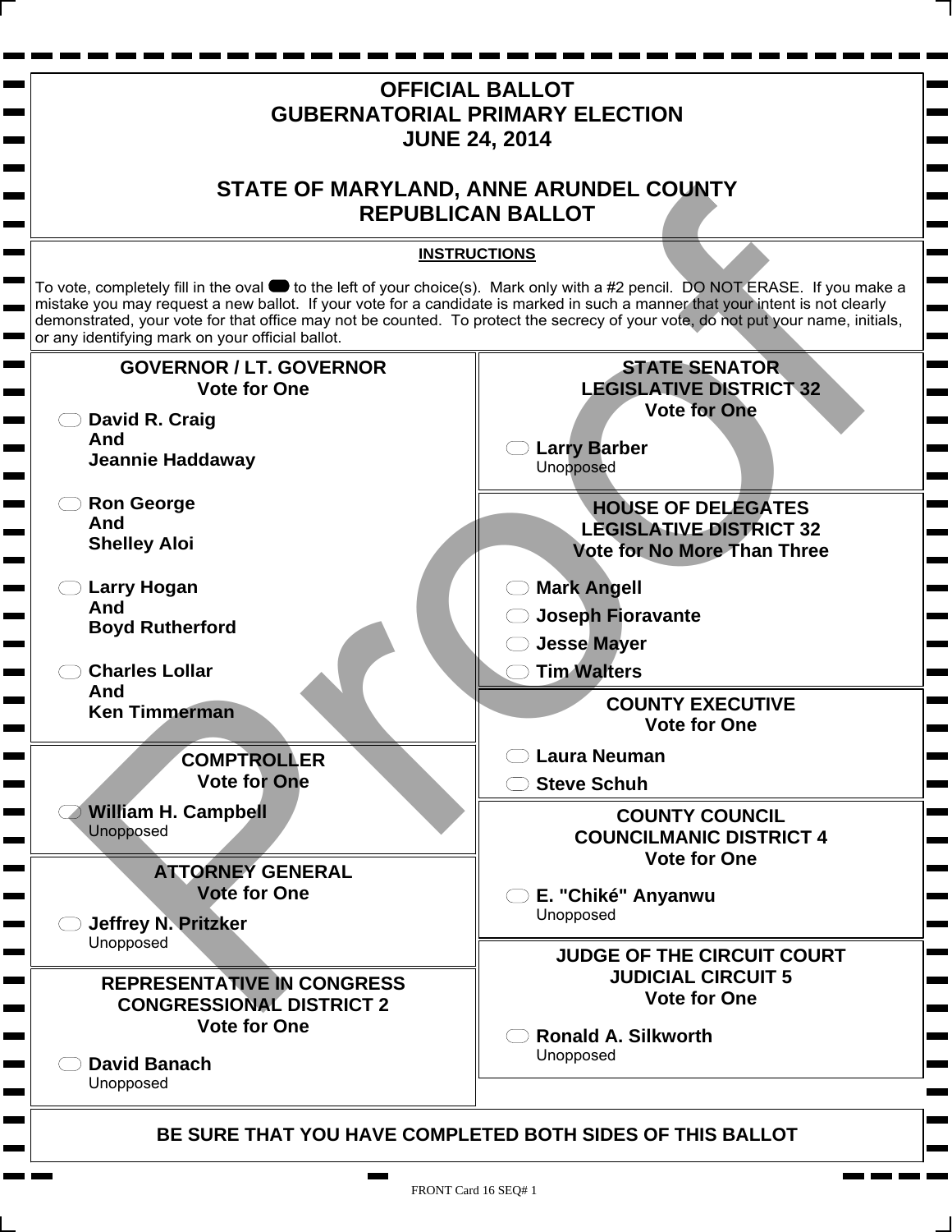# OFFICIAL BALLOT
# GUBERNATORIAL PRIMARY ELECTION
# JUNE 24, 2014

# STATE OF MARYLAND, ANNE ARUNDEL COUNTY
# REPUBLICAN BALLOT

**INSTRUCTIONS**

To vote, completely fill in the oval to the left of your choice(s). Mark only with a #2 pencil. DO NOT ERASE. If you make a mistake you may request a new ballot. If your vote for a candidate is marked in such a manner that your intent is not clearly demonstrated, your vote for that office may not be counted. To protect the secrecy of your vote, do not put your name, initials, or any identifying mark on your official ballot.

## GOVERNOR / LT. GOVERNOR
**Vote for One**

- **David R. Craig And Jeannie Haddaway**
- **Ron George And Shelley Aloi**
- **Larry Hogan And Boyd Rutherford**
- **Charles Lollar And Ken Timmerman**

## COMPTROLLER
**Vote for One**

- **William H. Campbell** Unopposed

## ATTORNEY GENERAL
**Vote for One**

- **Jeffrey N. Pritzker** Unopposed

## REPRESENTATIVE IN CONGRESS CONGRESSIONAL DISTRICT 2
**Vote for One**

- **David Banach** Unopposed

## STATE SENATOR LEGISLATIVE DISTRICT 32
**Vote for One**

- **Larry Barber** Unopposed

## HOUSE OF DELEGATES LEGISLATIVE DISTRICT 32
**Vote for No More Than Three**

- **Mark Angell**
- **Joseph Fioravante**
- **Jesse Mayer**
- **Tim Walters**

## COUNTY EXECUTIVE
**Vote for One**

- **Laura Neuman**
- **Steve Schuh**

## COUNTY COUNCIL COUNCILMANIC DISTRICT 4
**Vote for One**

- **E. "Chiké" Anyanwu** Unopposed

## JUDGE OF THE CIRCUIT COURT JUDICIAL CIRCUIT 5
**Vote for One**

- **Ronald A. Silkworth** Unopposed

**BE SURE THAT YOU HAVE COMPLETED BOTH SIDES OF THIS BALLOT**

FRONT Card 16 SEQ# 1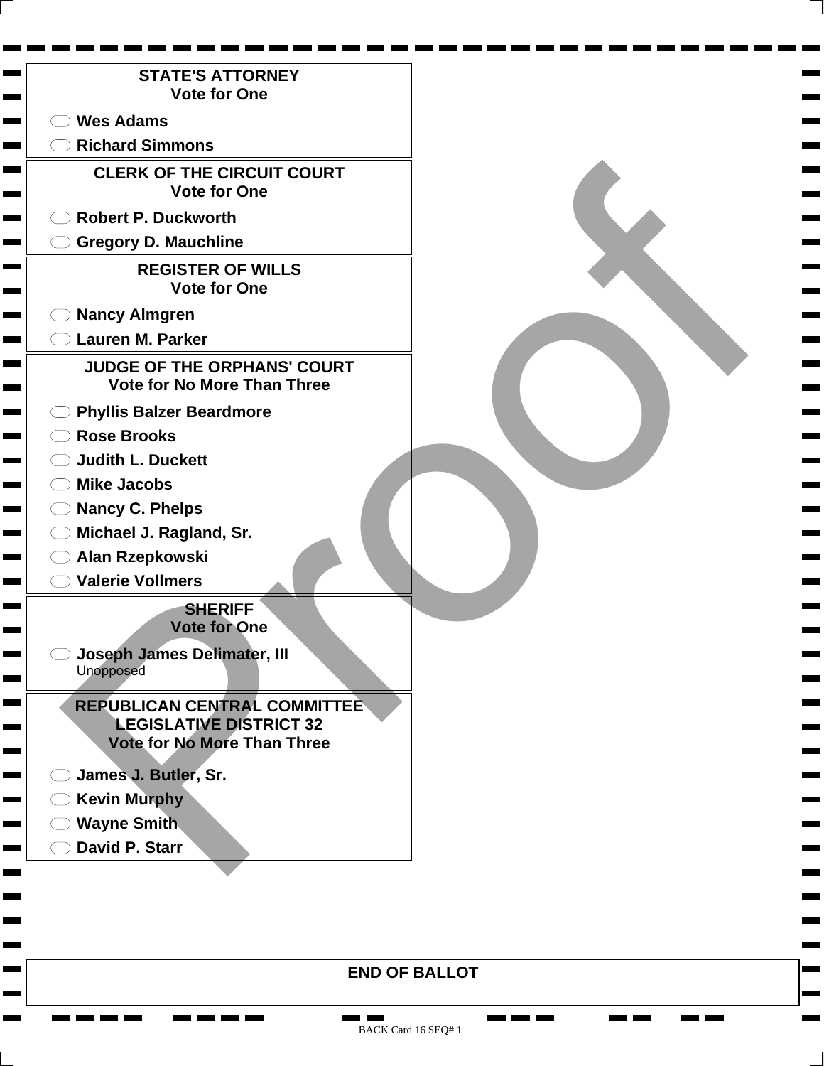## STATE'S ATTORNEY
Vote for One

- Wes Adams
- Richard Simmons

## CLERK OF THE CIRCUIT COURT
Vote for One

- Robert P. Duckworth
- Gregory D. Mauchline

## REGISTER OF WILLS
Vote for One

- Nancy Almgren
- Lauren M. Parker

## JUDGE OF THE ORPHANS' COURT
Vote for No More Than Three

- Phyllis Balzer Beardmore
- Rose Brooks
- Judith L. Duckett
- Mike Jacobs
- Nancy C. Phelps
- Michael J. Ragland, Sr.
- Alan Rzepkowski
- Valerie Vollmers

## SHERIFF
Vote for One

- Joseph James Delimater, III
  Unopposed

## REPUBLICAN CENTRAL COMMITTEE LEGISLATIVE DISTRICT 32
Vote for No More Than Three

- James J. Butler, Sr.
- Kevin Murphy
- Wayne Smith
- David P. Starr

**END OF BALLOT**

Proof

BACK Card 16 SEQ# 1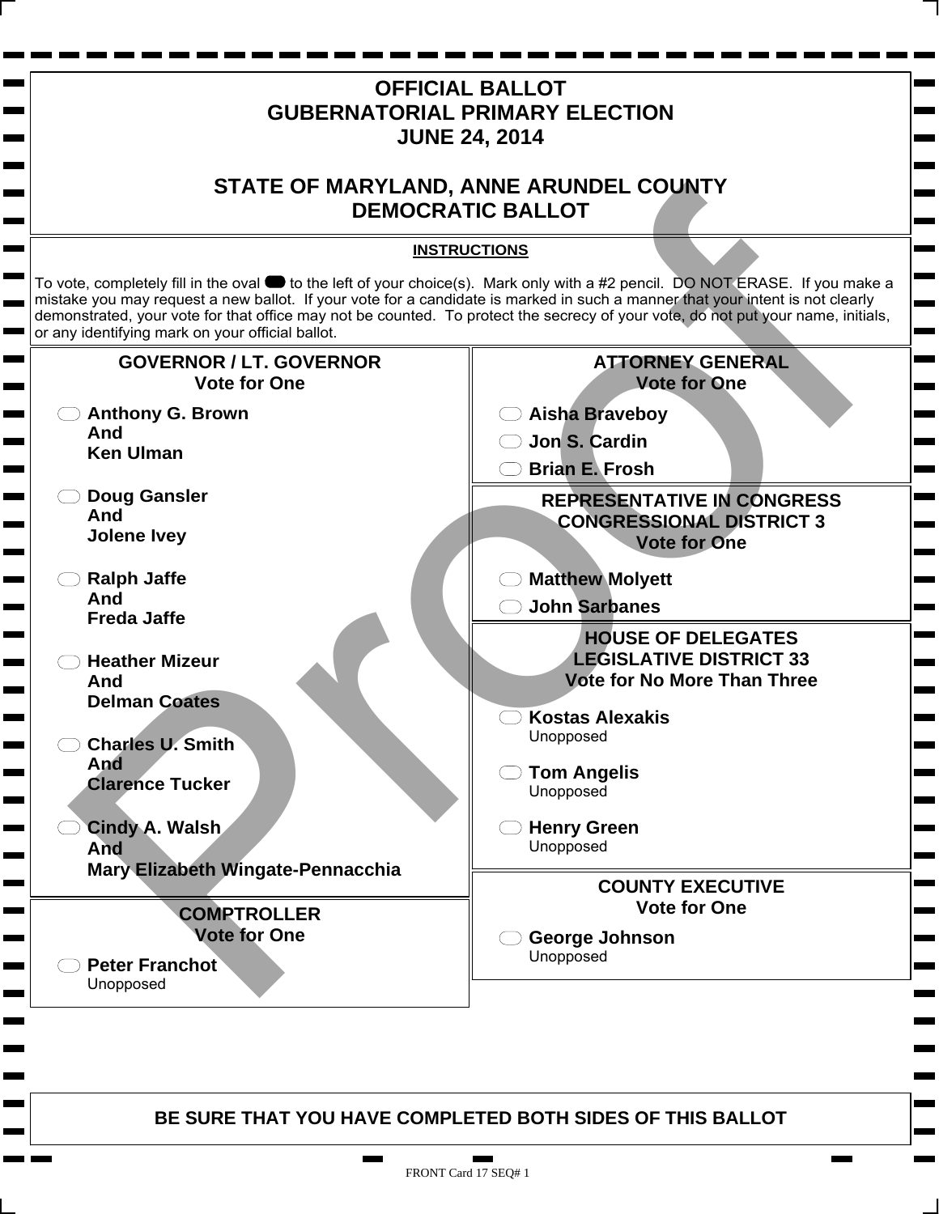# OFFICIAL BALLOT
# GUBERNATORIAL PRIMARY ELECTION
# JUNE 24, 2014

## STATE OF MARYLAND, ANNE ARUNDEL COUNTY
## DEMOCRATIC BALLOT

**INSTRUCTIONS**

To vote, completely fill in the oval to the left of your choice(s). Mark only with a #2 pencil. DO NOT ERASE. If you make a mistake you may request a new ballot. If your vote for a candidate is marked in such a manner that your intent is not clearly demonstrated, your vote for that office may not be counted. To protect the secrecy of your vote, do not put your name, initials, or any identifying mark on your official ballot.

### GOVERNOR / LT. GOVERNOR
**Vote for One**

- **Anthony G. Brown And Ken Ulman**
- **Doug Gansler And Jolene Ivey**
- **Ralph Jaffe And Freda Jaffe**
- **Heather Mizeur And Delman Coates**
- **Charles U. Smith And Clarence Tucker**
- **Cindy A. Walsh And Mary Elizabeth Wingate-Pennacchia**

### COMPTROLLER
**Vote for One**

- **Peter Franchot** Unopposed

### ATTORNEY GENERAL
**Vote for One**

- **Aisha Braveboy**
- **Jon S. Cardin**
- **Brian E. Frosh**

### REPRESENTATIVE IN CONGRESS CONGRESSIONAL DISTRICT 3
**Vote for One**

- **Matthew Molyett**
- **John Sarbanes**

### HOUSE OF DELEGATES LEGISLATIVE DISTRICT 33
**Vote for No More Than Three**

- **Kostas Alexakis** Unopposed
- **Tom Angelis** Unopposed
- **Henry Green** Unopposed

### COUNTY EXECUTIVE
**Vote for One**

- **George Johnson** Unopposed

**BE SURE THAT YOU HAVE COMPLETED BOTH SIDES OF THIS BALLOT**

FRONT Card 17 SEQ# 1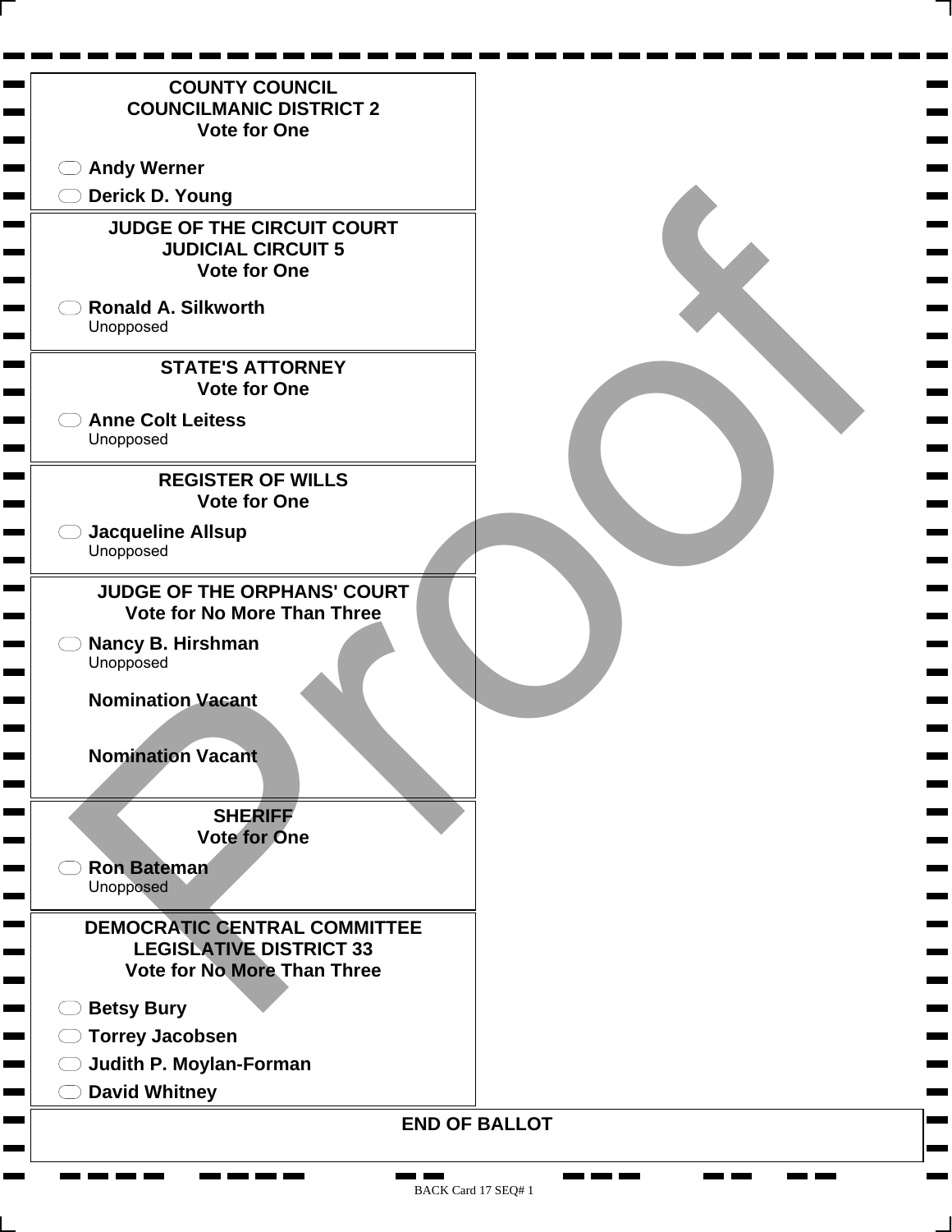## COUNTY COUNCIL
## COUNCILMANIC DISTRICT 2
**Vote for One**

- Andy Werner
- Derick D. Young

## JUDGE OF THE CIRCUIT COURT
## JUDICIAL CIRCUIT 5
**Vote for One**

- Ronald A. Silkworth
  Unopposed

## STATE'S ATTORNEY
**Vote for One**

- Anne Colt Leitess
  Unopposed

## REGISTER OF WILLS
**Vote for One**

- Jacqueline Allsup
  Unopposed

## JUDGE OF THE ORPHANS' COURT
**Vote for No More Than Three**

- Nancy B. Hirshman
  Unopposed

**Nomination Vacant**

**Nomination Vacant**

## SHERIFF
**Vote for One**

- Ron Bateman
  Unopposed

## DEMOCRATIC CENTRAL COMMITTEE
## LEGISLATIVE DISTRICT 33
**Vote for No More Than Three**

- Betsy Bury
- Torrey Jacobsen
- Judith P. Moylan-Forman
- David Whitney

**END OF BALLOT**

Proof

BACK Card 17 SEQ# 1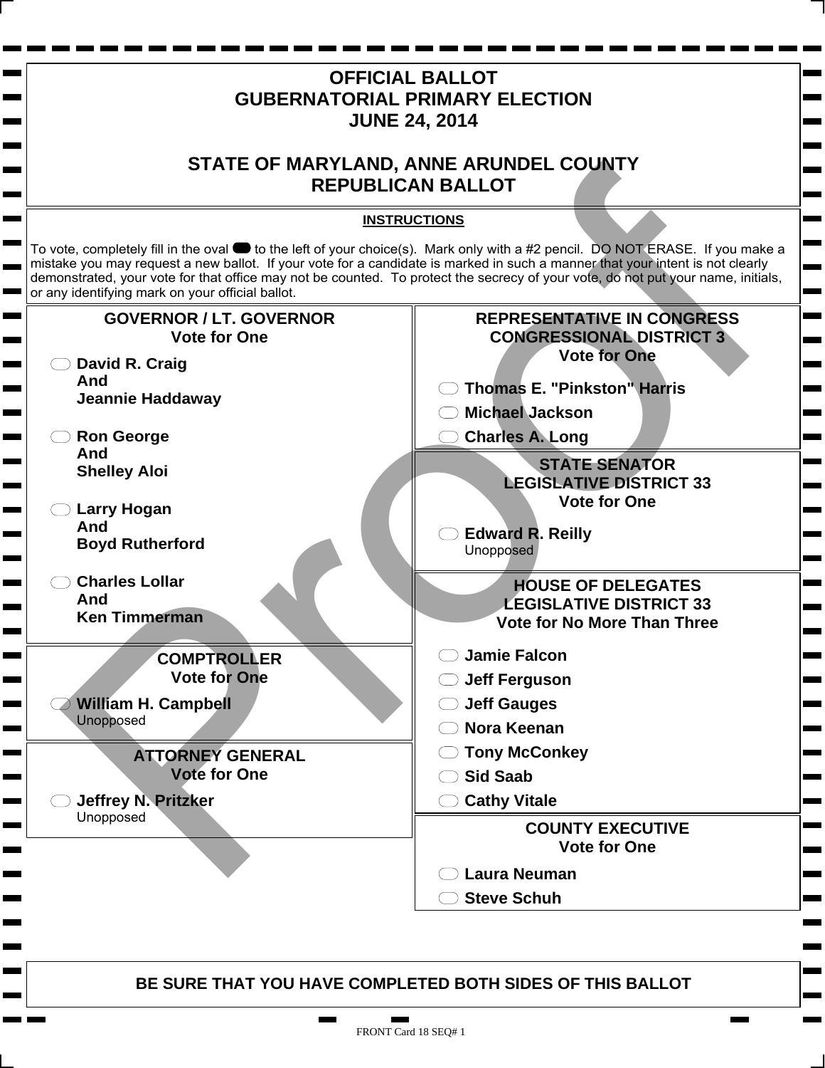# OFFICIAL BALLOT
# GUBERNATORIAL PRIMARY ELECTION
# JUNE 24, 2014

# STATE OF MARYLAND, ANNE ARUNDEL COUNTY
# REPUBLICAN BALLOT

**INSTRUCTIONS**

To vote, completely fill in the oval to the left of your choice(s). Mark only with a #2 pencil. DO NOT ERASE. If you make a mistake you may request a new ballot. If your vote for a candidate is marked in such a manner that your intent is not clearly demonstrated, your vote for that office may not be counted. To protect the secrecy of your vote, do not put your name, initials, or any identifying mark on your official ballot.

## GOVERNOR / LT. GOVERNOR
**Vote for One**

- **David R. Craig And Jeannie Haddaway**
- **Ron George And Shelley Aloi**
- **Larry Hogan And Boyd Rutherford**
- **Charles Lollar And Ken Timmerman**

## COMPTROLLER
**Vote for One**

- **William H. Campbell** Unopposed

## ATTORNEY GENERAL
**Vote for One**

- **Jeffrey N. Pritzker** Unopposed

## REPRESENTATIVE IN CONGRESS CONGRESSIONAL DISTRICT 3
**Vote for One**

- **Thomas E. "Pinkston" Harris**
- **Michael Jackson**
- **Charles A. Long**

## STATE SENATOR LEGISLATIVE DISTRICT 33
**Vote for One**

- **Edward R. Reilly** Unopposed

## HOUSE OF DELEGATES LEGISLATIVE DISTRICT 33
**Vote for No More Than Three**

- **Jamie Falcon**
- **Jeff Ferguson**
- **Jeff Gauges**
- **Nora Keenan**
- **Tony McConkey**
- **Sid Saab**
- **Cathy Vitale**

## COUNTY EXECUTIVE
**Vote for One**

- **Laura Neuman**
- **Steve Schuh**

**BE SURE THAT YOU HAVE COMPLETED BOTH SIDES OF THIS BALLOT**

FRONT Card 18 SEQ# 1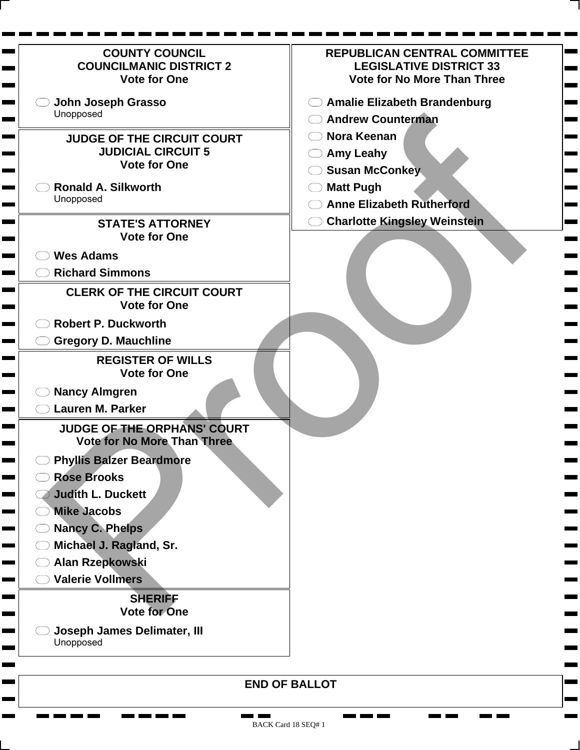## COUNTY COUNCIL
## COUNCILMANIC DISTRICT 2
Vote for One

- John Joseph Grasso
  Unopposed

## JUDGE OF THE CIRCUIT COURT
## JUDICIAL CIRCUIT 5
Vote for One

- Ronald A. Silkworth
  Unopposed

## STATE'S ATTORNEY
Vote for One

- Wes Adams
- Richard Simmons

## CLERK OF THE CIRCUIT COURT
Vote for One

- Robert P. Duckworth
- Gregory D. Mauchline

## REGISTER OF WILLS
Vote for One

- Nancy Almgren
- Lauren M. Parker

## JUDGE OF THE ORPHANS' COURT
Vote for No More Than Three

- Phyllis Balzer Beardmore
- Rose Brooks
- Judith L. Duckett
- Mike Jacobs
- Nancy C. Phelps
- Michael J. Ragland, Sr.
- Alan Rzepkowski
- Valerie Vollmers

## SHERIFF
Vote for One

- Joseph James Delimater, III
  Unopposed

## REPUBLICAN CENTRAL COMMITTEE
## LEGISLATIVE DISTRICT 33
Vote for No More Than Three

- Amalie Elizabeth Brandenburg
- Andrew Counterman
- Nora Keenan
- Amy Leahy
- Susan McConkey
- Matt Pugh
- Anne Elizabeth Rutherford
- Charlotte Kingsley Weinstein

Proof

## END OF BALLOT

BACK Card 18 SEQ# 1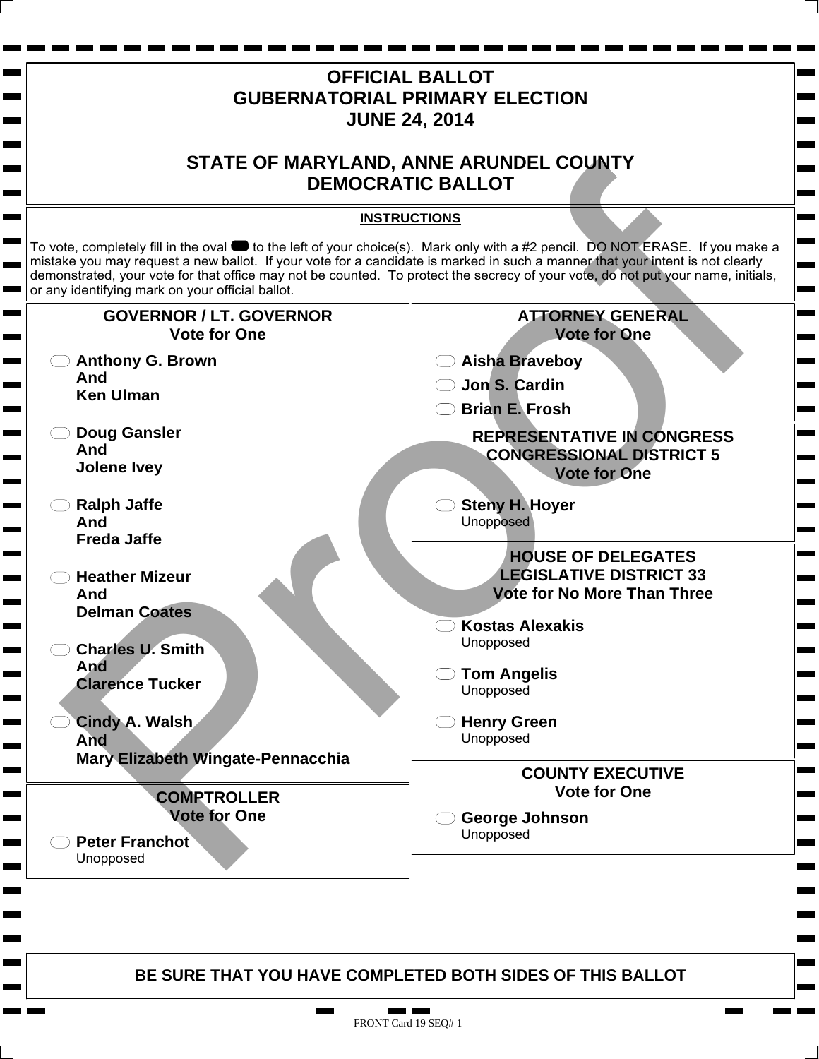# OFFICIAL BALLOT
# GUBERNATORIAL PRIMARY ELECTION
# JUNE 24, 2014

## STATE OF MARYLAND, ANNE ARUNDEL COUNTY
## DEMOCRATIC BALLOT

**INSTRUCTIONS**

To vote, completely fill in the oval to the left of your choice(s). Mark only with a #2 pencil. DO NOT ERASE. If you make a mistake you may request a new ballot. If your vote for a candidate is marked in such a manner that your intent is not clearly demonstrated, your vote for that office may not be counted. To protect the secrecy of your vote, do not put your name, initials, or any identifying mark on your official ballot.

### GOVERNOR / LT. GOVERNOR
**Vote for One**

- **Anthony G. Brown And Ken Ulman**
- **Doug Gansler And Jolene Ivey**
- **Ralph Jaffe And Freda Jaffe**
- **Heather Mizeur And Delman Coates**
- **Charles U. Smith And Clarence Tucker**
- **Cindy A. Walsh And Mary Elizabeth Wingate-Pennacchia**

### COMPTROLLER
**Vote for One**

- **Peter Franchot** Unopposed

### ATTORNEY GENERAL
**Vote for One**

- **Aisha Braveboy**
- **Jon S. Cardin**
- **Brian E. Frosh**

### REPRESENTATIVE IN CONGRESS CONGRESSIONAL DISTRICT 5
**Vote for One**

- **Steny H. Hoyer** Unopposed

### HOUSE OF DELEGATES LEGISLATIVE DISTRICT 33
**Vote for No More Than Three**

- **Kostas Alexakis** Unopposed
- **Tom Angelis** Unopposed
- **Henry Green** Unopposed

### COUNTY EXECUTIVE
**Vote for One**

- **George Johnson** Unopposed

**BE SURE THAT YOU HAVE COMPLETED BOTH SIDES OF THIS BALLOT**

FRONT Card 19 SEQ# 1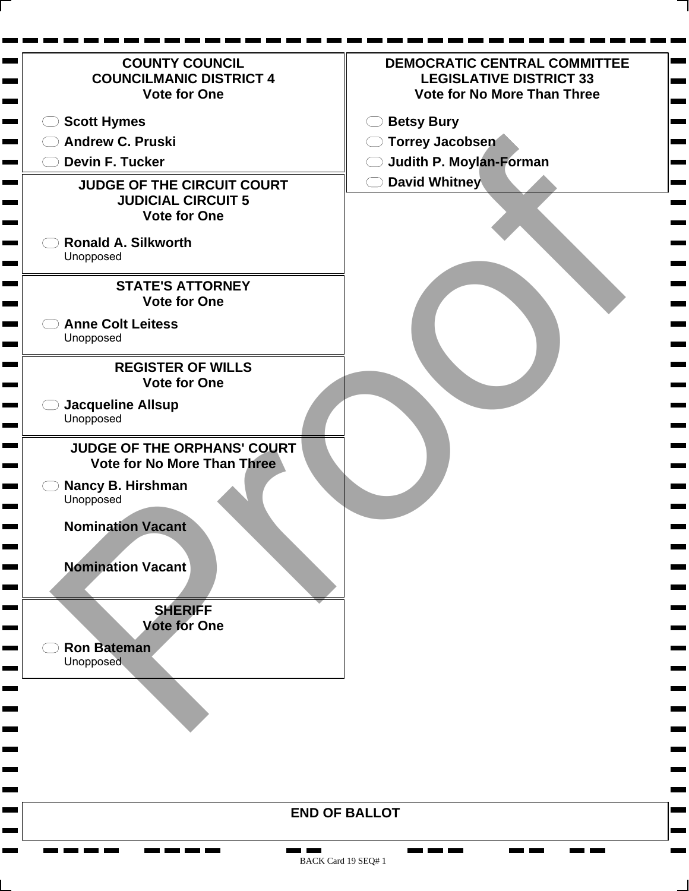## COUNTY COUNCIL
## COUNCILMANIC DISTRICT 4
**Vote for One**

- Scott Hymes
- Andrew C. Pruski
- Devin F. Tucker

## JUDGE OF THE CIRCUIT COURT
## JUDICIAL CIRCUIT 5
**Vote for One**

- Ronald A. Silkworth
  Unopposed

## STATE'S ATTORNEY
**Vote for One**

- Anne Colt Leitess
  Unopposed

## REGISTER OF WILLS
**Vote for One**

- Jacqueline Allsup
  Unopposed

## JUDGE OF THE ORPHANS' COURT
**Vote for No More Than Three**

- Nancy B. Hirshman
  Unopposed

**Nomination Vacant**

**Nomination Vacant**

## SHERIFF
**Vote for One**

- Ron Bateman
  Unopposed

## DEMOCRATIC CENTRAL COMMITTEE
## LEGISLATIVE DISTRICT 33
**Vote for No More Than Three**

- Betsy Bury
- Torrey Jacobsen
- Judith P. Moylan-Forman
- David Whitney

Proof

**END OF BALLOT**

BACK Card 19 SEQ# 1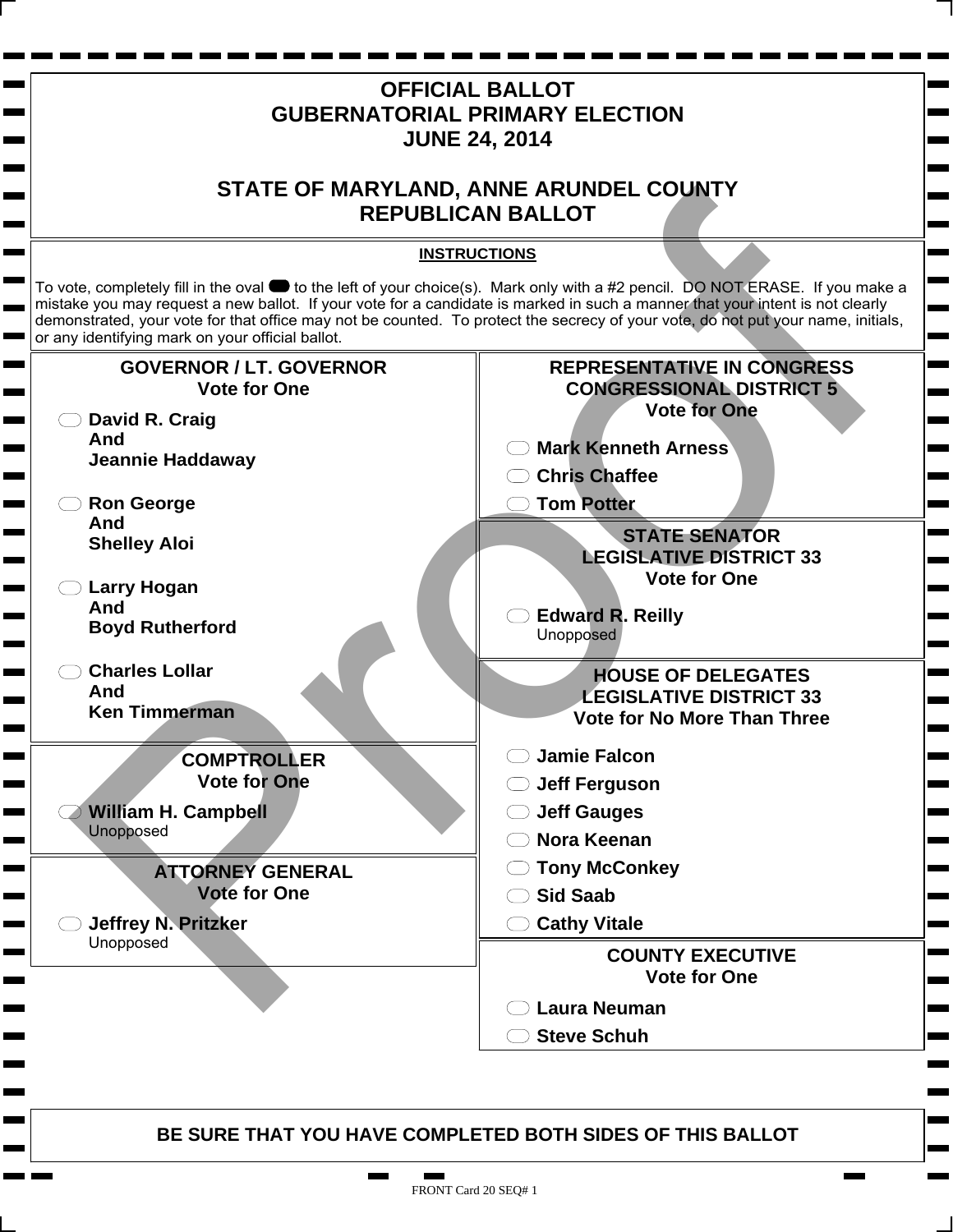# OFFICIAL BALLOT
# GUBERNATORIAL PRIMARY ELECTION
# JUNE 24, 2014

## STATE OF MARYLAND, ANNE ARUNDEL COUNTY
## REPUBLICAN BALLOT

**INSTRUCTIONS**

To vote, completely fill in the oval to the left of your choice(s). Mark only with a #2 pencil. DO NOT ERASE. If you make a mistake you may request a new ballot. If your vote for a candidate is marked in such a manner that your intent is not clearly demonstrated, your vote for that office may not be counted. To protect the secrecy of your vote, do not put your name, initials, or any identifying mark on your official ballot.

### GOVERNOR / LT. GOVERNOR
Vote for One

- **David R. Craig And Jeannie Haddaway**
- **Ron George And Shelley Aloi**
- **Larry Hogan And Boyd Rutherford**
- **Charles Lollar And Ken Timmerman**

### COMPTROLLER
Vote for One

- **William H. Campbell** Unopposed

### ATTORNEY GENERAL
Vote for One

- **Jeffrey N. Pritzker** Unopposed

### REPRESENTATIVE IN CONGRESS CONGRESSIONAL DISTRICT 5
Vote for One

- **Mark Kenneth Arness**
- **Chris Chaffee**
- **Tom Potter**

### STATE SENATOR LEGISLATIVE DISTRICT 33
Vote for One

- **Edward R. Reilly** Unopposed

### HOUSE OF DELEGATES LEGISLATIVE DISTRICT 33
Vote for No More Than Three

- **Jamie Falcon**
- **Jeff Ferguson**
- **Jeff Gauges**
- **Nora Keenan**
- **Tony McConkey**
- **Sid Saab**
- **Cathy Vitale**

### COUNTY EXECUTIVE
Vote for One

- **Laura Neuman**
- **Steve Schuh**

**BE SURE THAT YOU HAVE COMPLETED BOTH SIDES OF THIS BALLOT**

FRONT Card 20 SEQ# 1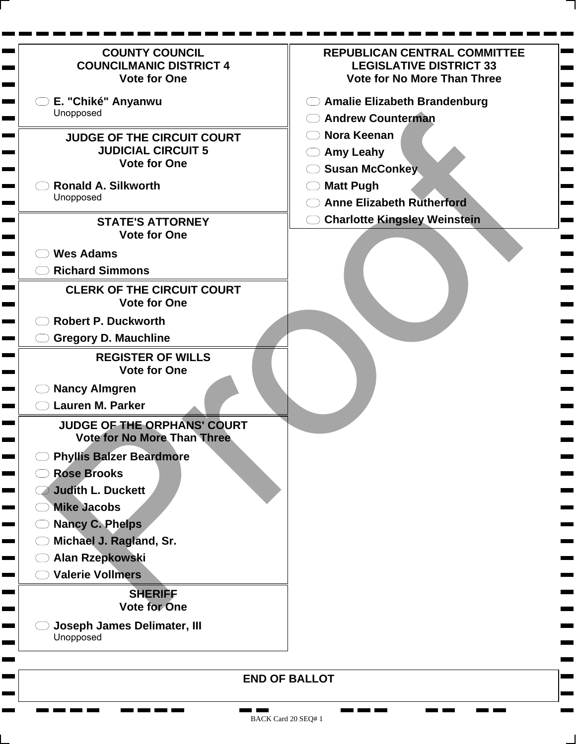## COUNTY COUNCIL
## COUNCILMANIC DISTRICT 4
Vote for One

- E. "Chiké" Anyanwu
  Unopposed

## JUDGE OF THE CIRCUIT COURT
## JUDICIAL CIRCUIT 5
Vote for One

- Ronald A. Silkworth
  Unopposed

## STATE'S ATTORNEY
Vote for One

- Wes Adams
- Richard Simmons

## CLERK OF THE CIRCUIT COURT
Vote for One

- Robert P. Duckworth
- Gregory D. Mauchline

## REGISTER OF WILLS
Vote for One

- Nancy Almgren
- Lauren M. Parker

## JUDGE OF THE ORPHANS' COURT
Vote for No More Than Three

- Phyllis Balzer Beardmore
- Rose Brooks
- Judith L. Duckett
- Mike Jacobs
- Nancy C. Phelps
- Michael J. Ragland, Sr.
- Alan Rzepkowski
- Valerie Vollmers

## SHERIFF
Vote for One

- Joseph James Delimater, III
  Unopposed

## REPUBLICAN CENTRAL COMMITTEE
## LEGISLATIVE DISTRICT 33
Vote for No More Than Three

- Amalie Elizabeth Brandenburg
- Andrew Counterman
- Nora Keenan
- Amy Leahy
- Susan McConkey
- Matt Pugh
- Anne Elizabeth Rutherford
- Charlotte Kingsley Weinstein

Proof

## END OF BALLOT

BACK Card 20 SEQ# 1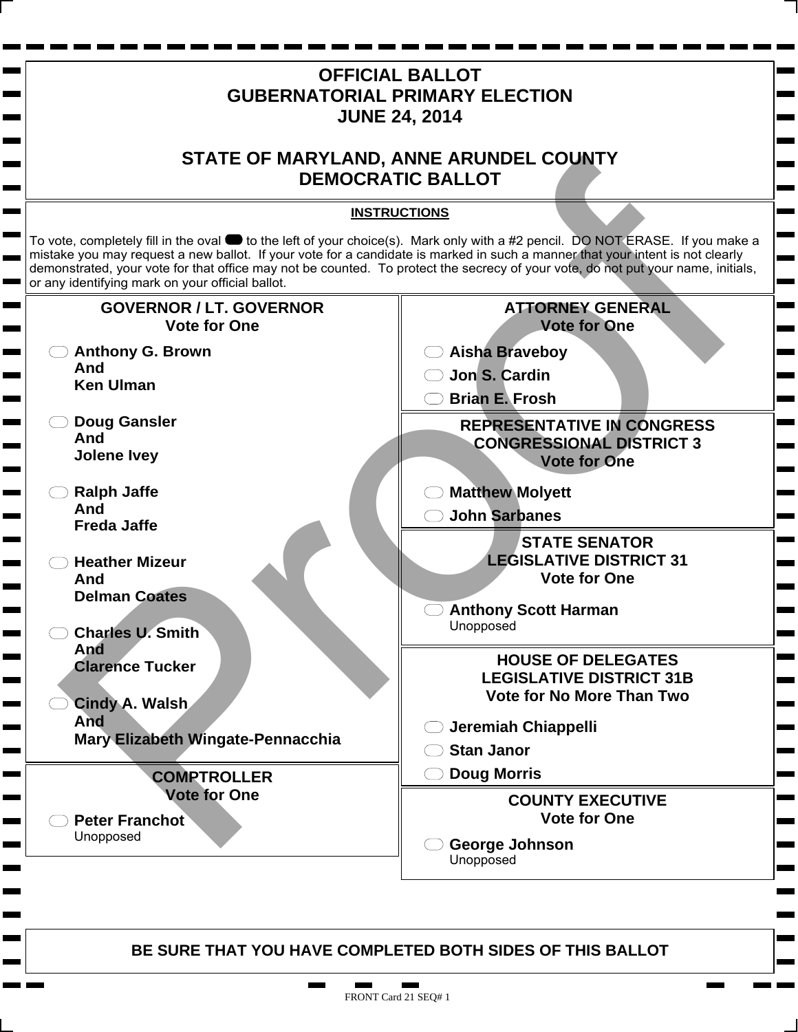# OFFICIAL BALLOT
# GUBERNATORIAL PRIMARY ELECTION
# JUNE 24, 2014

## STATE OF MARYLAND, ANNE ARUNDEL COUNTY
## DEMOCRATIC BALLOT

**INSTRUCTIONS**

To vote, completely fill in the oval to the left of your choice(s). Mark only with a #2 pencil. DO NOT ERASE. If you make a mistake you may request a new ballot. If your vote for a candidate is marked in such a manner that your intent is not clearly demonstrated, your vote for that office may not be counted. To protect the secrecy of your vote, do not put your name, initials, or any identifying mark on your official ballot.

### GOVERNOR / LT. GOVERNOR
**Vote for One**

- **Anthony G. Brown And Ken Ulman**
- **Doug Gansler And Jolene Ivey**
- **Ralph Jaffe And Freda Jaffe**
- **Heather Mizeur And Delman Coates**
- **Charles U. Smith And Clarence Tucker**
- **Cindy A. Walsh And Mary Elizabeth Wingate-Pennacchia**

### COMPTROLLER
**Vote for One**

- **Peter Franchot**
  Unopposed

### ATTORNEY GENERAL
**Vote for One**

- **Aisha Braveboy**
- **Jon S. Cardin**
- **Brian E. Frosh**

### REPRESENTATIVE IN CONGRESS CONGRESSIONAL DISTRICT 3
**Vote for One**

- **Matthew Molyett**
- **John Sarbanes**

### STATE SENATOR LEGISLATIVE DISTRICT 31
**Vote for One**

- **Anthony Scott Harman**
  Unopposed

### HOUSE OF DELEGATES LEGISLATIVE DISTRICT 31B
**Vote for No More Than Two**

- **Jeremiah Chiappelli**
- **Stan Janor**
- **Doug Morris**

### COUNTY EXECUTIVE
**Vote for One**

- **George Johnson**
  Unopposed

**BE SURE THAT YOU HAVE COMPLETED BOTH SIDES OF THIS BALLOT**

FRONT Card 21 SEQ# 1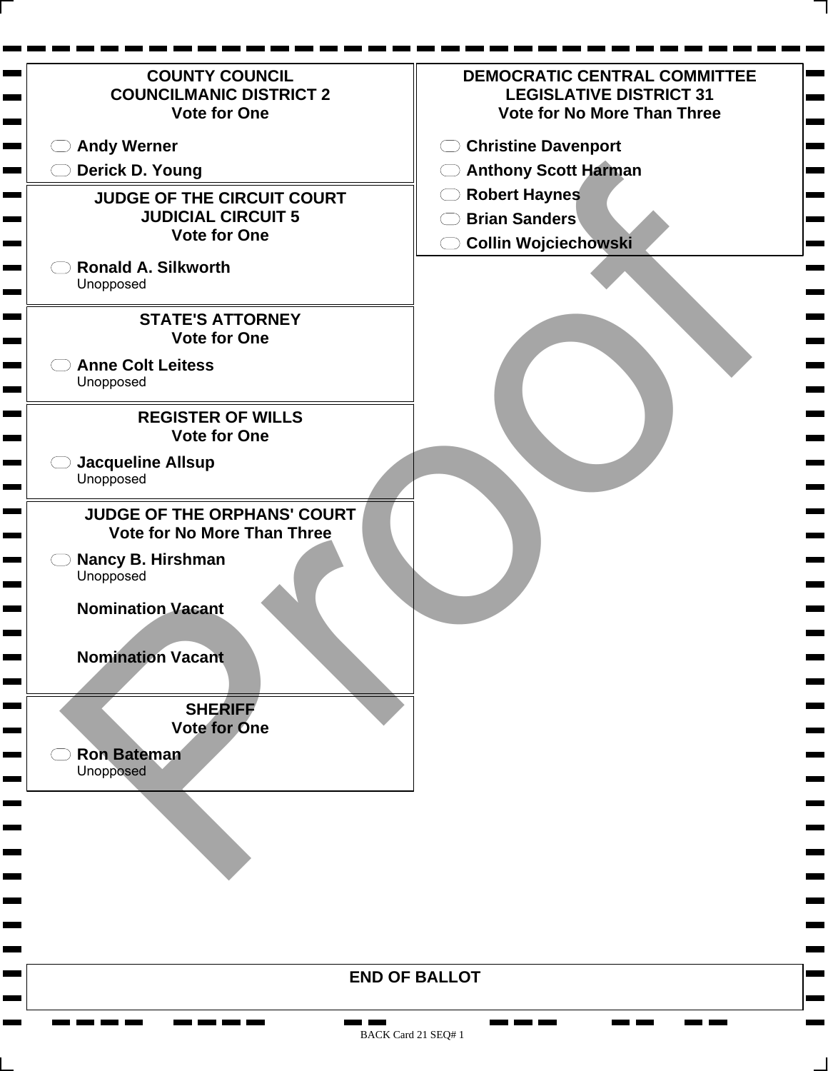## COUNTY COUNCIL
## COUNCILMANIC DISTRICT 2
**Vote for One**

- Andy Werner
- Derick D. Young

## JUDGE OF THE CIRCUIT COURT
## JUDICIAL CIRCUIT 5
**Vote for One**

- Ronald A. Silkworth
  Unopposed

## STATE'S ATTORNEY
**Vote for One**

- Anne Colt Leitess
  Unopposed

## REGISTER OF WILLS
**Vote for One**

- Jacqueline Allsup
  Unopposed

## JUDGE OF THE ORPHANS' COURT
**Vote for No More Than Three**

- Nancy B. Hirshman
  Unopposed

**Nomination Vacant**

**Nomination Vacant**

## SHERIFF
**Vote for One**

- Ron Bateman
  Unopposed

## DEMOCRATIC CENTRAL COMMITTEE
## LEGISLATIVE DISTRICT 31
**Vote for No More Than Three**

- Christine Davenport
- Anthony Scott Harman
- Robert Haynes
- Brian Sanders
- Collin Wojciechowski

**END OF BALLOT**

Proof

BACK Card 21 SEQ# 1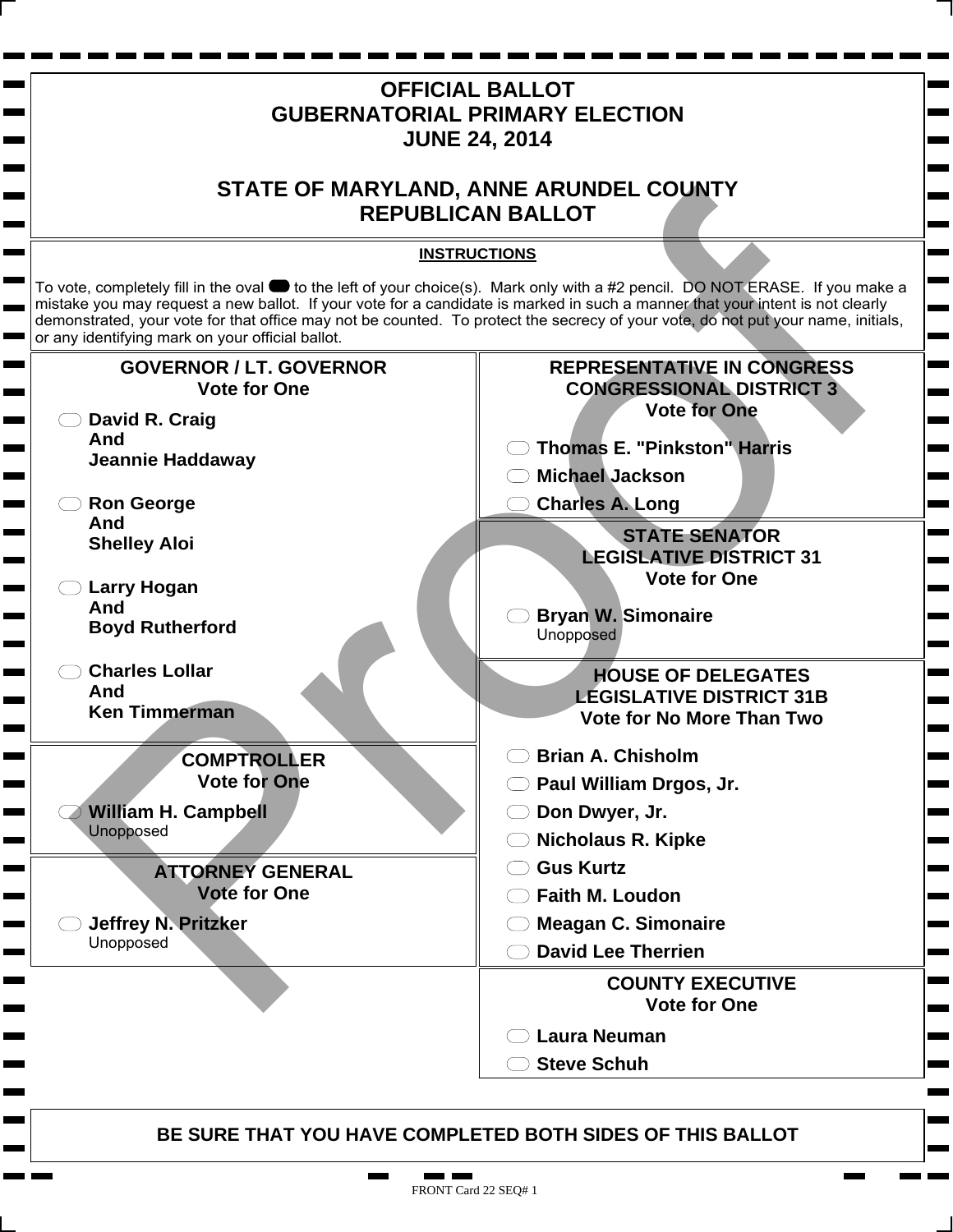# OFFICIAL BALLOT
# GUBERNATORIAL PRIMARY ELECTION
# JUNE 24, 2014

## STATE OF MARYLAND, ANNE ARUNDEL COUNTY
## REPUBLICAN BALLOT

**INSTRUCTIONS**

To vote, completely fill in the oval to the left of your choice(s). Mark only with a #2 pencil. DO NOT ERASE. If you make a mistake you may request a new ballot. If your vote for a candidate is marked in such a manner that your intent is not clearly demonstrated, your vote for that office may not be counted. To protect the secrecy of your vote, do not put your name, initials, or any identifying mark on your official ballot.

### GOVERNOR / LT. GOVERNOR
**Vote for One**

- **David R. Craig And Jeannie Haddaway**
- **Ron George And Shelley Aloi**
- **Larry Hogan And Boyd Rutherford**
- **Charles Lollar And Ken Timmerman**

### COMPTROLLER
**Vote for One**

- **William H. Campbell** Unopposed

### ATTORNEY GENERAL
**Vote for One**

- **Jeffrey N. Pritzker** Unopposed

### REPRESENTATIVE IN CONGRESS CONGRESSIONAL DISTRICT 3
**Vote for One**

- **Thomas E. "Pinkston" Harris**
- **Michael Jackson**
- **Charles A. Long**

### STATE SENATOR LEGISLATIVE DISTRICT 31
**Vote for One**

- **Bryan W. Simonaire** Unopposed

### HOUSE OF DELEGATES LEGISLATIVE DISTRICT 31B
**Vote for No More Than Two**

- **Brian A. Chisholm**
- **Paul William Drgos, Jr.**
- **Don Dwyer, Jr.**
- **Nicholaus R. Kipke**
- **Gus Kurtz**
- **Faith M. Loudon**
- **Meagan C. Simonaire**
- **David Lee Therrien**

### COUNTY EXECUTIVE
**Vote for One**

- **Laura Neuman**
- **Steve Schuh**

**BE SURE THAT YOU HAVE COMPLETED BOTH SIDES OF THIS BALLOT**

FRONT Card 22 SEQ# 1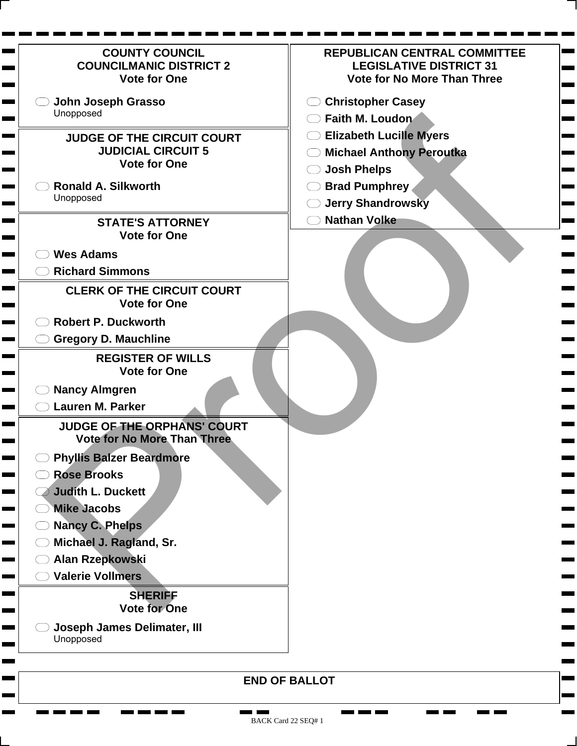## COUNTY COUNCIL
## COUNCILMANIC DISTRICT 2
**Vote for One**

- John Joseph Grasso
  Unopposed

## JUDGE OF THE CIRCUIT COURT
## JUDICIAL CIRCUIT 5
**Vote for One**

- Ronald A. Silkworth
  Unopposed

## STATE'S ATTORNEY
**Vote for One**

- Wes Adams
- Richard Simmons

## CLERK OF THE CIRCUIT COURT
**Vote for One**

- Robert P. Duckworth
- Gregory D. Mauchline

## REGISTER OF WILLS
**Vote for One**

- Nancy Almgren
- Lauren M. Parker

## JUDGE OF THE ORPHANS' COURT
**Vote for No More Than Three**

- Phyllis Balzer Beardmore
- Rose Brooks
- Judith L. Duckett
- Mike Jacobs
- Nancy C. Phelps
- Michael J. Ragland, Sr.
- Alan Rzepkowski
- Valerie Vollmers

## SHERIFF
**Vote for One**

- Joseph James Delimater, III
  Unopposed

## REPUBLICAN CENTRAL COMMITTEE
## LEGISLATIVE DISTRICT 31
**Vote for No More Than Three**

- Christopher Casey
- Faith M. Loudon
- Elizabeth Lucille Myers
- Michael Anthony Peroutka
- Josh Phelps
- Brad Pumphrey
- Jerry Shandrowsky
- Nathan Volke

**END OF BALLOT**

Proof

BACK Card 22 SEQ# 1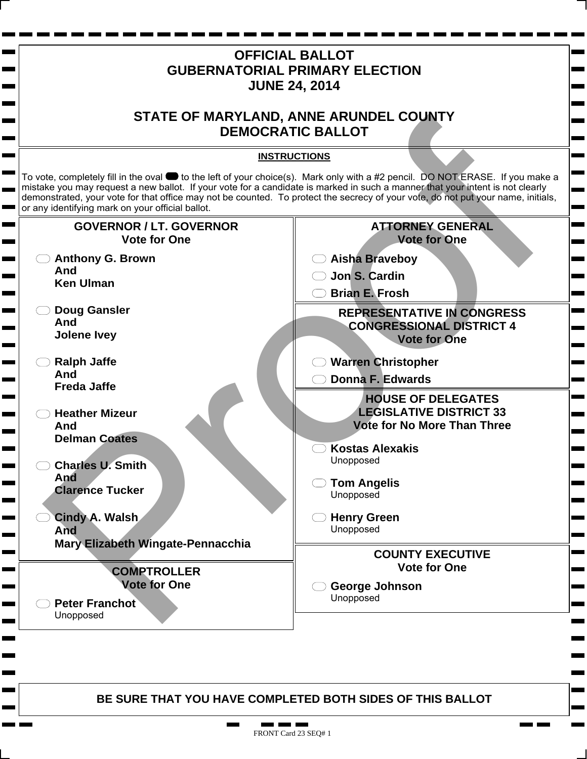# OFFICIAL BALLOT
# GUBERNATORIAL PRIMARY ELECTION
# JUNE 24, 2014

## STATE OF MARYLAND, ANNE ARUNDEL COUNTY
## DEMOCRATIC BALLOT

**INSTRUCTIONS**

To vote, completely fill in the oval to the left of your choice(s). Mark only with a #2 pencil. DO NOT ERASE. If you make a mistake you may request a new ballot. If your vote for a candidate is marked in such a manner that your intent is not clearly demonstrated, your vote for that office may not be counted. To protect the secrecy of your vote, do not put your name, initials, or any identifying mark on your official ballot.

### GOVERNOR / LT. GOVERNOR
**Vote for One**

- **Anthony G. Brown And Ken Ulman**
- **Doug Gansler And Jolene Ivey**
- **Ralph Jaffe And Freda Jaffe**
- **Heather Mizeur And Delman Coates**
- **Charles U. Smith And Clarence Tucker**
- **Cindy A. Walsh And Mary Elizabeth Wingate-Pennacchia**

### COMPTROLLER
**Vote for One**

- **Peter Franchot** Unopposed

### ATTORNEY GENERAL
**Vote for One**

- **Aisha Braveboy**
- **Jon S. Cardin**
- **Brian E. Frosh**

### REPRESENTATIVE IN CONGRESS CONGRESSIONAL DISTRICT 4
**Vote for One**

- **Warren Christopher**
- **Donna F. Edwards**

### HOUSE OF DELEGATES LEGISLATIVE DISTRICT 33
**Vote for No More Than Three**

- **Kostas Alexakis** Unopposed
- **Tom Angelis** Unopposed
- **Henry Green** Unopposed

### COUNTY EXECUTIVE
**Vote for One**

- **George Johnson** Unopposed

**BE SURE THAT YOU HAVE COMPLETED BOTH SIDES OF THIS BALLOT**

FRONT Card 23 SEQ# 1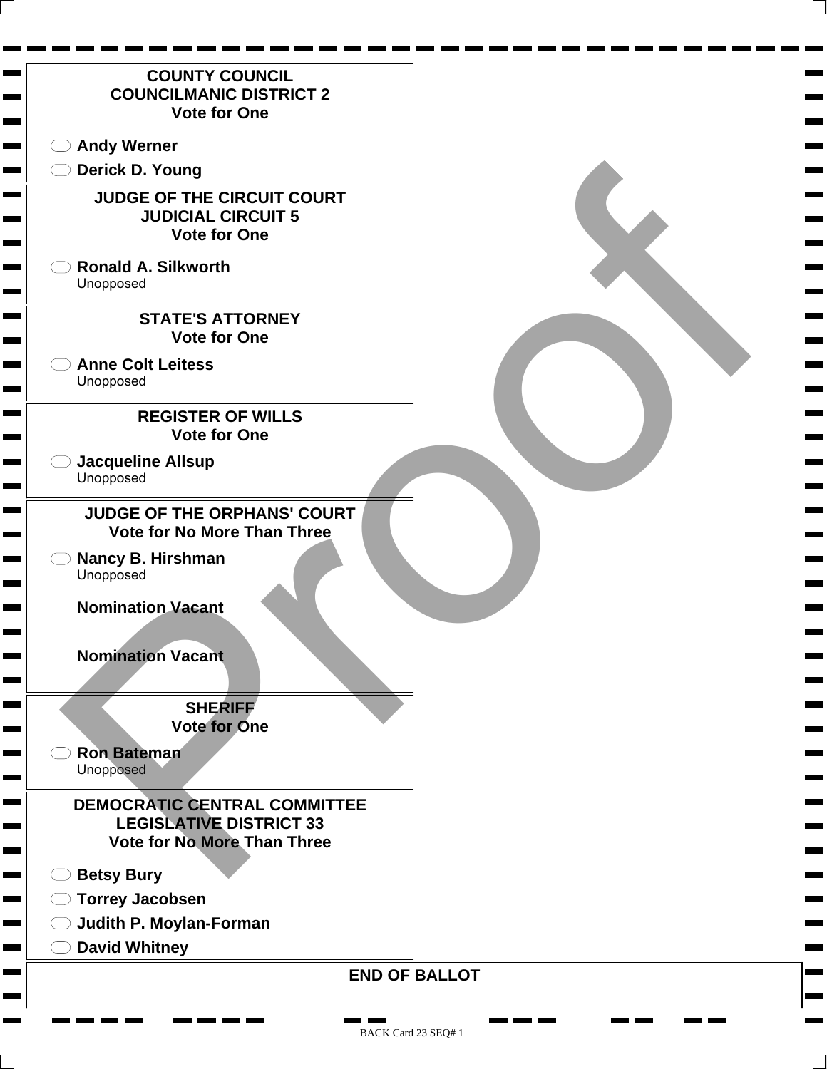## COUNTY COUNCIL
## COUNCILMANIC DISTRICT 2
**Vote for One**

- Andy Werner
- Derick D. Young

## JUDGE OF THE CIRCUIT COURT
## JUDICIAL CIRCUIT 5
**Vote for One**

- Ronald A. Silkworth
  Unopposed

## STATE'S ATTORNEY
**Vote for One**

- Anne Colt Leitess
  Unopposed

## REGISTER OF WILLS
**Vote for One**

- Jacqueline Allsup
  Unopposed

## JUDGE OF THE ORPHANS' COURT
**Vote for No More Than Three**

- Nancy B. Hirshman
  Unopposed

**Nomination Vacant**

**Nomination Vacant**

## SHERIFF
**Vote for One**

- Ron Bateman
  Unopposed

## DEMOCRATIC CENTRAL COMMITTEE
## LEGISLATIVE DISTRICT 33
**Vote for No More Than Three**

- Betsy Bury
- Torrey Jacobsen
- Judith P. Moylan-Forman
- David Whitney

**END OF BALLOT**

Proof

BACK Card 23 SEQ# 1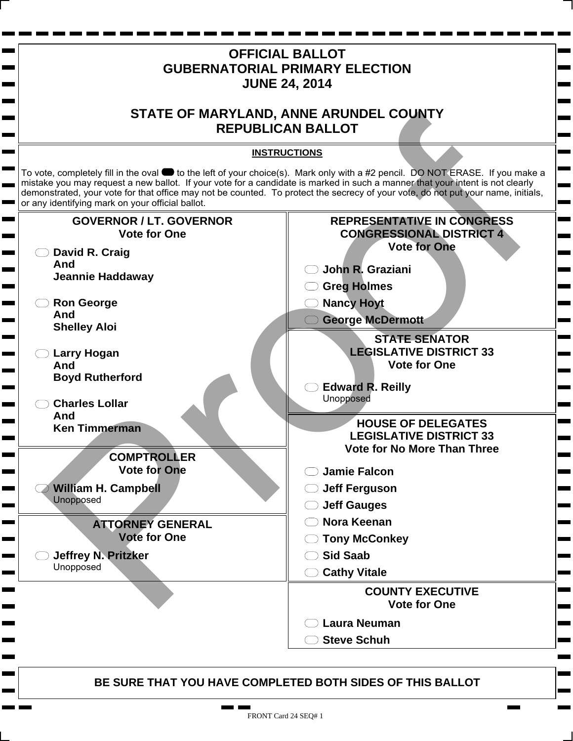# OFFICIAL BALLOT
# GUBERNATORIAL PRIMARY ELECTION
# JUNE 24, 2014

## STATE OF MARYLAND, ANNE ARUNDEL COUNTY
## REPUBLICAN BALLOT

**INSTRUCTIONS**

To vote, completely fill in the oval to the left of your choice(s). Mark only with a #2 pencil. DO NOT ERASE. If you make a mistake you may request a new ballot. If your vote for a candidate is marked in such a manner that your intent is not clearly demonstrated, your vote for that office may not be counted. To protect the secrecy of your vote, do not put your name, initials, or any identifying mark on your official ballot.

### GOVERNOR / LT. GOVERNOR
Vote for One

- **David R. Craig And Jeannie Haddaway**
- **Ron George And Shelley Aloi**
- **Larry Hogan And Boyd Rutherford**
- **Charles Lollar And Ken Timmerman**

### COMPTROLLER
Vote for One

- **William H. Campbell** Unopposed

### ATTORNEY GENERAL
Vote for One

- **Jeffrey N. Pritzker** Unopposed

### REPRESENTATIVE IN CONGRESS CONGRESSIONAL DISTRICT 4
Vote for One

- **John R. Graziani**
- **Greg Holmes**
- **Nancy Hoyt**
- **George McDermott**

### STATE SENATOR LEGISLATIVE DISTRICT 33
Vote for One

- **Edward R. Reilly** Unopposed

### HOUSE OF DELEGATES LEGISLATIVE DISTRICT 33
Vote for No More Than Three

- **Jamie Falcon**
- **Jeff Ferguson**
- **Jeff Gauges**
- **Nora Keenan**
- **Tony McConkey**
- **Sid Saab**
- **Cathy Vitale**

### COUNTY EXECUTIVE
Vote for One

- **Laura Neuman**
- **Steve Schuh**

**BE SURE THAT YOU HAVE COMPLETED BOTH SIDES OF THIS BALLOT**

FRONT Card 24 SEQ# 1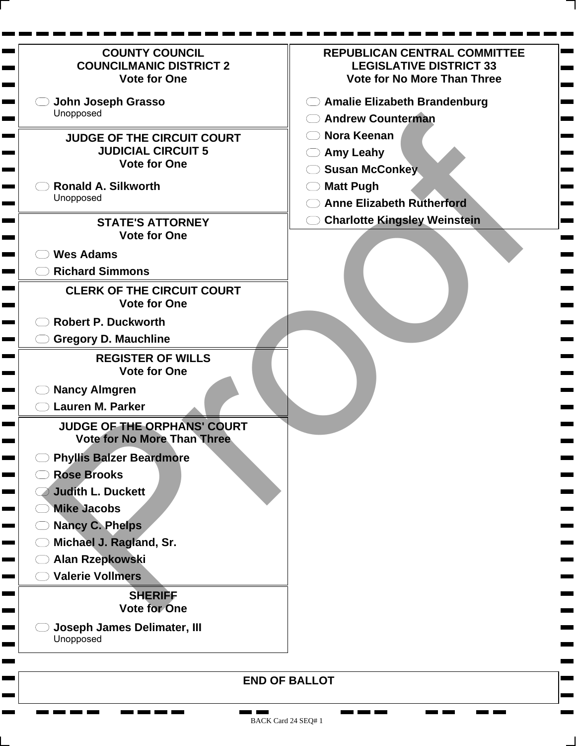## COUNTY COUNCIL
## COUNCILMANIC DISTRICT 2
### Vote for One

- **John Joseph Grasso**
  Unopposed

## JUDGE OF THE CIRCUIT COURT
## JUDICIAL CIRCUIT 5
### Vote for One

- **Ronald A. Silkworth**
  Unopposed

## STATE'S ATTORNEY
### Vote for One

- **Wes Adams**
- **Richard Simmons**

## CLERK OF THE CIRCUIT COURT
### Vote for One

- **Robert P. Duckworth**
- **Gregory D. Mauchline**

## REGISTER OF WILLS
### Vote for One

- **Nancy Almgren**
- **Lauren M. Parker**

## JUDGE OF THE ORPHANS' COURT
### Vote for No More Than Three

- **Phyllis Balzer Beardmore**
- **Rose Brooks**
- **Judith L. Duckett**
- **Mike Jacobs**
- **Nancy C. Phelps**
- **Michael J. Ragland, Sr.**
- **Alan Rzepkowski**
- **Valerie Vollmers**

## SHERIFF
### Vote for One

- **Joseph James Delimater, III**
  Unopposed

## REPUBLICAN CENTRAL COMMITTEE
## LEGISLATIVE DISTRICT 33
### Vote for No More Than Three

- **Amalie Elizabeth Brandenburg**
- **Andrew Counterman**
- **Nora Keenan**
- **Amy Leahy**
- **Susan McConkey**
- **Matt Pugh**
- **Anne Elizabeth Rutherford**
- **Charlotte Kingsley Weinstein**

Proof

**END OF BALLOT**

BACK Card 24 SEQ# 1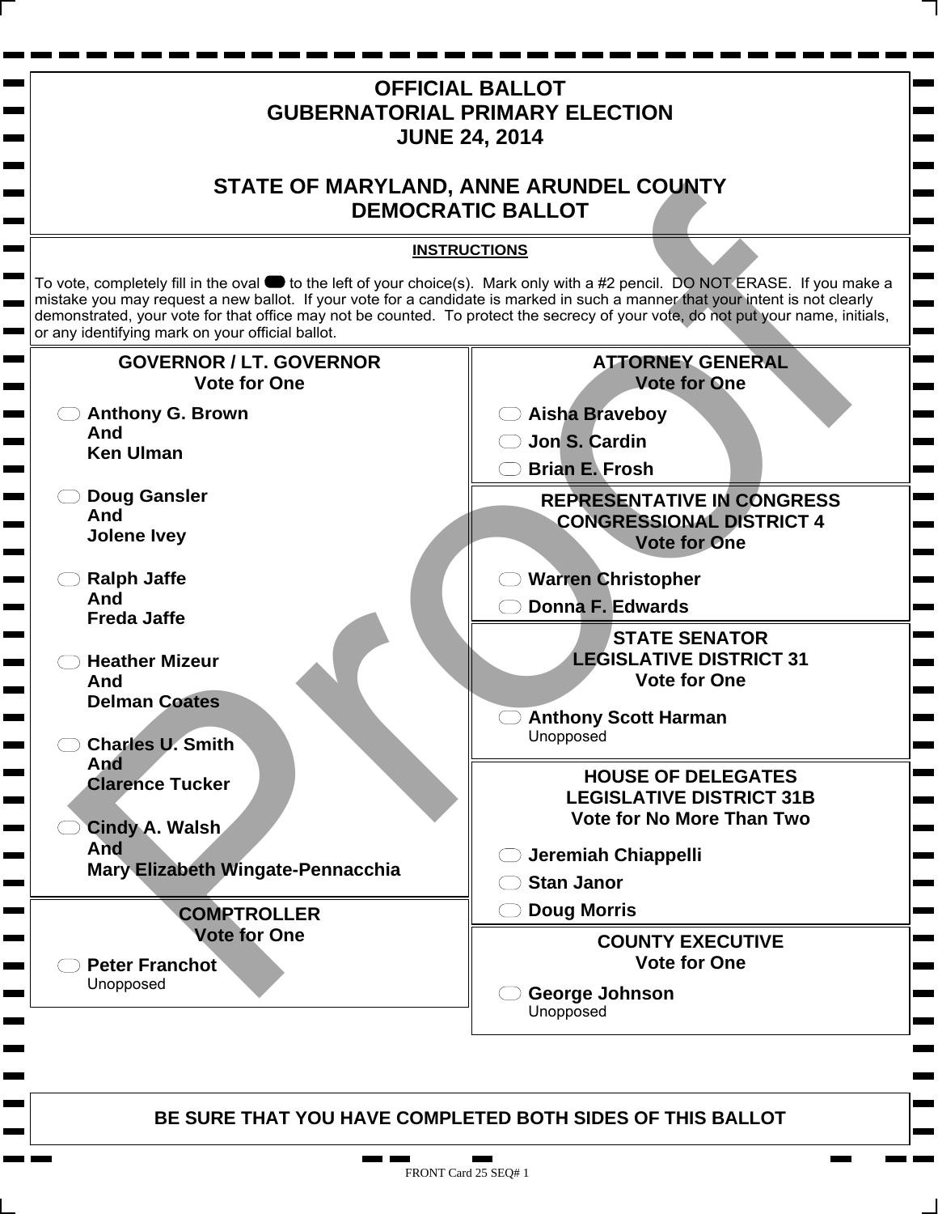# OFFICIAL BALLOT
# GUBERNATORIAL PRIMARY ELECTION
# JUNE 24, 2014

# STATE OF MARYLAND, ANNE ARUNDEL COUNTY
# DEMOCRATIC BALLOT

**INSTRUCTIONS**

To vote, completely fill in the oval to the left of your choice(s). Mark only with a #2 pencil. DO NOT ERASE. If you make a mistake you may request a new ballot. If your vote for a candidate is marked in such a manner that your intent is not clearly demonstrated, your vote for that office may not be counted. To protect the secrecy of your vote, do not put your name, initials, or any identifying mark on your official ballot.

## GOVERNOR / LT. GOVERNOR
**Vote for One**

- **Anthony G. Brown And Ken Ulman**
- **Doug Gansler And Jolene Ivey**
- **Ralph Jaffe And Freda Jaffe**
- **Heather Mizeur And Delman Coates**
- **Charles U. Smith And Clarence Tucker**
- **Cindy A. Walsh And Mary Elizabeth Wingate-Pennacchia**

## COMPTROLLER
**Vote for One**

- **Peter Franchot** Unopposed

## ATTORNEY GENERAL
**Vote for One**

- **Aisha Braveboy**
- **Jon S. Cardin**
- **Brian E. Frosh**

## REPRESENTATIVE IN CONGRESS CONGRESSIONAL DISTRICT 4
**Vote for One**

- **Warren Christopher**
- **Donna F. Edwards**

## STATE SENATOR LEGISLATIVE DISTRICT 31
**Vote for One**

- **Anthony Scott Harman** Unopposed

## HOUSE OF DELEGATES LEGISLATIVE DISTRICT 31B
**Vote for No More Than Two**

- **Jeremiah Chiappelli**
- **Stan Janor**
- **Doug Morris**

## COUNTY EXECUTIVE
**Vote for One**

- **George Johnson** Unopposed

**BE SURE THAT YOU HAVE COMPLETED BOTH SIDES OF THIS BALLOT**

FRONT Card 25 SEQ# 1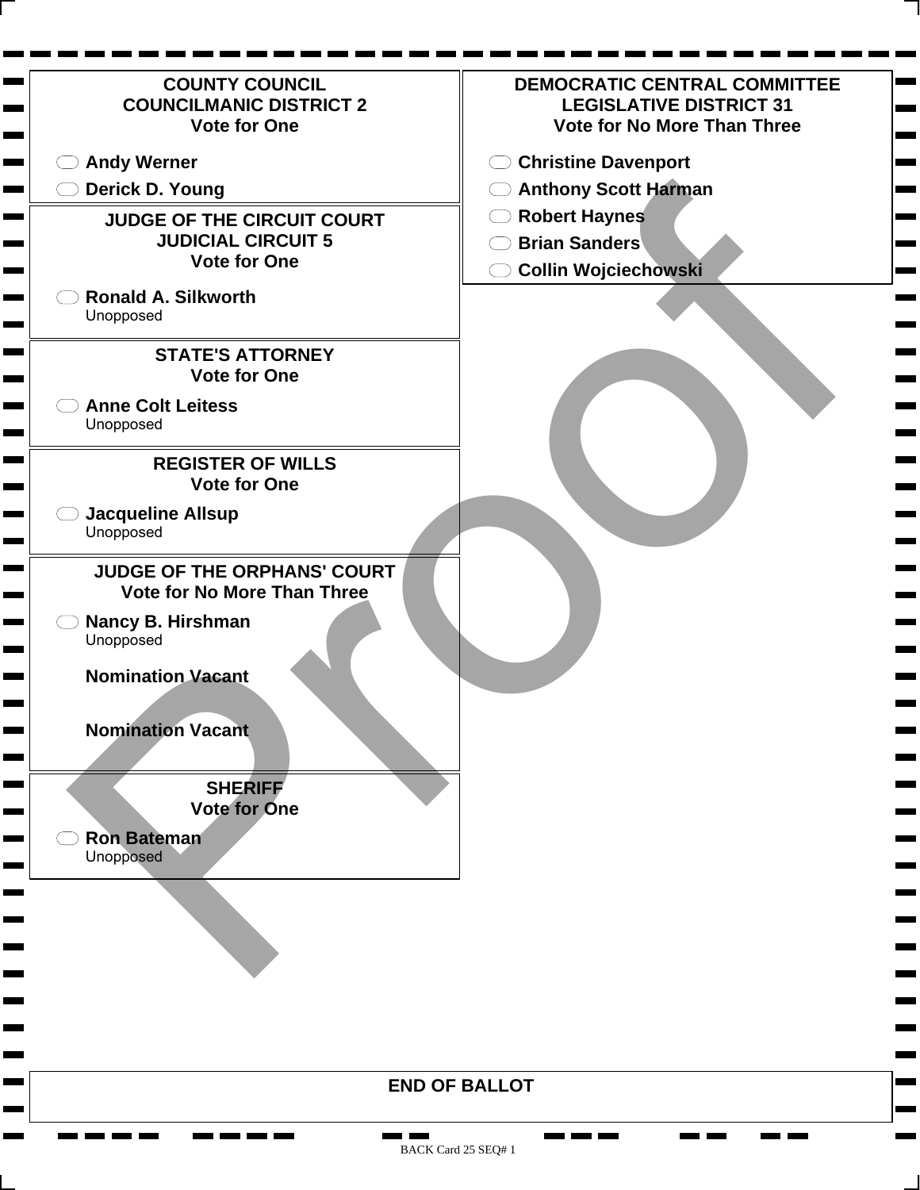## COUNTY COUNCIL
## COUNCILMANIC DISTRICT 2
**Vote for One**

- Andy Werner
- Derick D. Young

## JUDGE OF THE CIRCUIT COURT
## JUDICIAL CIRCUIT 5
**Vote for One**

- Ronald A. Silkworth
  Unopposed

## STATE'S ATTORNEY
**Vote for One**

- Anne Colt Leitess
  Unopposed

## REGISTER OF WILLS
**Vote for One**

- Jacqueline Allsup
  Unopposed

## JUDGE OF THE ORPHANS' COURT
**Vote for No More Than Three**

- Nancy B. Hirshman
  Unopposed

**Nomination Vacant**

**Nomination Vacant**

## SHERIFF
**Vote for One**

- Ron Bateman
  Unopposed

## DEMOCRATIC CENTRAL COMMITTEE
## LEGISLATIVE DISTRICT 31
**Vote for No More Than Three**

- Christine Davenport
- Anthony Scott Harman
- Robert Haynes
- Brian Sanders
- Collin Wojciechowski

**END OF BALLOT**

Proof

BACK Card 25 SEQ# 1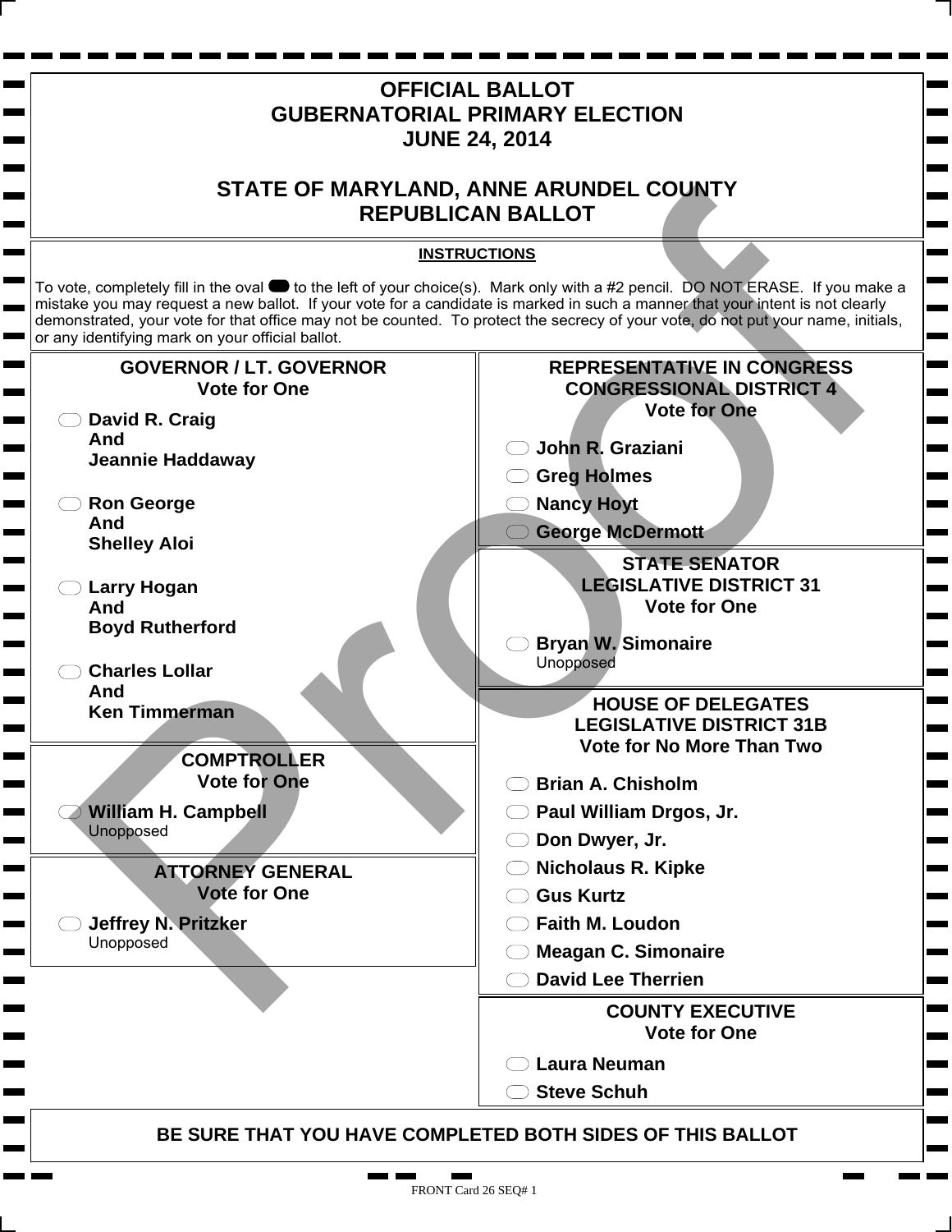# OFFICIAL BALLOT
# GUBERNATORIAL PRIMARY ELECTION
# JUNE 24, 2014

## STATE OF MARYLAND, ANNE ARUNDEL COUNTY
## REPUBLICAN BALLOT

**INSTRUCTIONS**

To vote, completely fill in the oval to the left of your choice(s). Mark only with a #2 pencil. DO NOT ERASE. If you make a mistake you may request a new ballot. If your vote for a candidate is marked in such a manner that your intent is not clearly demonstrated, your vote for that office may not be counted. To protect the secrecy of your vote, do not put your name, initials, or any identifying mark on your official ballot.

### GOVERNOR / LT. GOVERNOR
**Vote for One**

- **David R. Craig And Jeannie Haddaway**
- **Ron George And Shelley Aloi**
- **Larry Hogan And Boyd Rutherford**
- **Charles Lollar And Ken Timmerman**

### COMPTROLLER
**Vote for One**

- **William H. Campbell** Unopposed

### ATTORNEY GENERAL
**Vote for One**

- **Jeffrey N. Pritzker** Unopposed

### REPRESENTATIVE IN CONGRESS CONGRESSIONAL DISTRICT 4
**Vote for One**

- **John R. Graziani**
- **Greg Holmes**
- **Nancy Hoyt**
- **George McDermott**

### STATE SENATOR LEGISLATIVE DISTRICT 31
**Vote for One**

- **Bryan W. Simonaire** Unopposed

### HOUSE OF DELEGATES LEGISLATIVE DISTRICT 31B
**Vote for No More Than Two**

- **Brian A. Chisholm**
- **Paul William Drgos, Jr.**
- **Don Dwyer, Jr.**
- **Nicholaus R. Kipke**
- **Gus Kurtz**
- **Faith M. Loudon**
- **Meagan C. Simonaire**
- **David Lee Therrien**

### COUNTY EXECUTIVE
**Vote for One**

- **Laura Neuman**
- **Steve Schuh**

**BE SURE THAT YOU HAVE COMPLETED BOTH SIDES OF THIS BALLOT**

FRONT Card 26 SEQ# 1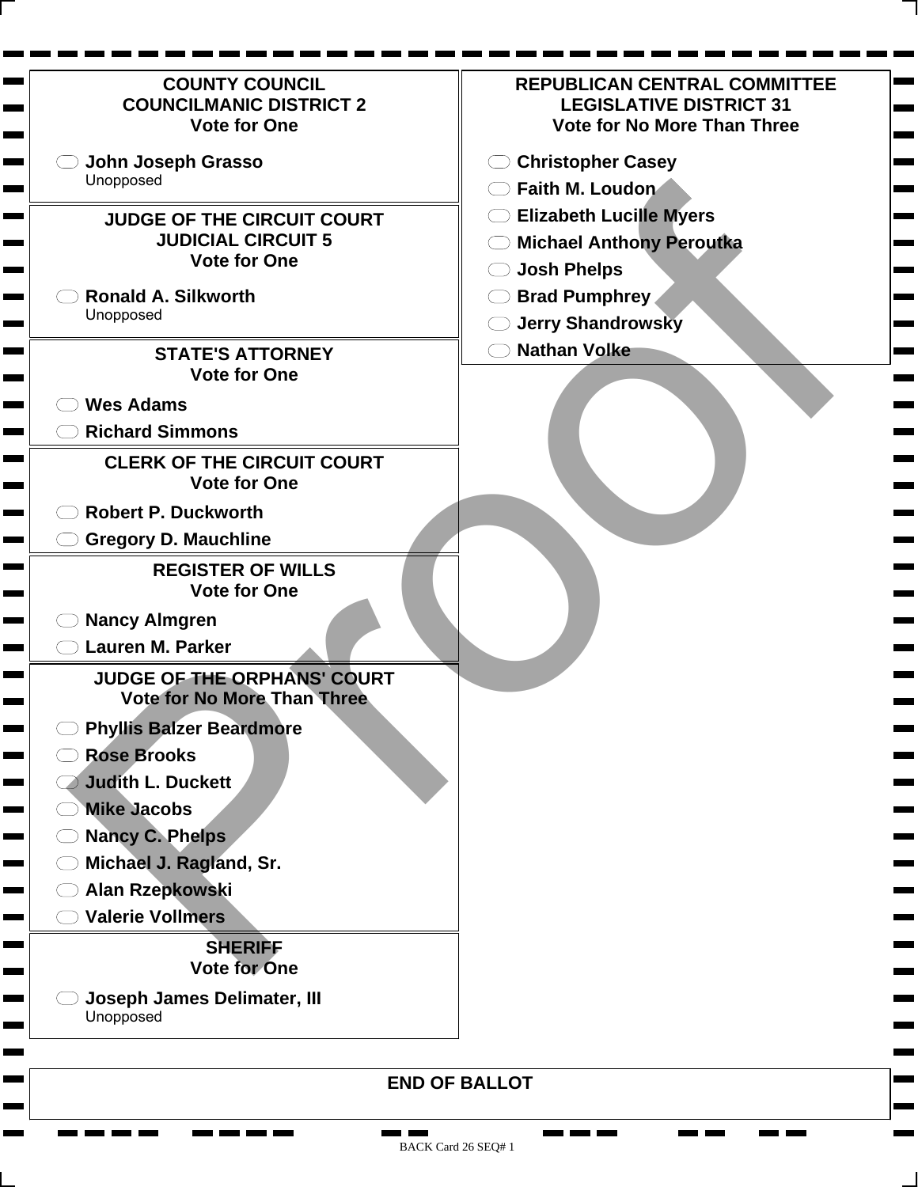## COUNTY COUNCIL
## COUNCILMANIC DISTRICT 2
### Vote for One

- John Joseph Grasso
  Unopposed

## JUDGE OF THE CIRCUIT COURT
## JUDICIAL CIRCUIT 5
### Vote for One

- Ronald A. Silkworth
  Unopposed

## STATE'S ATTORNEY
### Vote for One

- Wes Adams
- Richard Simmons

## CLERK OF THE CIRCUIT COURT
### Vote for One

- Robert P. Duckworth
- Gregory D. Mauchline

## REGISTER OF WILLS
### Vote for One

- Nancy Almgren
- Lauren M. Parker

## JUDGE OF THE ORPHANS' COURT
### Vote for No More Than Three

- Phyllis Balzer Beardmore
- Rose Brooks
- Judith L. Duckett
- Mike Jacobs
- Nancy C. Phelps
- Michael J. Ragland, Sr.
- Alan Rzepkowski
- Valerie Vollmers

## SHERIFF
### Vote for One

- Joseph James Delimater, III
  Unopposed

## REPUBLICAN CENTRAL COMMITTEE
## LEGISLATIVE DISTRICT 31
### Vote for No More Than Three

- Christopher Casey
- Faith M. Loudon
- Elizabeth Lucille Myers
- Michael Anthony Peroutka
- Josh Phelps
- Brad Pumphrey
- Jerry Shandrowsky
- Nathan Volke

**END OF BALLOT**

Proof

BACK Card 26 SEQ# 1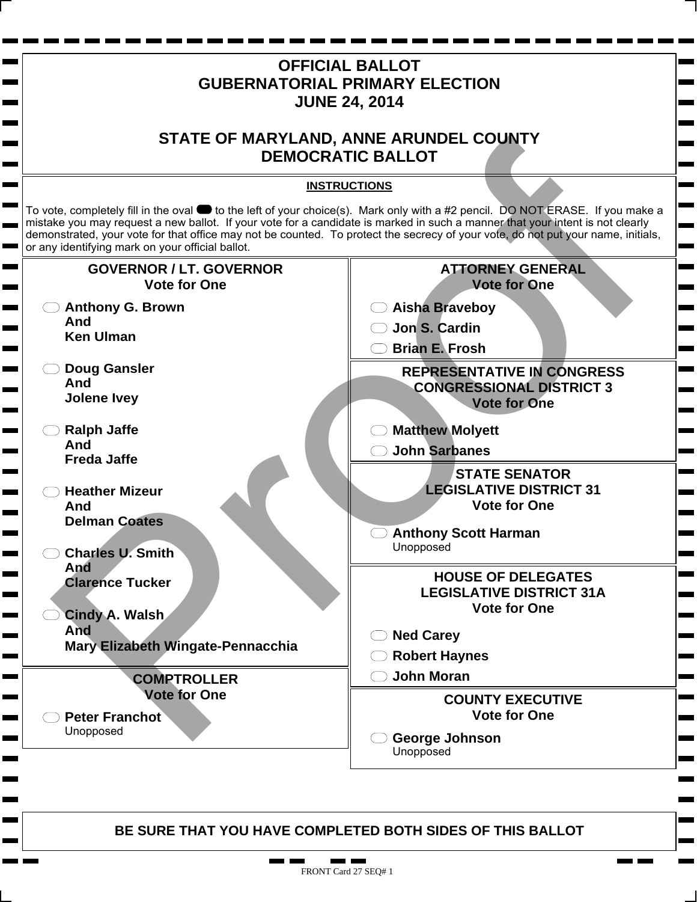# OFFICIAL BALLOT
# GUBERNATORIAL PRIMARY ELECTION
# JUNE 24, 2014

## STATE OF MARYLAND, ANNE ARUNDEL COUNTY
## DEMOCRATIC BALLOT

**INSTRUCTIONS**

To vote, completely fill in the oval to the left of your choice(s). Mark only with a #2 pencil. DO NOT ERASE. If you make a mistake you may request a new ballot. If your vote for a candidate is marked in such a manner that your intent is not clearly demonstrated, your vote for that office may not be counted. To protect the secrecy of your vote, do not put your name, initials, or any identifying mark on your official ballot.

### GOVERNOR / LT. GOVERNOR
**Vote for One**

- **Anthony G. Brown And Ken Ulman**
- **Doug Gansler And Jolene Ivey**
- **Ralph Jaffe And Freda Jaffe**
- **Heather Mizeur And Delman Coates**
- **Charles U. Smith And Clarence Tucker**
- **Cindy A. Walsh And Mary Elizabeth Wingate-Pennacchia**

### COMPTROLLER
**Vote for One**

- **Peter Franchot**
  Unopposed

### ATTORNEY GENERAL
**Vote for One**

- **Aisha Braveboy**
- **Jon S. Cardin**
- **Brian E. Frosh**

### REPRESENTATIVE IN CONGRESS
### CONGRESSIONAL DISTRICT 3
**Vote for One**

- **Matthew Molyett**
- **John Sarbanes**

### STATE SENATOR
### LEGISLATIVE DISTRICT 31
**Vote for One**

- **Anthony Scott Harman**
  Unopposed

### HOUSE OF DELEGATES
### LEGISLATIVE DISTRICT 31A
**Vote for One**

- **Ned Carey**
- **Robert Haynes**
- **John Moran**

### COUNTY EXECUTIVE
**Vote for One**

- **George Johnson**
  Unopposed

**BE SURE THAT YOU HAVE COMPLETED BOTH SIDES OF THIS BALLOT**

FRONT Card 27 SEQ# 1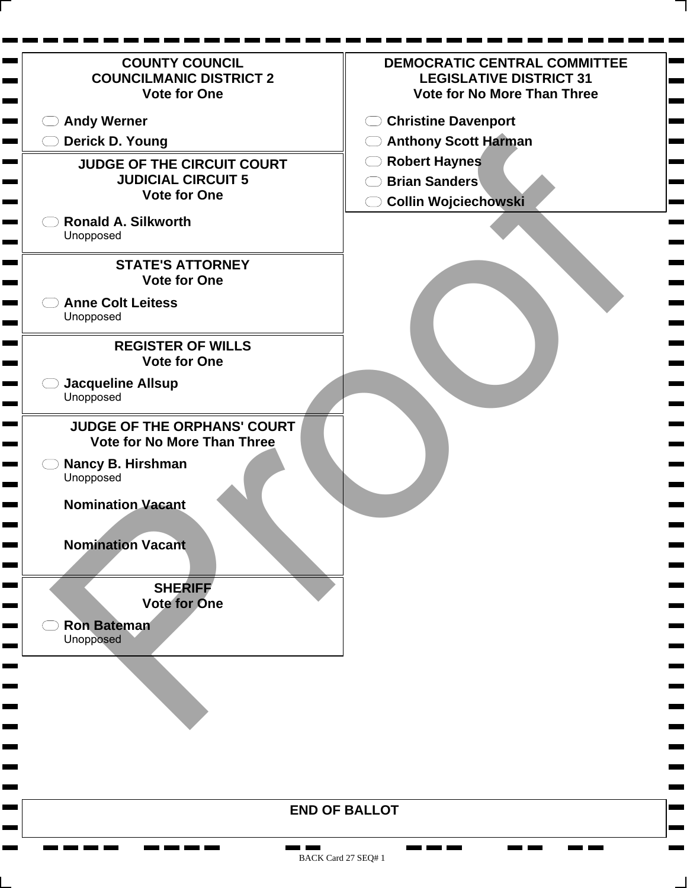## COUNTY COUNCIL
## COUNCILMANIC DISTRICT 2
**Vote for One**

- Andy Werner
- Derick D. Young

## JUDGE OF THE CIRCUIT COURT
## JUDICIAL CIRCUIT 5
**Vote for One**

- Ronald A. Silkworth
  Unopposed

## STATE'S ATTORNEY
**Vote for One**

- Anne Colt Leitess
  Unopposed

## REGISTER OF WILLS
**Vote for One**

- Jacqueline Allsup
  Unopposed

## JUDGE OF THE ORPHANS' COURT
**Vote for No More Than Three**

- Nancy B. Hirshman
  Unopposed

**Nomination Vacant**

**Nomination Vacant**

## SHERIFF
**Vote for One**

- Ron Bateman
  Unopposed

## DEMOCRATIC CENTRAL COMMITTEE
## LEGISLATIVE DISTRICT 31
**Vote for No More Than Three**

- Christine Davenport
- Anthony Scott Harman
- Robert Haynes
- Brian Sanders
- Collin Wojciechowski

Proof

**END OF BALLOT**

BACK Card 27 SEQ# 1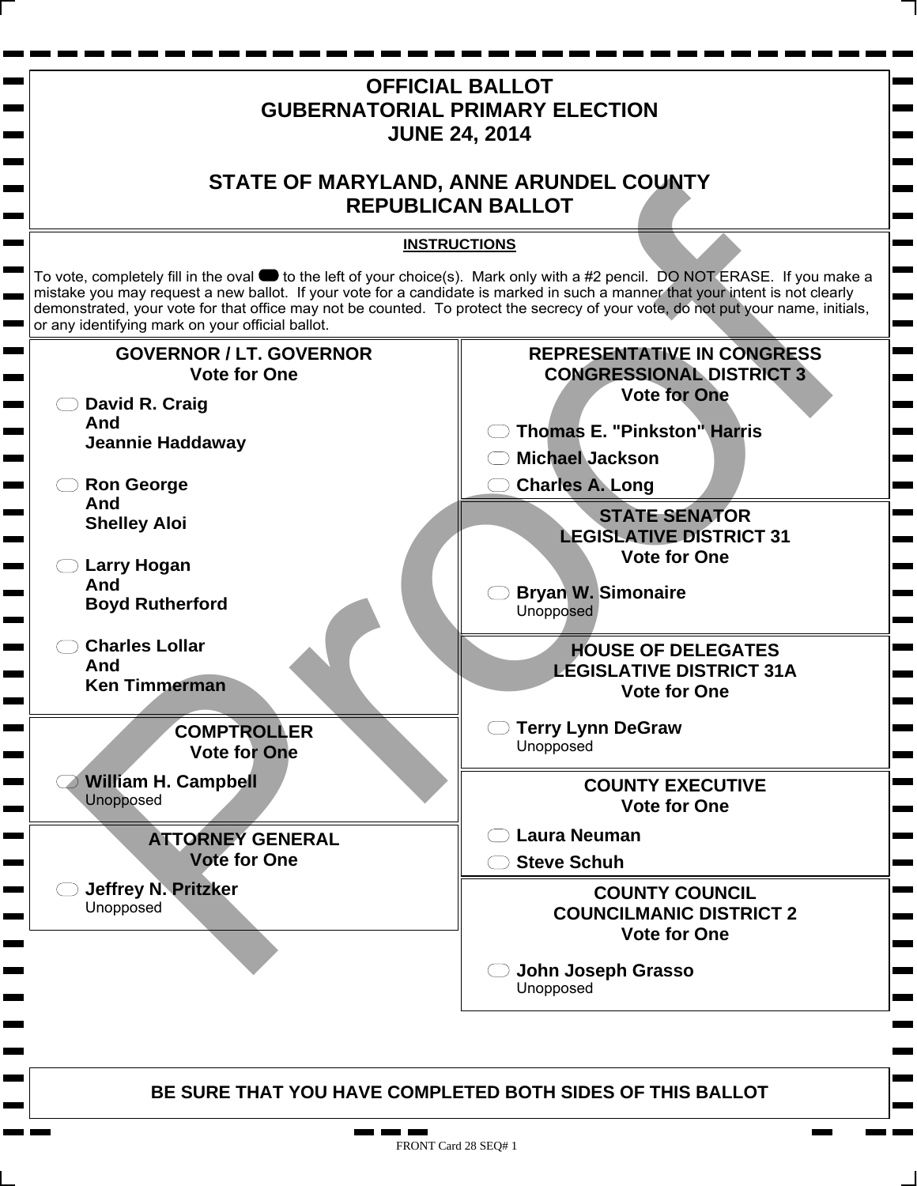# OFFICIAL BALLOT
# GUBERNATORIAL PRIMARY ELECTION
# JUNE 24, 2014

## STATE OF MARYLAND, ANNE ARUNDEL COUNTY
## REPUBLICAN BALLOT

**INSTRUCTIONS**

To vote, completely fill in the oval to the left of your choice(s). Mark only with a #2 pencil. DO NOT ERASE. If you make a mistake you may request a new ballot. If your vote for a candidate is marked in such a manner that your intent is not clearly demonstrated, your vote for that office may not be counted. To protect the secrecy of your vote, do not put your name, initials, or any identifying mark on your official ballot.

### GOVERNOR / LT. GOVERNOR
**Vote for One**

- **David R. Craig And Jeannie Haddaway**
- **Ron George And Shelley Aloi**
- **Larry Hogan And Boyd Rutherford**
- **Charles Lollar And Ken Timmerman**

### COMPTROLLER
**Vote for One**

- **William H. Campbell** Unopposed

### ATTORNEY GENERAL
**Vote for One**

- **Jeffrey N. Pritzker** Unopposed

### REPRESENTATIVE IN CONGRESS CONGRESSIONAL DISTRICT 3
**Vote for One**

- **Thomas E. "Pinkston" Harris**
- **Michael Jackson**
- **Charles A. Long**

### STATE SENATOR LEGISLATIVE DISTRICT 31
**Vote for One**

- **Bryan W. Simonaire** Unopposed

### HOUSE OF DELEGATES LEGISLATIVE DISTRICT 31A
**Vote for One**

- **Terry Lynn DeGraw** Unopposed

### COUNTY EXECUTIVE
**Vote for One**

- **Laura Neuman**
- **Steve Schuh**

### COUNTY COUNCIL COUNCILMANIC DISTRICT 2
**Vote for One**

- **John Joseph Grasso** Unopposed

**BE SURE THAT YOU HAVE COMPLETED BOTH SIDES OF THIS BALLOT**

FRONT Card 28 SEQ# 1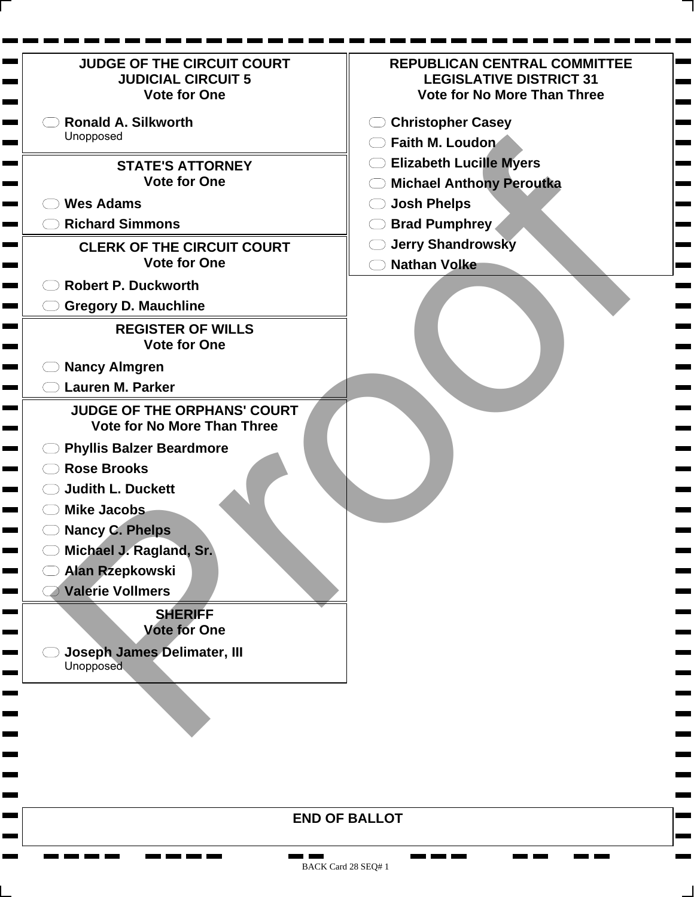## JUDGE OF THE CIRCUIT COURT JUDICIAL CIRCUIT 5
Vote for One

- Ronald A. Silkworth
  Unopposed

## STATE'S ATTORNEY
Vote for One

- Wes Adams
- Richard Simmons

## CLERK OF THE CIRCUIT COURT
Vote for One

- Robert P. Duckworth
- Gregory D. Mauchline

## REGISTER OF WILLS
Vote for One

- Nancy Almgren
- Lauren M. Parker

## JUDGE OF THE ORPHANS' COURT
Vote for No More Than Three

- Phyllis Balzer Beardmore
- Rose Brooks
- Judith L. Duckett
- Mike Jacobs
- Nancy C. Phelps
- Michael J. Ragland, Sr.
- Alan Rzepkowski
- Valerie Vollmers

## SHERIFF
Vote for One

- Joseph James Delimater, III
  Unopposed

## REPUBLICAN CENTRAL COMMITTEE LEGISLATIVE DISTRICT 31
Vote for No More Than Three

- Christopher Casey
- Faith M. Loudon
- Elizabeth Lucille Myers
- Michael Anthony Peroutka
- Josh Phelps
- Brad Pumphrey
- Jerry Shandrowsky
- Nathan Volke

**END OF BALLOT**

Proof

BACK Card 28 SEQ# 1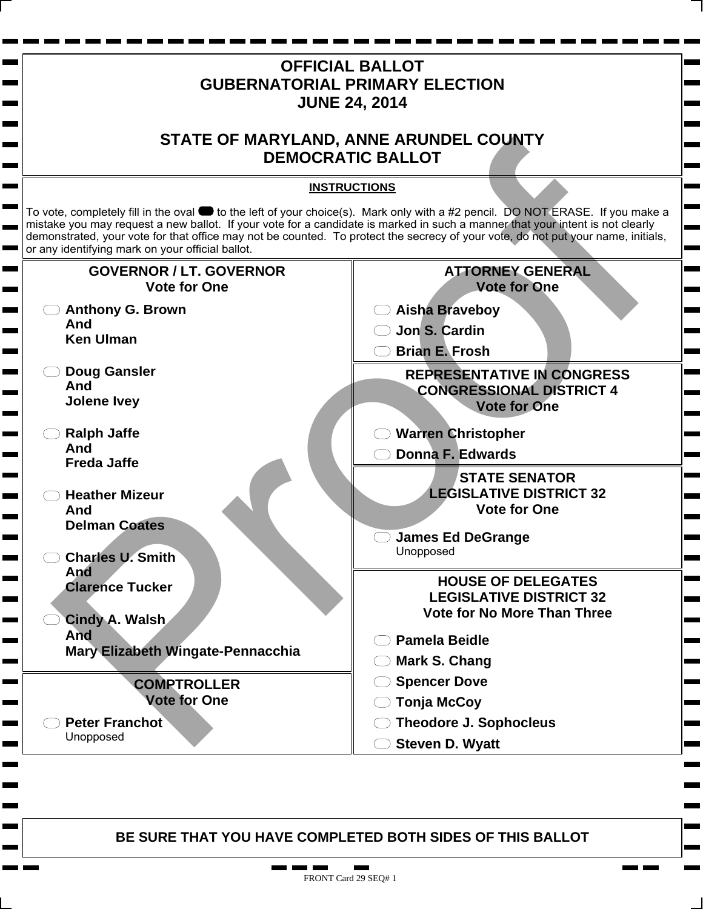# OFFICIAL BALLOT
# GUBERNATORIAL PRIMARY ELECTION
# JUNE 24, 2014

## STATE OF MARYLAND, ANNE ARUNDEL COUNTY
## DEMOCRATIC BALLOT

**INSTRUCTIONS**

To vote, completely fill in the oval to the left of your choice(s). Mark only with a #2 pencil. DO NOT ERASE. If you make a mistake you may request a new ballot. If your vote for a candidate is marked in such a manner that your intent is not clearly demonstrated, your vote for that office may not be counted. To protect the secrecy of your vote, do not put your name, initials, or any identifying mark on your official ballot.

### GOVERNOR / LT. GOVERNOR
**Vote for One**

- **Anthony G. Brown And Ken Ulman**
- **Doug Gansler And Jolene Ivey**
- **Ralph Jaffe And Freda Jaffe**
- **Heather Mizeur And Delman Coates**
- **Charles U. Smith And Clarence Tucker**
- **Cindy A. Walsh And Mary Elizabeth Wingate-Pennacchia**

### COMPTROLLER
**Vote for One**

- **Peter Franchot** Unopposed

### ATTORNEY GENERAL
**Vote for One**

- **Aisha Braveboy**
- **Jon S. Cardin**
- **Brian E. Frosh**

### REPRESENTATIVE IN CONGRESS CONGRESSIONAL DISTRICT 4
**Vote for One**

- **Warren Christopher**
- **Donna F. Edwards**

### STATE SENATOR LEGISLATIVE DISTRICT 32
**Vote for One**

- **James Ed DeGrange** Unopposed

### HOUSE OF DELEGATES LEGISLATIVE DISTRICT 32
**Vote for No More Than Three**

- **Pamela Beidle**
- **Mark S. Chang**
- **Spencer Dove**
- **Tonja McCoy**
- **Theodore J. Sophocleus**
- **Steven D. Wyatt**

**BE SURE THAT YOU HAVE COMPLETED BOTH SIDES OF THIS BALLOT**

FRONT Card 29 SEQ# 1

Proof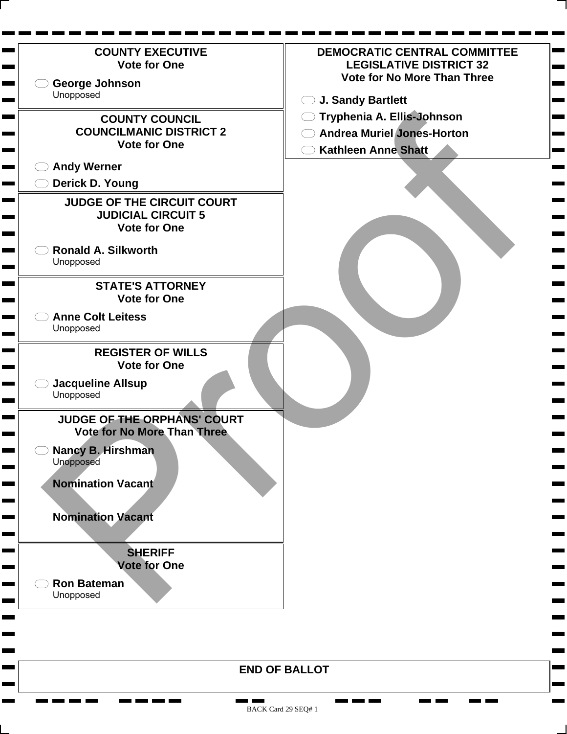## COUNTY EXECUTIVE
**Vote for One**

- George Johnson
  Unopposed

## COUNTY COUNCIL
## COUNCILMANIC DISTRICT 2
**Vote for One**

- Andy Werner
- Derick D. Young

## JUDGE OF THE CIRCUIT COURT
## JUDICIAL CIRCUIT 5
**Vote for One**

- Ronald A. Silkworth
  Unopposed

## STATE'S ATTORNEY
**Vote for One**

- Anne Colt Leitess
  Unopposed

## REGISTER OF WILLS
**Vote for One**

- Jacqueline Allsup
  Unopposed

## JUDGE OF THE ORPHANS' COURT
**Vote for No More Than Three**

- Nancy B. Hirshman
  Unopposed

**Nomination Vacant**

**Nomination Vacant**

## SHERIFF
**Vote for One**

- Ron Bateman
  Unopposed

## DEMOCRATIC CENTRAL COMMITTEE
## LEGISLATIVE DISTRICT 32
**Vote for No More Than Three**

- J. Sandy Bartlett
- Tryphenia A. Ellis-Johnson
- Andrea Muriel Jones-Horton
- Kathleen Anne Shatt

**END OF BALLOT**

Proof

BACK Card 29 SEQ# 1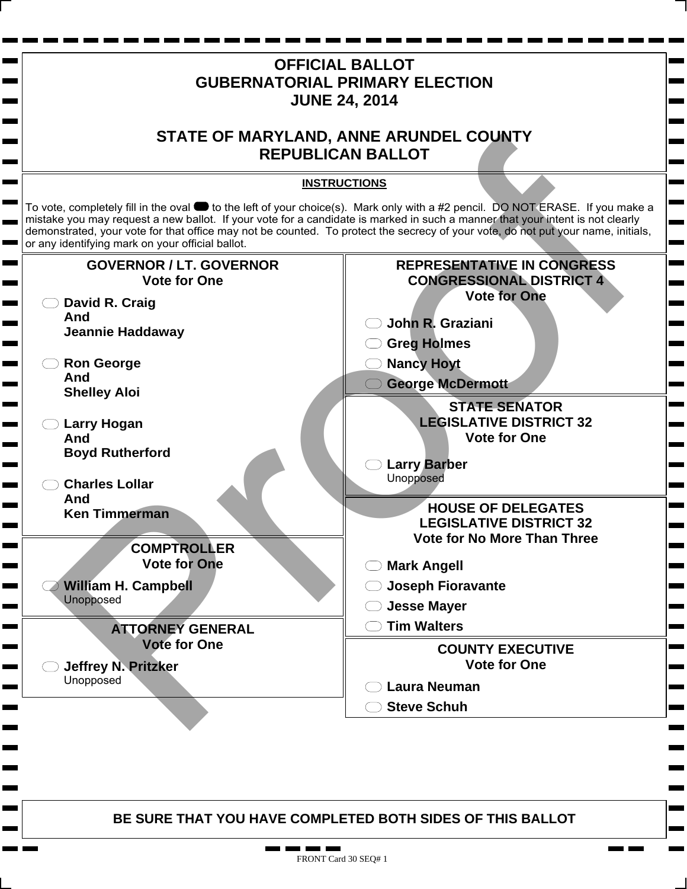# OFFICIAL BALLOT
# GUBERNATORIAL PRIMARY ELECTION
# JUNE 24, 2014

## STATE OF MARYLAND, ANNE ARUNDEL COUNTY
## REPUBLICAN BALLOT

**INSTRUCTIONS**

To vote, completely fill in the oval to the left of your choice(s). Mark only with a #2 pencil. DO NOT ERASE. If you make a mistake you may request a new ballot. If your vote for a candidate is marked in such a manner that your intent is not clearly demonstrated, your vote for that office may not be counted. To protect the secrecy of your vote, do not put your name, initials, or any identifying mark on your official ballot.

### GOVERNOR / LT. GOVERNOR
**Vote for One**

- **David R. Craig And Jeannie Haddaway**
- **Ron George And Shelley Aloi**
- **Larry Hogan And Boyd Rutherford**
- **Charles Lollar And Ken Timmerman**

### COMPTROLLER
**Vote for One**

- **William H. Campbell**
  Unopposed

### ATTORNEY GENERAL
**Vote for One**

- **Jeffrey N. Pritzker**
  Unopposed

### REPRESENTATIVE IN CONGRESS
### CONGRESSIONAL DISTRICT 4
**Vote for One**

- **John R. Graziani**
- **Greg Holmes**
- **Nancy Hoyt**
- **George McDermott**

### STATE SENATOR
### LEGISLATIVE DISTRICT 32
**Vote for One**

- **Larry Barber**
  Unopposed

### HOUSE OF DELEGATES
### LEGISLATIVE DISTRICT 32
**Vote for No More Than Three**

- **Mark Angell**
- **Joseph Fioravante**
- **Jesse Mayer**
- **Tim Walters**

### COUNTY EXECUTIVE
**Vote for One**

- **Laura Neuman**
- **Steve Schuh**

**BE SURE THAT YOU HAVE COMPLETED BOTH SIDES OF THIS BALLOT**

FRONT Card 30 SEQ# 1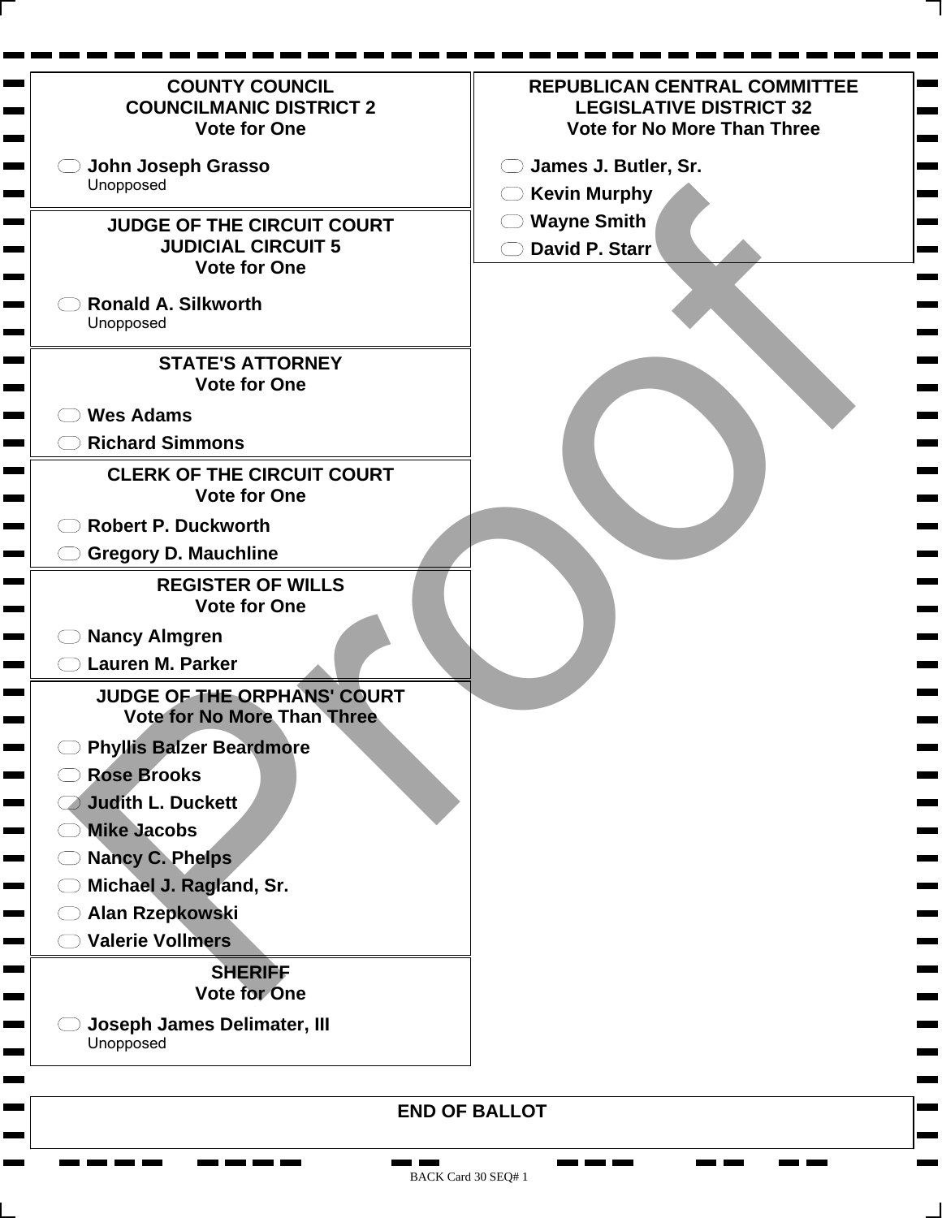## COUNTY COUNCIL
## COUNCILMANIC DISTRICT 2
### Vote for One

- John Joseph Grasso
  Unopposed

## JUDGE OF THE CIRCUIT COURT
## JUDICIAL CIRCUIT 5
### Vote for One

- Ronald A. Silkworth
  Unopposed

## STATE'S ATTORNEY
### Vote for One

- Wes Adams
- Richard Simmons

## CLERK OF THE CIRCUIT COURT
### Vote for One

- Robert P. Duckworth
- Gregory D. Mauchline

## REGISTER OF WILLS
### Vote for One

- Nancy Almgren
- Lauren M. Parker

## JUDGE OF THE ORPHANS' COURT
### Vote for No More Than Three

- Phyllis Balzer Beardmore
- Rose Brooks
- Judith L. Duckett
- Mike Jacobs
- Nancy C. Phelps
- Michael J. Ragland, Sr.
- Alan Rzepkowski
- Valerie Vollmers

## SHERIFF
### Vote for One

- Joseph James Delimater, III
  Unopposed

## REPUBLICAN CENTRAL COMMITTEE
## LEGISLATIVE DISTRICT 32
### Vote for No More Than Three

- James J. Butler, Sr.
- Kevin Murphy
- Wayne Smith
- David P. Starr

**END OF BALLOT**

Proof

BACK Card 30 SEQ# 1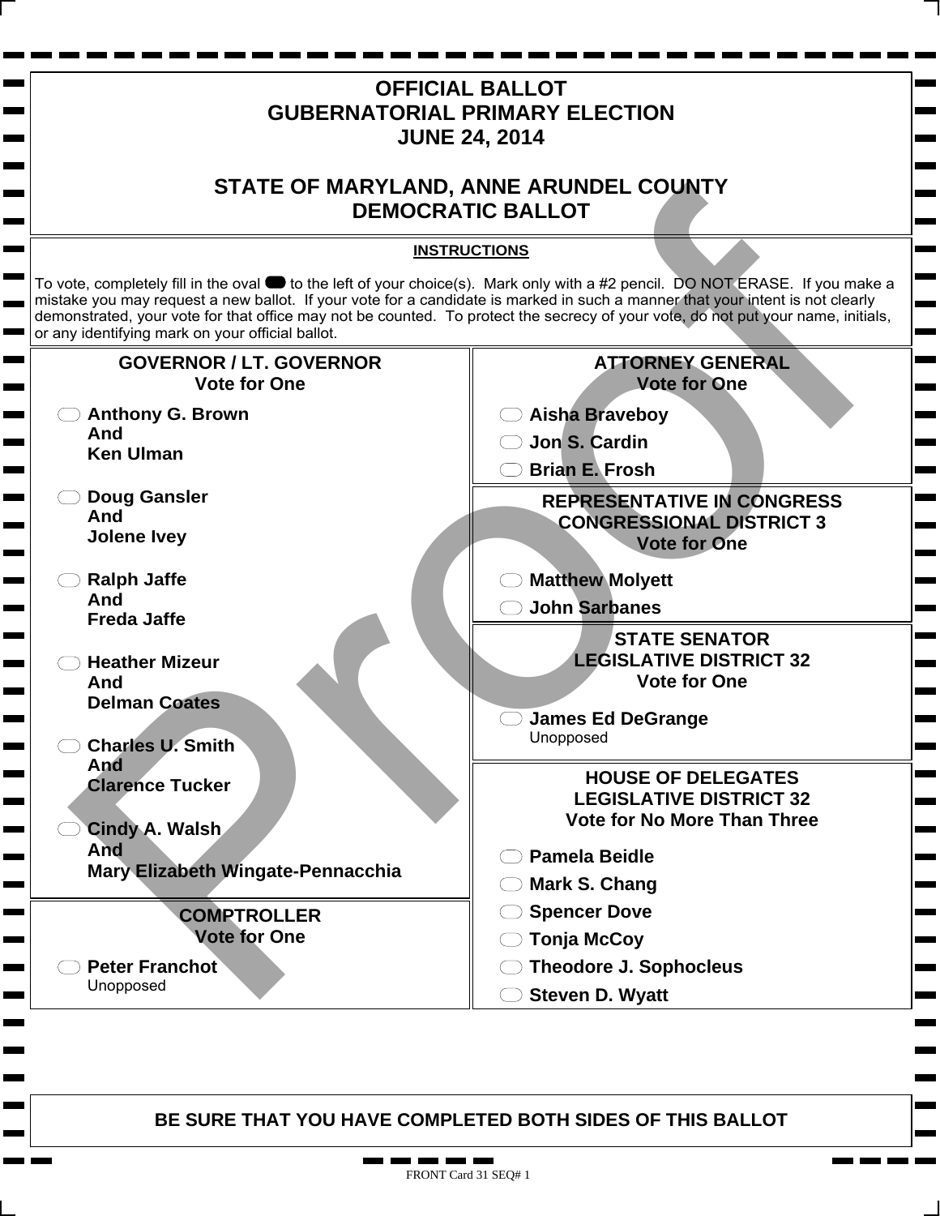# OFFICIAL BALLOT
# GUBERNATORIAL PRIMARY ELECTION
# JUNE 24, 2014

## STATE OF MARYLAND, ANNE ARUNDEL COUNTY
## DEMOCRATIC BALLOT

**INSTRUCTIONS**

To vote, completely fill in the oval to the left of your choice(s). Mark only with a #2 pencil. DO NOT ERASE. If you make a mistake you may request a new ballot. If your vote for a candidate is marked in such a manner that your intent is not clearly demonstrated, your vote for that office may not be counted. To protect the secrecy of your vote, do not put your name, initials, or any identifying mark on your official ballot.

### GOVERNOR / LT. GOVERNOR
**Vote for One**

- **Anthony G. Brown And Ken Ulman**
- **Doug Gansler And Jolene Ivey**
- **Ralph Jaffe And Freda Jaffe**
- **Heather Mizeur And Delman Coates**
- **Charles U. Smith And Clarence Tucker**
- **Cindy A. Walsh And Mary Elizabeth Wingate-Pennacchia**

### COMPTROLLER
**Vote for One**

- **Peter Franchot** Unopposed

### ATTORNEY GENERAL
**Vote for One**

- **Aisha Braveboy**
- **Jon S. Cardin**
- **Brian E. Frosh**

### REPRESENTATIVE IN CONGRESS CONGRESSIONAL DISTRICT 3
**Vote for One**

- **Matthew Molyett**
- **John Sarbanes**

### STATE SENATOR LEGISLATIVE DISTRICT 32
**Vote for One**

- **James Ed DeGrange** Unopposed

### HOUSE OF DELEGATES LEGISLATIVE DISTRICT 32
**Vote for No More Than Three**

- **Pamela Beidle**
- **Mark S. Chang**
- **Spencer Dove**
- **Tonja McCoy**
- **Theodore J. Sophocleus**
- **Steven D. Wyatt**

**BE SURE THAT YOU HAVE COMPLETED BOTH SIDES OF THIS BALLOT**

FRONT Card 31 SEQ# 1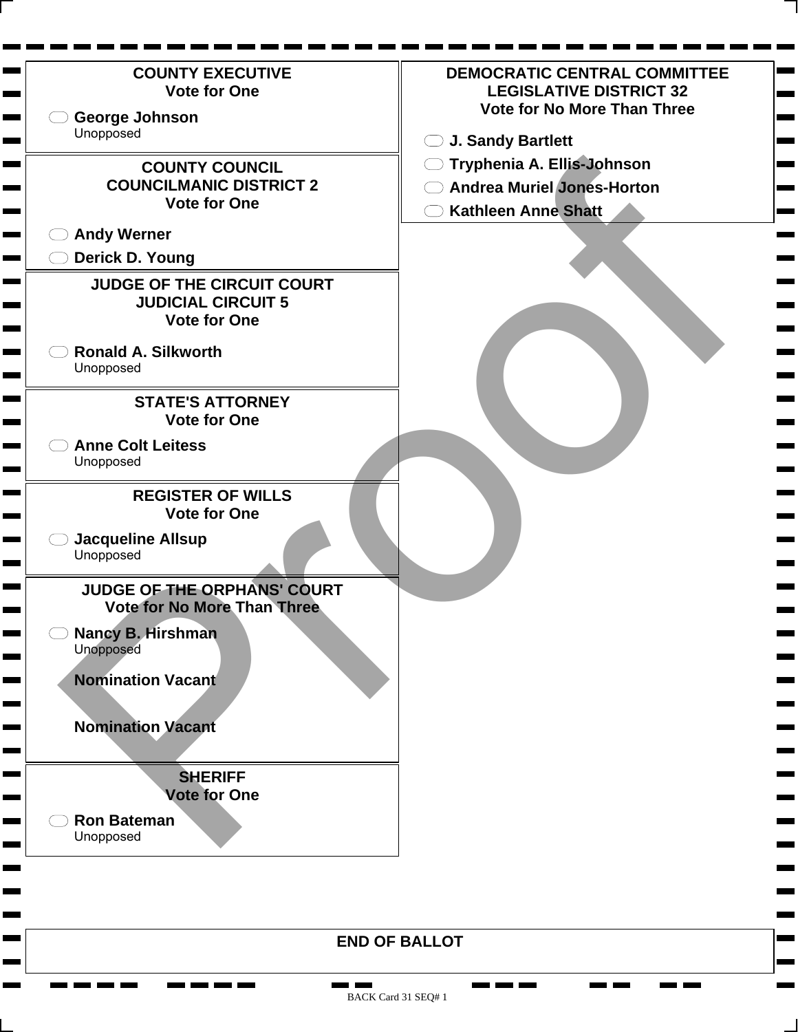## COUNTY EXECUTIVE
**Vote for One**

- ⬭ **George Johnson**
  Unopposed

## COUNTY COUNCIL COUNCILMANIC DISTRICT 2
**Vote for One**

- ⬭ **Andy Werner**
- ⬭ **Derick D. Young**

## JUDGE OF THE CIRCUIT COURT JUDICIAL CIRCUIT 5
**Vote for One**

- ⬭ **Ronald A. Silkworth**
  Unopposed

## STATE'S ATTORNEY
**Vote for One**

- ⬭ **Anne Colt Leitess**
  Unopposed

## REGISTER OF WILLS
**Vote for One**

- ⬭ **Jacqueline Allsup**
  Unopposed

## JUDGE OF THE ORPHANS' COURT
**Vote for No More Than Three**

- ⬭ **Nancy B. Hirshman**
  Unopposed

**Nomination Vacant**

**Nomination Vacant**

## SHERIFF
**Vote for One**

- ⬭ **Ron Bateman**
  Unopposed

## DEMOCRATIC CENTRAL COMMITTEE LEGISLATIVE DISTRICT 32
**Vote for No More Than Three**

- ⬭ **J. Sandy Bartlett**
- ⬭ **Tryphenia A. Ellis-Johnson**
- ⬭ **Andrea Muriel Jones-Horton**
- ⬭ **Kathleen Anne Shatt**

**END OF BALLOT**

Proof

BACK Card 31 SEQ# 1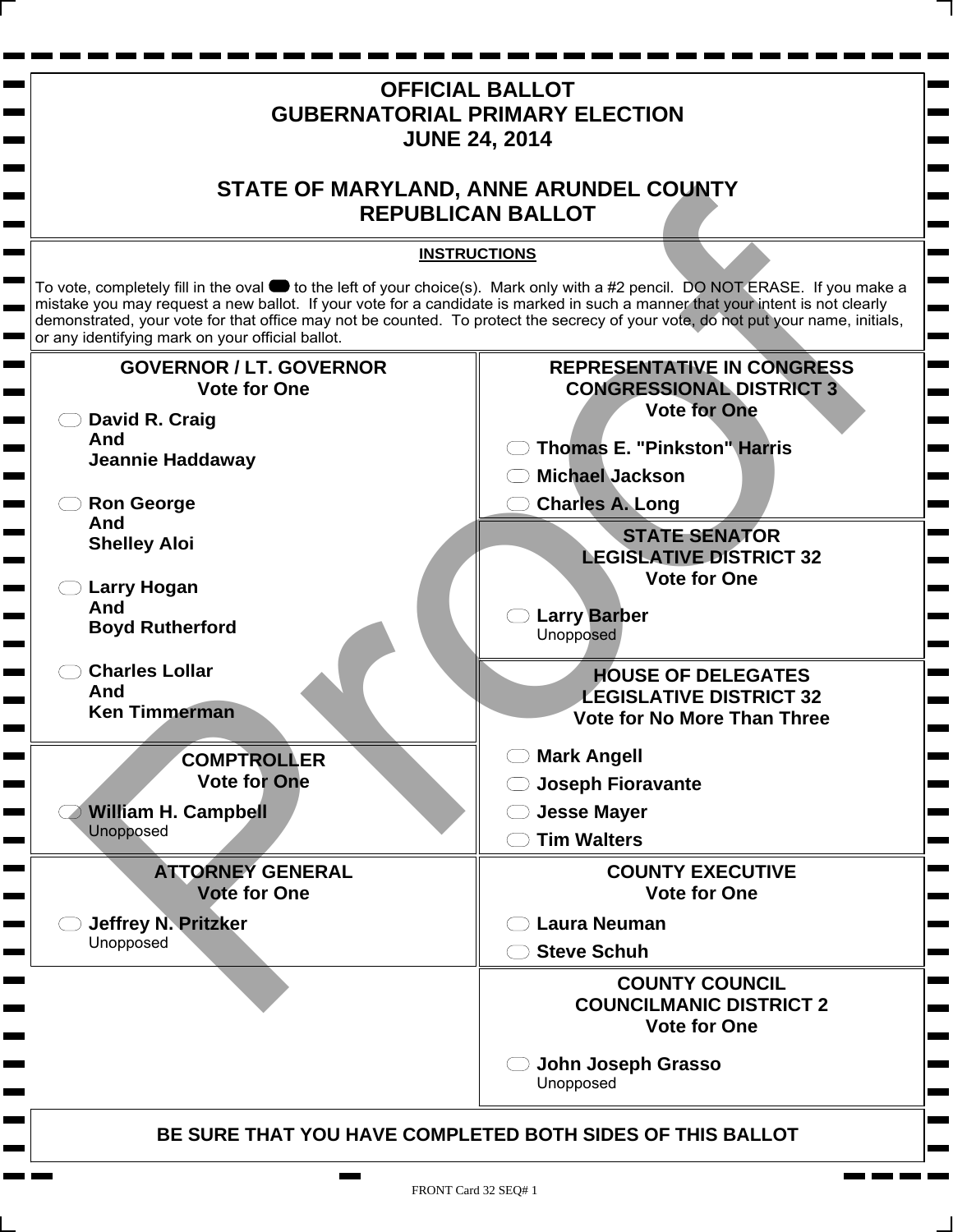# OFFICIAL BALLOT
# GUBERNATORIAL PRIMARY ELECTION
# JUNE 24, 2014

## STATE OF MARYLAND, ANNE ARUNDEL COUNTY
## REPUBLICAN BALLOT

**INSTRUCTIONS**

To vote, completely fill in the oval to the left of your choice(s). Mark only with a #2 pencil. DO NOT ERASE. If you make a mistake you may request a new ballot. If your vote for a candidate is marked in such a manner that your intent is not clearly demonstrated, your vote for that office may not be counted. To protect the secrecy of your vote, do not put your name, initials, or any identifying mark on your official ballot.

### GOVERNOR / LT. GOVERNOR
**Vote for One**

- **David R. Craig And Jeannie Haddaway**
- **Ron George And Shelley Aloi**
- **Larry Hogan And Boyd Rutherford**
- **Charles Lollar And Ken Timmerman**

### COMPTROLLER
**Vote for One**

- **William H. Campbell** Unopposed

### ATTORNEY GENERAL
**Vote for One**

- **Jeffrey N. Pritzker** Unopposed

### REPRESENTATIVE IN CONGRESS CONGRESSIONAL DISTRICT 3
**Vote for One**

- **Thomas E. "Pinkston" Harris**
- **Michael Jackson**
- **Charles A. Long**

### STATE SENATOR LEGISLATIVE DISTRICT 32
**Vote for One**

- **Larry Barber** Unopposed

### HOUSE OF DELEGATES LEGISLATIVE DISTRICT 32
**Vote for No More Than Three**

- **Mark Angell**
- **Joseph Fioravante**
- **Jesse Mayer**
- **Tim Walters**

### COUNTY EXECUTIVE
**Vote for One**

- **Laura Neuman**
- **Steve Schuh**

### COUNTY COUNCIL COUNCILMANIC DISTRICT 2
**Vote for One**

- **John Joseph Grasso** Unopposed

**BE SURE THAT YOU HAVE COMPLETED BOTH SIDES OF THIS BALLOT**

FRONT Card 32 SEQ# 1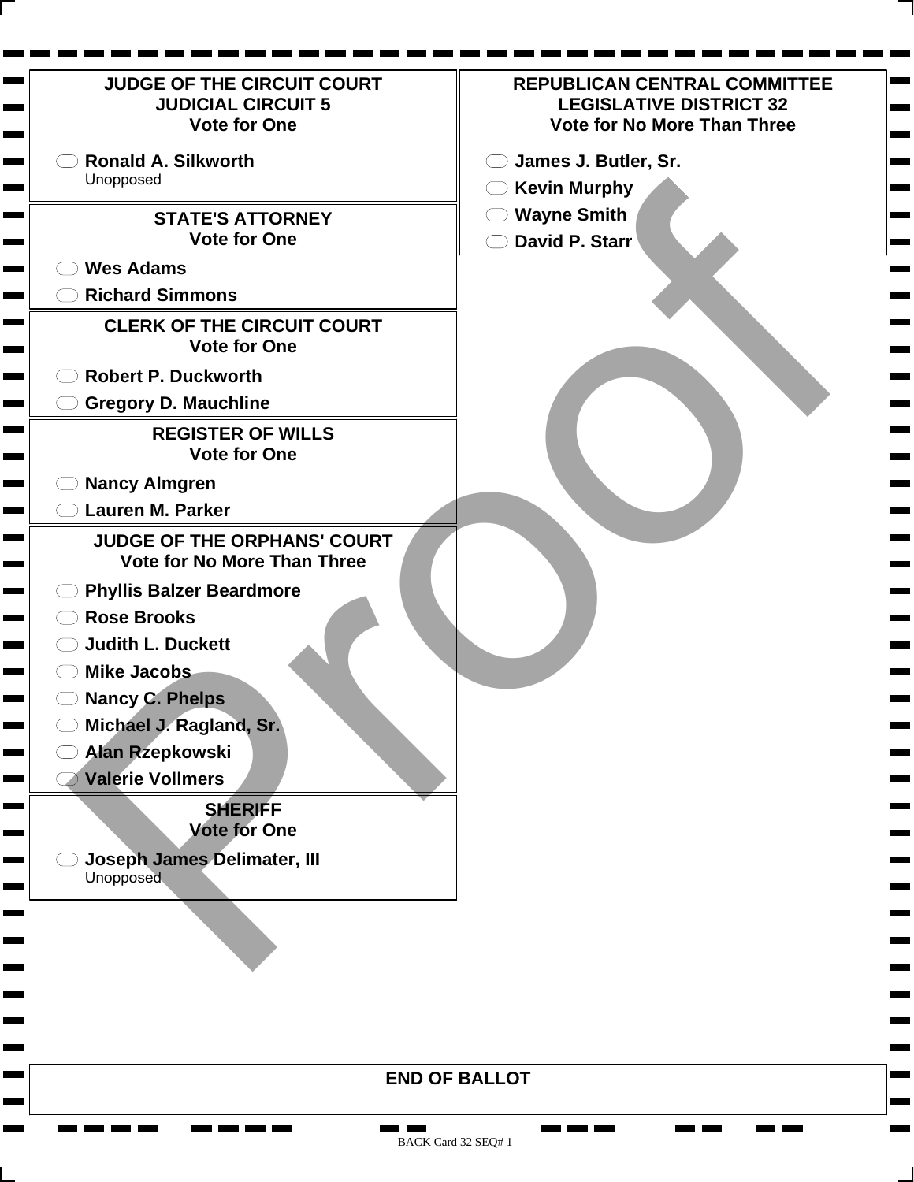## JUDGE OF THE CIRCUIT COURT JUDICIAL CIRCUIT 5
Vote for One

- Ronald A. Silkworth
  Unopposed

## STATE'S ATTORNEY
Vote for One

- Wes Adams
- Richard Simmons

## CLERK OF THE CIRCUIT COURT
Vote for One

- Robert P. Duckworth
- Gregory D. Mauchline

## REGISTER OF WILLS
Vote for One

- Nancy Almgren
- Lauren M. Parker

## JUDGE OF THE ORPHANS' COURT
Vote for No More Than Three

- Phyllis Balzer Beardmore
- Rose Brooks
- Judith L. Duckett
- Mike Jacobs
- Nancy C. Phelps
- Michael J. Ragland, Sr.
- Alan Rzepkowski
- Valerie Vollmers

## SHERIFF
Vote for One

- Joseph James Delimater, III
  Unopposed

## REPUBLICAN CENTRAL COMMITTEE LEGISLATIVE DISTRICT 32
Vote for No More Than Three

- James J. Butler, Sr.
- Kevin Murphy
- Wayne Smith
- David P. Starr

**END OF BALLOT**

Proof

BACK Card 32 SEQ# 1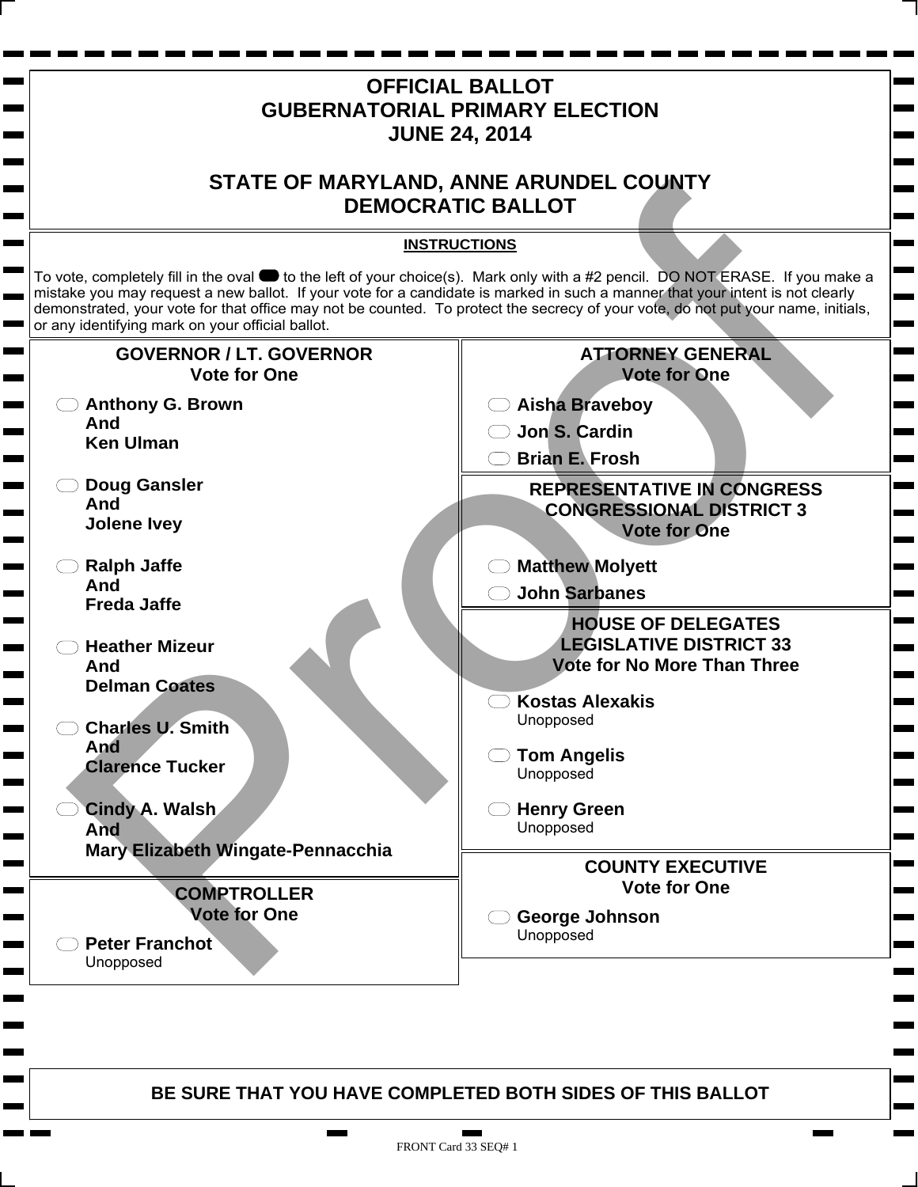# OFFICIAL BALLOT
# GUBERNATORIAL PRIMARY ELECTION
# JUNE 24, 2014

## STATE OF MARYLAND, ANNE ARUNDEL COUNTY
## DEMOCRATIC BALLOT

**INSTRUCTIONS**

To vote, completely fill in the oval to the left of your choice(s). Mark only with a #2 pencil. DO NOT ERASE. If you make a mistake you may request a new ballot. If your vote for a candidate is marked in such a manner that your intent is not clearly demonstrated, your vote for that office may not be counted. To protect the secrecy of your vote, do not put your name, initials, or any identifying mark on your official ballot.

### GOVERNOR / LT. GOVERNOR
**Vote for One**

- **Anthony G. Brown And Ken Ulman**
- **Doug Gansler And Jolene Ivey**
- **Ralph Jaffe And Freda Jaffe**
- **Heather Mizeur And Delman Coates**
- **Charles U. Smith And Clarence Tucker**
- **Cindy A. Walsh And Mary Elizabeth Wingate-Pennacchia**

### COMPTROLLER
**Vote for One**

- **Peter Franchot** Unopposed

### ATTORNEY GENERAL
**Vote for One**

- **Aisha Braveboy**
- **Jon S. Cardin**
- **Brian E. Frosh**

### REPRESENTATIVE IN CONGRESS CONGRESSIONAL DISTRICT 3
**Vote for One**

- **Matthew Molyett**
- **John Sarbanes**

### HOUSE OF DELEGATES LEGISLATIVE DISTRICT 33
**Vote for No More Than Three**

- **Kostas Alexakis** Unopposed
- **Tom Angelis** Unopposed
- **Henry Green** Unopposed

### COUNTY EXECUTIVE
**Vote for One**

- **George Johnson** Unopposed

**BE SURE THAT YOU HAVE COMPLETED BOTH SIDES OF THIS BALLOT**

FRONT Card 33 SEQ# 1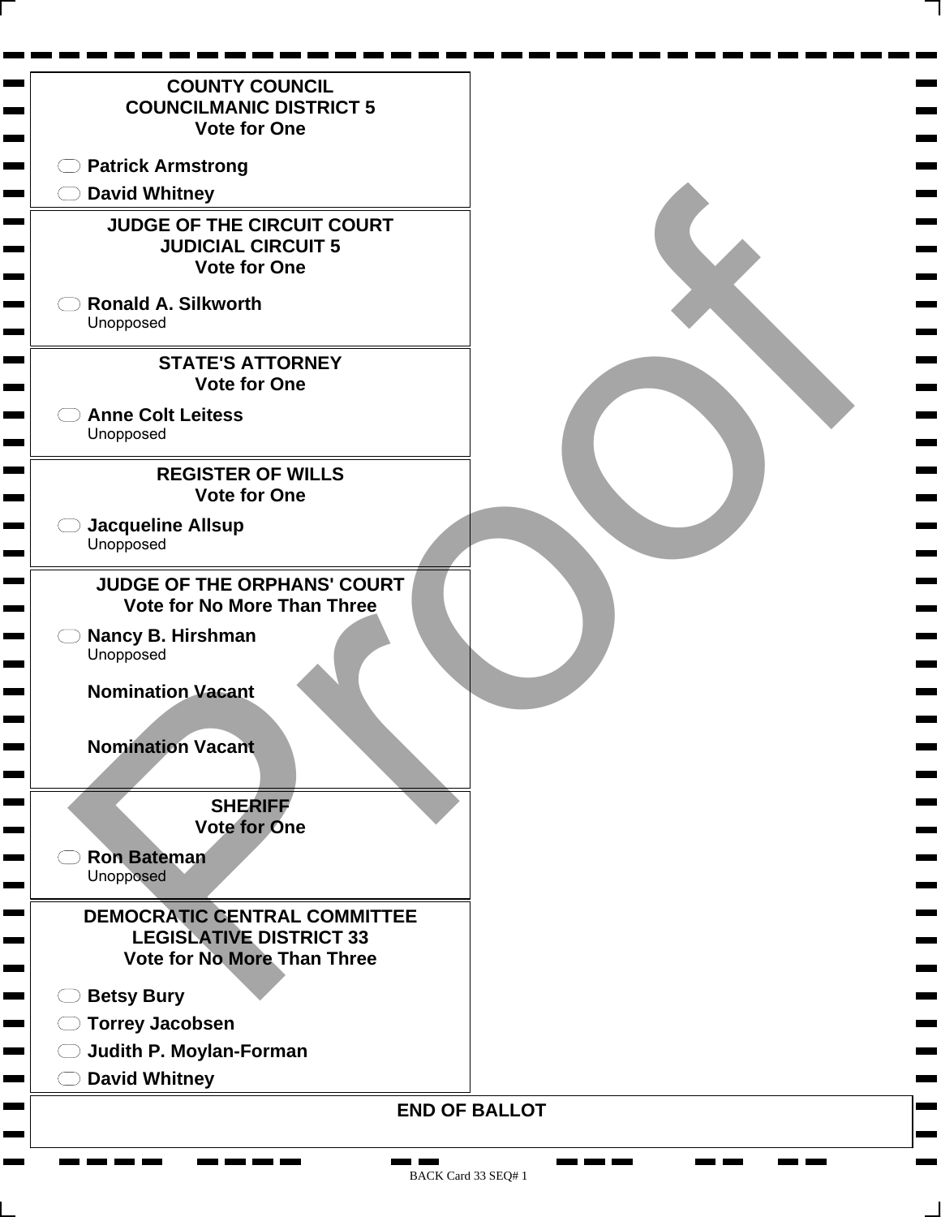## COUNTY COUNCIL
## COUNCILMANIC DISTRICT 5
**Vote for One**

- Patrick Armstrong
- David Whitney

## JUDGE OF THE CIRCUIT COURT
## JUDICIAL CIRCUIT 5
**Vote for One**

- Ronald A. Silkworth
  Unopposed

## STATE'S ATTORNEY
**Vote for One**

- Anne Colt Leitess
  Unopposed

## REGISTER OF WILLS
**Vote for One**

- Jacqueline Allsup
  Unopposed

## JUDGE OF THE ORPHANS' COURT
**Vote for No More Than Three**

- Nancy B. Hirshman
  Unopposed

**Nomination Vacant**

**Nomination Vacant**

## SHERIFF
**Vote for One**

- Ron Bateman
  Unopposed

## DEMOCRATIC CENTRAL COMMITTEE
## LEGISLATIVE DISTRICT 33
**Vote for No More Than Three**

- Betsy Bury
- Torrey Jacobsen
- Judith P. Moylan-Forman
- David Whitney

**END OF BALLOT**

Proof

BACK Card 33 SEQ# 1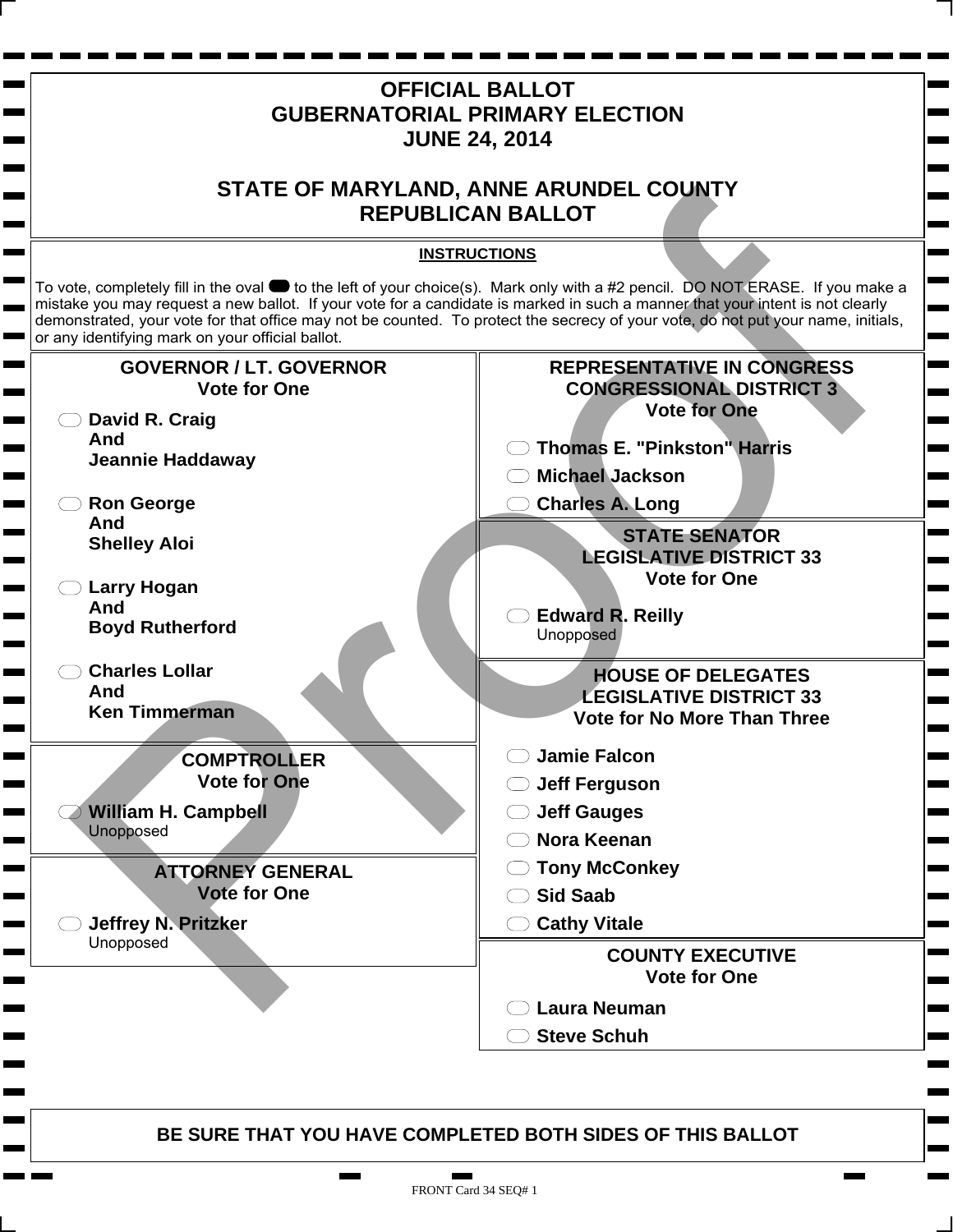# OFFICIAL BALLOT
# GUBERNATORIAL PRIMARY ELECTION
# JUNE 24, 2014

## STATE OF MARYLAND, ANNE ARUNDEL COUNTY
## REPUBLICAN BALLOT

**INSTRUCTIONS**

To vote, completely fill in the oval to the left of your choice(s). Mark only with a #2 pencil. DO NOT ERASE. If you make a mistake you may request a new ballot. If your vote for a candidate is marked in such a manner that your intent is not clearly demonstrated, your vote for that office may not be counted. To protect the secrecy of your vote, do not put your name, initials, or any identifying mark on your official ballot.

### GOVERNOR / LT. GOVERNOR
Vote for One

- **David R. Craig And Jeannie Haddaway**
- **Ron George And Shelley Aloi**
- **Larry Hogan And Boyd Rutherford**
- **Charles Lollar And Ken Timmerman**

### COMPTROLLER
Vote for One

- **William H. Campbell** Unopposed

### ATTORNEY GENERAL
Vote for One

- **Jeffrey N. Pritzker** Unopposed

### REPRESENTATIVE IN CONGRESS CONGRESSIONAL DISTRICT 3
Vote for One

- **Thomas E. "Pinkston" Harris**
- **Michael Jackson**
- **Charles A. Long**

### STATE SENATOR LEGISLATIVE DISTRICT 33
Vote for One

- **Edward R. Reilly** Unopposed

### HOUSE OF DELEGATES LEGISLATIVE DISTRICT 33
Vote for No More Than Three

- **Jamie Falcon**
- **Jeff Ferguson**
- **Jeff Gauges**
- **Nora Keenan**
- **Tony McConkey**
- **Sid Saab**
- **Cathy Vitale**

### COUNTY EXECUTIVE
Vote for One

- **Laura Neuman**
- **Steve Schuh**

**BE SURE THAT YOU HAVE COMPLETED BOTH SIDES OF THIS BALLOT**

FRONT Card 34 SEQ# 1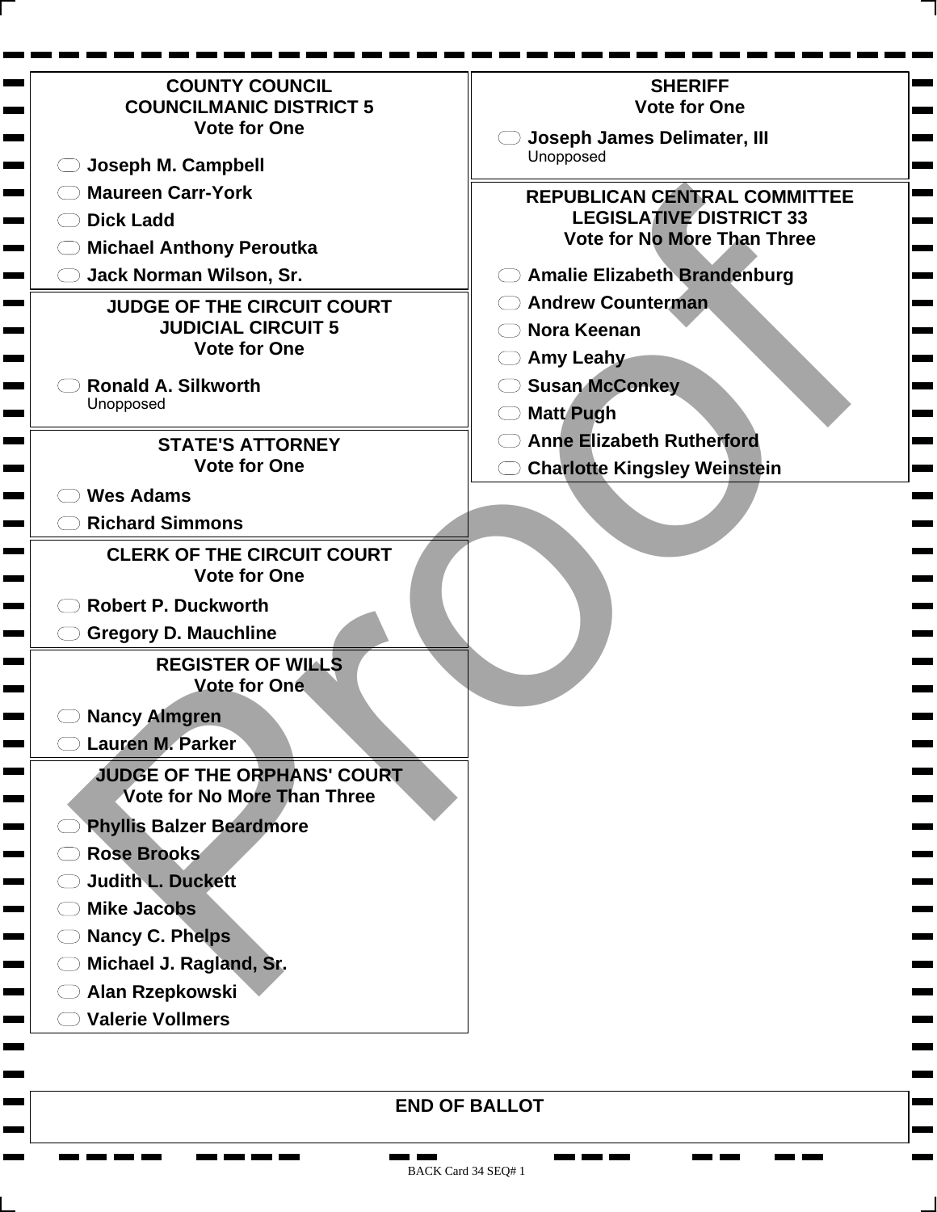## COUNTY COUNCIL
## COUNCILMANIC DISTRICT 5
Vote for One

- Joseph M. Campbell
- Maureen Carr-York
- Dick Ladd
- Michael Anthony Peroutka
- Jack Norman Wilson, Sr.

## JUDGE OF THE CIRCUIT COURT
## JUDICIAL CIRCUIT 5
Vote for One

- Ronald A. Silkworth
  Unopposed

## STATE'S ATTORNEY
Vote for One

- Wes Adams
- Richard Simmons

## CLERK OF THE CIRCUIT COURT
Vote for One

- Robert P. Duckworth
- Gregory D. Mauchline

## REGISTER OF WILLS
Vote for One

- Nancy Almgren
- Lauren M. Parker

## JUDGE OF THE ORPHANS' COURT
Vote for No More Than Three

- Phyllis Balzer Beardmore
- Rose Brooks
- Judith L. Duckett
- Mike Jacobs
- Nancy C. Phelps
- Michael J. Ragland, Sr.
- Alan Rzepkowski
- Valerie Vollmers

## SHERIFF
Vote for One

- Joseph James Delimater, III
  Unopposed

## REPUBLICAN CENTRAL COMMITTEE
## LEGISLATIVE DISTRICT 33
Vote for No More Than Three

- Amalie Elizabeth Brandenburg
- Andrew Counterman
- Nora Keenan
- Amy Leahy
- Susan McConkey
- Matt Pugh
- Anne Elizabeth Rutherford
- Charlotte Kingsley Weinstein

## END OF BALLOT

BACK Card 34 SEQ# 1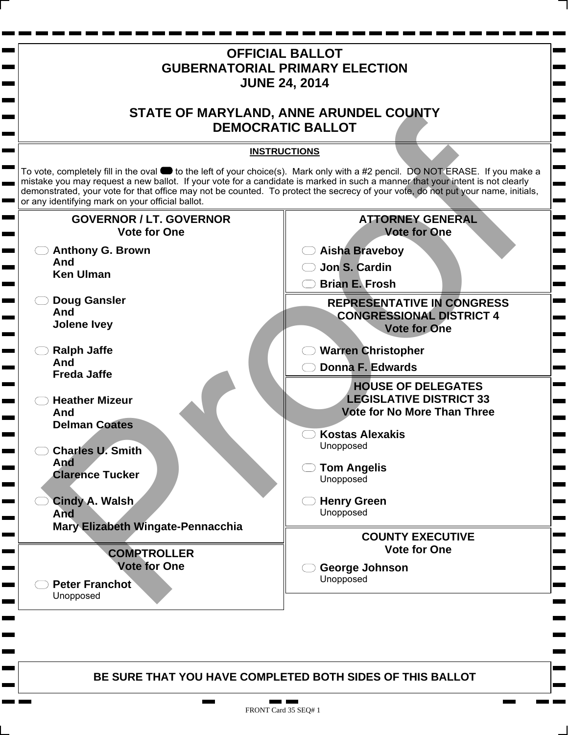# OFFICIAL BALLOT
# GUBERNATORIAL PRIMARY ELECTION
# JUNE 24, 2014

## STATE OF MARYLAND, ANNE ARUNDEL COUNTY
## DEMOCRATIC BALLOT

**INSTRUCTIONS**

To vote, completely fill in the oval to the left of your choice(s). Mark only with a #2 pencil. DO NOT ERASE. If you make a mistake you may request a new ballot. If your vote for a candidate is marked in such a manner that your intent is not clearly demonstrated, your vote for that office may not be counted. To protect the secrecy of your vote, do not put your name, initials, or any identifying mark on your official ballot.

### GOVERNOR / LT. GOVERNOR
**Vote for One**

- **Anthony G. Brown And Ken Ulman**
- **Doug Gansler And Jolene Ivey**
- **Ralph Jaffe And Freda Jaffe**
- **Heather Mizeur And Delman Coates**
- **Charles U. Smith And Clarence Tucker**
- **Cindy A. Walsh And Mary Elizabeth Wingate-Pennacchia**

### COMPTROLLER
**Vote for One**

- **Peter Franchot** Unopposed

### ATTORNEY GENERAL
**Vote for One**

- **Aisha Braveboy**
- **Jon S. Cardin**
- **Brian E. Frosh**

### REPRESENTATIVE IN CONGRESS CONGRESSIONAL DISTRICT 4
**Vote for One**

- **Warren Christopher**
- **Donna F. Edwards**

### HOUSE OF DELEGATES LEGISLATIVE DISTRICT 33
**Vote for No More Than Three**

- **Kostas Alexakis** Unopposed
- **Tom Angelis** Unopposed
- **Henry Green** Unopposed

### COUNTY EXECUTIVE
**Vote for One**

- **George Johnson** Unopposed

**BE SURE THAT YOU HAVE COMPLETED BOTH SIDES OF THIS BALLOT**

FRONT Card 35 SEQ# 1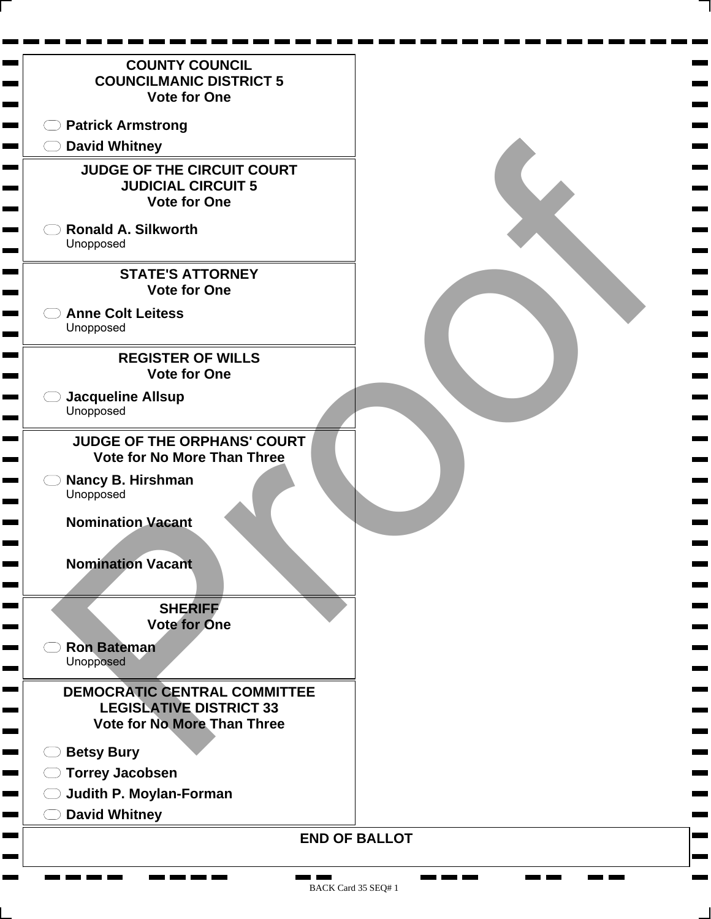### COUNTY COUNCIL
### COUNCILMANIC DISTRICT 5
**Vote for One**

- ⬭ **Patrick Armstrong**
- ⬭ **David Whitney**

### JUDGE OF THE CIRCUIT COURT
### JUDICIAL CIRCUIT 5
**Vote for One**

- ⬭ **Ronald A. Silkworth**
  Unopposed

### STATE'S ATTORNEY
**Vote for One**

- ⬭ **Anne Colt Leitess**
  Unopposed

### REGISTER OF WILLS
**Vote for One**

- ⬭ **Jacqueline Allsup**
  Unopposed

### JUDGE OF THE ORPHANS' COURT
**Vote for No More Than Three**

- ⬭ **Nancy B. Hirshman**
  Unopposed

**Nomination Vacant**

**Nomination Vacant**

### SHERIFF
**Vote for One**

- ⬭ **Ron Bateman**
  Unopposed

### DEMOCRATIC CENTRAL COMMITTEE
### LEGISLATIVE DISTRICT 33
**Vote for No More Than Three**

- ⬭ **Betsy Bury**
- ⬭ **Torrey Jacobsen**
- ⬭ **Judith P. Moylan-Forman**
- ⬭ **David Whitney**

**END OF BALLOT**

Proof

BACK Card 35 SEQ# 1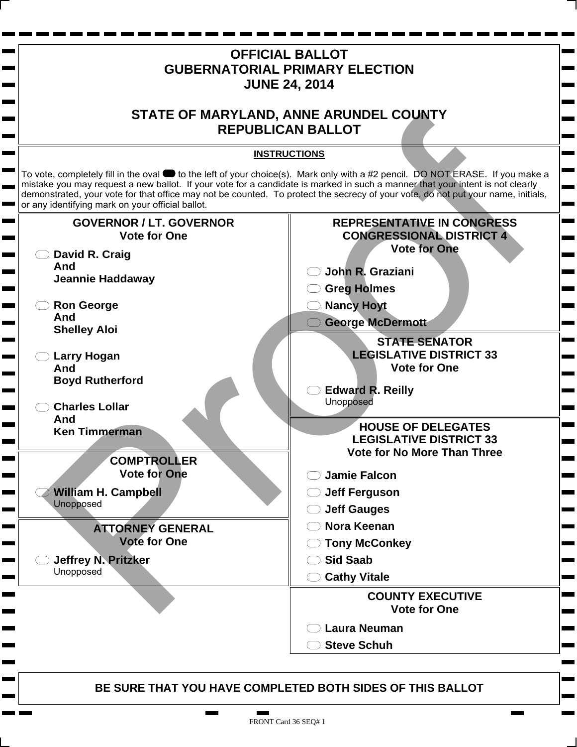# OFFICIAL BALLOT
# GUBERNATORIAL PRIMARY ELECTION
# JUNE 24, 2014

## STATE OF MARYLAND, ANNE ARUNDEL COUNTY
## REPUBLICAN BALLOT

**INSTRUCTIONS**

To vote, completely fill in the oval to the left of your choice(s). Mark only with a #2 pencil. DO NOT ERASE. If you make a mistake you may request a new ballot. If your vote for a candidate is marked in such a manner that your intent is not clearly demonstrated, your vote for that office may not be counted. To protect the secrecy of your vote, do not put your name, initials, or any identifying mark on your official ballot.

### GOVERNOR / LT. GOVERNOR
**Vote for One**

- **David R. Craig And Jeannie Haddaway**
- **Ron George And Shelley Aloi**
- **Larry Hogan And Boyd Rutherford**
- **Charles Lollar And Ken Timmerman**

### COMPTROLLER
**Vote for One**

- **William H. Campbell** Unopposed

### ATTORNEY GENERAL
**Vote for One**

- **Jeffrey N. Pritzker** Unopposed

### REPRESENTATIVE IN CONGRESS CONGRESSIONAL DISTRICT 4
**Vote for One**

- **John R. Graziani**
- **Greg Holmes**
- **Nancy Hoyt**
- **George McDermott**

### STATE SENATOR LEGISLATIVE DISTRICT 33
**Vote for One**

- **Edward R. Reilly** Unopposed

### HOUSE OF DELEGATES LEGISLATIVE DISTRICT 33
**Vote for No More Than Three**

- **Jamie Falcon**
- **Jeff Ferguson**
- **Jeff Gauges**
- **Nora Keenan**
- **Tony McConkey**
- **Sid Saab**
- **Cathy Vitale**

### COUNTY EXECUTIVE
**Vote for One**

- **Laura Neuman**
- **Steve Schuh**

**BE SURE THAT YOU HAVE COMPLETED BOTH SIDES OF THIS BALLOT**

FRONT Card 36 SEQ# 1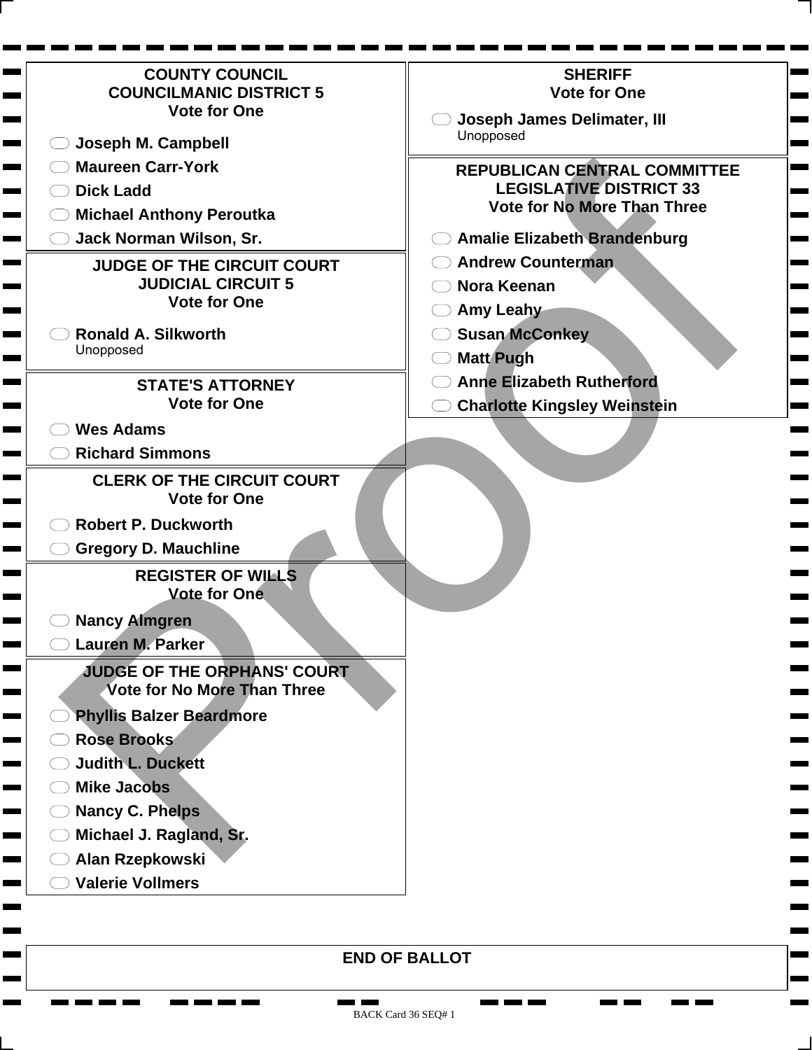## COUNTY COUNCIL
## COUNCILMANIC DISTRICT 5
**Vote for One**

- Joseph M. Campbell
- Maureen Carr-York
- Dick Ladd
- Michael Anthony Peroutka
- Jack Norman Wilson, Sr.

## JUDGE OF THE CIRCUIT COURT
## JUDICIAL CIRCUIT 5
**Vote for One**

- Ronald A. Silkworth
  Unopposed

## STATE'S ATTORNEY
**Vote for One**

- Wes Adams
- Richard Simmons

## CLERK OF THE CIRCUIT COURT
**Vote for One**

- Robert P. Duckworth
- Gregory D. Mauchline

## REGISTER OF WILLS
**Vote for One**

- Nancy Almgren
- Lauren M. Parker

## JUDGE OF THE ORPHANS' COURT
**Vote for No More Than Three**

- Phyllis Balzer Beardmore
- Rose Brooks
- Judith L. Duckett
- Mike Jacobs
- Nancy C. Phelps
- Michael J. Ragland, Sr.
- Alan Rzepkowski
- Valerie Vollmers

## SHERIFF
**Vote for One**

- Joseph James Delimater, III
  Unopposed

## REPUBLICAN CENTRAL COMMITTEE
## LEGISLATIVE DISTRICT 33
**Vote for No More Than Three**

- Amalie Elizabeth Brandenburg
- Andrew Counterman
- Nora Keenan
- Amy Leahy
- Susan McConkey
- Matt Pugh
- Anne Elizabeth Rutherford
- Charlotte Kingsley Weinstein

## END OF BALLOT

Proof

BACK Card 36 SEQ# 1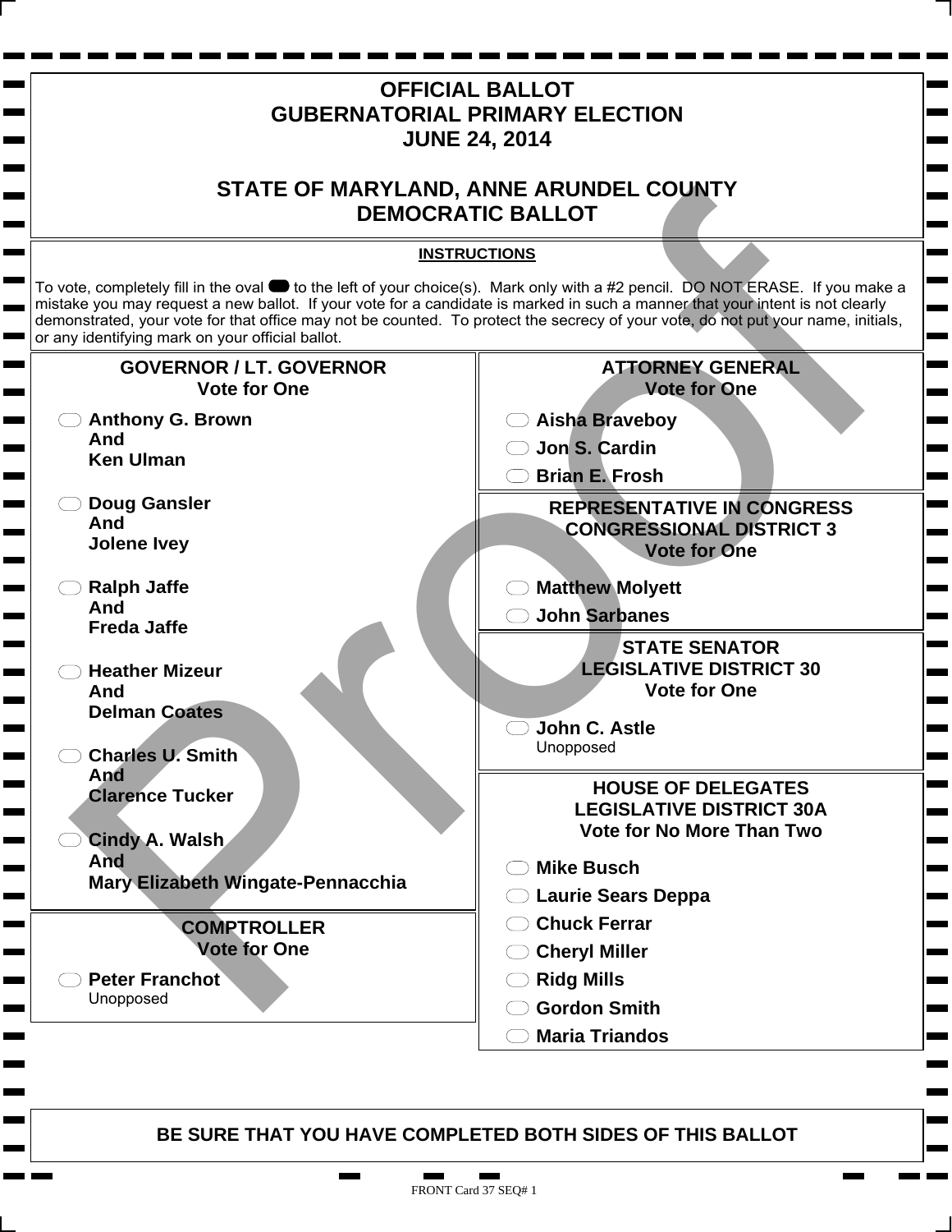# OFFICIAL BALLOT
# GUBERNATORIAL PRIMARY ELECTION
# JUNE 24, 2014

## STATE OF MARYLAND, ANNE ARUNDEL COUNTY
## DEMOCRATIC BALLOT

**INSTRUCTIONS**

To vote, completely fill in the oval to the left of your choice(s). Mark only with a #2 pencil. DO NOT ERASE. If you make a mistake you may request a new ballot. If your vote for a candidate is marked in such a manner that your intent is not clearly demonstrated, your vote for that office may not be counted. To protect the secrecy of your vote, do not put your name, initials, or any identifying mark on your official ballot.

### GOVERNOR / LT. GOVERNOR
**Vote for One**

- **Anthony G. Brown And Ken Ulman**
- **Doug Gansler And Jolene Ivey**
- **Ralph Jaffe And Freda Jaffe**
- **Heather Mizeur And Delman Coates**
- **Charles U. Smith And Clarence Tucker**
- **Cindy A. Walsh And Mary Elizabeth Wingate-Pennacchia**

### COMPTROLLER
**Vote for One**

- **Peter Franchot**
  Unopposed

### ATTORNEY GENERAL
**Vote for One**

- **Aisha Braveboy**
- **Jon S. Cardin**
- **Brian E. Frosh**

### REPRESENTATIVE IN CONGRESS CONGRESSIONAL DISTRICT 3
**Vote for One**

- **Matthew Molyett**
- **John Sarbanes**

### STATE SENATOR LEGISLATIVE DISTRICT 30
**Vote for One**

- **John C. Astle**
  Unopposed

### HOUSE OF DELEGATES LEGISLATIVE DISTRICT 30A
**Vote for No More Than Two**

- **Mike Busch**
- **Laurie Sears Deppa**
- **Chuck Ferrar**
- **Cheryl Miller**
- **Ridg Mills**
- **Gordon Smith**
- **Maria Triandos**

**BE SURE THAT YOU HAVE COMPLETED BOTH SIDES OF THIS BALLOT**

FRONT Card 37 SEQ# 1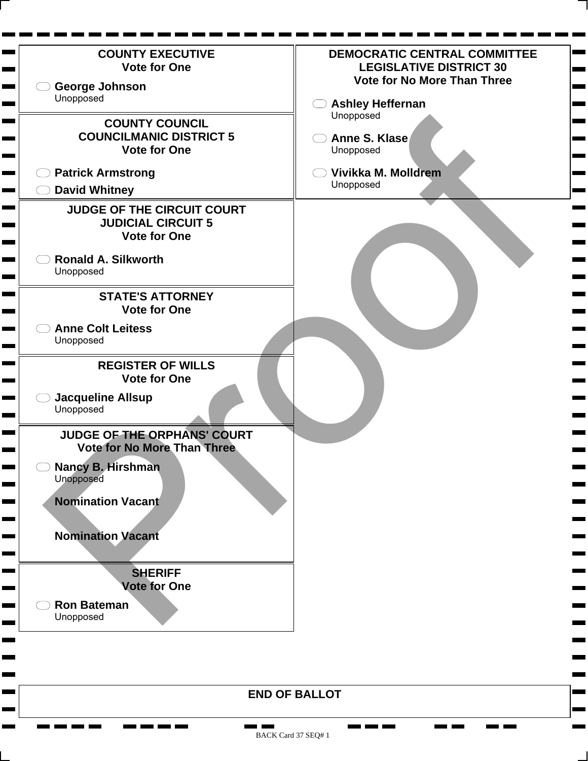**COUNTY EXECUTIVE**
**Vote for One**

- ⬭ **George Johnson**
  Unopposed

**COUNTY COUNCIL**
**COUNCILMANIC DISTRICT 5**
**Vote for One**

- ⬭ **Patrick Armstrong**
- ⬭ **David Whitney**

**JUDGE OF THE CIRCUIT COURT**
**JUDICIAL CIRCUIT 5**
**Vote for One**

- ⬭ **Ronald A. Silkworth**
  Unopposed

**STATE'S ATTORNEY**
**Vote for One**

- ⬭ **Anne Colt Leitess**
  Unopposed

**REGISTER OF WILLS**
**Vote for One**

- ⬭ **Jacqueline Allsup**
  Unopposed

**JUDGE OF THE ORPHANS' COURT**
**Vote for No More Than Three**

- ⬭ **Nancy B. Hirshman**
  Unopposed

**Nomination Vacant**

**Nomination Vacant**

**SHERIFF**
**Vote for One**

- ⬭ **Ron Bateman**
  Unopposed

**DEMOCRATIC CENTRAL COMMITTEE**
**LEGISLATIVE DISTRICT 30**
**Vote for No More Than Three**

- ⬭ **Ashley Heffernan**
  Unopposed
- ⬭ **Anne S. Klase**
  Unopposed
- ⬭ **Vivikka M. Molldrem**
  Unopposed

Proof

**END OF BALLOT**

BACK Card 37 SEQ# 1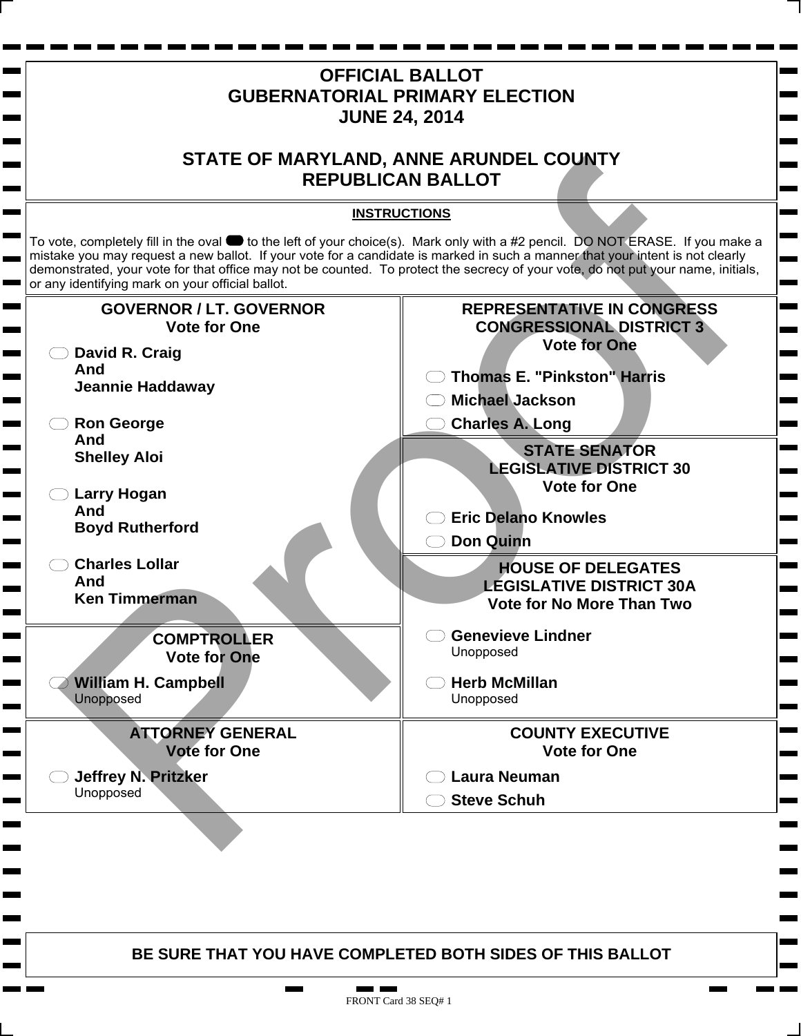# OFFICIAL BALLOT
# GUBERNATORIAL PRIMARY ELECTION
# JUNE 24, 2014

## STATE OF MARYLAND, ANNE ARUNDEL COUNTY
## REPUBLICAN BALLOT

**INSTRUCTIONS**

To vote, completely fill in the oval to the left of your choice(s). Mark only with a #2 pencil. DO NOT ERASE. If you make a mistake you may request a new ballot. If your vote for a candidate is marked in such a manner that your intent is not clearly demonstrated, your vote for that office may not be counted. To protect the secrecy of your vote, do not put your name, initials, or any identifying mark on your official ballot.

### GOVERNOR / LT. GOVERNOR
**Vote for One**

- ⬭ **David R. Craig And Jeannie Haddaway**
- ⬭ **Ron George And Shelley Aloi**
- ⬭ **Larry Hogan And Boyd Rutherford**
- ⬭ **Charles Lollar And Ken Timmerman**

### COMPTROLLER
**Vote for One**

- ⬭ **William H. Campbell** Unopposed

### ATTORNEY GENERAL
**Vote for One**

- ⬭ **Jeffrey N. Pritzker** Unopposed

### REPRESENTATIVE IN CONGRESS CONGRESSIONAL DISTRICT 3
**Vote for One**

- ⬭ **Thomas E. "Pinkston" Harris**
- ⬭ **Michael Jackson**
- ⬭ **Charles A. Long**

### STATE SENATOR LEGISLATIVE DISTRICT 30
**Vote for One**

- ⬭ **Eric Delano Knowles**
- ⬭ **Don Quinn**

### HOUSE OF DELEGATES LEGISLATIVE DISTRICT 30A
**Vote for No More Than Two**

- ⬭ **Genevieve Lindner** Unopposed
- ⬭ **Herb McMillan** Unopposed

### COUNTY EXECUTIVE
**Vote for One**

- ⬭ **Laura Neuman**
- ⬭ **Steve Schuh**

**BE SURE THAT YOU HAVE COMPLETED BOTH SIDES OF THIS BALLOT**

Proof

FRONT Card 38 SEQ# 1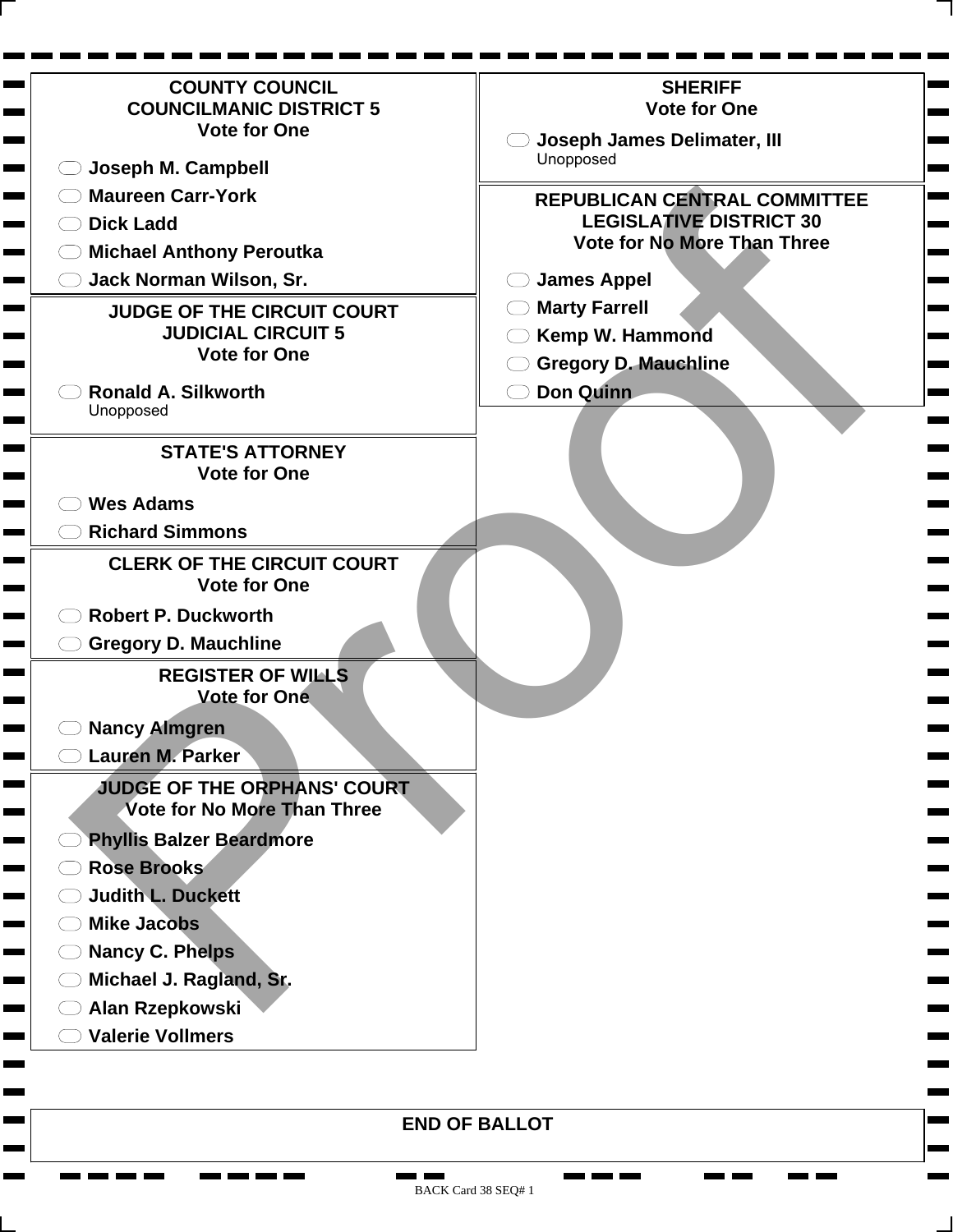**COUNTY COUNCIL**
**COUNCILMANIC DISTRICT 5**
**Vote for One**

- Joseph M. Campbell
- Maureen Carr-York
- Dick Ladd
- Michael Anthony Peroutka
- Jack Norman Wilson, Sr.

**JUDGE OF THE CIRCUIT COURT**
**JUDICIAL CIRCUIT 5**
**Vote for One**

- Ronald A. Silkworth
  Unopposed

**STATE'S ATTORNEY**
**Vote for One**

- Wes Adams
- Richard Simmons

**CLERK OF THE CIRCUIT COURT**
**Vote for One**

- Robert P. Duckworth
- Gregory D. Mauchline

**REGISTER OF WILLS**
**Vote for One**

- Nancy Almgren
- Lauren M. Parker

**JUDGE OF THE ORPHANS' COURT**
**Vote for No More Than Three**

- Phyllis Balzer Beardmore
- Rose Brooks
- Judith L. Duckett
- Mike Jacobs
- Nancy C. Phelps
- Michael J. Ragland, Sr.
- Alan Rzepkowski
- Valerie Vollmers

**SHERIFF**
**Vote for One**

- Joseph James Delimater, III
  Unopposed

**REPUBLICAN CENTRAL COMMITTEE**
**LEGISLATIVE DISTRICT 30**
**Vote for No More Than Three**

- James Appel
- Marty Farrell
- Kemp W. Hammond
- Gregory D. Mauchline
- Don Quinn

**END OF BALLOT**

Proof

BACK Card 38 SEQ# 1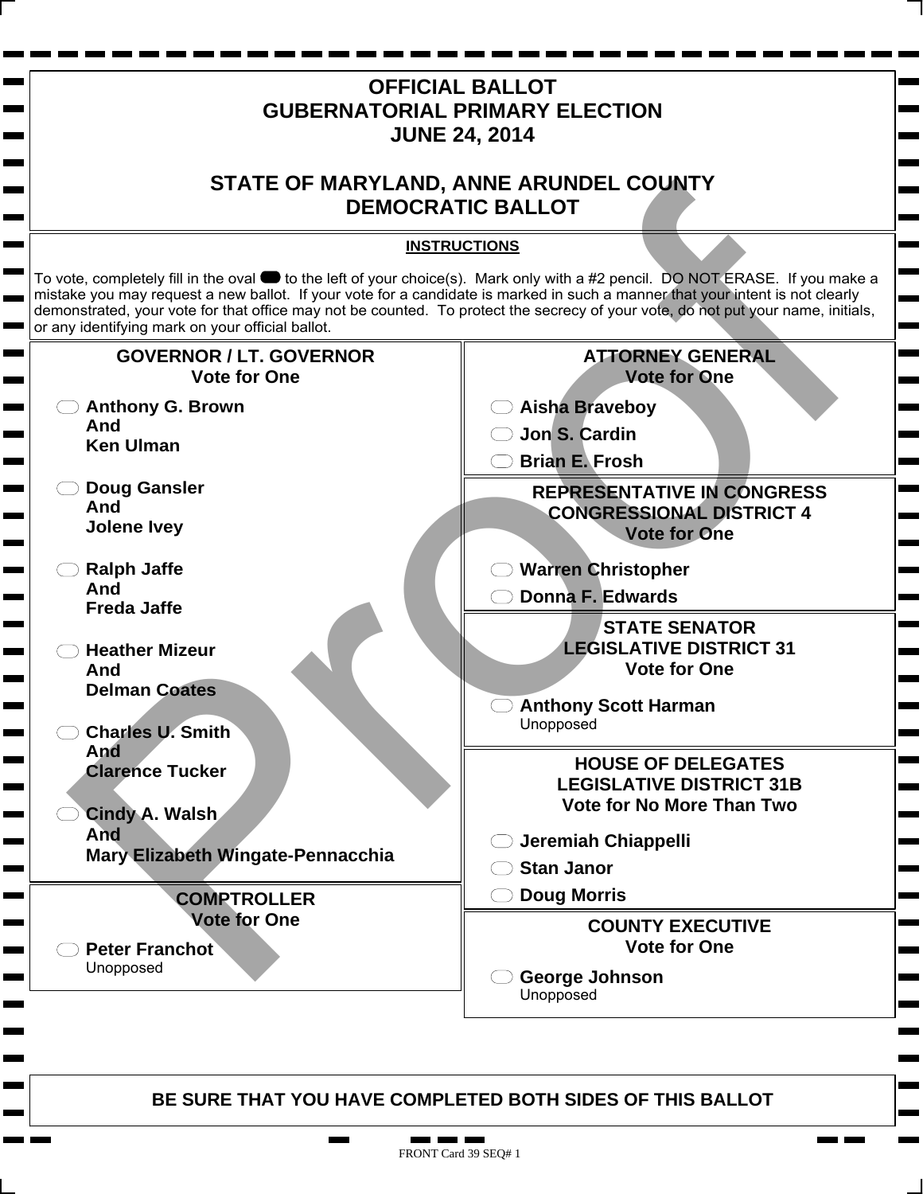# OFFICIAL BALLOT
# GUBERNATORIAL PRIMARY ELECTION
# JUNE 24, 2014

# STATE OF MARYLAND, ANNE ARUNDEL COUNTY
# DEMOCRATIC BALLOT

**INSTRUCTIONS**

To vote, completely fill in the oval to the left of your choice(s). Mark only with a #2 pencil. DO NOT ERASE. If you make a mistake you may request a new ballot. If your vote for a candidate is marked in such a manner that your intent is not clearly demonstrated, your vote for that office may not be counted. To protect the secrecy of your vote, do not put your name, initials, or any identifying mark on your official ballot.

## GOVERNOR / LT. GOVERNOR
**Vote for One**

- **Anthony G. Brown And Ken Ulman**
- **Doug Gansler And Jolene Ivey**
- **Ralph Jaffe And Freda Jaffe**
- **Heather Mizeur And Delman Coates**
- **Charles U. Smith And Clarence Tucker**
- **Cindy A. Walsh And Mary Elizabeth Wingate-Pennacchia**

## COMPTROLLER
**Vote for One**

- **Peter Franchot** Unopposed

## ATTORNEY GENERAL
**Vote for One**

- **Aisha Braveboy**
- **Jon S. Cardin**
- **Brian E. Frosh**

## REPRESENTATIVE IN CONGRESS CONGRESSIONAL DISTRICT 4
**Vote for One**

- **Warren Christopher**
- **Donna F. Edwards**

## STATE SENATOR LEGISLATIVE DISTRICT 31
**Vote for One**

- **Anthony Scott Harman** Unopposed

## HOUSE OF DELEGATES LEGISLATIVE DISTRICT 31B
**Vote for No More Than Two**

- **Jeremiah Chiappelli**
- **Stan Janor**
- **Doug Morris**

## COUNTY EXECUTIVE
**Vote for One**

- **George Johnson** Unopposed

**BE SURE THAT YOU HAVE COMPLETED BOTH SIDES OF THIS BALLOT**

FRONT Card 39 SEQ# 1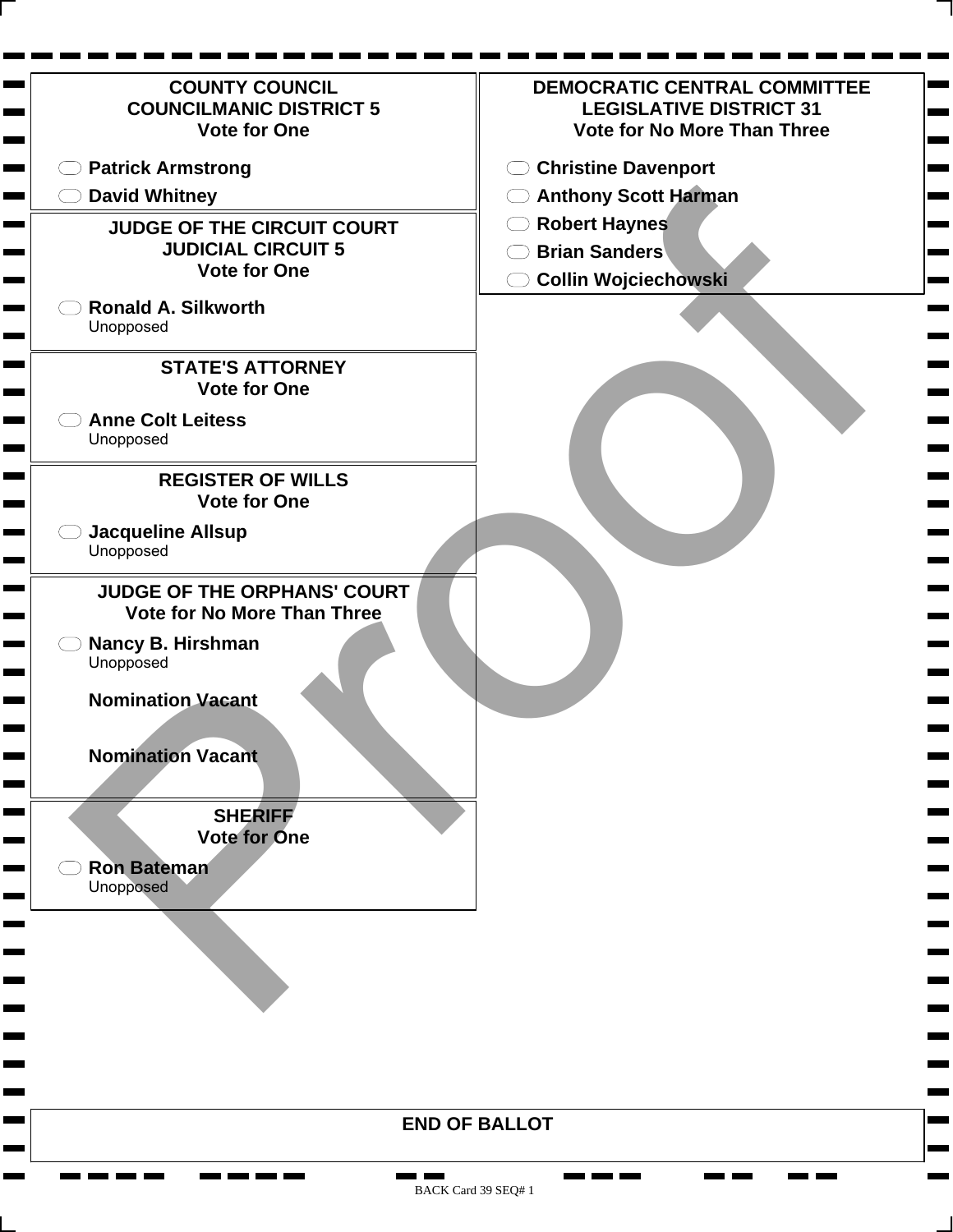## COUNTY COUNCIL
## COUNCILMANIC DISTRICT 5
**Vote for One**

- Patrick Armstrong
- David Whitney

## JUDGE OF THE CIRCUIT COURT
## JUDICIAL CIRCUIT 5
**Vote for One**

- Ronald A. Silkworth
  Unopposed

## STATE'S ATTORNEY
**Vote for One**

- Anne Colt Leitess
  Unopposed

## REGISTER OF WILLS
**Vote for One**

- Jacqueline Allsup
  Unopposed

## JUDGE OF THE ORPHANS' COURT
**Vote for No More Than Three**

- Nancy B. Hirshman
  Unopposed

**Nomination Vacant**

**Nomination Vacant**

## SHERIFF
**Vote for One**

- Ron Bateman
  Unopposed

## DEMOCRATIC CENTRAL COMMITTEE
## LEGISLATIVE DISTRICT 31
**Vote for No More Than Three**

- Christine Davenport
- Anthony Scott Harman
- Robert Haynes
- Brian Sanders
- Collin Wojciechowski

Proof

**END OF BALLOT**

BACK Card 39 SEQ# 1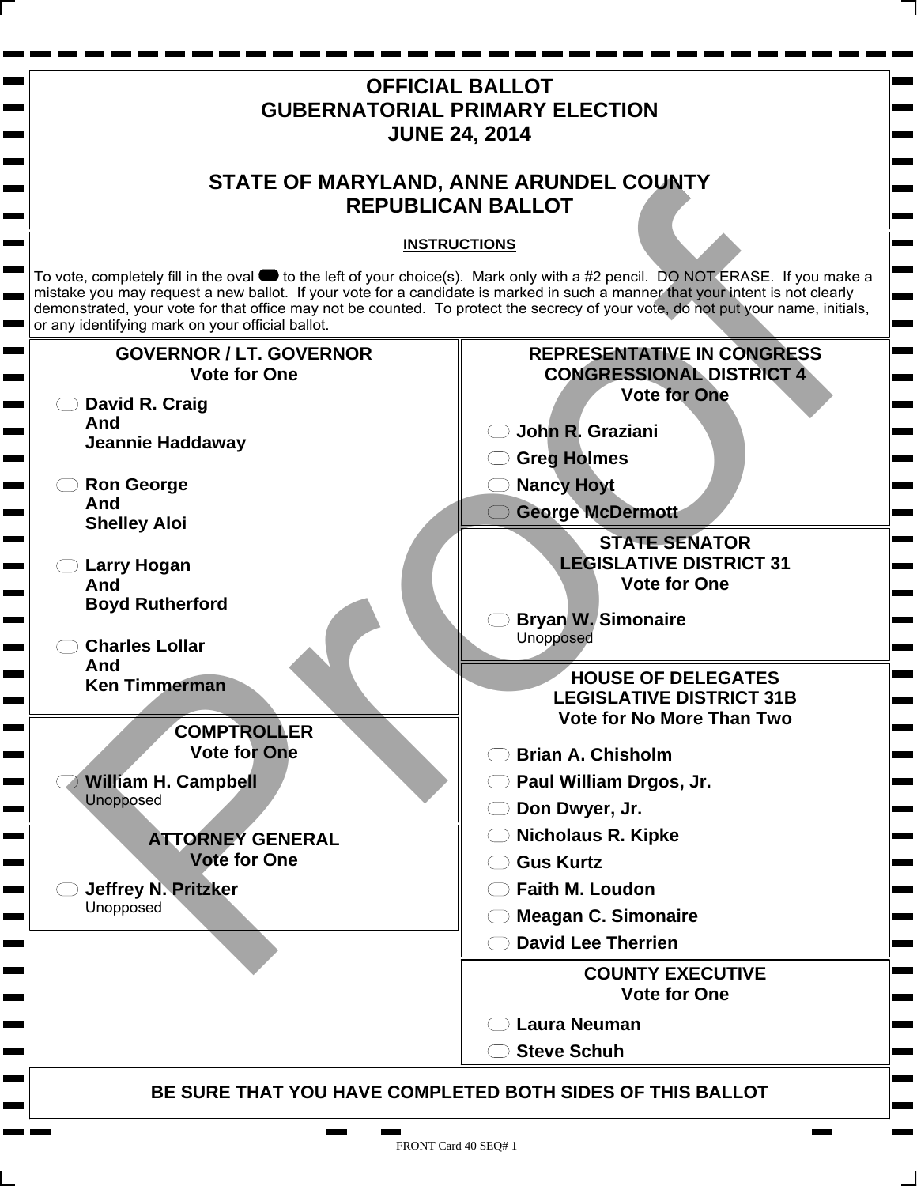# OFFICIAL BALLOT
# GUBERNATORIAL PRIMARY ELECTION
# JUNE 24, 2014

## STATE OF MARYLAND, ANNE ARUNDEL COUNTY
## REPUBLICAN BALLOT

**INSTRUCTIONS**

To vote, completely fill in the oval to the left of your choice(s). Mark only with a #2 pencil. DO NOT ERASE. If you make a mistake you may request a new ballot. If your vote for a candidate is marked in such a manner that your intent is not clearly demonstrated, your vote for that office may not be counted. To protect the secrecy of your vote, do not put your name, initials, or any identifying mark on your official ballot.

### GOVERNOR / LT. GOVERNOR
**Vote for One**

- **David R. Craig And Jeannie Haddaway**
- **Ron George And Shelley Aloi**
- **Larry Hogan And Boyd Rutherford**
- **Charles Lollar And Ken Timmerman**

### COMPTROLLER
**Vote for One**

- **William H. Campbell** Unopposed

### ATTORNEY GENERAL
**Vote for One**

- **Jeffrey N. Pritzker** Unopposed

### REPRESENTATIVE IN CONGRESS CONGRESSIONAL DISTRICT 4
**Vote for One**

- **John R. Graziani**
- **Greg Holmes**
- **Nancy Hoyt**
- **George McDermott**

### STATE SENATOR LEGISLATIVE DISTRICT 31
**Vote for One**

- **Bryan W. Simonaire** Unopposed

### HOUSE OF DELEGATES LEGISLATIVE DISTRICT 31B
**Vote for No More Than Two**

- **Brian A. Chisholm**
- **Paul William Drgos, Jr.**
- **Don Dwyer, Jr.**
- **Nicholaus R. Kipke**
- **Gus Kurtz**
- **Faith M. Loudon**
- **Meagan C. Simonaire**
- **David Lee Therrien**

### COUNTY EXECUTIVE
**Vote for One**

- **Laura Neuman**
- **Steve Schuh**

**BE SURE THAT YOU HAVE COMPLETED BOTH SIDES OF THIS BALLOT**

FRONT Card 40 SEQ# 1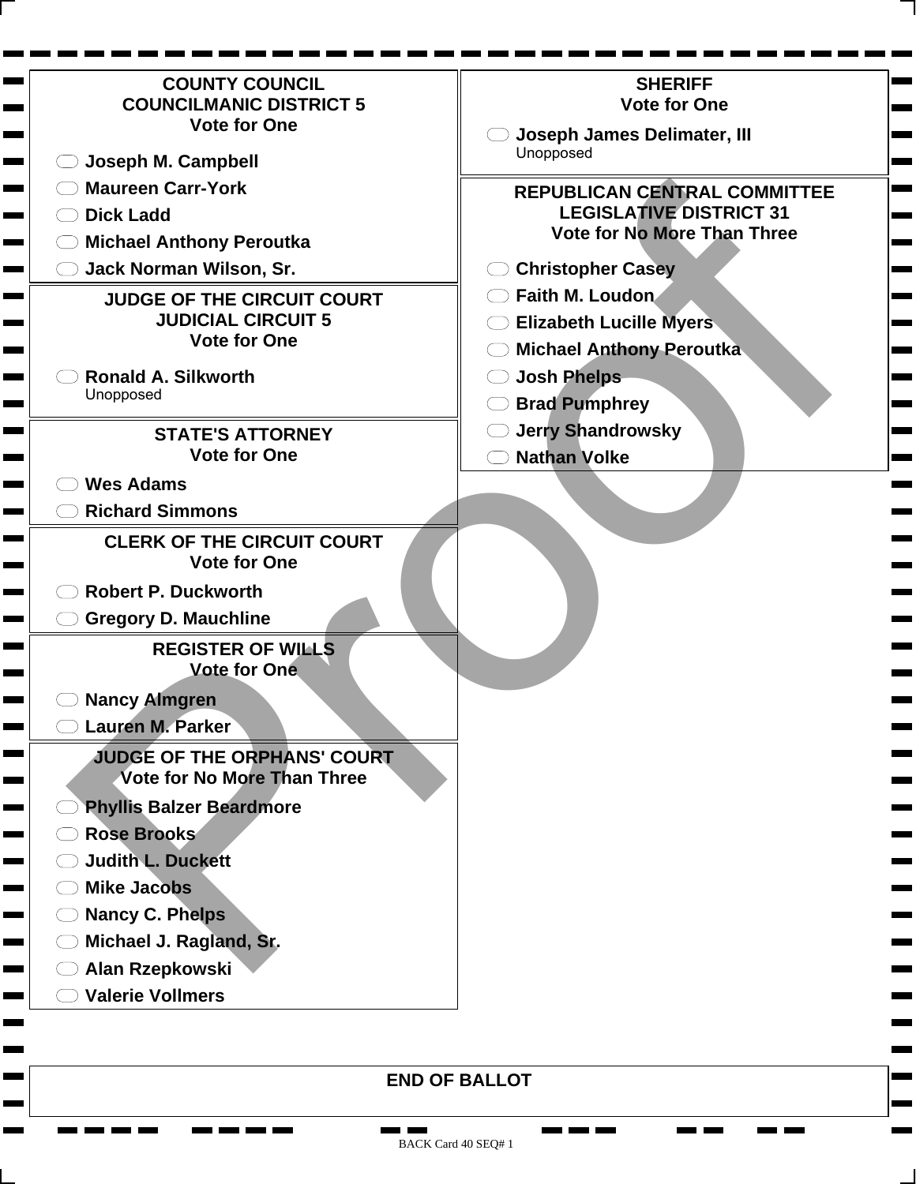## COUNTY COUNCIL
## COUNCILMANIC DISTRICT 5
Vote for One

- Joseph M. Campbell
- Maureen Carr-York
- Dick Ladd
- Michael Anthony Peroutka
- Jack Norman Wilson, Sr.

## JUDGE OF THE CIRCUIT COURT
## JUDICIAL CIRCUIT 5
Vote for One

- Ronald A. Silkworth
  Unopposed

## STATE'S ATTORNEY
Vote for One

- Wes Adams
- Richard Simmons

## CLERK OF THE CIRCUIT COURT
Vote for One

- Robert P. Duckworth
- Gregory D. Mauchline

## REGISTER OF WILLS
Vote for One

- Nancy Almgren
- Lauren M. Parker

## JUDGE OF THE ORPHANS' COURT
Vote for No More Than Three

- Phyllis Balzer Beardmore
- Rose Brooks
- Judith L. Duckett
- Mike Jacobs
- Nancy C. Phelps
- Michael J. Ragland, Sr.
- Alan Rzepkowski
- Valerie Vollmers

## SHERIFF
Vote for One

- Joseph James Delimater, III
  Unopposed

## REPUBLICAN CENTRAL COMMITTEE
## LEGISLATIVE DISTRICT 31
Vote for No More Than Three

- Christopher Casey
- Faith M. Loudon
- Elizabeth Lucille Myers
- Michael Anthony Peroutka
- Josh Phelps
- Brad Pumphrey
- Jerry Shandrowsky
- Nathan Volke

## END OF BALLOT

Proof

BACK Card 40 SEQ# 1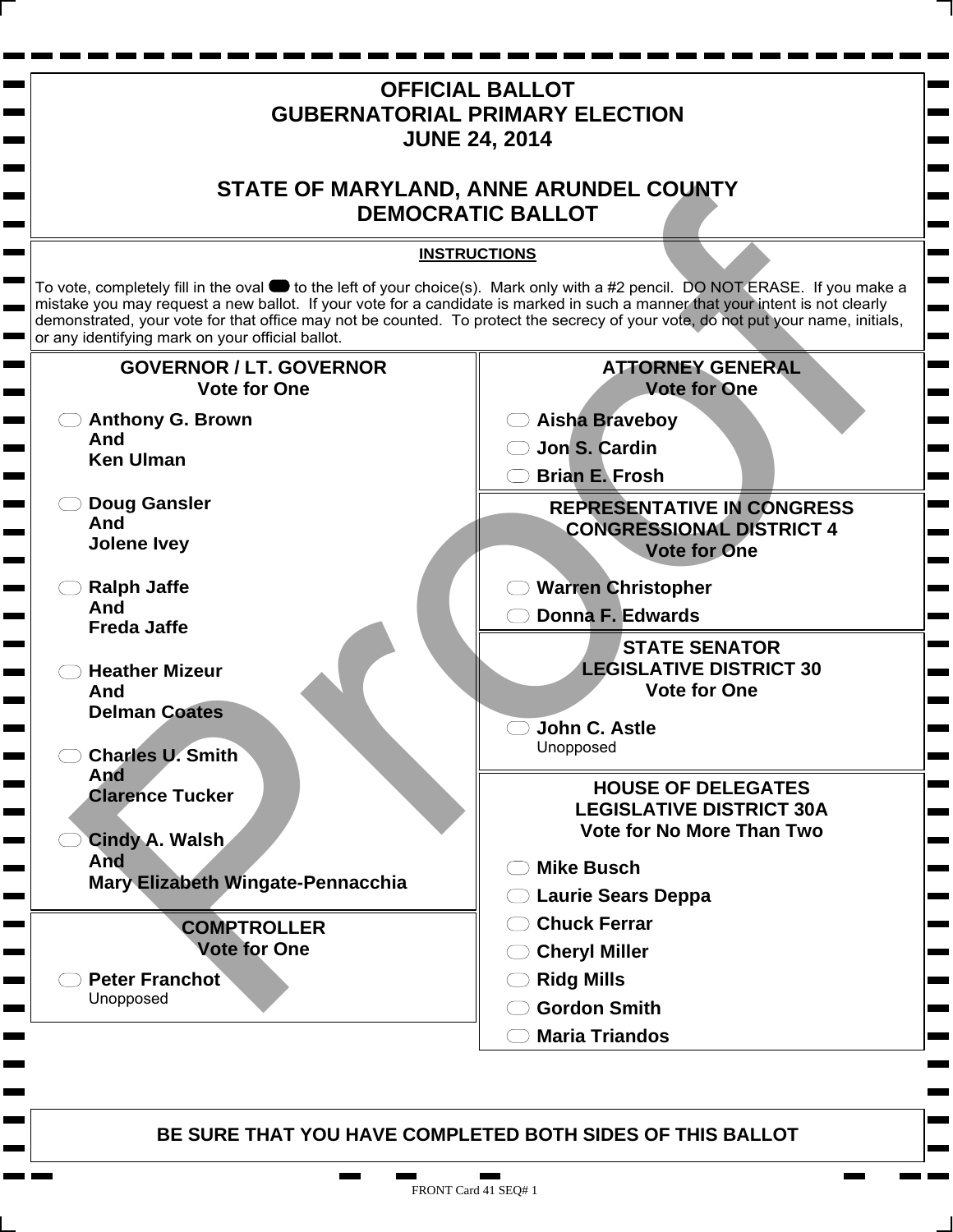# OFFICIAL BALLOT
# GUBERNATORIAL PRIMARY ELECTION
# JUNE 24, 2014

## STATE OF MARYLAND, ANNE ARUNDEL COUNTY
## DEMOCRATIC BALLOT

**INSTRUCTIONS**

To vote, completely fill in the oval to the left of your choice(s). Mark only with a #2 pencil. DO NOT ERASE. If you make a mistake you may request a new ballot. If your vote for a candidate is marked in such a manner that your intent is not clearly demonstrated, your vote for that office may not be counted. To protect the secrecy of your vote, do not put your name, initials, or any identifying mark on your official ballot.

### GOVERNOR / LT. GOVERNOR
**Vote for One**

- **Anthony G. Brown And Ken Ulman**
- **Doug Gansler And Jolene Ivey**
- **Ralph Jaffe And Freda Jaffe**
- **Heather Mizeur And Delman Coates**
- **Charles U. Smith And Clarence Tucker**
- **Cindy A. Walsh And Mary Elizabeth Wingate-Pennacchia**

### COMPTROLLER
**Vote for One**

- **Peter Franchot**
  Unopposed

### ATTORNEY GENERAL
**Vote for One**

- **Aisha Braveboy**
- **Jon S. Cardin**
- **Brian E. Frosh**

### REPRESENTATIVE IN CONGRESS CONGRESSIONAL DISTRICT 4
**Vote for One**

- **Warren Christopher**
- **Donna F. Edwards**

### STATE SENATOR LEGISLATIVE DISTRICT 30
**Vote for One**

- **John C. Astle**
  Unopposed

### HOUSE OF DELEGATES LEGISLATIVE DISTRICT 30A
**Vote for No More Than Two**

- **Mike Busch**
- **Laurie Sears Deppa**
- **Chuck Ferrar**
- **Cheryl Miller**
- **Ridg Mills**
- **Gordon Smith**
- **Maria Triandos**

**BE SURE THAT YOU HAVE COMPLETED BOTH SIDES OF THIS BALLOT**

FRONT Card 41 SEQ# 1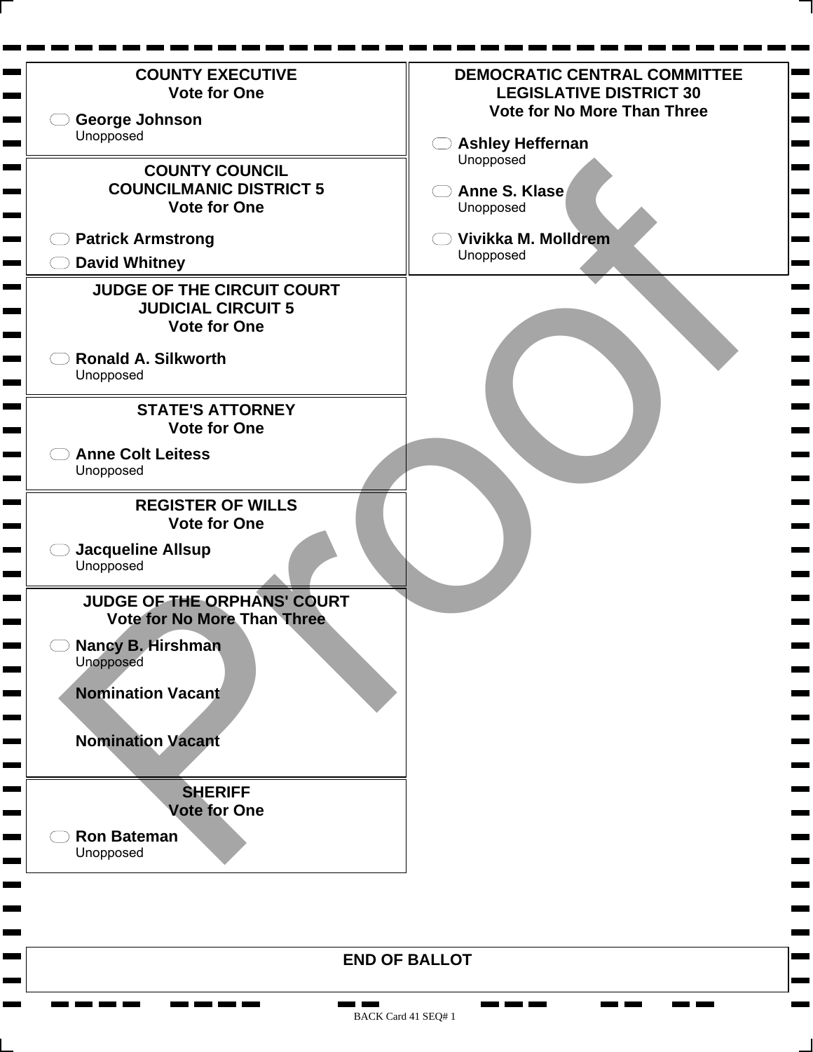**COUNTY EXECUTIVE**
**Vote for One**

- George Johnson
  Unopposed

**COUNTY COUNCIL**
**COUNCILMANIC DISTRICT 5**
**Vote for One**

- Patrick Armstrong
- David Whitney

**JUDGE OF THE CIRCUIT COURT**
**JUDICIAL CIRCUIT 5**
**Vote for One**

- Ronald A. Silkworth
  Unopposed

**STATE'S ATTORNEY**
**Vote for One**

- Anne Colt Leitess
  Unopposed

**REGISTER OF WILLS**
**Vote for One**

- Jacqueline Allsup
  Unopposed

**JUDGE OF THE ORPHANS' COURT**
**Vote for No More Than Three**

- Nancy B. Hirshman
  Unopposed

**Nomination Vacant**

**Nomination Vacant**

**SHERIFF**
**Vote for One**

- Ron Bateman
  Unopposed

**DEMOCRATIC CENTRAL COMMITTEE**
**LEGISLATIVE DISTRICT 30**
**Vote for No More Than Three**

- Ashley Heffernan
  Unopposed
- Anne S. Klase
  Unopposed
- Vivikka M. Molldrem
  Unopposed

Proof

**END OF BALLOT**

BACK Card 41 SEQ# 1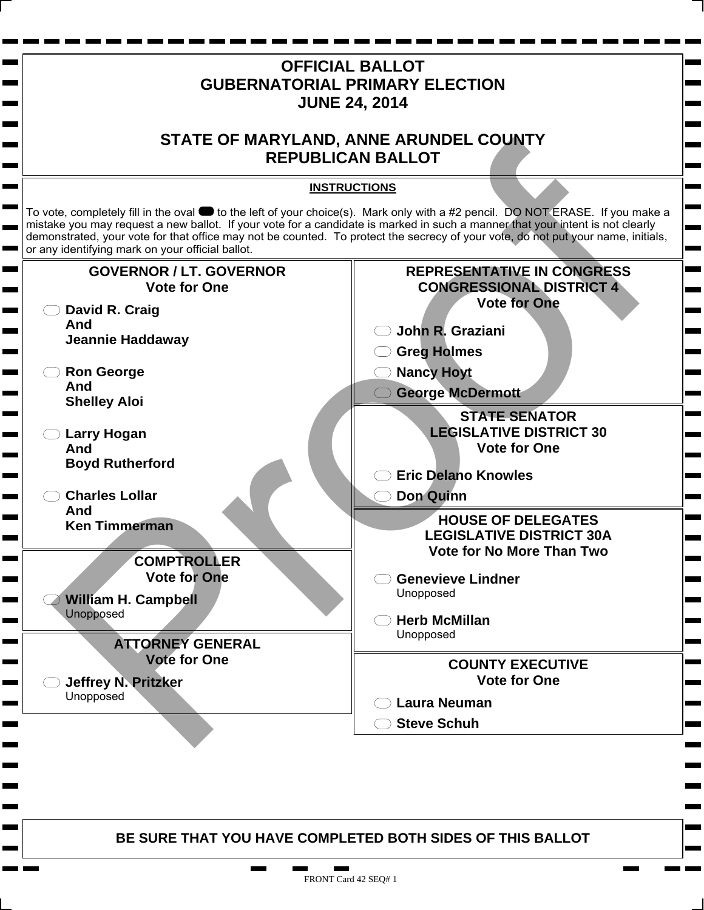# OFFICIAL BALLOT
# GUBERNATORIAL PRIMARY ELECTION
# JUNE 24, 2014

## STATE OF MARYLAND, ANNE ARUNDEL COUNTY
## REPUBLICAN BALLOT

**INSTRUCTIONS**

To vote, completely fill in the oval to the left of your choice(s). Mark only with a #2 pencil. DO NOT ERASE. If you make a mistake you may request a new ballot. If your vote for a candidate is marked in such a manner that your intent is not clearly demonstrated, your vote for that office may not be counted. To protect the secrecy of your vote, do not put your name, initials, or any identifying mark on your official ballot.

### GOVERNOR / LT. GOVERNOR
**Vote for One**

- **David R. Craig And Jeannie Haddaway**
- **Ron George And Shelley Aloi**
- **Larry Hogan And Boyd Rutherford**
- **Charles Lollar And Ken Timmerman**

### COMPTROLLER
**Vote for One**

- **William H. Campbell** Unopposed

### ATTORNEY GENERAL
**Vote for One**

- **Jeffrey N. Pritzker** Unopposed

### REPRESENTATIVE IN CONGRESS CONGRESSIONAL DISTRICT 4
**Vote for One**

- **John R. Graziani**
- **Greg Holmes**
- **Nancy Hoyt**
- **George McDermott**

### STATE SENATOR LEGISLATIVE DISTRICT 30
**Vote for One**

- **Eric Delano Knowles**
- **Don Quinn**

### HOUSE OF DELEGATES LEGISLATIVE DISTRICT 30A
**Vote for No More Than Two**

- **Genevieve Lindner** Unopposed
- **Herb McMillan** Unopposed

### COUNTY EXECUTIVE
**Vote for One**

- **Laura Neuman**
- **Steve Schuh**

**BE SURE THAT YOU HAVE COMPLETED BOTH SIDES OF THIS BALLOT**

Proof

FRONT Card 42 SEQ# 1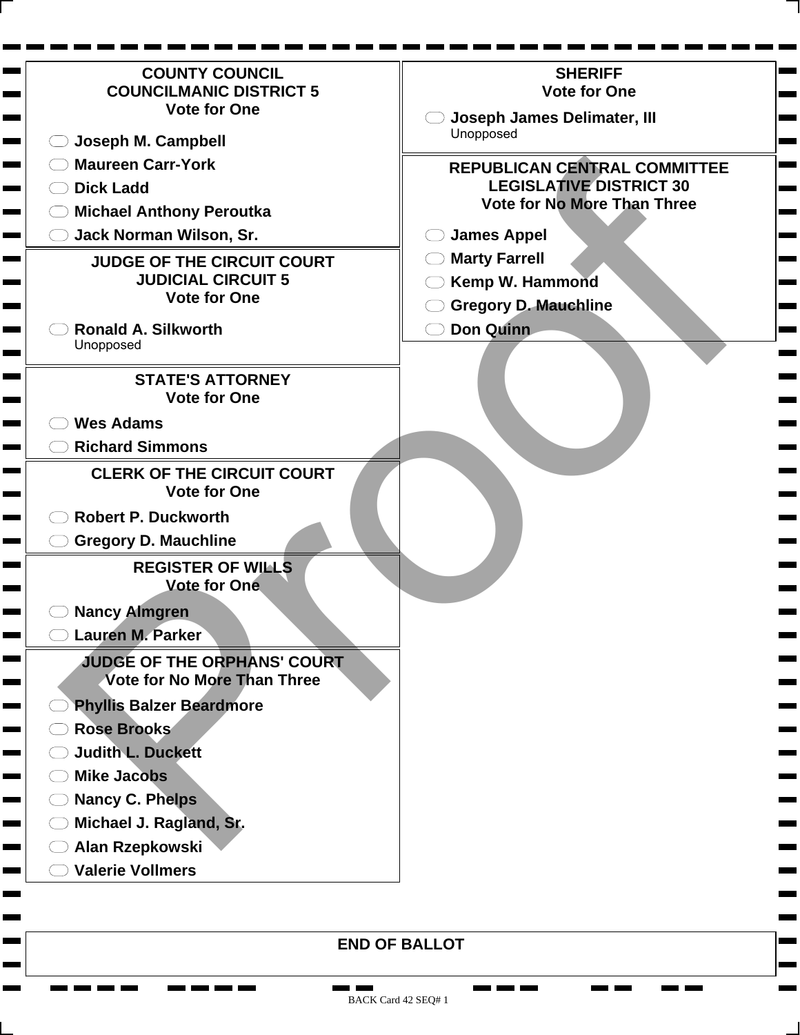## COUNTY COUNCIL
## COUNCILMANIC DISTRICT 5
Vote for One

- Joseph M. Campbell
- Maureen Carr-York
- Dick Ladd
- Michael Anthony Peroutka
- Jack Norman Wilson, Sr.

## JUDGE OF THE CIRCUIT COURT
## JUDICIAL CIRCUIT 5
Vote for One

- Ronald A. Silkworth
  Unopposed

## STATE'S ATTORNEY
Vote for One

- Wes Adams
- Richard Simmons

## CLERK OF THE CIRCUIT COURT
Vote for One

- Robert P. Duckworth
- Gregory D. Mauchline

## REGISTER OF WILLS
Vote for One

- Nancy Almgren
- Lauren M. Parker

## JUDGE OF THE ORPHANS' COURT
Vote for No More Than Three

- Phyllis Balzer Beardmore
- Rose Brooks
- Judith L. Duckett
- Mike Jacobs
- Nancy C. Phelps
- Michael J. Ragland, Sr.
- Alan Rzepkowski
- Valerie Vollmers

## SHERIFF
Vote for One

- Joseph James Delimater, III
  Unopposed

## REPUBLICAN CENTRAL COMMITTEE
## LEGISLATIVE DISTRICT 30
Vote for No More Than Three

- James Appel
- Marty Farrell
- Kemp W. Hammond
- Gregory D. Mauchline
- Don Quinn

Proof

**END OF BALLOT**

BACK Card 42 SEQ# 1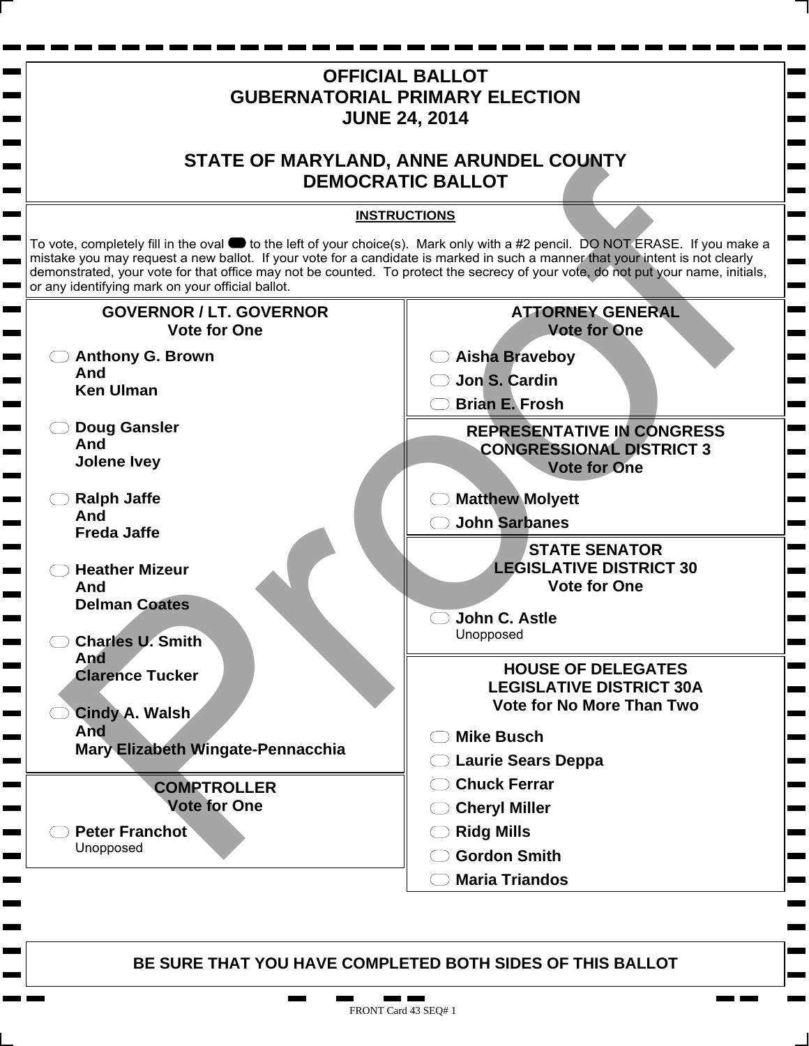# OFFICIAL BALLOT
# GUBERNATORIAL PRIMARY ELECTION
# JUNE 24, 2014

## STATE OF MARYLAND, ANNE ARUNDEL COUNTY
## DEMOCRATIC BALLOT

**INSTRUCTIONS**

To vote, completely fill in the oval to the left of your choice(s). Mark only with a #2 pencil. DO NOT ERASE. If you make a mistake you may request a new ballot. If your vote for a candidate is marked in such a manner that your intent is not clearly demonstrated, your vote for that office may not be counted. To protect the secrecy of your vote, do not put your name, initials, or any identifying mark on your official ballot.

### GOVERNOR / LT. GOVERNOR
**Vote for One**

- **Anthony G. Brown And Ken Ulman**
- **Doug Gansler And Jolene Ivey**
- **Ralph Jaffe And Freda Jaffe**
- **Heather Mizeur And Delman Coates**
- **Charles U. Smith And Clarence Tucker**
- **Cindy A. Walsh And Mary Elizabeth Wingate-Pennacchia**

### COMPTROLLER
**Vote for One**

- **Peter Franchot** Unopposed

### ATTORNEY GENERAL
**Vote for One**

- **Aisha Braveboy**
- **Jon S. Cardin**
- **Brian E. Frosh**

### REPRESENTATIVE IN CONGRESS CONGRESSIONAL DISTRICT 3
**Vote for One**

- **Matthew Molyett**
- **John Sarbanes**

### STATE SENATOR LEGISLATIVE DISTRICT 30
**Vote for One**

- **John C. Astle** Unopposed

### HOUSE OF DELEGATES LEGISLATIVE DISTRICT 30A
**Vote for No More Than Two**

- **Mike Busch**
- **Laurie Sears Deppa**
- **Chuck Ferrar**
- **Cheryl Miller**
- **Ridg Mills**
- **Gordon Smith**
- **Maria Triandos**

**BE SURE THAT YOU HAVE COMPLETED BOTH SIDES OF THIS BALLOT**

FRONT Card 43 SEQ# 1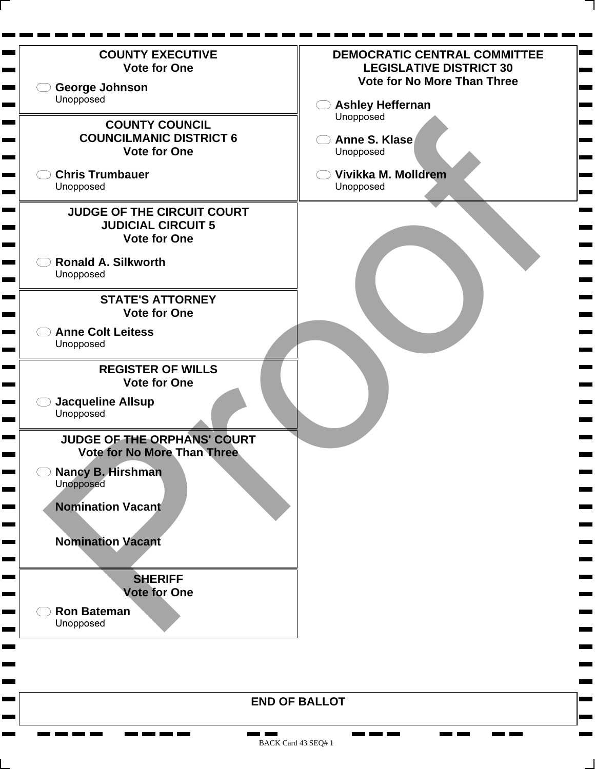## COUNTY EXECUTIVE
**Vote for One**

- George Johnson
  Unopposed

## COUNTY COUNCIL
## COUNCILMANIC DISTRICT 6
**Vote for One**

- Chris Trumbauer
  Unopposed

## JUDGE OF THE CIRCUIT COURT
## JUDICIAL CIRCUIT 5
**Vote for One**

- Ronald A. Silkworth
  Unopposed

## STATE'S ATTORNEY
**Vote for One**

- Anne Colt Leitess
  Unopposed

## REGISTER OF WILLS
**Vote for One**

- Jacqueline Allsup
  Unopposed

## JUDGE OF THE ORPHANS' COURT
**Vote for No More Than Three**

- Nancy B. Hirshman
  Unopposed

**Nomination Vacant**

**Nomination Vacant**

## SHERIFF
**Vote for One**

- Ron Bateman
  Unopposed

## DEMOCRATIC CENTRAL COMMITTEE
## LEGISLATIVE DISTRICT 30
**Vote for No More Than Three**

- Ashley Heffernan
  Unopposed
- Anne S. Klase
  Unopposed
- Vivikka M. Molldrem
  Unopposed

**END OF BALLOT**

Proof

BACK Card 43 SEQ# 1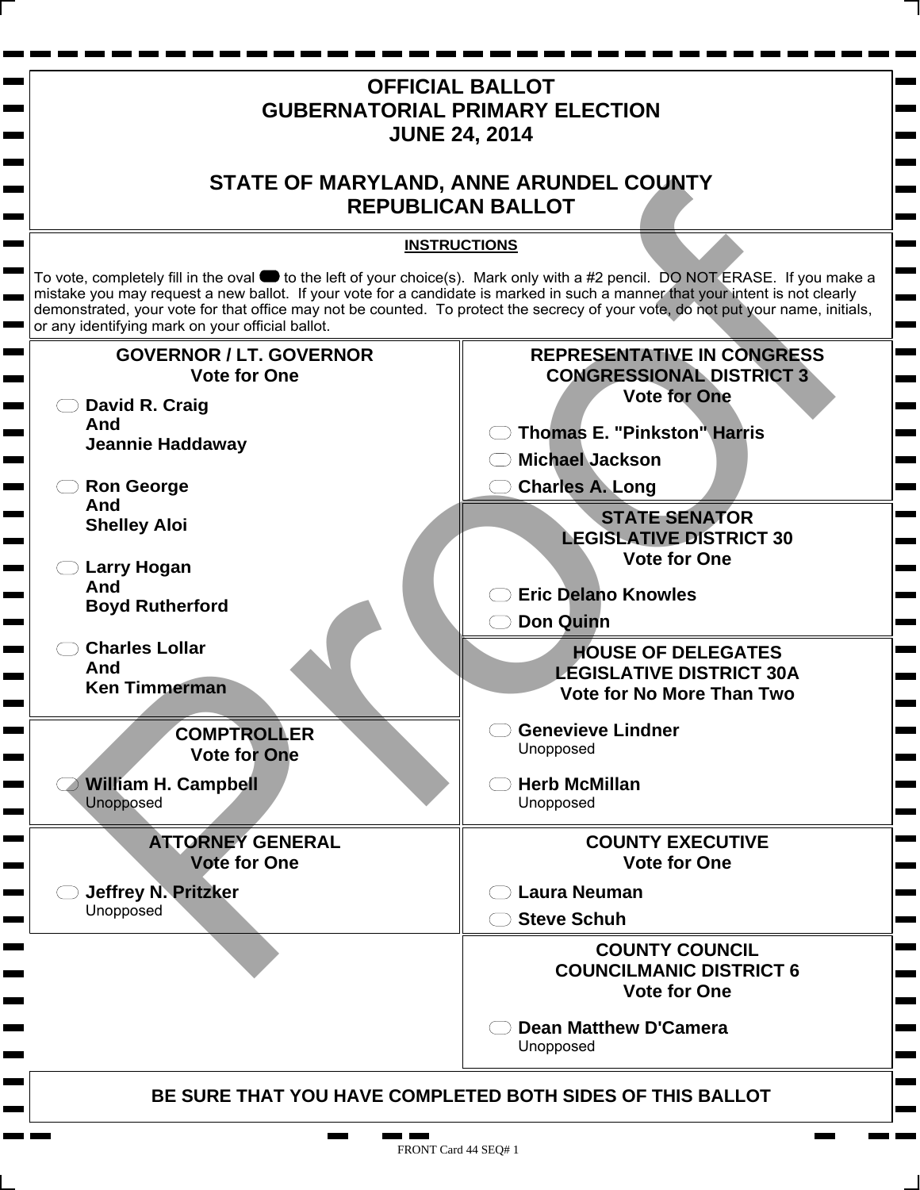# OFFICIAL BALLOT
# GUBERNATORIAL PRIMARY ELECTION
# JUNE 24, 2014

## STATE OF MARYLAND, ANNE ARUNDEL COUNTY
## REPUBLICAN BALLOT

**INSTRUCTIONS**

To vote, completely fill in the oval to the left of your choice(s). Mark only with a #2 pencil. DO NOT ERASE. If you make a mistake you may request a new ballot. If your vote for a candidate is marked in such a manner that your intent is not clearly demonstrated, your vote for that office may not be counted. To protect the secrecy of your vote, do not put your name, initials, or any identifying mark on your official ballot.

### GOVERNOR / LT. GOVERNOR
**Vote for One**

- **David R. Craig And Jeannie Haddaway**
- **Ron George And Shelley Aloi**
- **Larry Hogan And Boyd Rutherford**
- **Charles Lollar And Ken Timmerman**

### COMPTROLLER
**Vote for One**

- **William H. Campbell**
  Unopposed

### ATTORNEY GENERAL
**Vote for One**

- **Jeffrey N. Pritzker**
  Unopposed

### REPRESENTATIVE IN CONGRESS
### CONGRESSIONAL DISTRICT 3
**Vote for One**

- **Thomas E. "Pinkston" Harris**
- **Michael Jackson**
- **Charles A. Long**

### STATE SENATOR
### LEGISLATIVE DISTRICT 30
**Vote for One**

- **Eric Delano Knowles**
- **Don Quinn**

### HOUSE OF DELEGATES
### LEGISLATIVE DISTRICT 30A
**Vote for No More Than Two**

- **Genevieve Lindner**
  Unopposed
- **Herb McMillan**
  Unopposed

### COUNTY EXECUTIVE
**Vote for One**

- **Laura Neuman**
- **Steve Schuh**

### COUNTY COUNCIL
### COUNCILMANIC DISTRICT 6
**Vote for One**

- **Dean Matthew D'Camera**
  Unopposed

**BE SURE THAT YOU HAVE COMPLETED BOTH SIDES OF THIS BALLOT**

Proof

FRONT Card 44 SEQ# 1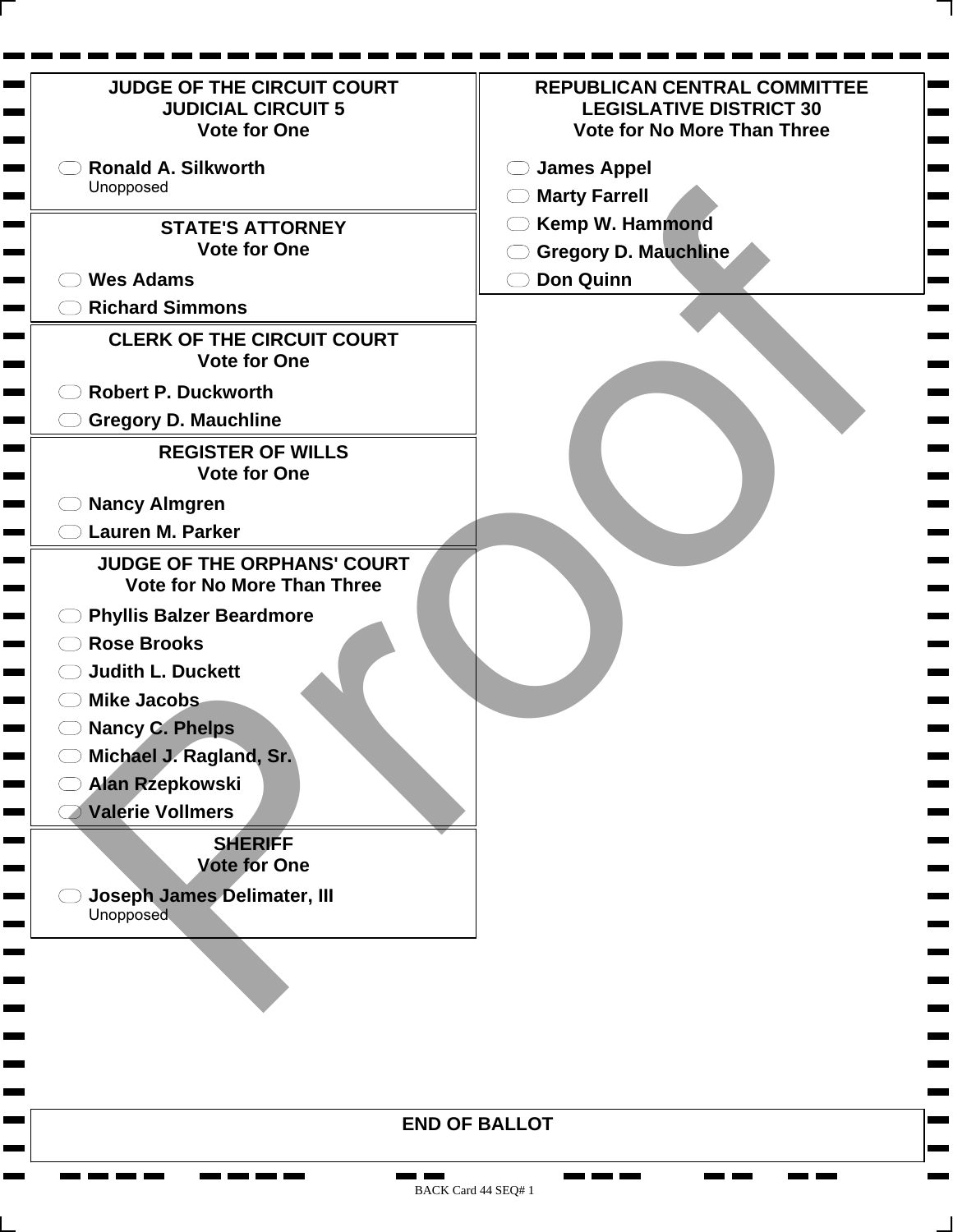## JUDGE OF THE CIRCUIT COURT
## JUDICIAL CIRCUIT 5
**Vote for One**

- Ronald A. Silkworth
  Unopposed

## STATE'S ATTORNEY
**Vote for One**

- Wes Adams
- Richard Simmons

## CLERK OF THE CIRCUIT COURT
**Vote for One**

- Robert P. Duckworth
- Gregory D. Mauchline

## REGISTER OF WILLS
**Vote for One**

- Nancy Almgren
- Lauren M. Parker

## JUDGE OF THE ORPHANS' COURT
**Vote for No More Than Three**

- Phyllis Balzer Beardmore
- Rose Brooks
- Judith L. Duckett
- Mike Jacobs
- Nancy C. Phelps
- Michael J. Ragland, Sr.
- Alan Rzepkowski
- Valerie Vollmers

## SHERIFF
**Vote for One**

- Joseph James Delimater, III
  Unopposed

## REPUBLICAN CENTRAL COMMITTEE
## LEGISLATIVE DISTRICT 30
**Vote for No More Than Three**

- James Appel
- Marty Farrell
- Kemp W. Hammond
- Gregory D. Mauchline
- Don Quinn

Proof

## END OF BALLOT

BACK Card 44 SEQ# 1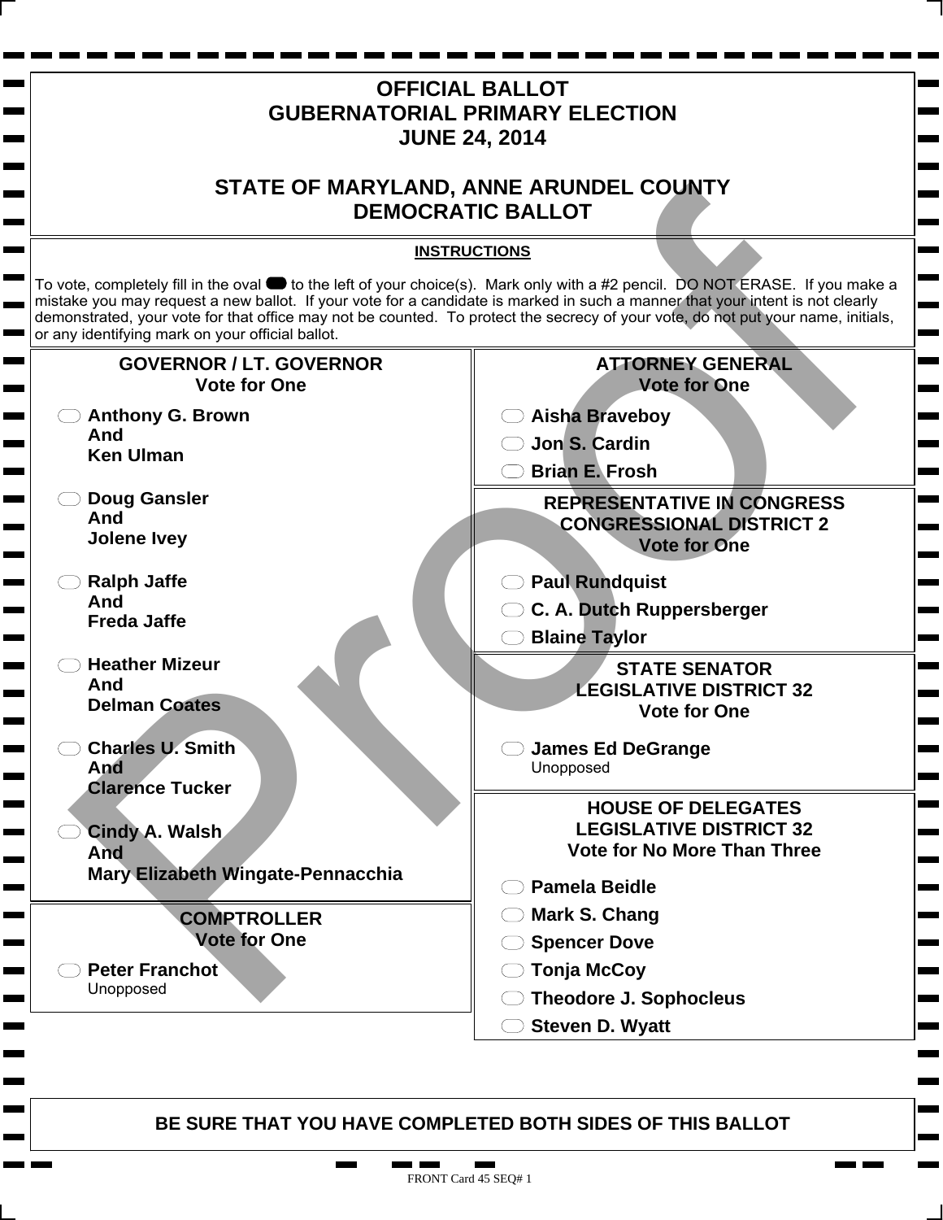# OFFICIAL BALLOT
# GUBERNATORIAL PRIMARY ELECTION
# JUNE 24, 2014

# STATE OF MARYLAND, ANNE ARUNDEL COUNTY
# DEMOCRATIC BALLOT

**INSTRUCTIONS**

To vote, completely fill in the oval to the left of your choice(s). Mark only with a #2 pencil. DO NOT ERASE. If you make a mistake you may request a new ballot. If your vote for a candidate is marked in such a manner that your intent is not clearly demonstrated, your vote for that office may not be counted. To protect the secrecy of your vote, do not put your name, initials, or any identifying mark on your official ballot.

## GOVERNOR / LT. GOVERNOR
**Vote for One**

- **Anthony G. Brown And Ken Ulman**
- **Doug Gansler And Jolene Ivey**
- **Ralph Jaffe And Freda Jaffe**
- **Heather Mizeur And Delman Coates**
- **Charles U. Smith And Clarence Tucker**
- **Cindy A. Walsh And Mary Elizabeth Wingate-Pennacchia**

## COMPTROLLER
**Vote for One**

- **Peter Franchot** Unopposed

## ATTORNEY GENERAL
**Vote for One**

- **Aisha Braveboy**
- **Jon S. Cardin**
- **Brian E. Frosh**

## REPRESENTATIVE IN CONGRESS CONGRESSIONAL DISTRICT 2
**Vote for One**

- **Paul Rundquist**
- **C. A. Dutch Ruppersberger**
- **Blaine Taylor**

## STATE SENATOR LEGISLATIVE DISTRICT 32
**Vote for One**

- **James Ed DeGrange** Unopposed

## HOUSE OF DELEGATES LEGISLATIVE DISTRICT 32
**Vote for No More Than Three**

- **Pamela Beidle**
- **Mark S. Chang**
- **Spencer Dove**
- **Tonja McCoy**
- **Theodore J. Sophocleus**
- **Steven D. Wyatt**

**BE SURE THAT YOU HAVE COMPLETED BOTH SIDES OF THIS BALLOT**

FRONT Card 45 SEQ# 1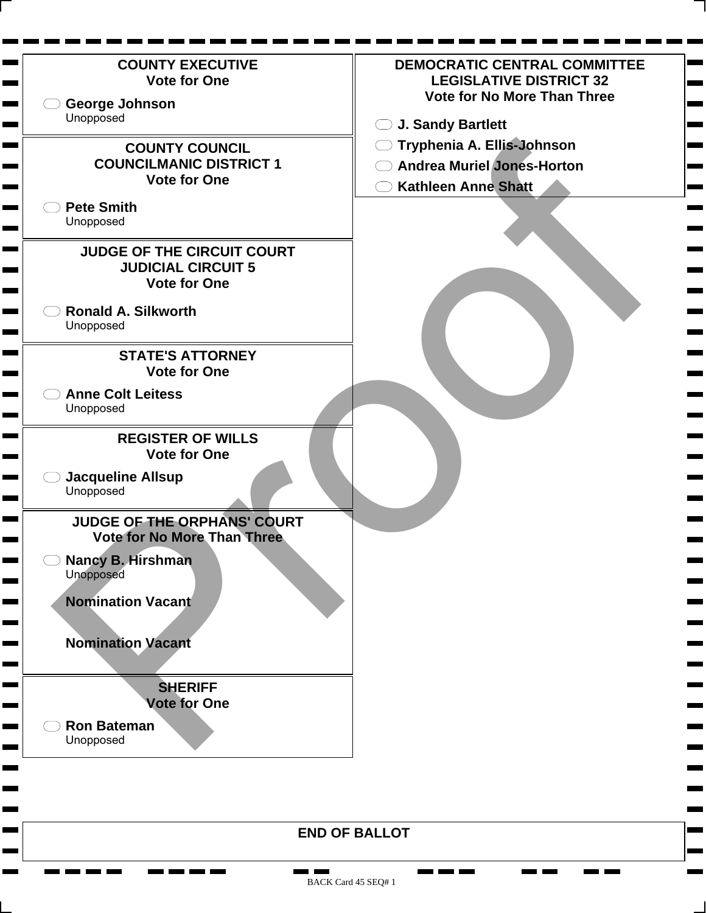## COUNTY EXECUTIVE
**Vote for One**

- George Johnson
  Unopposed

## COUNTY COUNCIL COUNCILMANIC DISTRICT 1
**Vote for One**

- Pete Smith
  Unopposed

## JUDGE OF THE CIRCUIT COURT JUDICIAL CIRCUIT 5
**Vote for One**

- Ronald A. Silkworth
  Unopposed

## STATE'S ATTORNEY
**Vote for One**

- Anne Colt Leitess
  Unopposed

## REGISTER OF WILLS
**Vote for One**

- Jacqueline Allsup
  Unopposed

## JUDGE OF THE ORPHANS' COURT
**Vote for No More Than Three**

- Nancy B. Hirshman
  Unopposed

**Nomination Vacant**

**Nomination Vacant**

## SHERIFF
**Vote for One**

- Ron Bateman
  Unopposed

## DEMOCRATIC CENTRAL COMMITTEE LEGISLATIVE DISTRICT 32
**Vote for No More Than Three**

- J. Sandy Bartlett
- Tryphenia A. Ellis-Johnson
- Andrea Muriel Jones-Horton
- Kathleen Anne Shatt

**END OF BALLOT**

BACK Card 45 SEQ# 1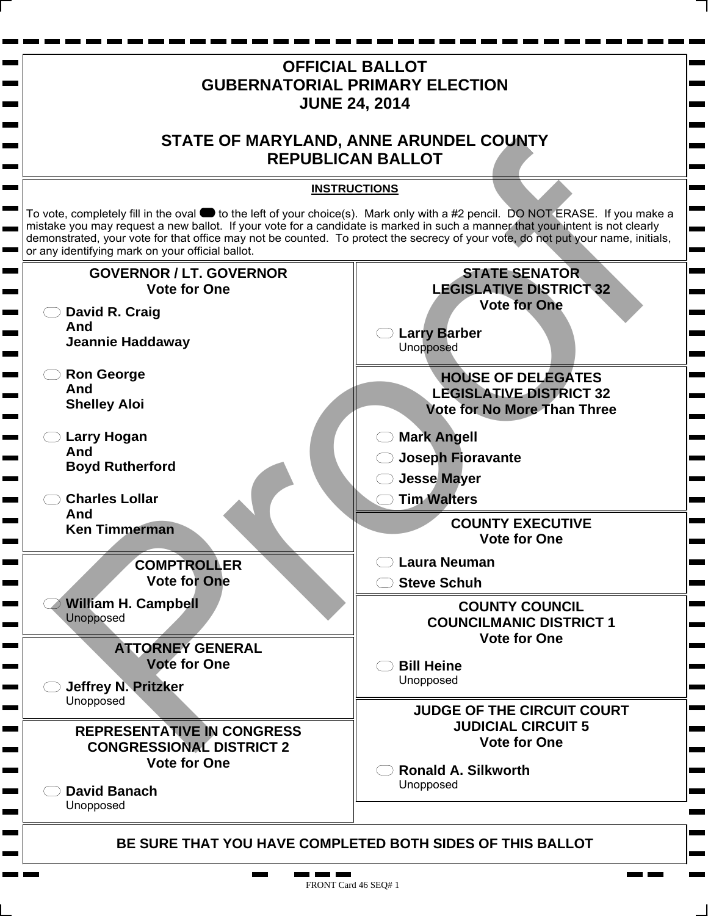# OFFICIAL BALLOT
# GUBERNATORIAL PRIMARY ELECTION
# JUNE 24, 2014

## STATE OF MARYLAND, ANNE ARUNDEL COUNTY
## REPUBLICAN BALLOT

**INSTRUCTIONS**

To vote, completely fill in the oval ⬬ to the left of your choice(s). Mark only with a #2 pencil. DO NOT ERASE. If you make a mistake you may request a new ballot. If your vote for a candidate is marked in such a manner that your intent is not clearly demonstrated, your vote for that office may not be counted. To protect the secrecy of your vote, do not put your name, initials, or any identifying mark on your official ballot.

### GOVERNOR / LT. GOVERNOR
**Vote for One**

- ⬭ **David R. Craig**
  **And**
  **Jeannie Haddaway**
- ⬭ **Ron George**
  **And**
  **Shelley Aloi**
- ⬭ **Larry Hogan**
  **And**
  **Boyd Rutherford**
- ⬭ **Charles Lollar**
  **And**
  **Ken Timmerman**

### COMPTROLLER
**Vote for One**

- ⬭ **William H. Campbell**
  Unopposed

### ATTORNEY GENERAL
**Vote for One**

- ⬭ **Jeffrey N. Pritzker**
  Unopposed

### REPRESENTATIVE IN CONGRESS
### CONGRESSIONAL DISTRICT 2
**Vote for One**

- ⬭ **David Banach**
  Unopposed

### STATE SENATOR
### LEGISLATIVE DISTRICT 32
**Vote for One**

- ⬭ **Larry Barber**
  Unopposed

### HOUSE OF DELEGATES
### LEGISLATIVE DISTRICT 32
**Vote for No More Than Three**

- ⬭ **Mark Angell**
- ⬭ **Joseph Fioravante**
- ⬭ **Jesse Mayer**
- ⬭ **Tim Walters**

### COUNTY EXECUTIVE
**Vote for One**

- ⬭ **Laura Neuman**
- ⬭ **Steve Schuh**

### COUNTY COUNCIL
### COUNCILMANIC DISTRICT 1
**Vote for One**

- ⬭ **Bill Heine**
  Unopposed

### JUDGE OF THE CIRCUIT COURT
### JUDICIAL CIRCUIT 5
**Vote for One**

- ⬭ **Ronald A. Silkworth**
  Unopposed

**BE SURE THAT YOU HAVE COMPLETED BOTH SIDES OF THIS BALLOT**

Proof

FRONT Card 46 SEQ# 1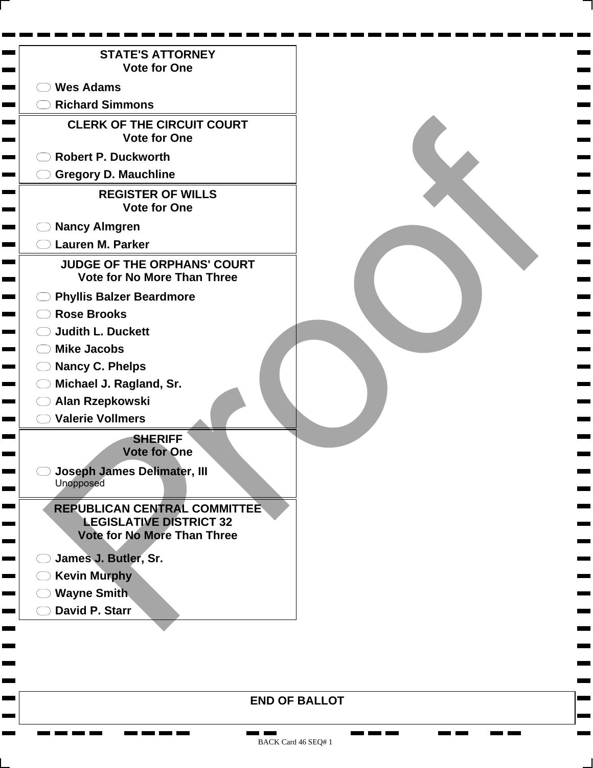## STATE'S ATTORNEY
**Vote for One**

- Wes Adams
- Richard Simmons

## CLERK OF THE CIRCUIT COURT
**Vote for One**

- Robert P. Duckworth
- Gregory D. Mauchline

## REGISTER OF WILLS
**Vote for One**

- Nancy Almgren
- Lauren M. Parker

## JUDGE OF THE ORPHANS' COURT
**Vote for No More Than Three**

- Phyllis Balzer Beardmore
- Rose Brooks
- Judith L. Duckett
- Mike Jacobs
- Nancy C. Phelps
- Michael J. Ragland, Sr.
- Alan Rzepkowski
- Valerie Vollmers

## SHERIFF
**Vote for One**

- Joseph James Delimater, III
  Unopposed

## REPUBLICAN CENTRAL COMMITTEE LEGISLATIVE DISTRICT 32
**Vote for No More Than Three**

- James J. Butler, Sr.
- Kevin Murphy
- Wayne Smith
- David P. Starr

**END OF BALLOT**

BACK Card 46 SEQ# 1

Proof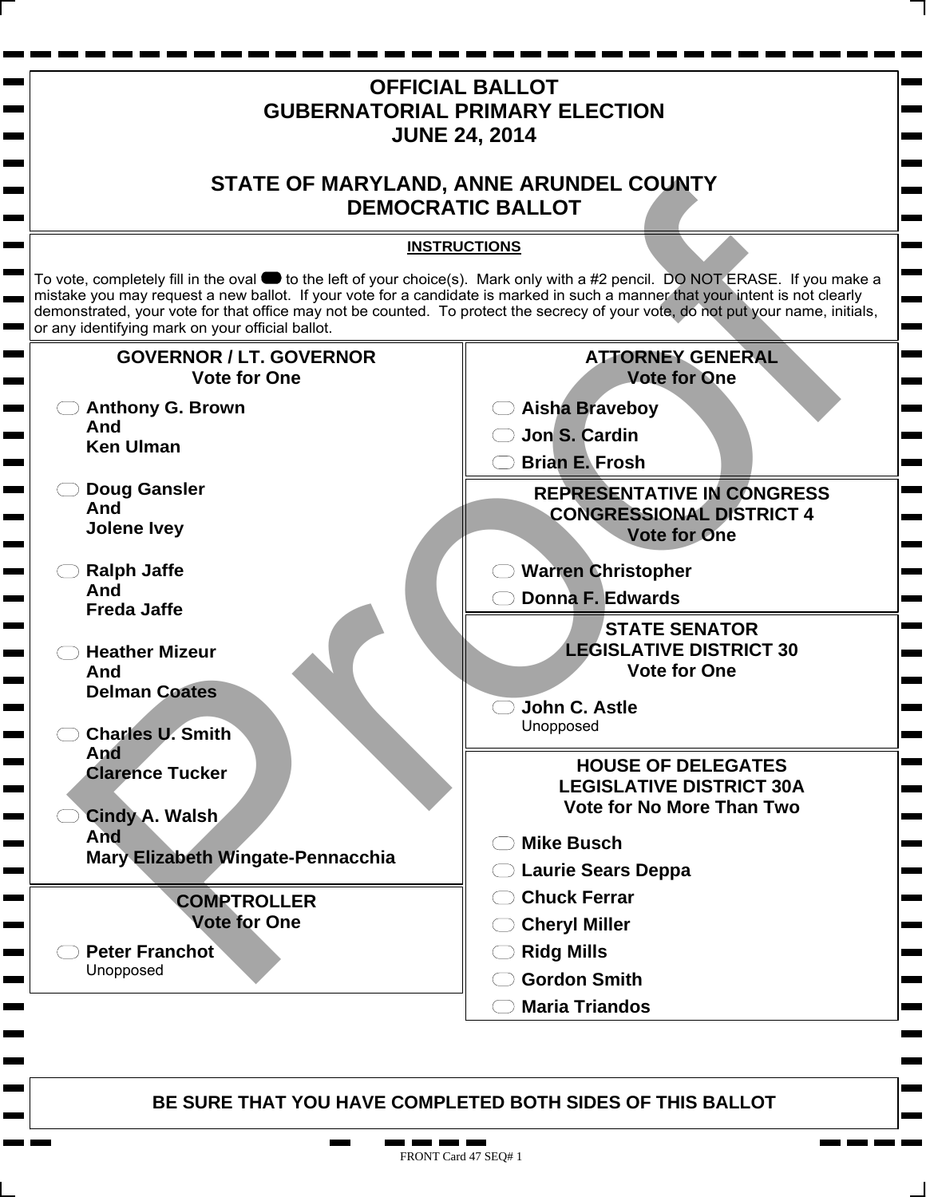# OFFICIAL BALLOT
# GUBERNATORIAL PRIMARY ELECTION
# JUNE 24, 2014

## STATE OF MARYLAND, ANNE ARUNDEL COUNTY
## DEMOCRATIC BALLOT

**INSTRUCTIONS**

To vote, completely fill in the oval to the left of your choice(s). Mark only with a #2 pencil. DO NOT ERASE. If you make a mistake you may request a new ballot. If your vote for a candidate is marked in such a manner that your intent is not clearly demonstrated, your vote for that office may not be counted. To protect the secrecy of your vote, do not put your name, initials, or any identifying mark on your official ballot.

### GOVERNOR / LT. GOVERNOR
**Vote for One**

- ⬭ **Anthony G. Brown And Ken Ulman**
- ⬭ **Doug Gansler And Jolene Ivey**
- ⬭ **Ralph Jaffe And Freda Jaffe**
- ⬭ **Heather Mizeur And Delman Coates**
- ⬭ **Charles U. Smith And Clarence Tucker**
- ⬭ **Cindy A. Walsh And Mary Elizabeth Wingate-Pennacchia**

### COMPTROLLER
**Vote for One**

- ⬭ **Peter Franchot**
  Unopposed

### ATTORNEY GENERAL
**Vote for One**

- ⬭ **Aisha Braveboy**
- ⬭ **Jon S. Cardin**
- ⬭ **Brian E. Frosh**

### REPRESENTATIVE IN CONGRESS
### CONGRESSIONAL DISTRICT 4
**Vote for One**

- ⬭ **Warren Christopher**
- ⬭ **Donna F. Edwards**

### STATE SENATOR
### LEGISLATIVE DISTRICT 30
**Vote for One**

- ⬭ **John C. Astle**
  Unopposed

### HOUSE OF DELEGATES
### LEGISLATIVE DISTRICT 30A
**Vote for No More Than Two**

- ⬭ **Mike Busch**
- ⬭ **Laurie Sears Deppa**
- ⬭ **Chuck Ferrar**
- ⬭ **Cheryl Miller**
- ⬭ **Ridg Mills**
- ⬭ **Gordon Smith**
- ⬭ **Maria Triandos**

**BE SURE THAT YOU HAVE COMPLETED BOTH SIDES OF THIS BALLOT**

FRONT Card 47 SEQ# 1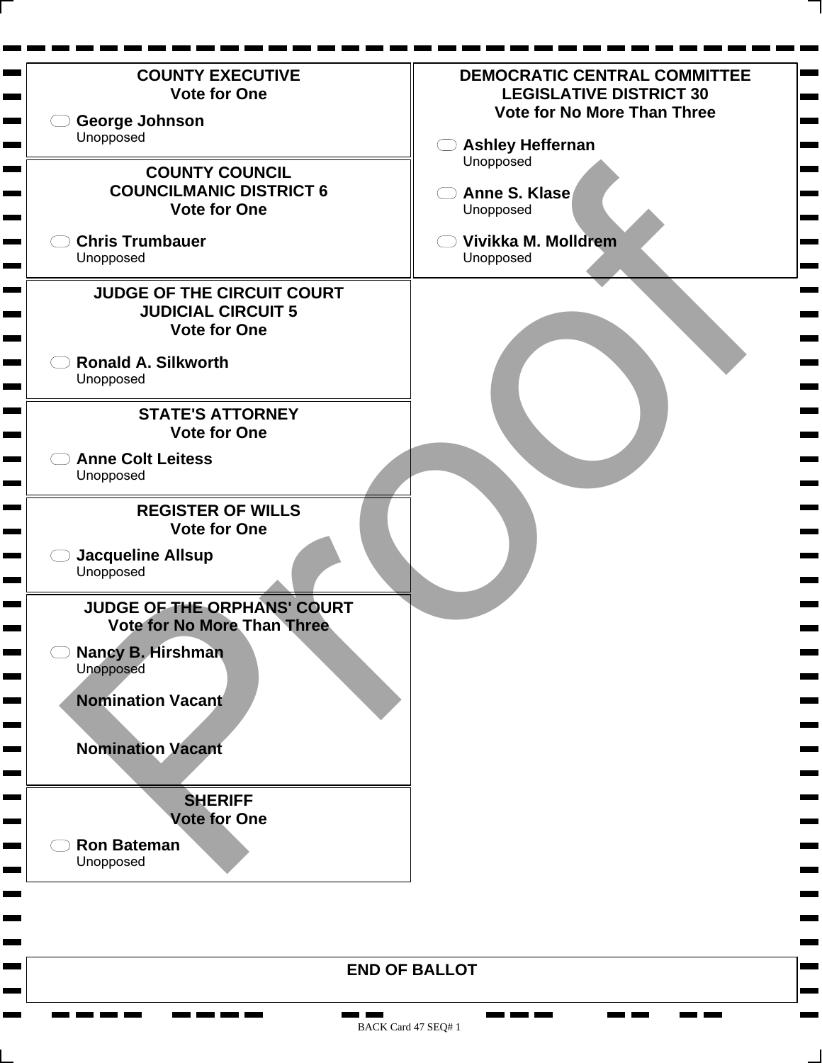## COUNTY EXECUTIVE
Vote for One

- George Johnson
  Unopposed

## COUNTY COUNCIL
## COUNCILMANIC DISTRICT 6
Vote for One

- Chris Trumbauer
  Unopposed

## JUDGE OF THE CIRCUIT COURT
## JUDICIAL CIRCUIT 5
Vote for One

- Ronald A. Silkworth
  Unopposed

## STATE'S ATTORNEY
Vote for One

- Anne Colt Leitess
  Unopposed

## REGISTER OF WILLS
Vote for One

- Jacqueline Allsup
  Unopposed

## JUDGE OF THE ORPHANS' COURT
Vote for No More Than Three

- Nancy B. Hirshman
  Unopposed

**Nomination Vacant**

**Nomination Vacant**

## SHERIFF
Vote for One

- Ron Bateman
  Unopposed

## DEMOCRATIC CENTRAL COMMITTEE
## LEGISLATIVE DISTRICT 30
Vote for No More Than Three

- Ashley Heffernan
  Unopposed
- Anne S. Klase
  Unopposed
- Vivikka M. Molldrem
  Unopposed

**END OF BALLOT**

Proof

BACK Card 47 SEQ# 1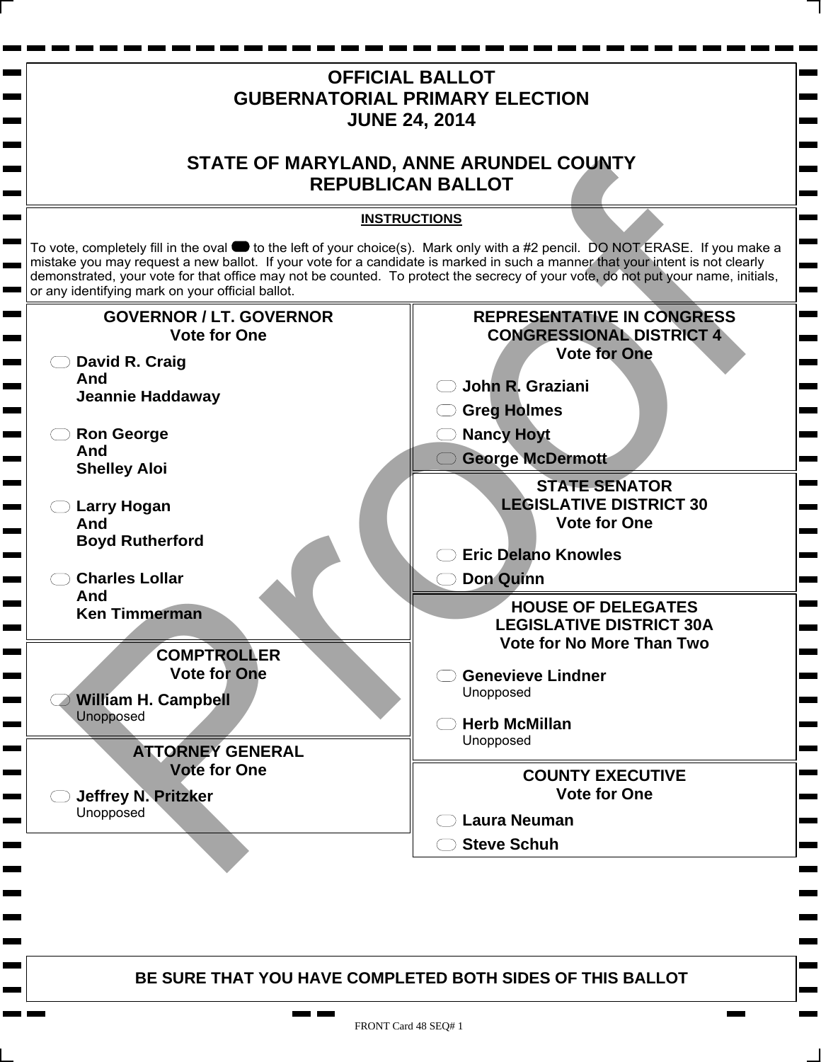# OFFICIAL BALLOT
# GUBERNATORIAL PRIMARY ELECTION
# JUNE 24, 2014

## STATE OF MARYLAND, ANNE ARUNDEL COUNTY
## REPUBLICAN BALLOT

**INSTRUCTIONS**

To vote, completely fill in the oval to the left of your choice(s). Mark only with a #2 pencil. DO NOT ERASE. If you make a mistake you may request a new ballot. If your vote for a candidate is marked in such a manner that your intent is not clearly demonstrated, your vote for that office may not be counted. To protect the secrecy of your vote, do not put your name, initials, or any identifying mark on your official ballot.

### GOVERNOR / LT. GOVERNOR
**Vote for One**

- **David R. Craig And Jeannie Haddaway**
- **Ron George And Shelley Aloi**
- **Larry Hogan And Boyd Rutherford**
- **Charles Lollar And Ken Timmerman**

### COMPTROLLER
**Vote for One**

- **William H. Campbell** Unopposed

### ATTORNEY GENERAL
**Vote for One**

- **Jeffrey N. Pritzker** Unopposed

### REPRESENTATIVE IN CONGRESS CONGRESSIONAL DISTRICT 4
**Vote for One**

- **John R. Graziani**
- **Greg Holmes**
- **Nancy Hoyt**
- **George McDermott**

### STATE SENATOR LEGISLATIVE DISTRICT 30
**Vote for One**

- **Eric Delano Knowles**
- **Don Quinn**

### HOUSE OF DELEGATES LEGISLATIVE DISTRICT 30A
**Vote for No More Than Two**

- **Genevieve Lindner** Unopposed
- **Herb McMillan** Unopposed

### COUNTY EXECUTIVE
**Vote for One**

- **Laura Neuman**
- **Steve Schuh**

**BE SURE THAT YOU HAVE COMPLETED BOTH SIDES OF THIS BALLOT**

FRONT Card 48 SEQ# 1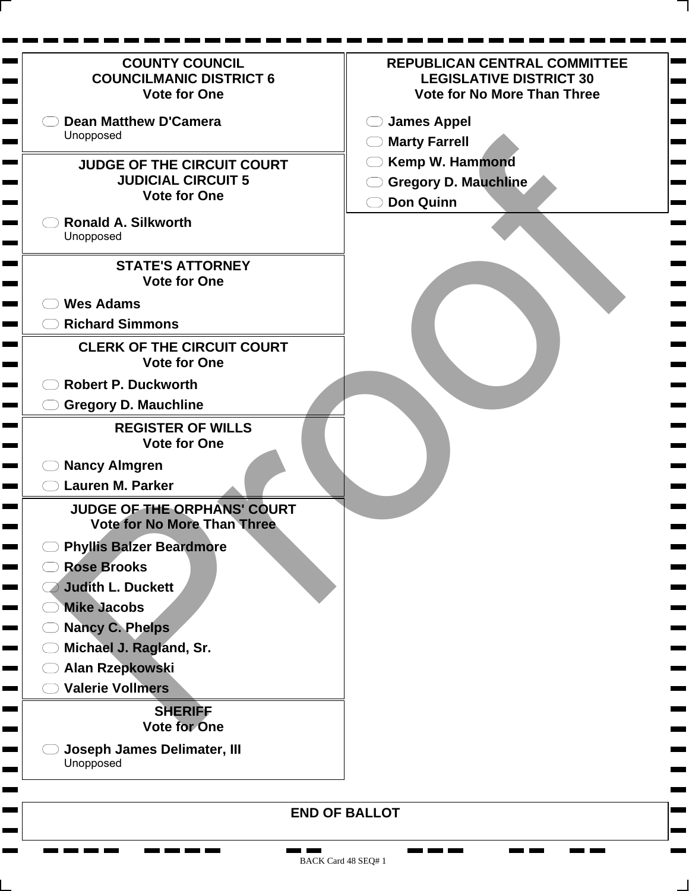## COUNTY COUNCIL
## COUNCILMANIC DISTRICT 6
**Vote for One**

- Dean Matthew D'Camera
  Unopposed

## JUDGE OF THE CIRCUIT COURT
## JUDICIAL CIRCUIT 5
**Vote for One**

- Ronald A. Silkworth
  Unopposed

## STATE'S ATTORNEY
**Vote for One**

- Wes Adams
- Richard Simmons

## CLERK OF THE CIRCUIT COURT
**Vote for One**

- Robert P. Duckworth
- Gregory D. Mauchline

## REGISTER OF WILLS
**Vote for One**

- Nancy Almgren
- Lauren M. Parker

## JUDGE OF THE ORPHANS' COURT
**Vote for No More Than Three**

- Phyllis Balzer Beardmore
- Rose Brooks
- Judith L. Duckett
- Mike Jacobs
- Nancy C. Phelps
- Michael J. Ragland, Sr.
- Alan Rzepkowski
- Valerie Vollmers

## SHERIFF
**Vote for One**

- Joseph James Delimater, III
  Unopposed

## REPUBLICAN CENTRAL COMMITTEE
## LEGISLATIVE DISTRICT 30
**Vote for No More Than Three**

- James Appel
- Marty Farrell
- Kemp W. Hammond
- Gregory D. Mauchline
- Don Quinn

**END OF BALLOT**

Proof

BACK Card 48 SEQ# 1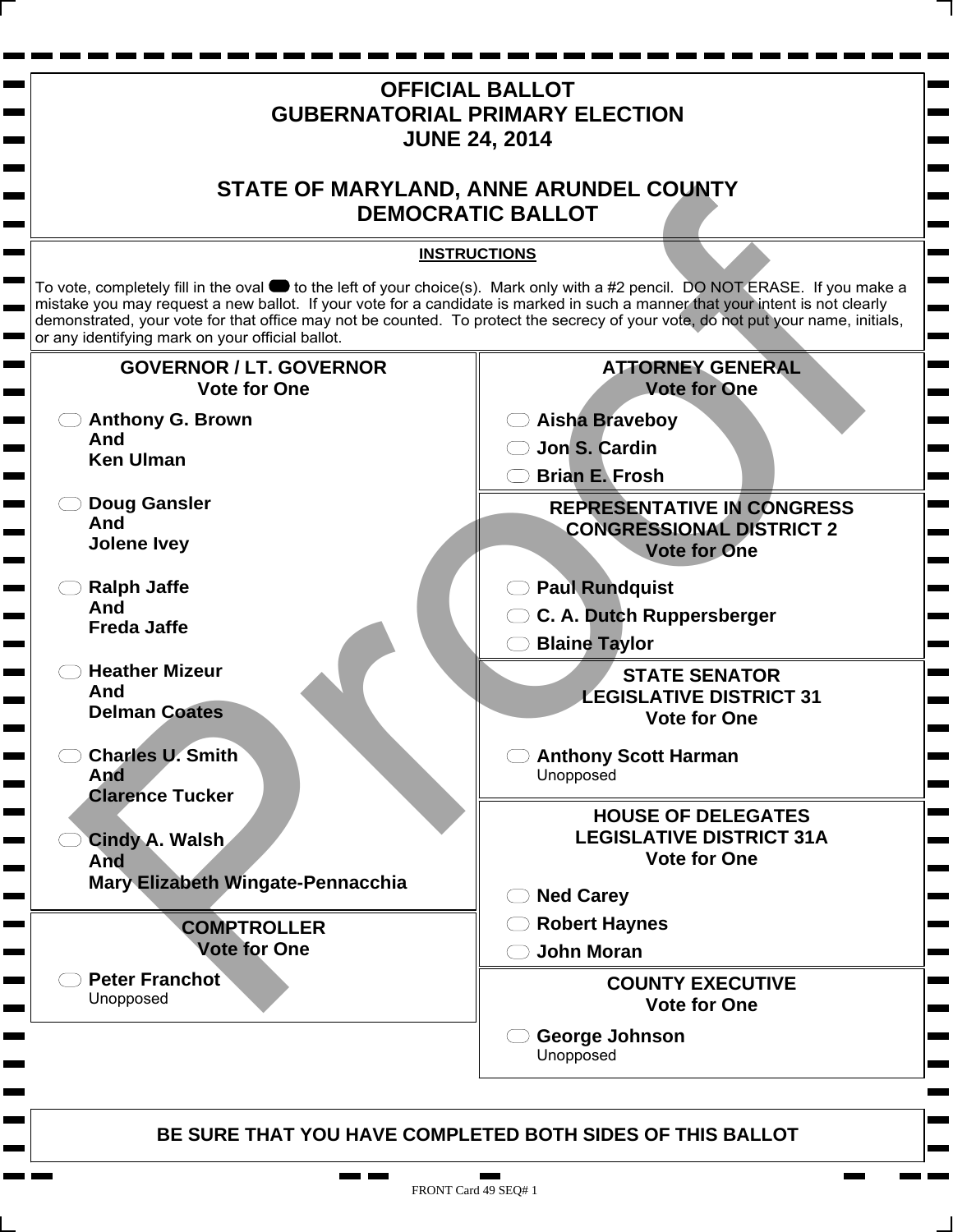# OFFICIAL BALLOT
# GUBERNATORIAL PRIMARY ELECTION
# JUNE 24, 2014

## STATE OF MARYLAND, ANNE ARUNDEL COUNTY
## DEMOCRATIC BALLOT

**INSTRUCTIONS**

To vote, completely fill in the oval to the left of your choice(s). Mark only with a #2 pencil. DO NOT ERASE. If you make a mistake you may request a new ballot. If your vote for a candidate is marked in such a manner that your intent is not clearly demonstrated, your vote for that office may not be counted. To protect the secrecy of your vote, do not put your name, initials, or any identifying mark on your official ballot.

### GOVERNOR / LT. GOVERNOR
**Vote for One**

- **Anthony G. Brown And Ken Ulman**
- **Doug Gansler And Jolene Ivey**
- **Ralph Jaffe And Freda Jaffe**
- **Heather Mizeur And Delman Coates**
- **Charles U. Smith And Clarence Tucker**
- **Cindy A. Walsh And Mary Elizabeth Wingate-Pennacchia**

### COMPTROLLER
**Vote for One**

- **Peter Franchot** Unopposed

### ATTORNEY GENERAL
**Vote for One**

- **Aisha Braveboy**
- **Jon S. Cardin**
- **Brian E. Frosh**

### REPRESENTATIVE IN CONGRESS CONGRESSIONAL DISTRICT 2
**Vote for One**

- **Paul Rundquist**
- **C. A. Dutch Ruppersberger**
- **Blaine Taylor**

### STATE SENATOR LEGISLATIVE DISTRICT 31
**Vote for One**

- **Anthony Scott Harman** Unopposed

### HOUSE OF DELEGATES LEGISLATIVE DISTRICT 31A
**Vote for One**

- **Ned Carey**
- **Robert Haynes**
- **John Moran**

### COUNTY EXECUTIVE
**Vote for One**

- **George Johnson** Unopposed

**BE SURE THAT YOU HAVE COMPLETED BOTH SIDES OF THIS BALLOT**

FRONT Card 49 SEQ# 1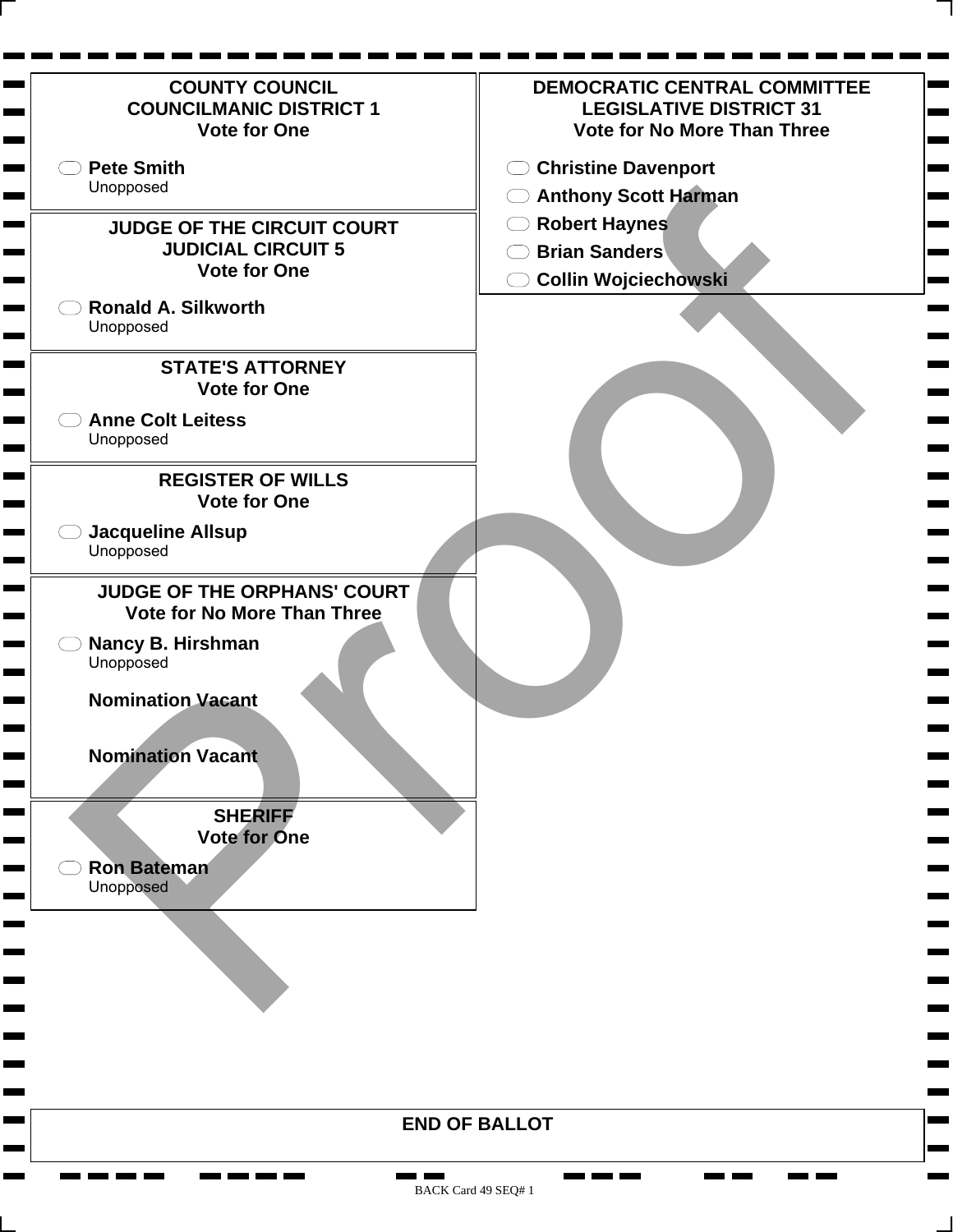## COUNTY COUNCIL
## COUNCILMANIC DISTRICT 1
**Vote for One**

- **Pete Smith**
  Unopposed

## JUDGE OF THE CIRCUIT COURT
## JUDICIAL CIRCUIT 5
**Vote for One**

- **Ronald A. Silkworth**
  Unopposed

## STATE'S ATTORNEY
**Vote for One**

- **Anne Colt Leitess**
  Unopposed

## REGISTER OF WILLS
**Vote for One**

- **Jacqueline Allsup**
  Unopposed

## JUDGE OF THE ORPHANS' COURT
**Vote for No More Than Three**

- **Nancy B. Hirshman**
  Unopposed

**Nomination Vacant**

**Nomination Vacant**

## SHERIFF
**Vote for One**

- **Ron Bateman**
  Unopposed

## DEMOCRATIC CENTRAL COMMITTEE
## LEGISLATIVE DISTRICT 31
**Vote for No More Than Three**

- **Christine Davenport**
- **Anthony Scott Harman**
- **Robert Haynes**
- **Brian Sanders**
- **Collin Wojciechowski**

Proof

**END OF BALLOT**

BACK Card 49 SEQ# 1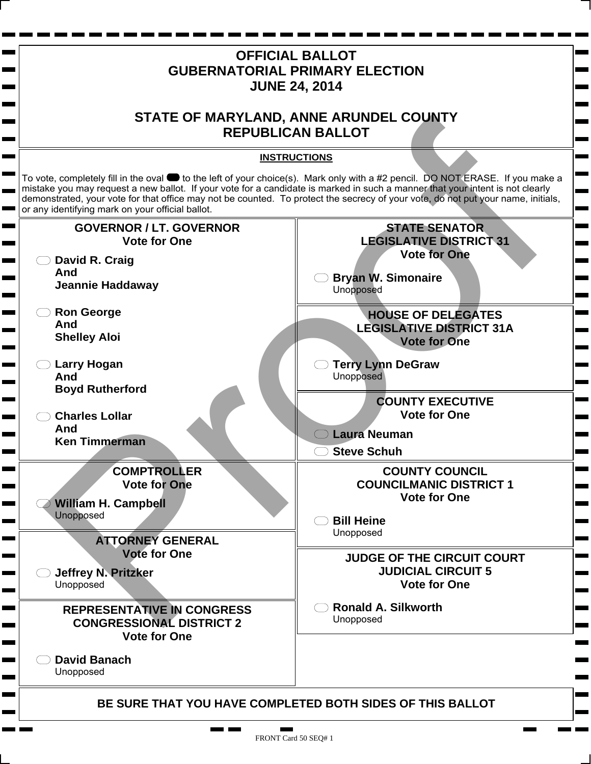# OFFICIAL BALLOT
# GUBERNATORIAL PRIMARY ELECTION
# JUNE 24, 2014

# STATE OF MARYLAND, ANNE ARUNDEL COUNTY
# REPUBLICAN BALLOT

**INSTRUCTIONS**

To vote, completely fill in the oval to the left of your choice(s). Mark only with a #2 pencil. DO NOT ERASE. If you make a mistake you may request a new ballot. If your vote for a candidate is marked in such a manner that your intent is not clearly demonstrated, your vote for that office may not be counted. To protect the secrecy of your vote, do not put your name, initials, or any identifying mark on your official ballot.

## GOVERNOR / LT. GOVERNOR
**Vote for One**

- **David R. Craig And Jeannie Haddaway**
- **Ron George And Shelley Aloi**
- **Larry Hogan And Boyd Rutherford**
- **Charles Lollar And Ken Timmerman**

## COMPTROLLER
**Vote for One**

- **William H. Campbell** Unopposed

## ATTORNEY GENERAL
**Vote for One**

- **Jeffrey N. Pritzker** Unopposed

## REPRESENTATIVE IN CONGRESS CONGRESSIONAL DISTRICT 2
**Vote for One**

- **David Banach** Unopposed

## STATE SENATOR LEGISLATIVE DISTRICT 31
**Vote for One**

- **Bryan W. Simonaire** Unopposed

## HOUSE OF DELEGATES LEGISLATIVE DISTRICT 31A
**Vote for One**

- **Terry Lynn DeGraw** Unopposed

## COUNTY EXECUTIVE
**Vote for One**

- **Laura Neuman**
- **Steve Schuh**

## COUNTY COUNCIL COUNCILMANIC DISTRICT 1
**Vote for One**

- **Bill Heine** Unopposed

## JUDGE OF THE CIRCUIT COURT JUDICIAL CIRCUIT 5
**Vote for One**

- **Ronald A. Silkworth** Unopposed

**BE SURE THAT YOU HAVE COMPLETED BOTH SIDES OF THIS BALLOT**

Proof

FRONT Card 50 SEQ# 1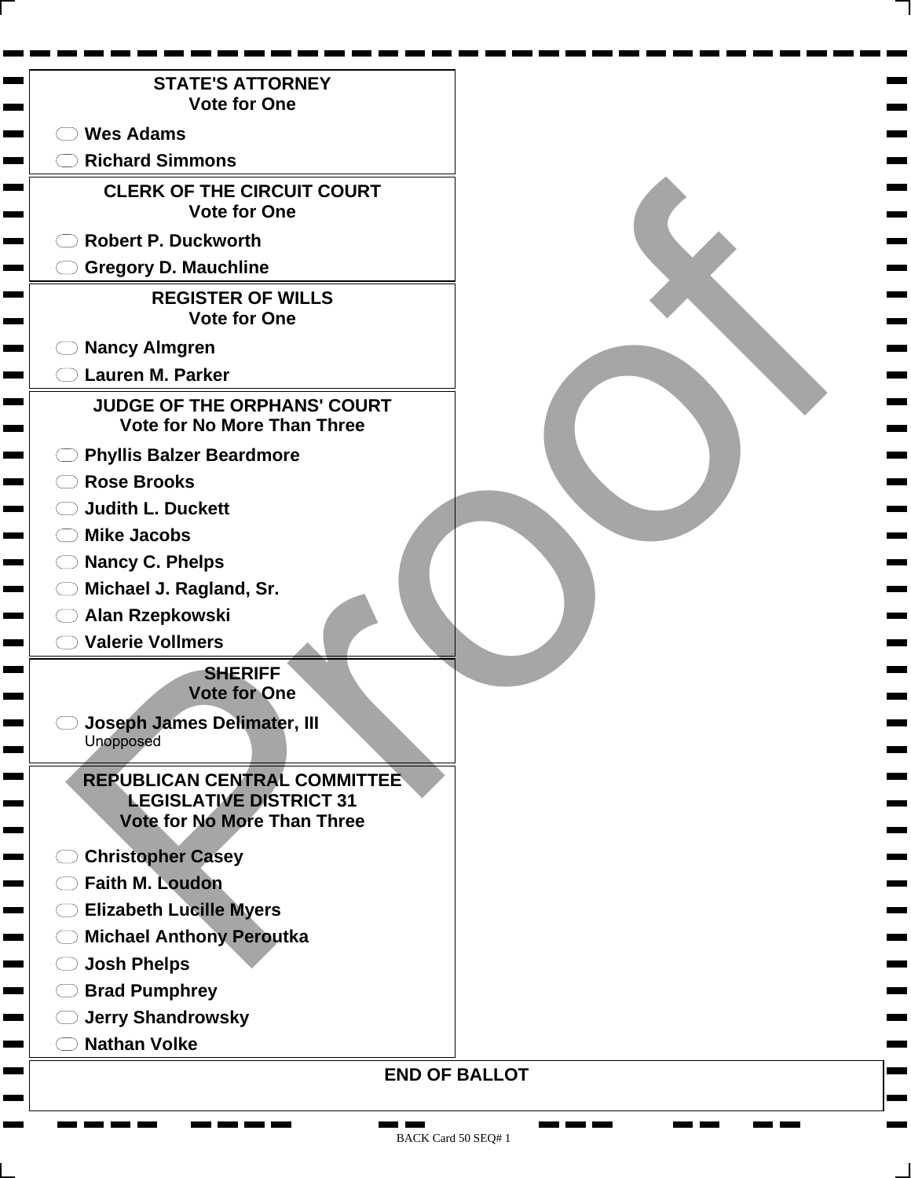## STATE'S ATTORNEY
Vote for One

- Wes Adams
- Richard Simmons

## CLERK OF THE CIRCUIT COURT
Vote for One

- Robert P. Duckworth
- Gregory D. Mauchline

## REGISTER OF WILLS
Vote for One

- Nancy Almgren
- Lauren M. Parker

## JUDGE OF THE ORPHANS' COURT
Vote for No More Than Three

- Phyllis Balzer Beardmore
- Rose Brooks
- Judith L. Duckett
- Mike Jacobs
- Nancy C. Phelps
- Michael J. Ragland, Sr.
- Alan Rzepkowski
- Valerie Vollmers

## SHERIFF
Vote for One

- Joseph James Delimater, III
  Unopposed

## REPUBLICAN CENTRAL COMMITTEE LEGISLATIVE DISTRICT 31
Vote for No More Than Three

- Christopher Casey
- Faith M. Loudon
- Elizabeth Lucille Myers
- Michael Anthony Peroutka
- Josh Phelps
- Brad Pumphrey
- Jerry Shandrowsky
- Nathan Volke

**END OF BALLOT**

Proof

BACK Card 50 SEQ# 1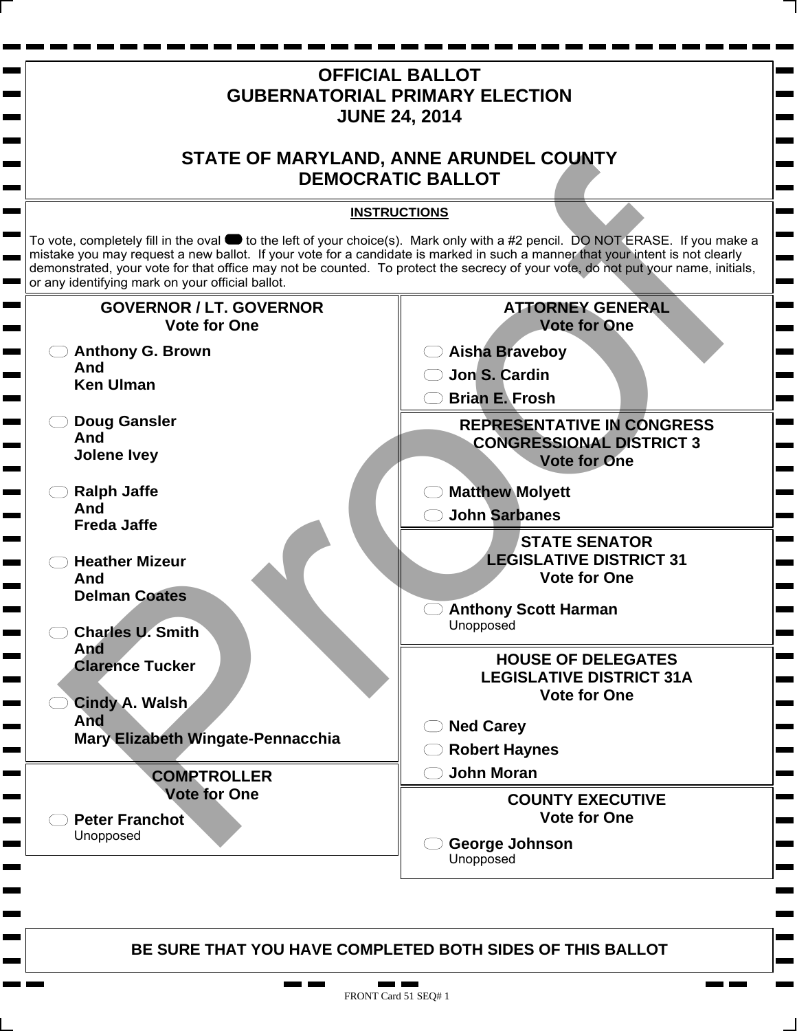# OFFICIAL BALLOT
# GUBERNATORIAL PRIMARY ELECTION
# JUNE 24, 2014

## STATE OF MARYLAND, ANNE ARUNDEL COUNTY
## DEMOCRATIC BALLOT

**INSTRUCTIONS**

To vote, completely fill in the oval to the left of your choice(s). Mark only with a #2 pencil. DO NOT ERASE. If you make a mistake you may request a new ballot. If your vote for a candidate is marked in such a manner that your intent is not clearly demonstrated, your vote for that office may not be counted. To protect the secrecy of your vote, do not put your name, initials, or any identifying mark on your official ballot.

### GOVERNOR / LT. GOVERNOR
**Vote for One**

- **Anthony G. Brown**
  **And**
  **Ken Ulman**
- **Doug Gansler**
  **And**
  **Jolene Ivey**
- **Ralph Jaffe**
  **And**
  **Freda Jaffe**
- **Heather Mizeur**
  **And**
  **Delman Coates**
- **Charles U. Smith**
  **And**
  **Clarence Tucker**
- **Cindy A. Walsh**
  **And**
  **Mary Elizabeth Wingate-Pennacchia**

### COMPTROLLER
**Vote for One**

- **Peter Franchot**
  Unopposed

### ATTORNEY GENERAL
**Vote for One**

- **Aisha Braveboy**
- **Jon S. Cardin**
- **Brian E. Frosh**

### REPRESENTATIVE IN CONGRESS
### CONGRESSIONAL DISTRICT 3
**Vote for One**

- **Matthew Molyett**
- **John Sarbanes**

### STATE SENATOR
### LEGISLATIVE DISTRICT 31
**Vote for One**

- **Anthony Scott Harman**
  Unopposed

### HOUSE OF DELEGATES
### LEGISLATIVE DISTRICT 31A
**Vote for One**

- **Ned Carey**
- **Robert Haynes**
- **John Moran**

### COUNTY EXECUTIVE
**Vote for One**

- **George Johnson**
  Unopposed

**BE SURE THAT YOU HAVE COMPLETED BOTH SIDES OF THIS BALLOT**

FRONT Card 51 SEQ# 1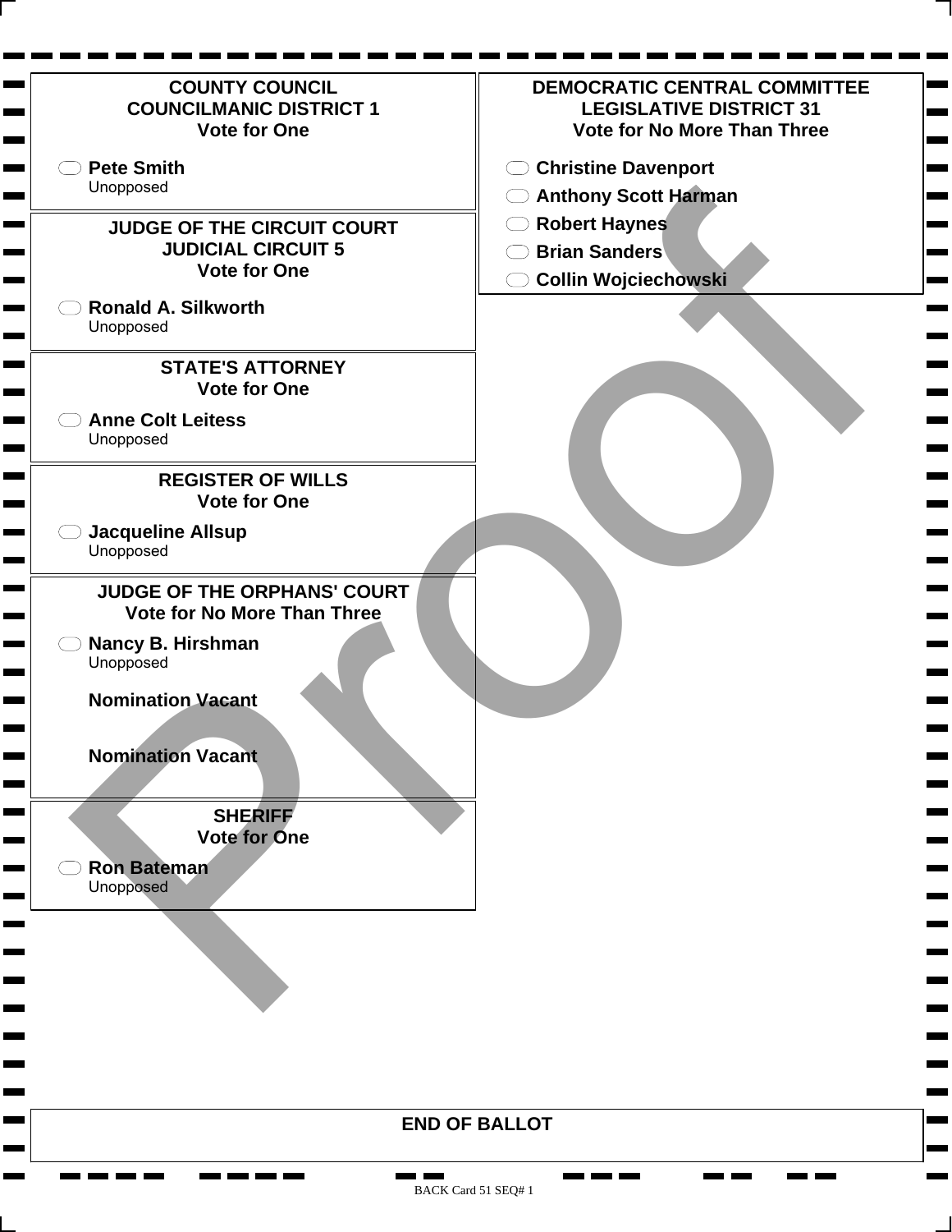## COUNTY COUNCIL
## COUNCILMANIC DISTRICT 1
### Vote for One

- **Pete Smith**
  Unopposed

## JUDGE OF THE CIRCUIT COURT
## JUDICIAL CIRCUIT 5
### Vote for One

- **Ronald A. Silkworth**
  Unopposed

## STATE'S ATTORNEY
### Vote for One

- **Anne Colt Leitess**
  Unopposed

## REGISTER OF WILLS
### Vote for One

- **Jacqueline Allsup**
  Unopposed

## JUDGE OF THE ORPHANS' COURT
### Vote for No More Than Three

- **Nancy B. Hirshman**
  Unopposed

**Nomination Vacant**

**Nomination Vacant**

## SHERIFF
### Vote for One

- **Ron Bateman**
  Unopposed

## DEMOCRATIC CENTRAL COMMITTEE
## LEGISLATIVE DISTRICT 31
### Vote for No More Than Three

- **Christine Davenport**
- **Anthony Scott Harman**
- **Robert Haynes**
- **Brian Sanders**
- **Collin Wojciechowski**

**END OF BALLOT**

Proof

BACK Card 51 SEQ# 1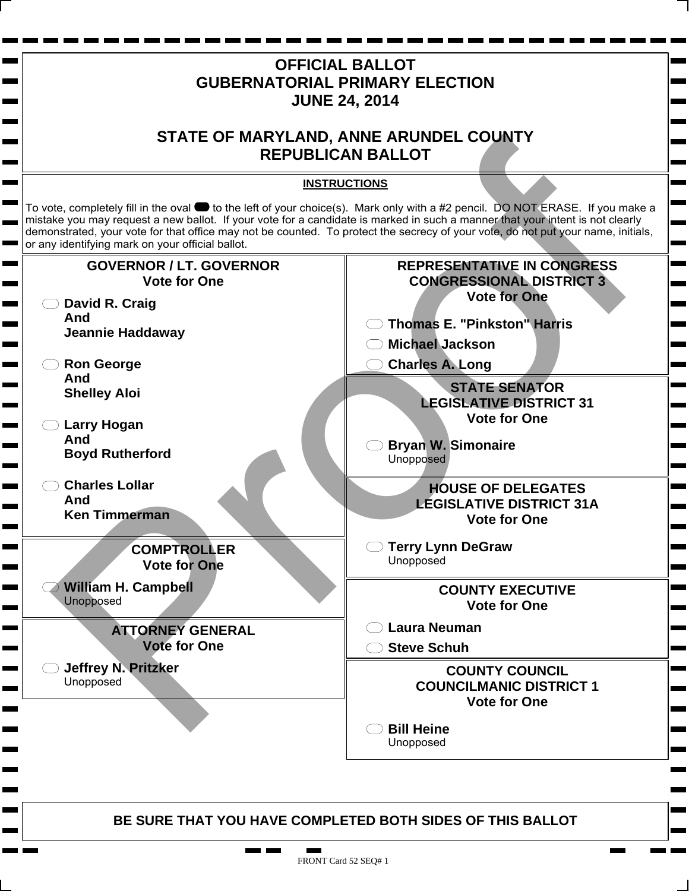# OFFICIAL BALLOT
# GUBERNATORIAL PRIMARY ELECTION
# JUNE 24, 2014

## STATE OF MARYLAND, ANNE ARUNDEL COUNTY
## REPUBLICAN BALLOT

**INSTRUCTIONS**

To vote, completely fill in the oval to the left of your choice(s). Mark only with a #2 pencil. DO NOT ERASE. If you make a mistake you may request a new ballot. If your vote for a candidate is marked in such a manner that your intent is not clearly demonstrated, your vote for that office may not be counted. To protect the secrecy of your vote, do not put your name, initials, or any identifying mark on your official ballot.

### GOVERNOR / LT. GOVERNOR
**Vote for One**

- **David R. Craig And Jeannie Haddaway**
- **Ron George And Shelley Aloi**
- **Larry Hogan And Boyd Rutherford**
- **Charles Lollar And Ken Timmerman**

### COMPTROLLER
**Vote for One**

- **William H. Campbell** Unopposed

### ATTORNEY GENERAL
**Vote for One**

- **Jeffrey N. Pritzker** Unopposed

### REPRESENTATIVE IN CONGRESS CONGRESSIONAL DISTRICT 3
**Vote for One**

- **Thomas E. "Pinkston" Harris**
- **Michael Jackson**
- **Charles A. Long**

### STATE SENATOR LEGISLATIVE DISTRICT 31
**Vote for One**

- **Bryan W. Simonaire** Unopposed

### HOUSE OF DELEGATES LEGISLATIVE DISTRICT 31A
**Vote for One**

- **Terry Lynn DeGraw** Unopposed

### COUNTY EXECUTIVE
**Vote for One**

- **Laura Neuman**
- **Steve Schuh**

### COUNTY COUNCIL COUNCILMANIC DISTRICT 1
**Vote for One**

- **Bill Heine** Unopposed

**BE SURE THAT YOU HAVE COMPLETED BOTH SIDES OF THIS BALLOT**

Proof

FRONT Card 52 SEQ# 1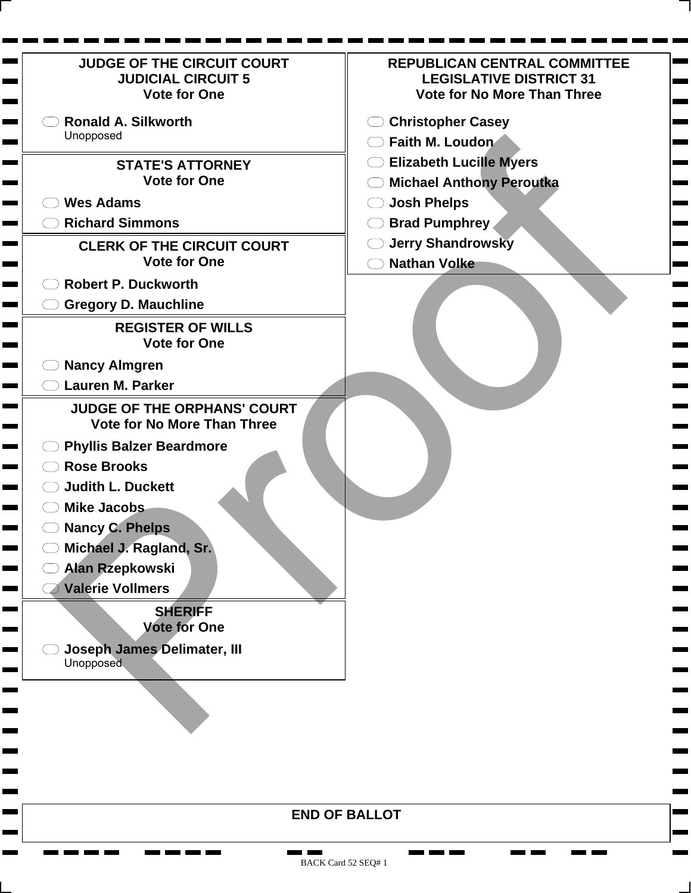## JUDGE OF THE CIRCUIT COURT
## JUDICIAL CIRCUIT 5
**Vote for One**

- Ronald A. Silkworth
  Unopposed

## STATE'S ATTORNEY
**Vote for One**

- Wes Adams
- Richard Simmons

## CLERK OF THE CIRCUIT COURT
**Vote for One**

- Robert P. Duckworth
- Gregory D. Mauchline

## REGISTER OF WILLS
**Vote for One**

- Nancy Almgren
- Lauren M. Parker

## JUDGE OF THE ORPHANS' COURT
**Vote for No More Than Three**

- Phyllis Balzer Beardmore
- Rose Brooks
- Judith L. Duckett
- Mike Jacobs
- Nancy C. Phelps
- Michael J. Ragland, Sr.
- Alan Rzepkowski
- Valerie Vollmers

## SHERIFF
**Vote for One**

- Joseph James Delimater, III
  Unopposed

## REPUBLICAN CENTRAL COMMITTEE
## LEGISLATIVE DISTRICT 31
**Vote for No More Than Three**

- Christopher Casey
- Faith M. Loudon
- Elizabeth Lucille Myers
- Michael Anthony Peroutka
- Josh Phelps
- Brad Pumphrey
- Jerry Shandrowsky
- Nathan Volke

Proof

**END OF BALLOT**

BACK Card 52 SEQ# 1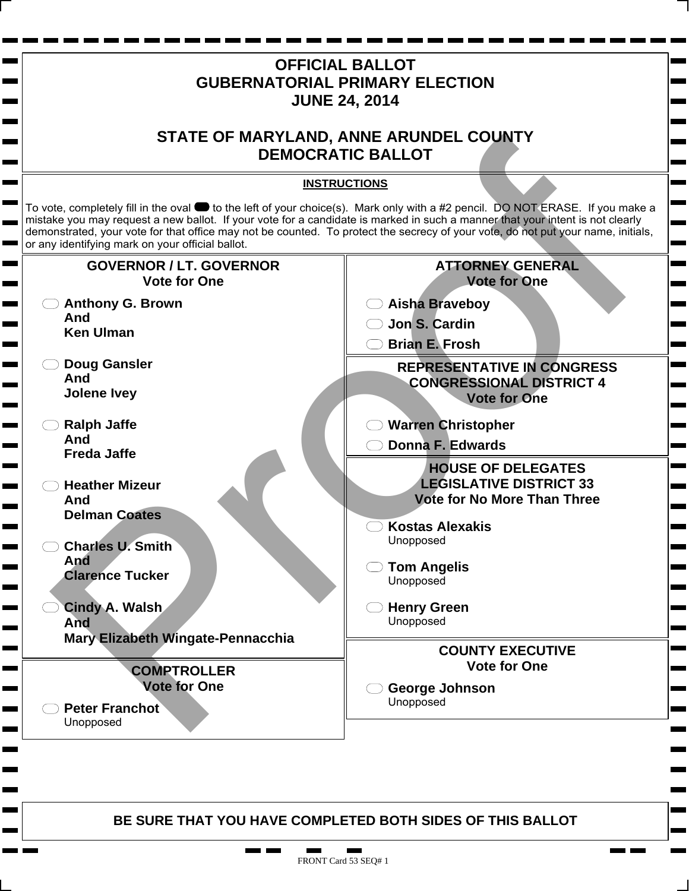# OFFICIAL BALLOT
# GUBERNATORIAL PRIMARY ELECTION
# JUNE 24, 2014

## STATE OF MARYLAND, ANNE ARUNDEL COUNTY
## DEMOCRATIC BALLOT

**INSTRUCTIONS**

To vote, completely fill in the oval to the left of your choice(s). Mark only with a #2 pencil. DO NOT ERASE. If you make a mistake you may request a new ballot. If your vote for a candidate is marked in such a manner that your intent is not clearly demonstrated, your vote for that office may not be counted. To protect the secrecy of your vote, do not put your name, initials, or any identifying mark on your official ballot.

### GOVERNOR / LT. GOVERNOR
Vote for One

- **Anthony G. Brown And Ken Ulman**
- **Doug Gansler And Jolene Ivey**
- **Ralph Jaffe And Freda Jaffe**
- **Heather Mizeur And Delman Coates**
- **Charles U. Smith And Clarence Tucker**
- **Cindy A. Walsh And Mary Elizabeth Wingate-Pennacchia**

### COMPTROLLER
Vote for One

- **Peter Franchot** Unopposed

### ATTORNEY GENERAL
Vote for One

- **Aisha Braveboy**
- **Jon S. Cardin**
- **Brian E. Frosh**

### REPRESENTATIVE IN CONGRESS CONGRESSIONAL DISTRICT 4
Vote for One

- **Warren Christopher**
- **Donna F. Edwards**

### HOUSE OF DELEGATES LEGISLATIVE DISTRICT 33
Vote for No More Than Three

- **Kostas Alexakis** Unopposed
- **Tom Angelis** Unopposed
- **Henry Green** Unopposed

### COUNTY EXECUTIVE
Vote for One

- **George Johnson** Unopposed

**BE SURE THAT YOU HAVE COMPLETED BOTH SIDES OF THIS BALLOT**

FRONT Card 53 SEQ# 1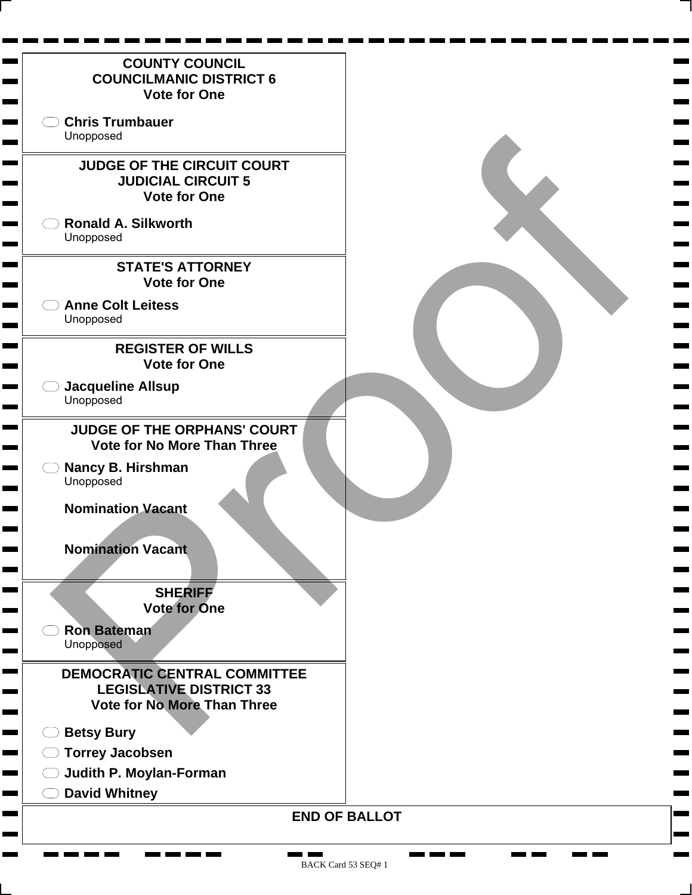## COUNTY COUNCIL
## COUNCILMANIC DISTRICT 6
**Vote for One**

- **Chris Trumbauer**
  Unopposed

## JUDGE OF THE CIRCUIT COURT
## JUDICIAL CIRCUIT 5
**Vote for One**

- **Ronald A. Silkworth**
  Unopposed

## STATE'S ATTORNEY
**Vote for One**

- **Anne Colt Leitess**
  Unopposed

## REGISTER OF WILLS
**Vote for One**

- **Jacqueline Allsup**
  Unopposed

## JUDGE OF THE ORPHANS' COURT
**Vote for No More Than Three**

- **Nancy B. Hirshman**
  Unopposed

**Nomination Vacant**

**Nomination Vacant**

## SHERIFF
**Vote for One**

- **Ron Bateman**
  Unopposed

## DEMOCRATIC CENTRAL COMMITTEE
## LEGISLATIVE DISTRICT 33
**Vote for No More Than Three**

- **Betsy Bury**
- **Torrey Jacobsen**
- **Judith P. Moylan-Forman**
- **David Whitney**

**END OF BALLOT**

Proof

BACK Card 53 SEQ# 1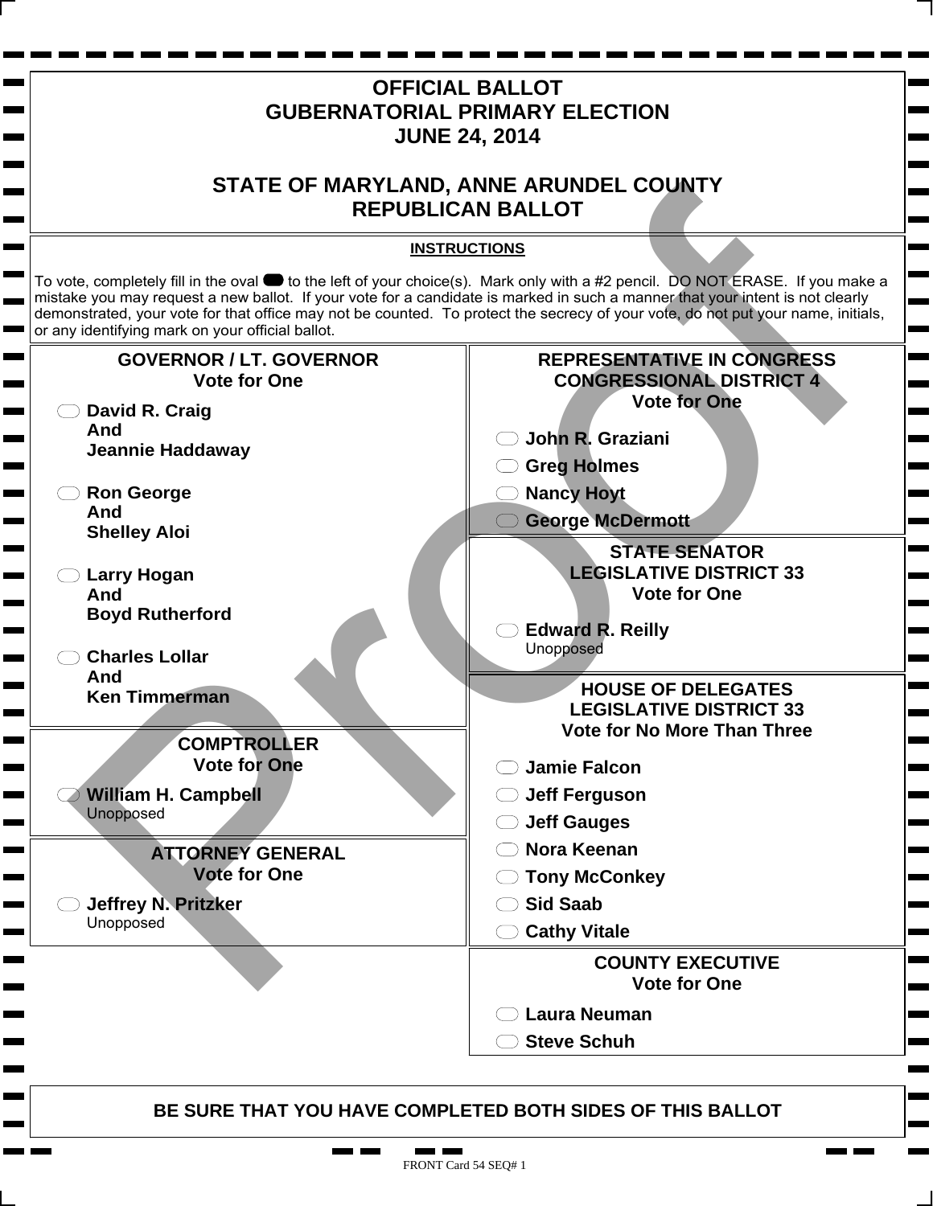# OFFICIAL BALLOT
# GUBERNATORIAL PRIMARY ELECTION
# JUNE 24, 2014

## STATE OF MARYLAND, ANNE ARUNDEL COUNTY
## REPUBLICAN BALLOT

**INSTRUCTIONS**

To vote, completely fill in the oval to the left of your choice(s). Mark only with a #2 pencil. DO NOT ERASE. If you make a mistake you may request a new ballot. If your vote for a candidate is marked in such a manner that your intent is not clearly demonstrated, your vote for that office may not be counted. To protect the secrecy of your vote, do not put your name, initials, or any identifying mark on your official ballot.

### GOVERNOR / LT. GOVERNOR
**Vote for One**

- **David R. Craig And Jeannie Haddaway**
- **Ron George And Shelley Aloi**
- **Larry Hogan And Boyd Rutherford**
- **Charles Lollar And Ken Timmerman**

### COMPTROLLER
**Vote for One**

- **William H. Campbell**
  Unopposed

### ATTORNEY GENERAL
**Vote for One**

- **Jeffrey N. Pritzker**
  Unopposed

### REPRESENTATIVE IN CONGRESS
### CONGRESSIONAL DISTRICT 4
**Vote for One**

- **John R. Graziani**
- **Greg Holmes**
- **Nancy Hoyt**
- **George McDermott**

### STATE SENATOR
### LEGISLATIVE DISTRICT 33
**Vote for One**

- **Edward R. Reilly**
  Unopposed

### HOUSE OF DELEGATES
### LEGISLATIVE DISTRICT 33
**Vote for No More Than Three**

- **Jamie Falcon**
- **Jeff Ferguson**
- **Jeff Gauges**
- **Nora Keenan**
- **Tony McConkey**
- **Sid Saab**
- **Cathy Vitale**

### COUNTY EXECUTIVE
**Vote for One**

- **Laura Neuman**
- **Steve Schuh**

**BE SURE THAT YOU HAVE COMPLETED BOTH SIDES OF THIS BALLOT**

FRONT Card 54 SEQ# 1

Proof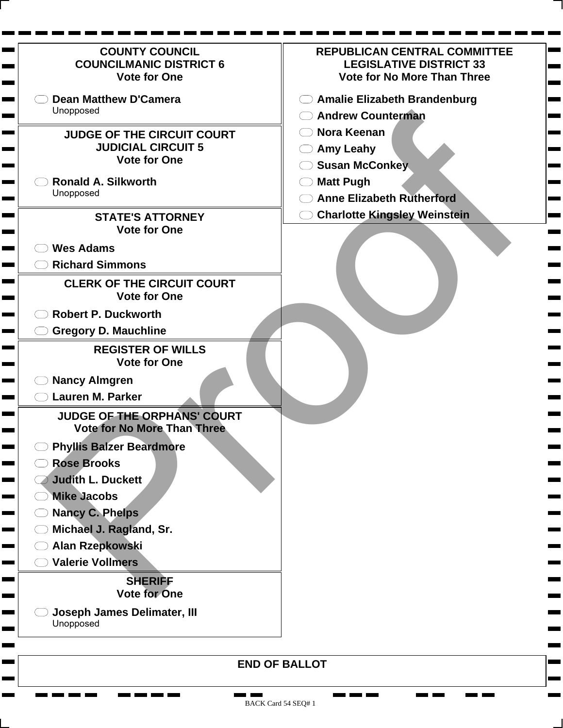## COUNTY COUNCIL
## COUNCILMANIC DISTRICT 6
Vote for One

- Dean Matthew D'Camera
  Unopposed

## JUDGE OF THE CIRCUIT COURT
## JUDICIAL CIRCUIT 5
Vote for One

- Ronald A. Silkworth
  Unopposed

## STATE'S ATTORNEY
Vote for One

- Wes Adams
- Richard Simmons

## CLERK OF THE CIRCUIT COURT
Vote for One

- Robert P. Duckworth
- Gregory D. Mauchline

## REGISTER OF WILLS
Vote for One

- Nancy Almgren
- Lauren M. Parker

## JUDGE OF THE ORPHANS' COURT
Vote for No More Than Three

- Phyllis Balzer Beardmore
- Rose Brooks
- Judith L. Duckett
- Mike Jacobs
- Nancy C. Phelps
- Michael J. Ragland, Sr.
- Alan Rzepkowski
- Valerie Vollmers

## SHERIFF
Vote for One

- Joseph James Delimater, III
  Unopposed

## REPUBLICAN CENTRAL COMMITTEE
## LEGISLATIVE DISTRICT 33
Vote for No More Than Three

- Amalie Elizabeth Brandenburg
- Andrew Counterman
- Nora Keenan
- Amy Leahy
- Susan McConkey
- Matt Pugh
- Anne Elizabeth Rutherford
- Charlotte Kingsley Weinstein

## END OF BALLOT

Proof

BACK Card 54 SEQ# 1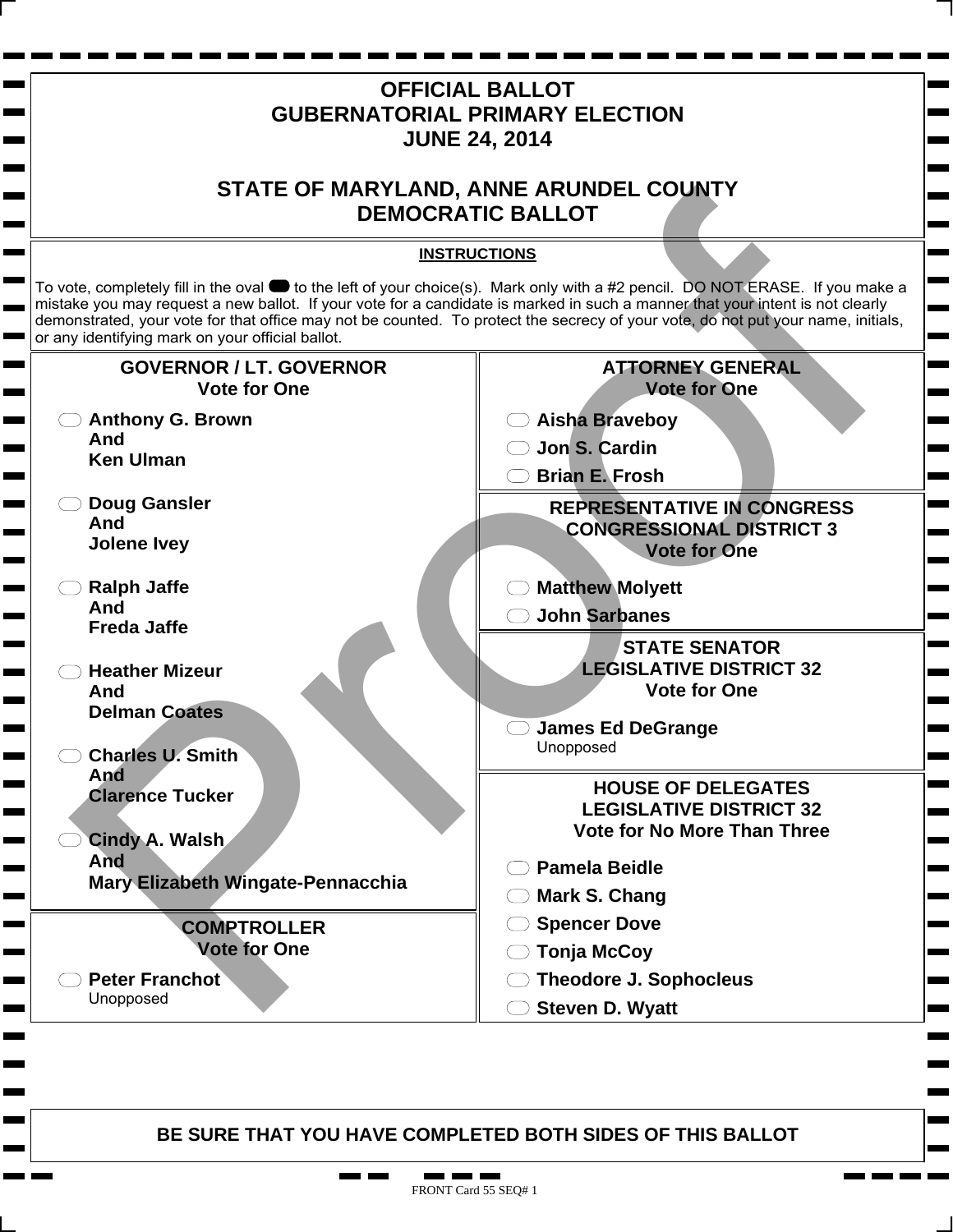# OFFICIAL BALLOT
# GUBERNATORIAL PRIMARY ELECTION
# JUNE 24, 2014

# STATE OF MARYLAND, ANNE ARUNDEL COUNTY
# DEMOCRATIC BALLOT

**INSTRUCTIONS**

To vote, completely fill in the oval ⬬ to the left of your choice(s). Mark only with a #2 pencil. DO NOT ERASE. If you make a mistake you may request a new ballot. If your vote for a candidate is marked in such a manner that your intent is not clearly demonstrated, your vote for that office may not be counted. To protect the secrecy of your vote, do not put your name, initials, or any identifying mark on your official ballot.

## GOVERNOR / LT. GOVERNOR
**Vote for One**

- ⬭ **Anthony G. Brown And Ken Ulman**
- ⬭ **Doug Gansler And Jolene Ivey**
- ⬭ **Ralph Jaffe And Freda Jaffe**
- ⬭ **Heather Mizeur And Delman Coates**
- ⬭ **Charles U. Smith And Clarence Tucker**
- ⬭ **Cindy A. Walsh And Mary Elizabeth Wingate-Pennacchia**

## COMPTROLLER
**Vote for One**

- ⬭ **Peter Franchot** Unopposed

## ATTORNEY GENERAL
**Vote for One**

- ⬭ **Aisha Braveboy**
- ⬭ **Jon S. Cardin**
- ⬭ **Brian E. Frosh**

## REPRESENTATIVE IN CONGRESS CONGRESSIONAL DISTRICT 3
**Vote for One**

- ⬭ **Matthew Molyett**
- ⬭ **John Sarbanes**

## STATE SENATOR LEGISLATIVE DISTRICT 32
**Vote for One**

- ⬭ **James Ed DeGrange** Unopposed

## HOUSE OF DELEGATES LEGISLATIVE DISTRICT 32
**Vote for No More Than Three**

- ⬭ **Pamela Beidle**
- ⬭ **Mark S. Chang**
- ⬭ **Spencer Dove**
- ⬭ **Tonja McCoy**
- ⬭ **Theodore J. Sophocleus**
- ⬭ **Steven D. Wyatt**

**BE SURE THAT YOU HAVE COMPLETED BOTH SIDES OF THIS BALLOT**

FRONT Card 55 SEQ# 1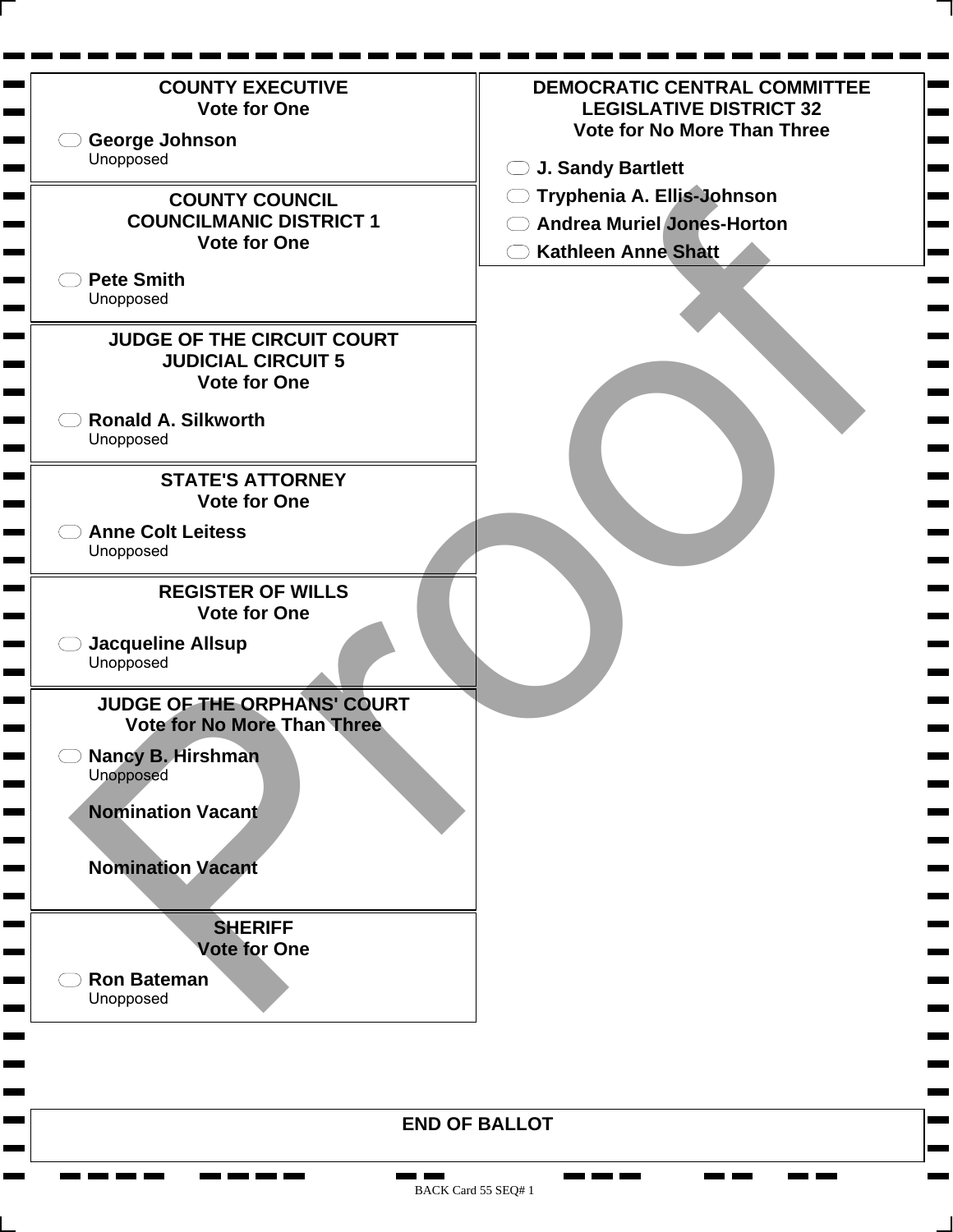## COUNTY EXECUTIVE
**Vote for One**

- ⬭ **George Johnson**
  Unopposed

## COUNTY COUNCIL
## COUNCILMANIC DISTRICT 1
**Vote for One**

- ⬭ **Pete Smith**
  Unopposed

## JUDGE OF THE CIRCUIT COURT
## JUDICIAL CIRCUIT 5
**Vote for One**

- ⬭ **Ronald A. Silkworth**
  Unopposed

## STATE'S ATTORNEY
**Vote for One**

- ⬭ **Anne Colt Leitess**
  Unopposed

## REGISTER OF WILLS
**Vote for One**

- ⬭ **Jacqueline Allsup**
  Unopposed

## JUDGE OF THE ORPHANS' COURT
**Vote for No More Than Three**

- ⬭ **Nancy B. Hirshman**
  Unopposed

**Nomination Vacant**

**Nomination Vacant**

## SHERIFF
**Vote for One**

- ⬭ **Ron Bateman**
  Unopposed

## DEMOCRATIC CENTRAL COMMITTEE
## LEGISLATIVE DISTRICT 32
**Vote for No More Than Three**

- ⬭ **J. Sandy Bartlett**
- ⬭ **Tryphenia A. Ellis-Johnson**
- ⬭ **Andrea Muriel Jones-Horton**
- ⬭ **Kathleen Anne Shatt**

**END OF BALLOT**

Proof

BACK Card 55 SEQ# 1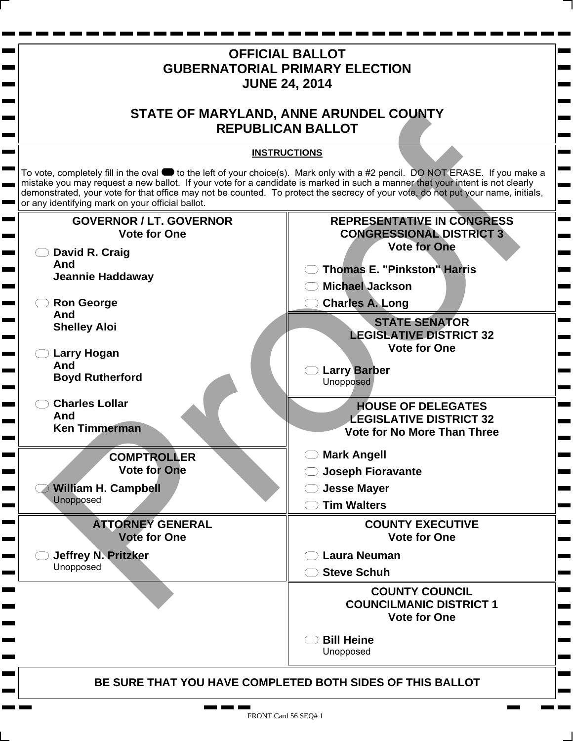# OFFICIAL BALLOT
# GUBERNATORIAL PRIMARY ELECTION
# JUNE 24, 2014

## STATE OF MARYLAND, ANNE ARUNDEL COUNTY
## REPUBLICAN BALLOT

**INSTRUCTIONS**

To vote, completely fill in the oval to the left of your choice(s). Mark only with a #2 pencil. DO NOT ERASE. If you make a mistake you may request a new ballot. If your vote for a candidate is marked in such a manner that your intent is not clearly demonstrated, your vote for that office may not be counted. To protect the secrecy of your vote, do not put your name, initials, or any identifying mark on your official ballot.

### GOVERNOR / LT. GOVERNOR
**Vote for One**

- **David R. Craig And Jeannie Haddaway**
- **Ron George And Shelley Aloi**
- **Larry Hogan And Boyd Rutherford**
- **Charles Lollar And Ken Timmerman**

### COMPTROLLER
**Vote for One**

- **William H. Campbell** Unopposed

### ATTORNEY GENERAL
**Vote for One**

- **Jeffrey N. Pritzker** Unopposed

### REPRESENTATIVE IN CONGRESS
### CONGRESSIONAL DISTRICT 3
**Vote for One**

- **Thomas E. "Pinkston" Harris**
- **Michael Jackson**
- **Charles A. Long**

### STATE SENATOR
### LEGISLATIVE DISTRICT 32
**Vote for One**

- **Larry Barber** Unopposed

### HOUSE OF DELEGATES
### LEGISLATIVE DISTRICT 32
**Vote for No More Than Three**

- **Mark Angell**
- **Joseph Fioravante**
- **Jesse Mayer**
- **Tim Walters**

### COUNTY EXECUTIVE
**Vote for One**

- **Laura Neuman**
- **Steve Schuh**

### COUNTY COUNCIL
### COUNCILMANIC DISTRICT 1
**Vote for One**

- **Bill Heine** Unopposed

**BE SURE THAT YOU HAVE COMPLETED BOTH SIDES OF THIS BALLOT**

FRONT Card 56 SEQ# 1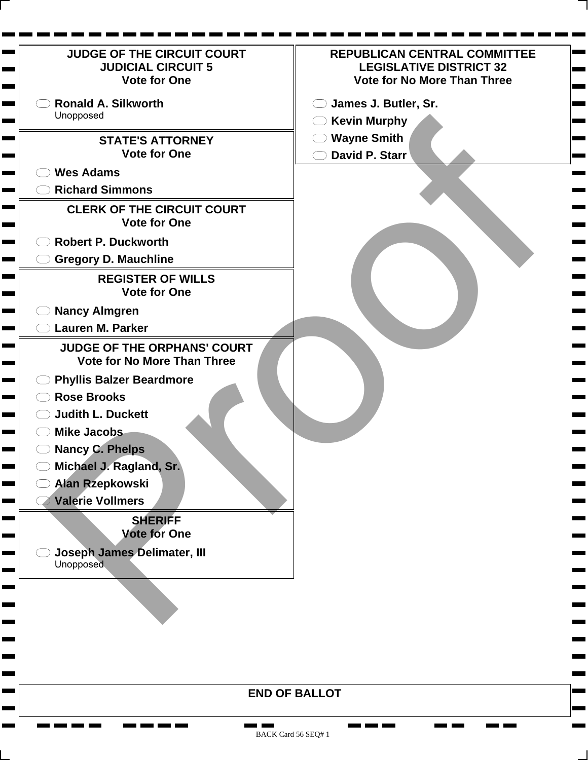## JUDGE OF THE CIRCUIT COURT
## JUDICIAL CIRCUIT 5
**Vote for One**

- ⬭ **Ronald A. Silkworth**
  Unopposed

## STATE'S ATTORNEY
**Vote for One**

- ⬭ **Wes Adams**
- ⬭ **Richard Simmons**

## CLERK OF THE CIRCUIT COURT
**Vote for One**

- ⬭ **Robert P. Duckworth**
- ⬭ **Gregory D. Mauchline**

## REGISTER OF WILLS
**Vote for One**

- ⬭ **Nancy Almgren**
- ⬭ **Lauren M. Parker**

## JUDGE OF THE ORPHANS' COURT
**Vote for No More Than Three**

- ⬭ **Phyllis Balzer Beardmore**
- ⬭ **Rose Brooks**
- ⬭ **Judith L. Duckett**
- ⬭ **Mike Jacobs**
- ⬭ **Nancy C. Phelps**
- ⬭ **Michael J. Ragland, Sr.**
- ⬭ **Alan Rzepkowski**
- ⬭ **Valerie Vollmers**

## SHERIFF
**Vote for One**

- ⬭ **Joseph James Delimater, III**
  Unopposed

## REPUBLICAN CENTRAL COMMITTEE
## LEGISLATIVE DISTRICT 32
**Vote for No More Than Three**

- ⬭ **James J. Butler, Sr.**
- ⬭ **Kevin Murphy**
- ⬭ **Wayne Smith**
- ⬭ **David P. Starr**

**END OF BALLOT**

BACK Card 56 SEQ# 1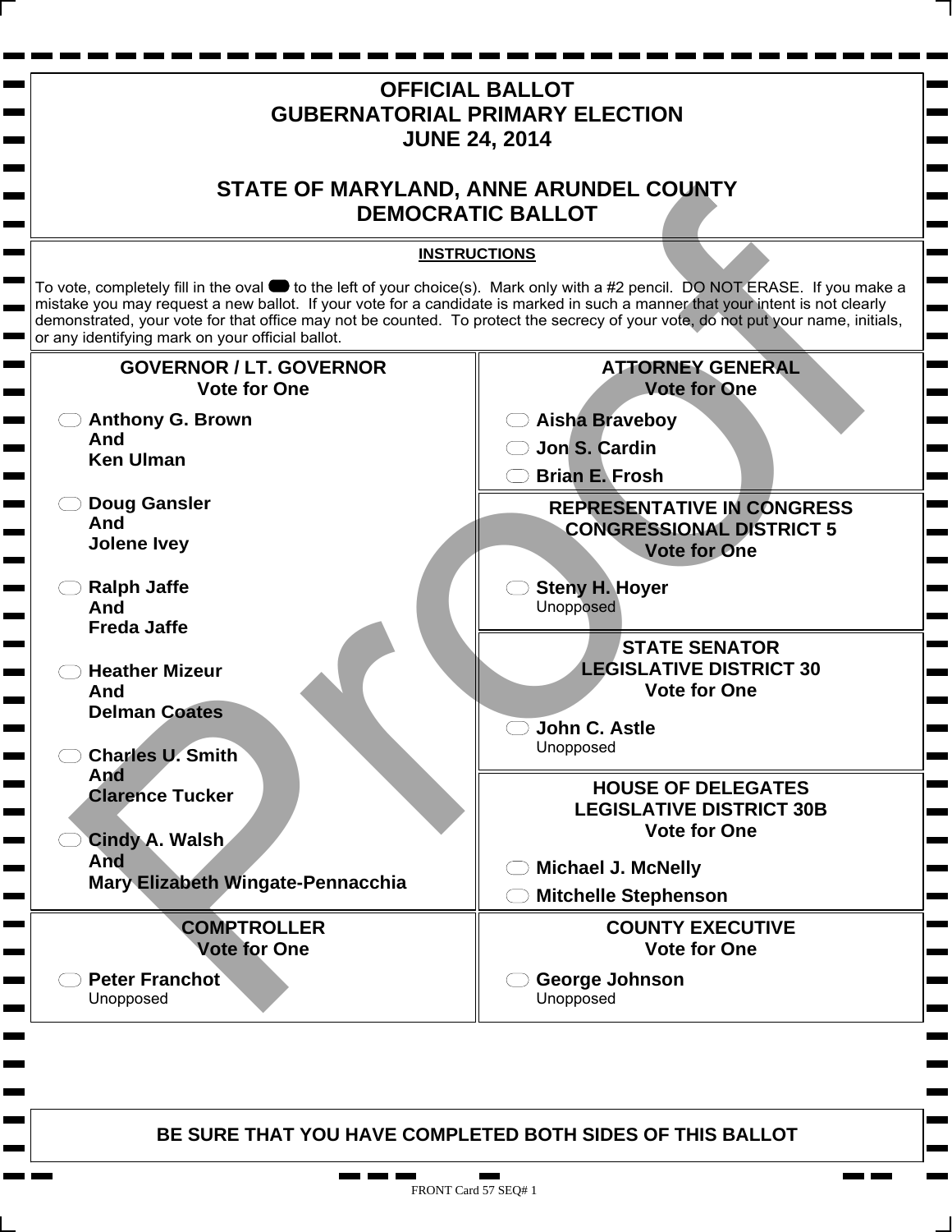# OFFICIAL BALLOT
# GUBERNATORIAL PRIMARY ELECTION
# JUNE 24, 2014

## STATE OF MARYLAND, ANNE ARUNDEL COUNTY
## DEMOCRATIC BALLOT

**INSTRUCTIONS**

To vote, completely fill in the oval to the left of your choice(s). Mark only with a #2 pencil. DO NOT ERASE. If you make a mistake you may request a new ballot. If your vote for a candidate is marked in such a manner that your intent is not clearly demonstrated, your vote for that office may not be counted. To protect the secrecy of your vote, do not put your name, initials, or any identifying mark on your official ballot.

### GOVERNOR / LT. GOVERNOR
**Vote for One**

- **Anthony G. Brown And Ken Ulman**
- **Doug Gansler And Jolene Ivey**
- **Ralph Jaffe And Freda Jaffe**
- **Heather Mizeur And Delman Coates**
- **Charles U. Smith And Clarence Tucker**
- **Cindy A. Walsh And Mary Elizabeth Wingate-Pennacchia**

### COMPTROLLER
**Vote for One**

- **Peter Franchot** Unopposed

### ATTORNEY GENERAL
**Vote for One**

- **Aisha Braveboy**
- **Jon S. Cardin**
- **Brian E. Frosh**

### REPRESENTATIVE IN CONGRESS CONGRESSIONAL DISTRICT 5
**Vote for One**

- **Steny H. Hoyer** Unopposed

### STATE SENATOR LEGISLATIVE DISTRICT 30
**Vote for One**

- **John C. Astle** Unopposed

### HOUSE OF DELEGATES LEGISLATIVE DISTRICT 30B
**Vote for One**

- **Michael J. McNelly**
- **Mitchelle Stephenson**

### COUNTY EXECUTIVE
**Vote for One**

- **George Johnson** Unopposed

**BE SURE THAT YOU HAVE COMPLETED BOTH SIDES OF THIS BALLOT**

FRONT Card 57 SEQ# 1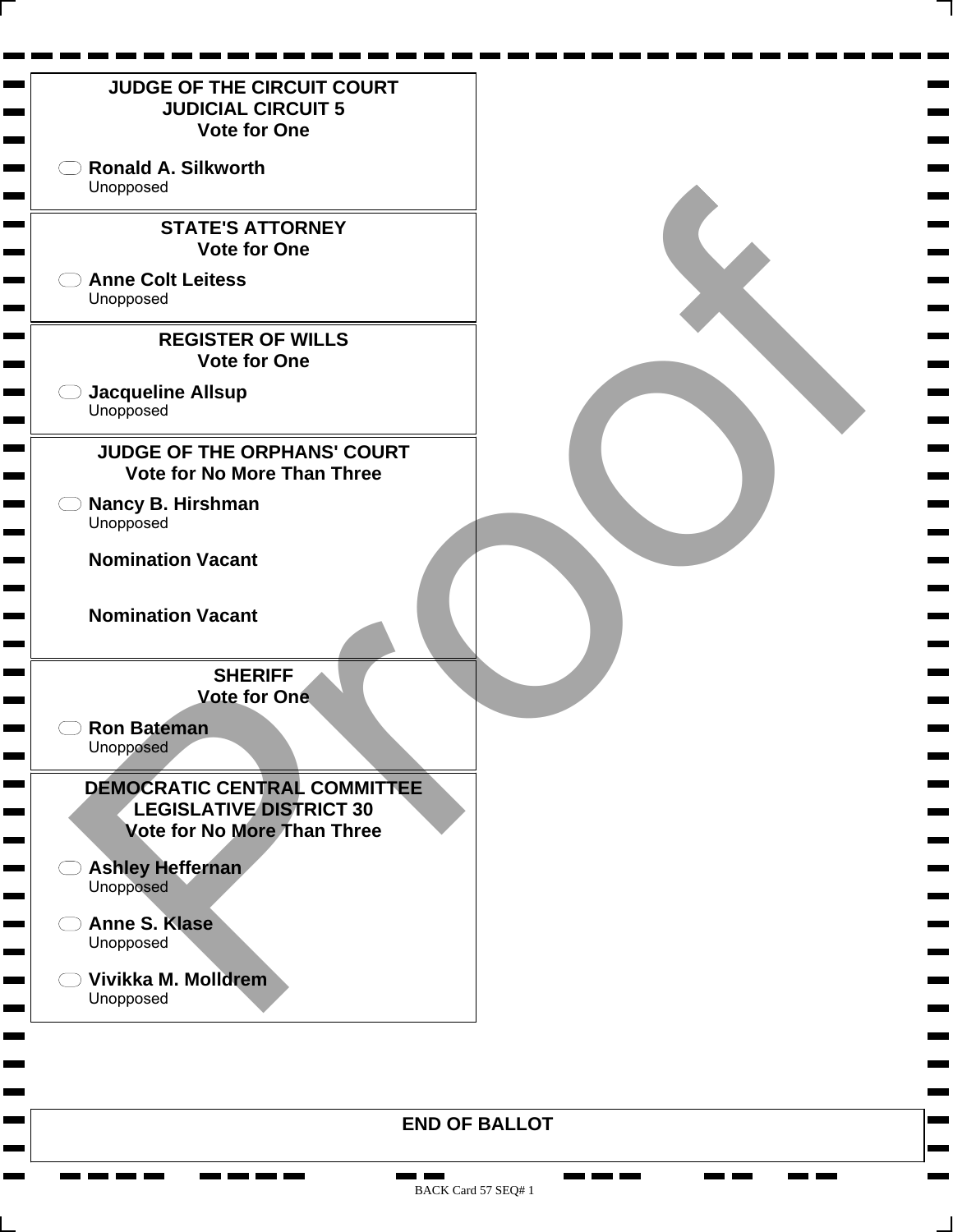## JUDGE OF THE CIRCUIT COURT
## JUDICIAL CIRCUIT 5
**Vote for One**

- **Ronald A. Silkworth**
  Unopposed

## STATE'S ATTORNEY
**Vote for One**

- **Anne Colt Leitess**
  Unopposed

## REGISTER OF WILLS
**Vote for One**

- **Jacqueline Allsup**
  Unopposed

## JUDGE OF THE ORPHANS' COURT
**Vote for No More Than Three**

- **Nancy B. Hirshman**
  Unopposed

**Nomination Vacant**

**Nomination Vacant**

## SHERIFF
**Vote for One**

- **Ron Bateman**
  Unopposed

## DEMOCRATIC CENTRAL COMMITTEE
## LEGISLATIVE DISTRICT 30
**Vote for No More Than Three**

- **Ashley Heffernan**
  Unopposed
- **Anne S. Klase**
  Unopposed
- **Vivikka M. Molldrem**
  Unopposed

**END OF BALLOT**

Proof

BACK Card 57 SEQ# 1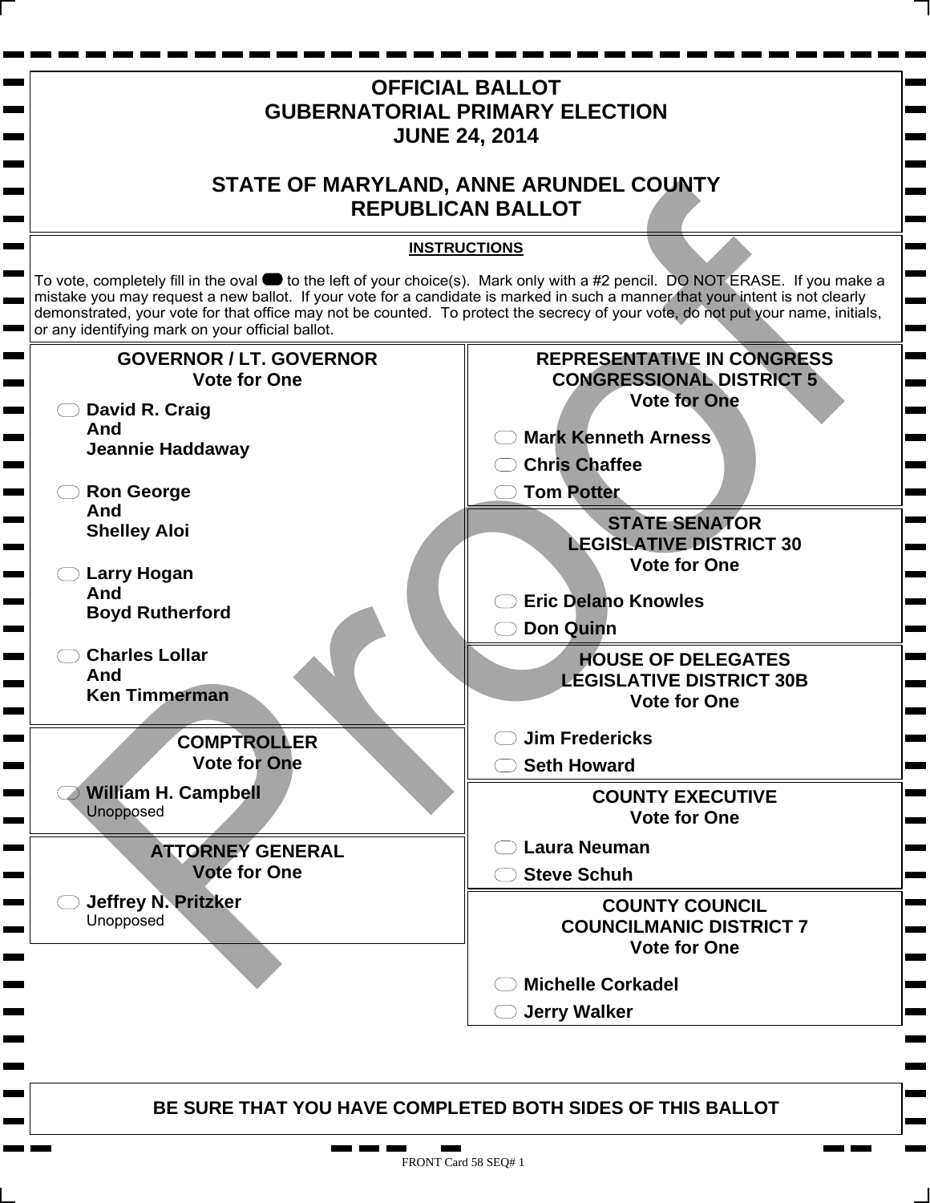# OFFICIAL BALLOT
# GUBERNATORIAL PRIMARY ELECTION
# JUNE 24, 2014

## STATE OF MARYLAND, ANNE ARUNDEL COUNTY
## REPUBLICAN BALLOT

**INSTRUCTIONS**

To vote, completely fill in the oval to the left of your choice(s). Mark only with a #2 pencil. DO NOT ERASE. If you make a mistake you may request a new ballot. If your vote for a candidate is marked in such a manner that your intent is not clearly demonstrated, your vote for that office may not be counted. To protect the secrecy of your vote, do not put your name, initials, or any identifying mark on your official ballot.

### GOVERNOR / LT. GOVERNOR
**Vote for One**

- **David R. Craig And Jeannie Haddaway**
- **Ron George And Shelley Aloi**
- **Larry Hogan And Boyd Rutherford**
- **Charles Lollar And Ken Timmerman**

### COMPTROLLER
**Vote for One**

- **William H. Campbell** Unopposed

### ATTORNEY GENERAL
**Vote for One**

- **Jeffrey N. Pritzker** Unopposed

### REPRESENTATIVE IN CONGRESS CONGRESSIONAL DISTRICT 5
**Vote for One**

- **Mark Kenneth Arness**
- **Chris Chaffee**
- **Tom Potter**

### STATE SENATOR LEGISLATIVE DISTRICT 30
**Vote for One**

- **Eric Delano Knowles**
- **Don Quinn**

### HOUSE OF DELEGATES LEGISLATIVE DISTRICT 30B
**Vote for One**

- **Jim Fredericks**
- **Seth Howard**

### COUNTY EXECUTIVE
**Vote for One**

- **Laura Neuman**
- **Steve Schuh**

### COUNTY COUNCIL COUNCILMANIC DISTRICT 7
**Vote for One**

- **Michelle Corkadel**
- **Jerry Walker**

**BE SURE THAT YOU HAVE COMPLETED BOTH SIDES OF THIS BALLOT**

FRONT Card 58 SEQ# 1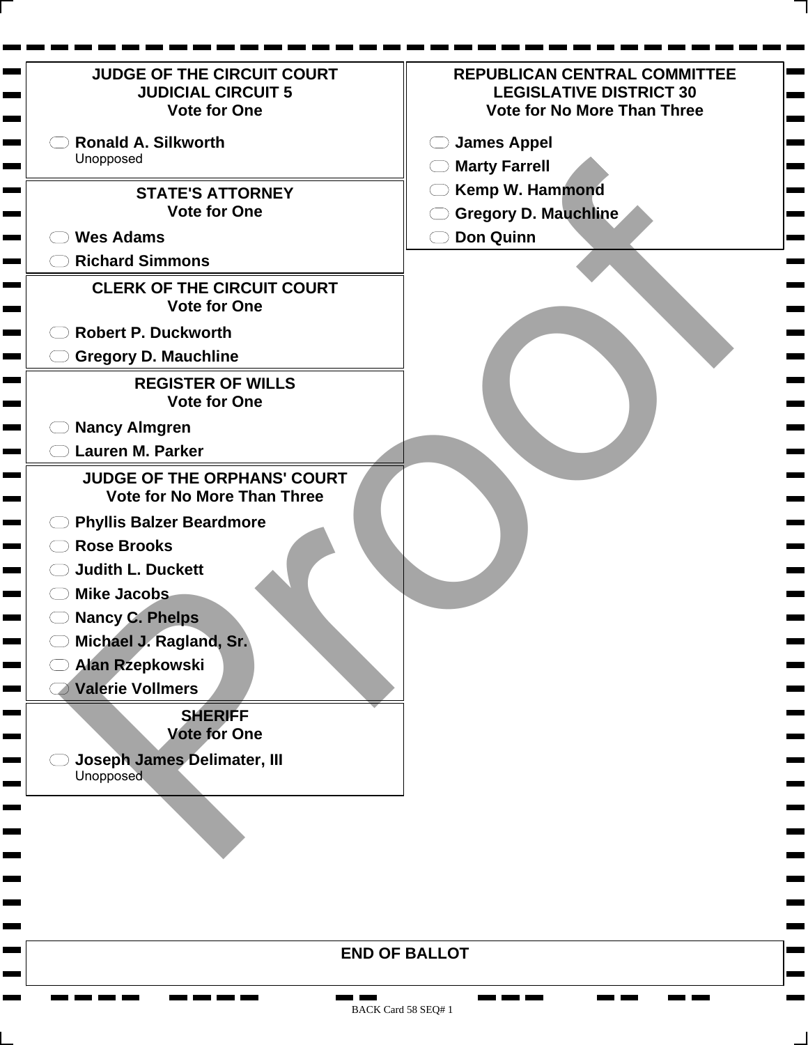## JUDGE OF THE CIRCUIT COURT
## JUDICIAL CIRCUIT 5
### Vote for One

- ⬭ **Ronald A. Silkworth**
  Unopposed

## STATE'S ATTORNEY
### Vote for One

- ⬭ **Wes Adams**
- ⬭ **Richard Simmons**

## CLERK OF THE CIRCUIT COURT
### Vote for One

- ⬭ **Robert P. Duckworth**
- ⬭ **Gregory D. Mauchline**

## REGISTER OF WILLS
### Vote for One

- ⬭ **Nancy Almgren**
- ⬭ **Lauren M. Parker**

## JUDGE OF THE ORPHANS' COURT
### Vote for No More Than Three

- ⬭ **Phyllis Balzer Beardmore**
- ⬭ **Rose Brooks**
- ⬭ **Judith L. Duckett**
- ⬭ **Mike Jacobs**
- ⬭ **Nancy C. Phelps**
- ⬭ **Michael J. Ragland, Sr.**
- ⬭ **Alan Rzepkowski**
- ⬭ **Valerie Vollmers**

## SHERIFF
### Vote for One

- ⬭ **Joseph James Delimater, III**
  Unopposed

## REPUBLICAN CENTRAL COMMITTEE
## LEGISLATIVE DISTRICT 30
### Vote for No More Than Three

- ⬭ **James Appel**
- ⬭ **Marty Farrell**
- ⬭ **Kemp W. Hammond**
- ⬭ **Gregory D. Mauchline**
- ⬭ **Don Quinn**

**END OF BALLOT**

Proof

BACK Card 58 SEQ# 1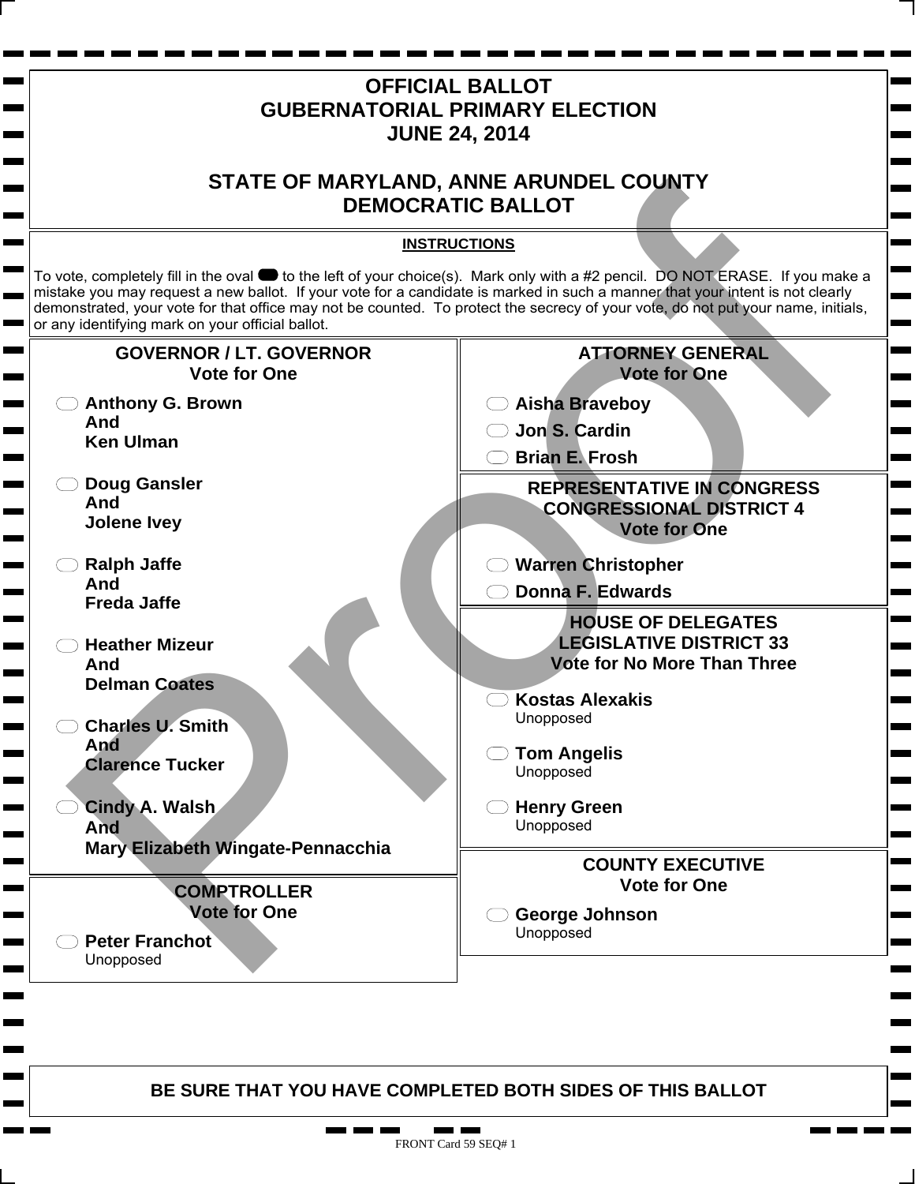# OFFICIAL BALLOT
# GUBERNATORIAL PRIMARY ELECTION
# JUNE 24, 2014

## STATE OF MARYLAND, ANNE ARUNDEL COUNTY
## DEMOCRATIC BALLOT

**INSTRUCTIONS**

To vote, completely fill in the oval to the left of your choice(s). Mark only with a #2 pencil. DO NOT ERASE. If you make a mistake you may request a new ballot. If your vote for a candidate is marked in such a manner that your intent is not clearly demonstrated, your vote for that office may not be counted. To protect the secrecy of your vote, do not put your name, initials, or any identifying mark on your official ballot.

### GOVERNOR / LT. GOVERNOR
**Vote for One**

- **Anthony G. Brown And Ken Ulman**
- **Doug Gansler And Jolene Ivey**
- **Ralph Jaffe And Freda Jaffe**
- **Heather Mizeur And Delman Coates**
- **Charles U. Smith And Clarence Tucker**
- **Cindy A. Walsh And Mary Elizabeth Wingate-Pennacchia**

### COMPTROLLER
**Vote for One**

- **Peter Franchot** Unopposed

### ATTORNEY GENERAL
**Vote for One**

- **Aisha Braveboy**
- **Jon S. Cardin**
- **Brian E. Frosh**

### REPRESENTATIVE IN CONGRESS CONGRESSIONAL DISTRICT 4
**Vote for One**

- **Warren Christopher**
- **Donna F. Edwards**

### HOUSE OF DELEGATES LEGISLATIVE DISTRICT 33
**Vote for No More Than Three**

- **Kostas Alexakis** Unopposed
- **Tom Angelis** Unopposed
- **Henry Green** Unopposed

### COUNTY EXECUTIVE
**Vote for One**

- **George Johnson** Unopposed

**BE SURE THAT YOU HAVE COMPLETED BOTH SIDES OF THIS BALLOT**

FRONT Card 59 SEQ# 1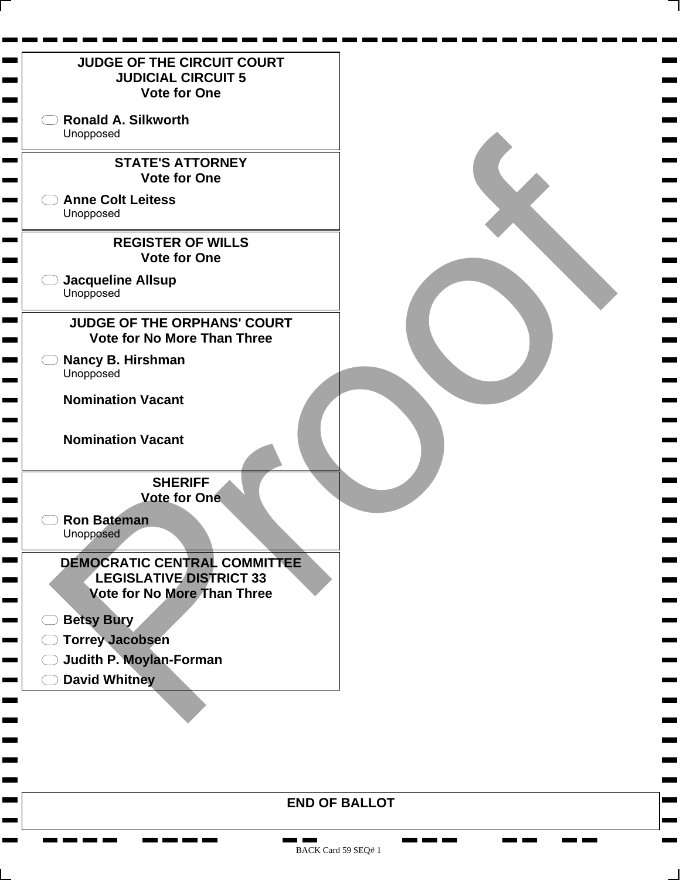## JUDGE OF THE CIRCUIT COURT
## JUDICIAL CIRCUIT 5
**Vote for One**

- **Ronald A. Silkworth**
  Unopposed

## STATE'S ATTORNEY
**Vote for One**

- **Anne Colt Leitess**
  Unopposed

## REGISTER OF WILLS
**Vote for One**

- **Jacqueline Allsup**
  Unopposed

## JUDGE OF THE ORPHANS' COURT
**Vote for No More Than Three**

- **Nancy B. Hirshman**
  Unopposed

**Nomination Vacant**

**Nomination Vacant**

## SHERIFF
**Vote for One**

- **Ron Bateman**
  Unopposed

## DEMOCRATIC CENTRAL COMMITTEE
## LEGISLATIVE DISTRICT 33
**Vote for No More Than Three**

- **Betsy Bury**
- **Torrey Jacobsen**
- **Judith P. Moylan-Forman**
- **David Whitney**

**END OF BALLOT**

Proof

BACK Card 59 SEQ# 1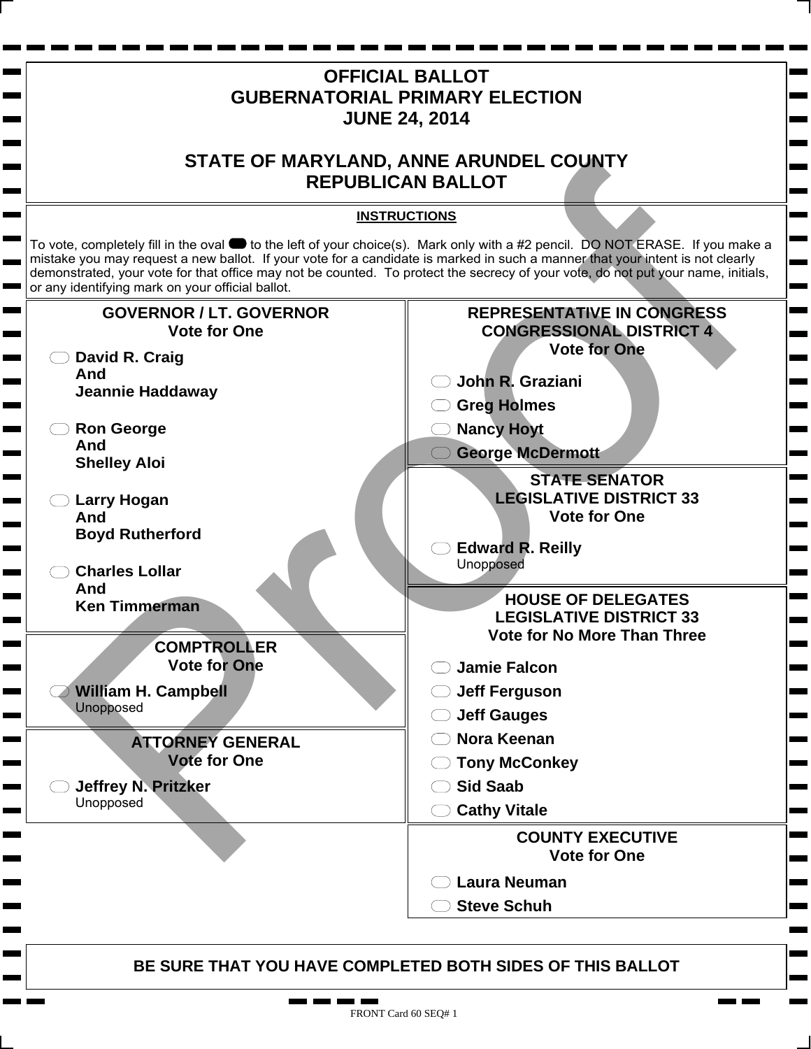# OFFICIAL BALLOT
# GUBERNATORIAL PRIMARY ELECTION
# JUNE 24, 2014

# STATE OF MARYLAND, ANNE ARUNDEL COUNTY
# REPUBLICAN BALLOT

**INSTRUCTIONS**

To vote, completely fill in the oval to the left of your choice(s). Mark only with a #2 pencil. DO NOT ERASE. If you make a mistake you may request a new ballot. If your vote for a candidate is marked in such a manner that your intent is not clearly demonstrated, your vote for that office may not be counted. To protect the secrecy of your vote, do not put your name, initials, or any identifying mark on your official ballot.

## GOVERNOR / LT. GOVERNOR
**Vote for One**

- **David R. Craig And Jeannie Haddaway**
- **Ron George And Shelley Aloi**
- **Larry Hogan And Boyd Rutherford**
- **Charles Lollar And Ken Timmerman**

## COMPTROLLER
**Vote for One**

- **William H. Campbell** Unopposed

## ATTORNEY GENERAL
**Vote for One**

- **Jeffrey N. Pritzker** Unopposed

## REPRESENTATIVE IN CONGRESS CONGRESSIONAL DISTRICT 4
**Vote for One**

- **John R. Graziani**
- **Greg Holmes**
- **Nancy Hoyt**
- **George McDermott**

## STATE SENATOR LEGISLATIVE DISTRICT 33
**Vote for One**

- **Edward R. Reilly** Unopposed

## HOUSE OF DELEGATES LEGISLATIVE DISTRICT 33
**Vote for No More Than Three**

- **Jamie Falcon**
- **Jeff Ferguson**
- **Jeff Gauges**
- **Nora Keenan**
- **Tony McConkey**
- **Sid Saab**
- **Cathy Vitale**

## COUNTY EXECUTIVE
**Vote for One**

- **Laura Neuman**
- **Steve Schuh**

**BE SURE THAT YOU HAVE COMPLETED BOTH SIDES OF THIS BALLOT**

FRONT Card 60 SEQ# 1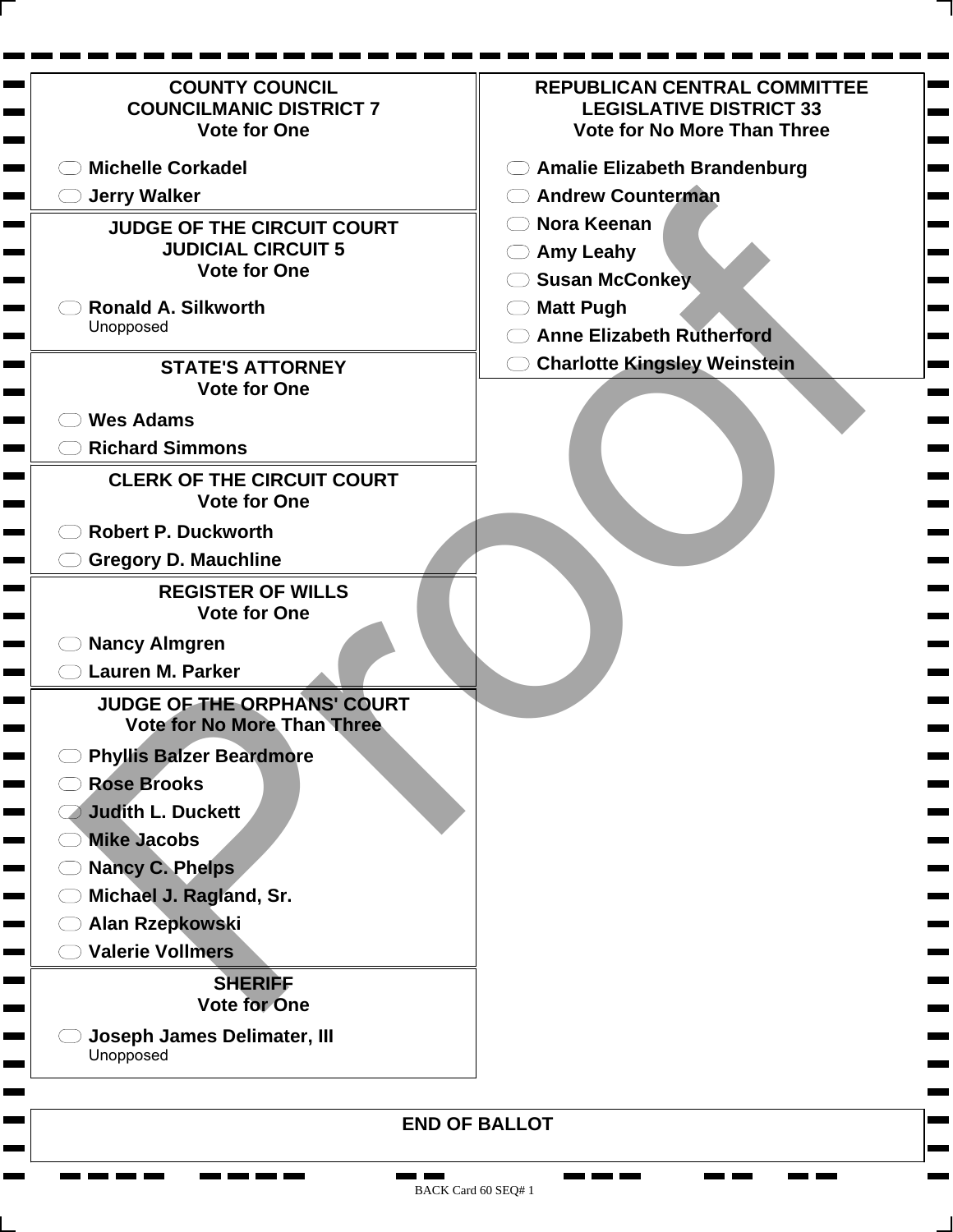## COUNTY COUNCIL
## COUNCILMANIC DISTRICT 7
Vote for One

- Michelle Corkadel
- Jerry Walker

## JUDGE OF THE CIRCUIT COURT
## JUDICIAL CIRCUIT 5
Vote for One

- Ronald A. Silkworth
  Unopposed

## STATE'S ATTORNEY
Vote for One

- Wes Adams
- Richard Simmons

## CLERK OF THE CIRCUIT COURT
Vote for One

- Robert P. Duckworth
- Gregory D. Mauchline

## REGISTER OF WILLS
Vote for One

- Nancy Almgren
- Lauren M. Parker

## JUDGE OF THE ORPHANS' COURT
Vote for No More Than Three

- Phyllis Balzer Beardmore
- Rose Brooks
- Judith L. Duckett
- Mike Jacobs
- Nancy C. Phelps
- Michael J. Ragland, Sr.
- Alan Rzepkowski
- Valerie Vollmers

## SHERIFF
Vote for One

- Joseph James Delimater, III
  Unopposed

## REPUBLICAN CENTRAL COMMITTEE
## LEGISLATIVE DISTRICT 33
Vote for No More Than Three

- Amalie Elizabeth Brandenburg
- Andrew Counterman
- Nora Keenan
- Amy Leahy
- Susan McConkey
- Matt Pugh
- Anne Elizabeth Rutherford
- Charlotte Kingsley Weinstein

## END OF BALLOT

Proof

BACK Card 60 SEQ# 1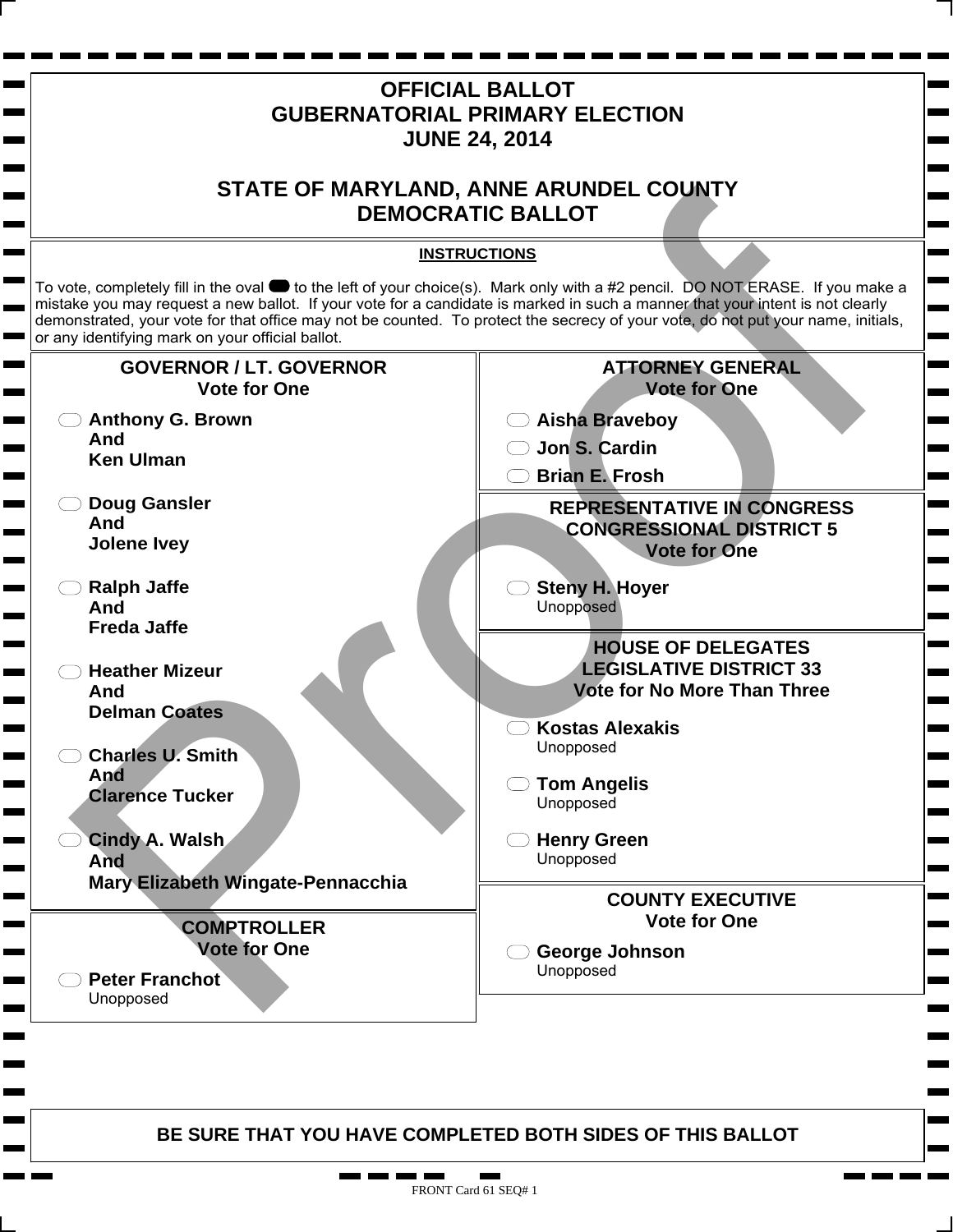# OFFICIAL BALLOT
# GUBERNATORIAL PRIMARY ELECTION
# JUNE 24, 2014

## STATE OF MARYLAND, ANNE ARUNDEL COUNTY
## DEMOCRATIC BALLOT

**INSTRUCTIONS**

To vote, completely fill in the oval to the left of your choice(s). Mark only with a #2 pencil. DO NOT ERASE. If you make a mistake you may request a new ballot. If your vote for a candidate is marked in such a manner that your intent is not clearly demonstrated, your vote for that office may not be counted. To protect the secrecy of your vote, do not put your name, initials, or any identifying mark on your official ballot.

### GOVERNOR / LT. GOVERNOR
**Vote for One**

- **Anthony G. Brown And Ken Ulman**
- **Doug Gansler And Jolene Ivey**
- **Ralph Jaffe And Freda Jaffe**
- **Heather Mizeur And Delman Coates**
- **Charles U. Smith And Clarence Tucker**
- **Cindy A. Walsh And Mary Elizabeth Wingate-Pennacchia**

### COMPTROLLER
**Vote for One**

- **Peter Franchot** Unopposed

### ATTORNEY GENERAL
**Vote for One**

- **Aisha Braveboy**
- **Jon S. Cardin**
- **Brian E. Frosh**

### REPRESENTATIVE IN CONGRESS CONGRESSIONAL DISTRICT 5
**Vote for One**

- **Steny H. Hoyer** Unopposed

### HOUSE OF DELEGATES LEGISLATIVE DISTRICT 33
**Vote for No More Than Three**

- **Kostas Alexakis** Unopposed
- **Tom Angelis** Unopposed
- **Henry Green** Unopposed

### COUNTY EXECUTIVE
**Vote for One**

- **George Johnson** Unopposed

**BE SURE THAT YOU HAVE COMPLETED BOTH SIDES OF THIS BALLOT**

FRONT Card 61 SEQ# 1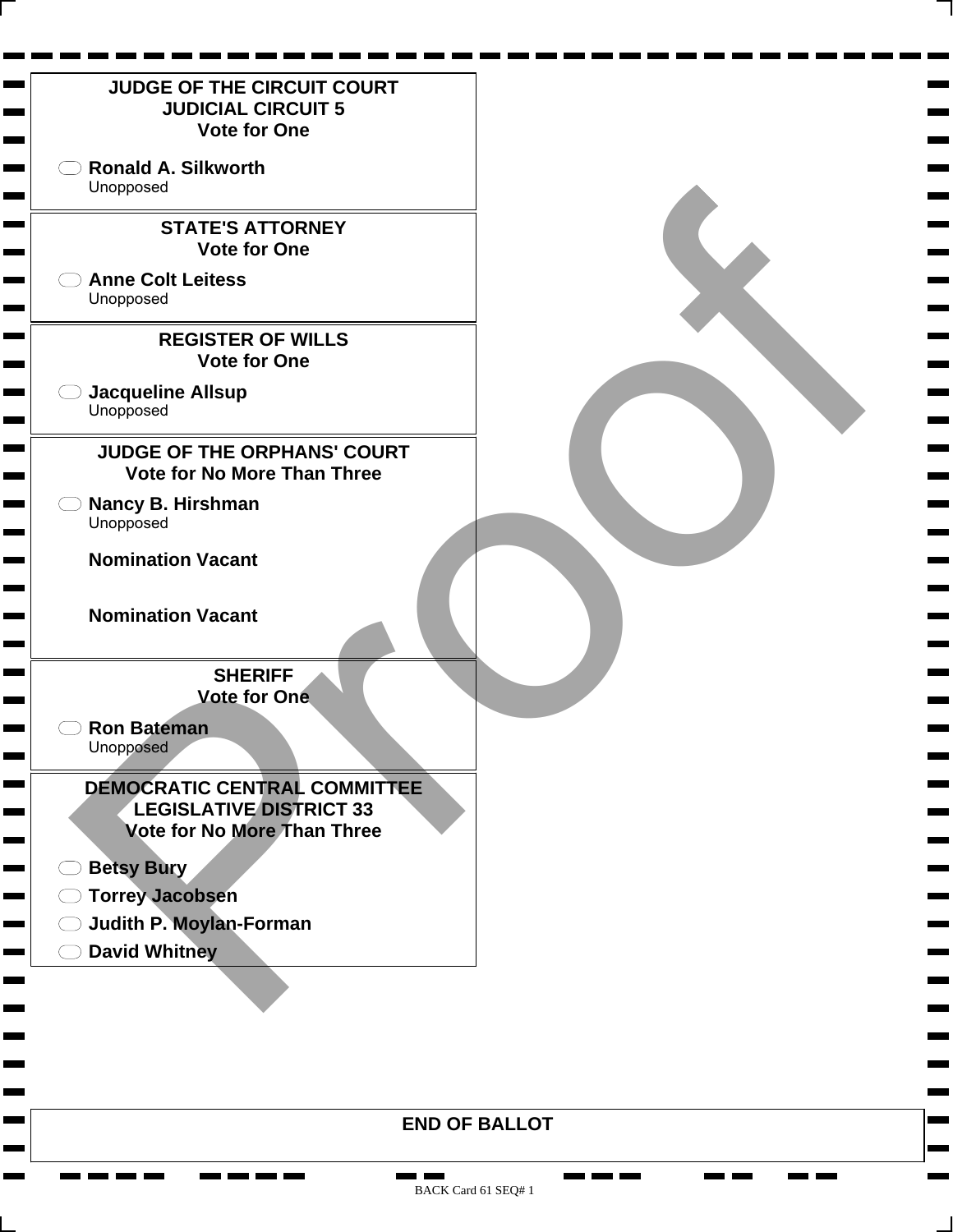## JUDGE OF THE CIRCUIT COURT
## JUDICIAL CIRCUIT 5
**Vote for One**

- **Ronald A. Silkworth**
  Unopposed

## STATE'S ATTORNEY
**Vote for One**

- **Anne Colt Leitess**
  Unopposed

## REGISTER OF WILLS
**Vote for One**

- **Jacqueline Allsup**
  Unopposed

## JUDGE OF THE ORPHANS' COURT
**Vote for No More Than Three**

- **Nancy B. Hirshman**
  Unopposed

**Nomination Vacant**

**Nomination Vacant**

## SHERIFF
**Vote for One**

- **Ron Bateman**
  Unopposed

## DEMOCRATIC CENTRAL COMMITTEE
## LEGISLATIVE DISTRICT 33
**Vote for No More Than Three**

- **Betsy Bury**
- **Torrey Jacobsen**
- **Judith P. Moylan-Forman**
- **David Whitney**

**END OF BALLOT**

BACK Card 61 SEQ# 1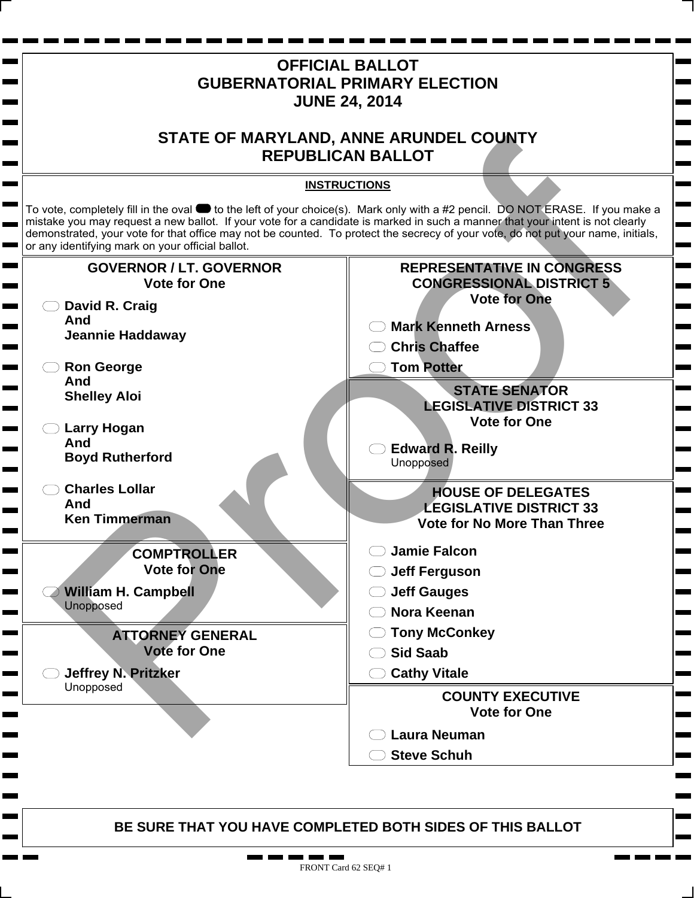# OFFICIAL BALLOT
# GUBERNATORIAL PRIMARY ELECTION
# JUNE 24, 2014

## STATE OF MARYLAND, ANNE ARUNDEL COUNTY
## REPUBLICAN BALLOT

**INSTRUCTIONS**

To vote, completely fill in the oval to the left of your choice(s). Mark only with a #2 pencil. DO NOT ERASE. If you make a mistake you may request a new ballot. If your vote for a candidate is marked in such a manner that your intent is not clearly demonstrated, your vote for that office may not be counted. To protect the secrecy of your vote, do not put your name, initials, or any identifying mark on your official ballot.

### GOVERNOR / LT. GOVERNOR
**Vote for One**

- **David R. Craig And Jeannie Haddaway**
- **Ron George And Shelley Aloi**
- **Larry Hogan And Boyd Rutherford**
- **Charles Lollar And Ken Timmerman**

### COMPTROLLER
**Vote for One**

- **William H. Campbell** Unopposed

### ATTORNEY GENERAL
**Vote for One**

- **Jeffrey N. Pritzker** Unopposed

### REPRESENTATIVE IN CONGRESS CONGRESSIONAL DISTRICT 5
**Vote for One**

- **Mark Kenneth Arness**
- **Chris Chaffee**
- **Tom Potter**

### STATE SENATOR LEGISLATIVE DISTRICT 33
**Vote for One**

- **Edward R. Reilly** Unopposed

### HOUSE OF DELEGATES LEGISLATIVE DISTRICT 33
**Vote for No More Than Three**

- **Jamie Falcon**
- **Jeff Ferguson**
- **Jeff Gauges**
- **Nora Keenan**
- **Tony McConkey**
- **Sid Saab**
- **Cathy Vitale**

### COUNTY EXECUTIVE
**Vote for One**

- **Laura Neuman**
- **Steve Schuh**

**BE SURE THAT YOU HAVE COMPLETED BOTH SIDES OF THIS BALLOT**

FRONT Card 62 SEQ# 1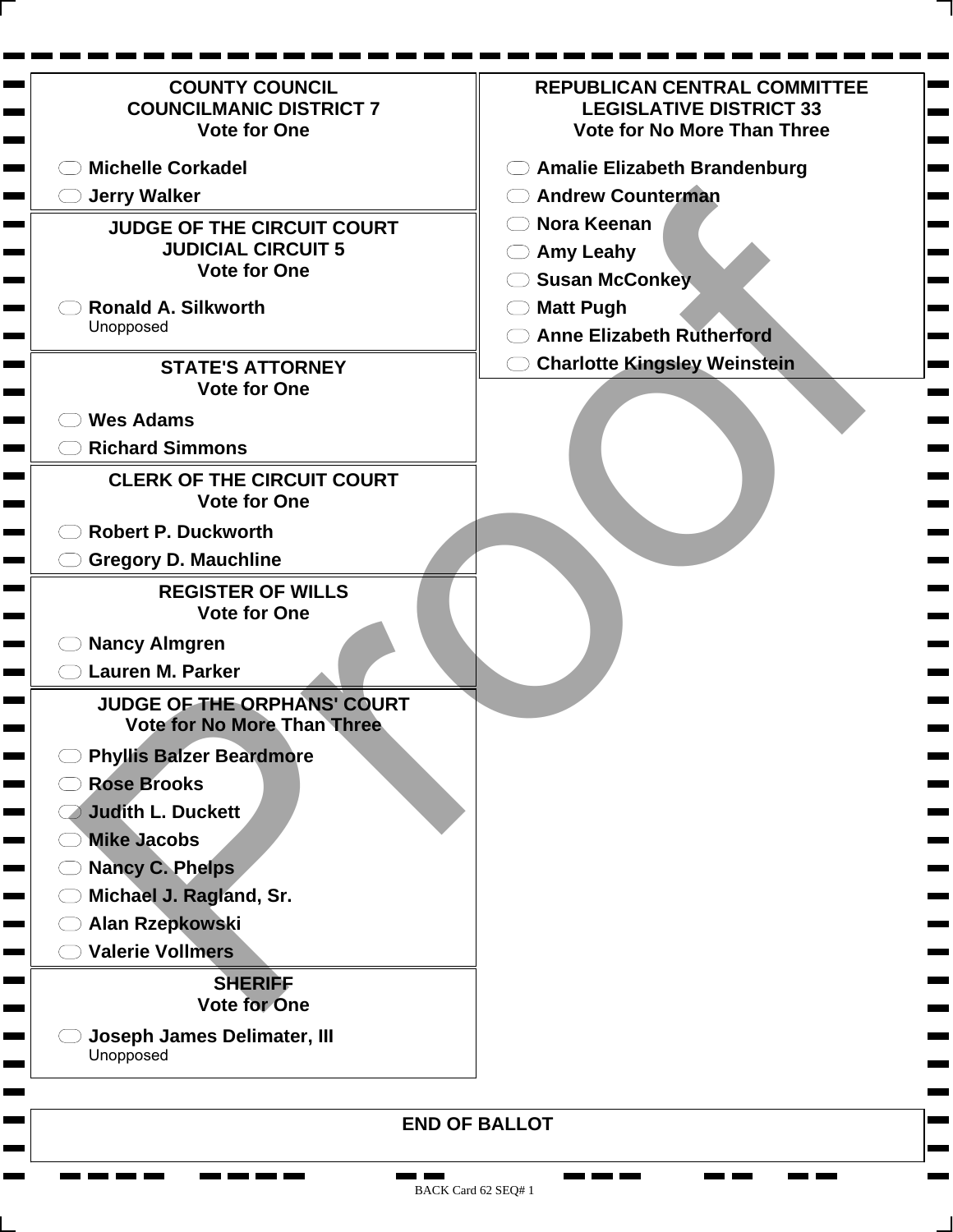## COUNTY COUNCIL
## COUNCILMANIC DISTRICT 7
**Vote for One**

- Michelle Corkadel
- Jerry Walker

## JUDGE OF THE CIRCUIT COURT
## JUDICIAL CIRCUIT 5
**Vote for One**

- Ronald A. Silkworth
  Unopposed

## STATE'S ATTORNEY
**Vote for One**

- Wes Adams
- Richard Simmons

## CLERK OF THE CIRCUIT COURT
**Vote for One**

- Robert P. Duckworth
- Gregory D. Mauchline

## REGISTER OF WILLS
**Vote for One**

- Nancy Almgren
- Lauren M. Parker

## JUDGE OF THE ORPHANS' COURT
**Vote for No More Than Three**

- Phyllis Balzer Beardmore
- Rose Brooks
- Judith L. Duckett
- Mike Jacobs
- Nancy C. Phelps
- Michael J. Ragland, Sr.
- Alan Rzepkowski
- Valerie Vollmers

## SHERIFF
**Vote for One**

- Joseph James Delimater, III
  Unopposed

## REPUBLICAN CENTRAL COMMITTEE
## LEGISLATIVE DISTRICT 33
**Vote for No More Than Three**

- Amalie Elizabeth Brandenburg
- Andrew Counterman
- Nora Keenan
- Amy Leahy
- Susan McConkey
- Matt Pugh
- Anne Elizabeth Rutherford
- Charlotte Kingsley Weinstein

**END OF BALLOT**

Proof

BACK Card 62 SEQ# 1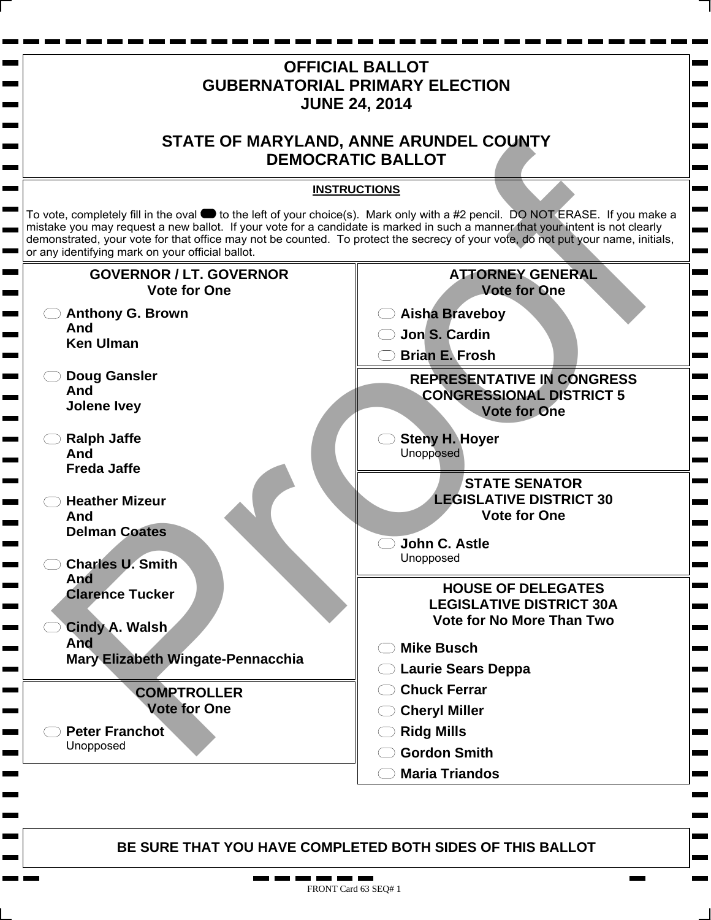# OFFICIAL BALLOT
# GUBERNATORIAL PRIMARY ELECTION
# JUNE 24, 2014

## STATE OF MARYLAND, ANNE ARUNDEL COUNTY
## DEMOCRATIC BALLOT

**INSTRUCTIONS**

To vote, completely fill in the oval to the left of your choice(s). Mark only with a #2 pencil. DO NOT ERASE. If you make a mistake you may request a new ballot. If your vote for a candidate is marked in such a manner that your intent is not clearly demonstrated, your vote for that office may not be counted. To protect the secrecy of your vote, do not put your name, initials, or any identifying mark on your official ballot.

### GOVERNOR / LT. GOVERNOR
**Vote for One**

- **Anthony G. Brown And Ken Ulman**
- **Doug Gansler And Jolene Ivey**
- **Ralph Jaffe And Freda Jaffe**
- **Heather Mizeur And Delman Coates**
- **Charles U. Smith And Clarence Tucker**
- **Cindy A. Walsh And Mary Elizabeth Wingate-Pennacchia**

### COMPTROLLER
**Vote for One**

- **Peter Franchot** Unopposed

### ATTORNEY GENERAL
**Vote for One**

- **Aisha Braveboy**
- **Jon S. Cardin**
- **Brian E. Frosh**

### REPRESENTATIVE IN CONGRESS CONGRESSIONAL DISTRICT 5
**Vote for One**

- **Steny H. Hoyer** Unopposed

### STATE SENATOR LEGISLATIVE DISTRICT 30
**Vote for One**

- **John C. Astle** Unopposed

### HOUSE OF DELEGATES LEGISLATIVE DISTRICT 30A
**Vote for No More Than Two**

- **Mike Busch**
- **Laurie Sears Deppa**
- **Chuck Ferrar**
- **Cheryl Miller**
- **Ridg Mills**
- **Gordon Smith**
- **Maria Triandos**

**BE SURE THAT YOU HAVE COMPLETED BOTH SIDES OF THIS BALLOT**

FRONT Card 63 SEQ# 1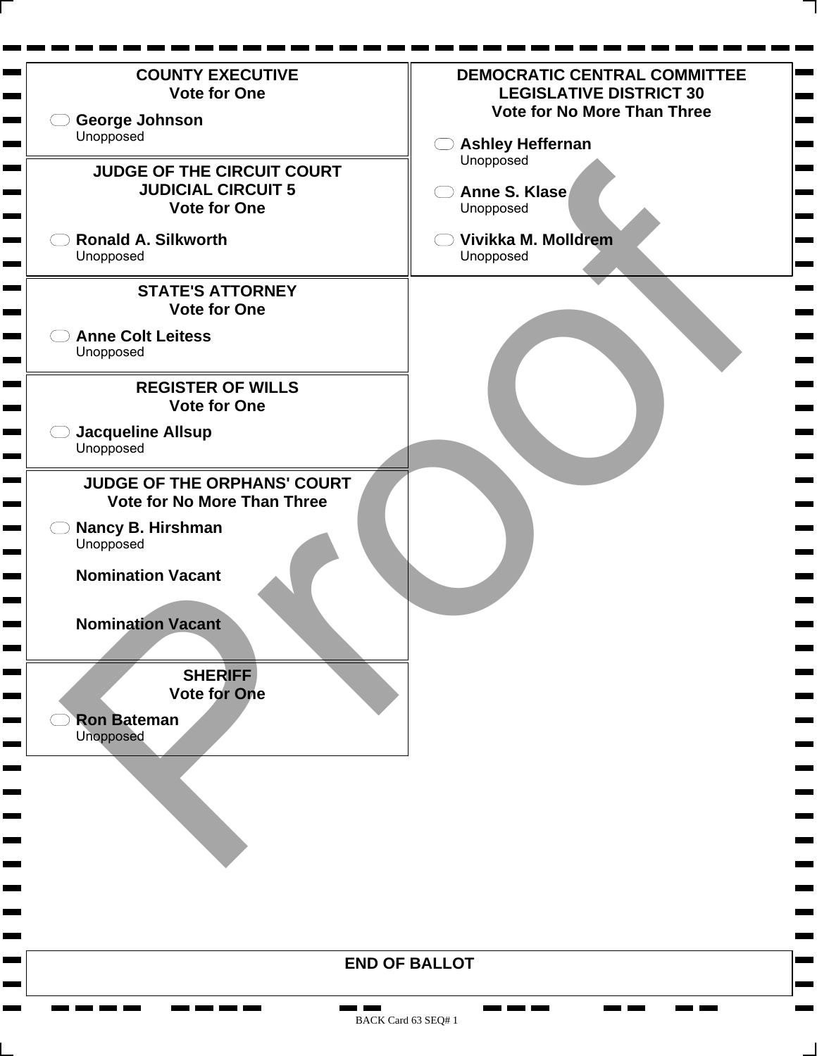## COUNTY EXECUTIVE
**Vote for One**

- George Johnson
  Unopposed

## JUDGE OF THE CIRCUIT COURT JUDICIAL CIRCUIT 5
**Vote for One**

- Ronald A. Silkworth
  Unopposed

## STATE'S ATTORNEY
**Vote for One**

- Anne Colt Leitess
  Unopposed

## REGISTER OF WILLS
**Vote for One**

- Jacqueline Allsup
  Unopposed

## JUDGE OF THE ORPHANS' COURT
**Vote for No More Than Three**

- Nancy B. Hirshman
  Unopposed

**Nomination Vacant**

**Nomination Vacant**

## SHERIFF
**Vote for One**

- Ron Bateman
  Unopposed

## DEMOCRATIC CENTRAL COMMITTEE LEGISLATIVE DISTRICT 30
**Vote for No More Than Three**

- Ashley Heffernan
  Unopposed
- Anne S. Klase
  Unopposed
- Vivikka M. Molldrem
  Unopposed

Proof

**END OF BALLOT**

BACK Card 63 SEQ# 1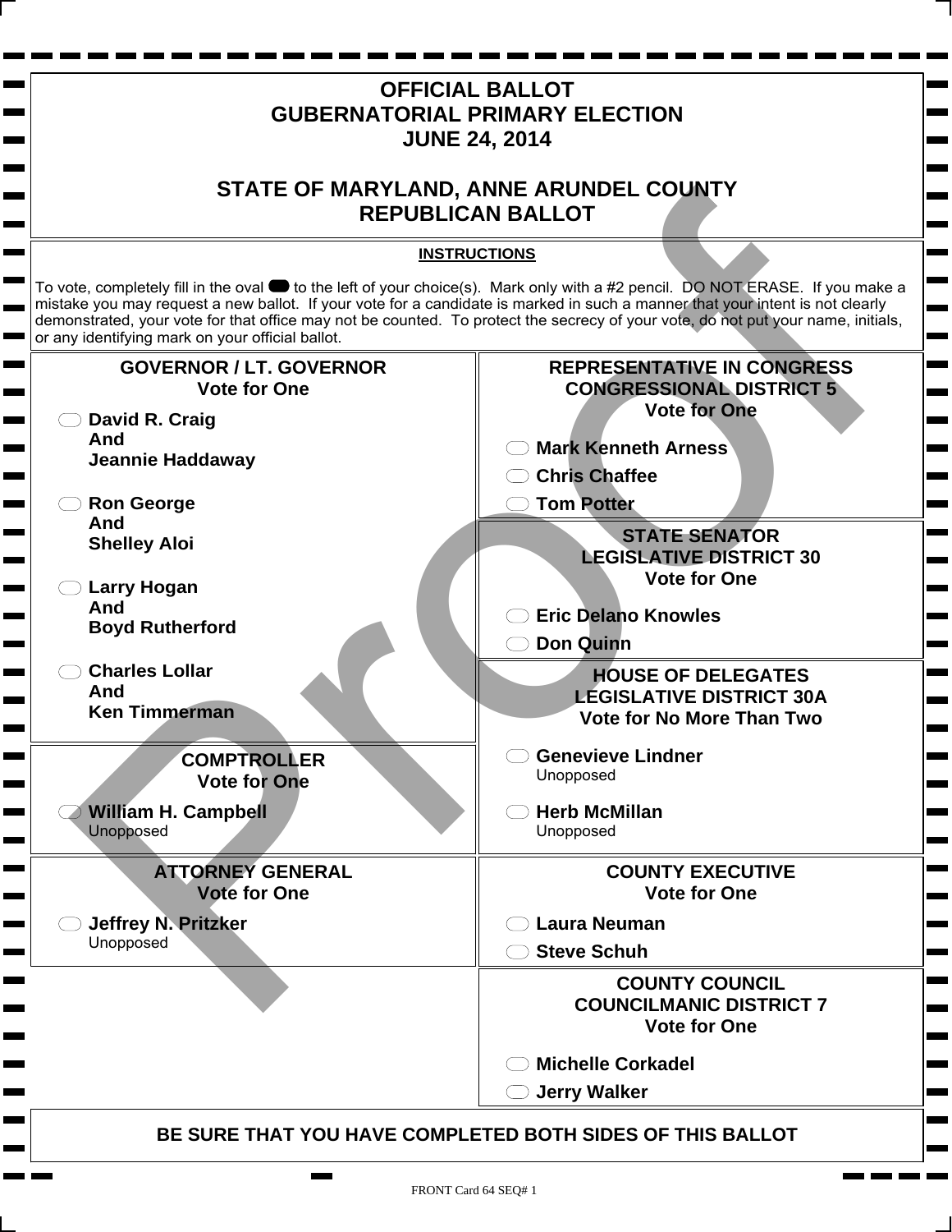# OFFICIAL BALLOT
# GUBERNATORIAL PRIMARY ELECTION
# JUNE 24, 2014

# STATE OF MARYLAND, ANNE ARUNDEL COUNTY
# REPUBLICAN BALLOT

**INSTRUCTIONS**

To vote, completely fill in the oval to the left of your choice(s). Mark only with a #2 pencil. DO NOT ERASE. If you make a mistake you may request a new ballot. If your vote for a candidate is marked in such a manner that your intent is not clearly demonstrated, your vote for that office may not be counted. To protect the secrecy of your vote, do not put your name, initials, or any identifying mark on your official ballot.

## GOVERNOR / LT. GOVERNOR
**Vote for One**

- **David R. Craig And Jeannie Haddaway**
- **Ron George And Shelley Aloi**
- **Larry Hogan And Boyd Rutherford**
- **Charles Lollar And Ken Timmerman**

## COMPTROLLER
**Vote for One**

- **William H. Campbell** Unopposed

## ATTORNEY GENERAL
**Vote for One**

- **Jeffrey N. Pritzker** Unopposed

## REPRESENTATIVE IN CONGRESS CONGRESSIONAL DISTRICT 5
**Vote for One**

- **Mark Kenneth Arness**
- **Chris Chaffee**
- **Tom Potter**

## STATE SENATOR LEGISLATIVE DISTRICT 30
**Vote for One**

- **Eric Delano Knowles**
- **Don Quinn**

## HOUSE OF DELEGATES LEGISLATIVE DISTRICT 30A
**Vote for No More Than Two**

- **Genevieve Lindner** Unopposed
- **Herb McMillan** Unopposed

## COUNTY EXECUTIVE
**Vote for One**

- **Laura Neuman**
- **Steve Schuh**

## COUNTY COUNCIL COUNCILMANIC DISTRICT 7
**Vote for One**

- **Michelle Corkadel**
- **Jerry Walker**

**BE SURE THAT YOU HAVE COMPLETED BOTH SIDES OF THIS BALLOT**

FRONT Card 64 SEQ# 1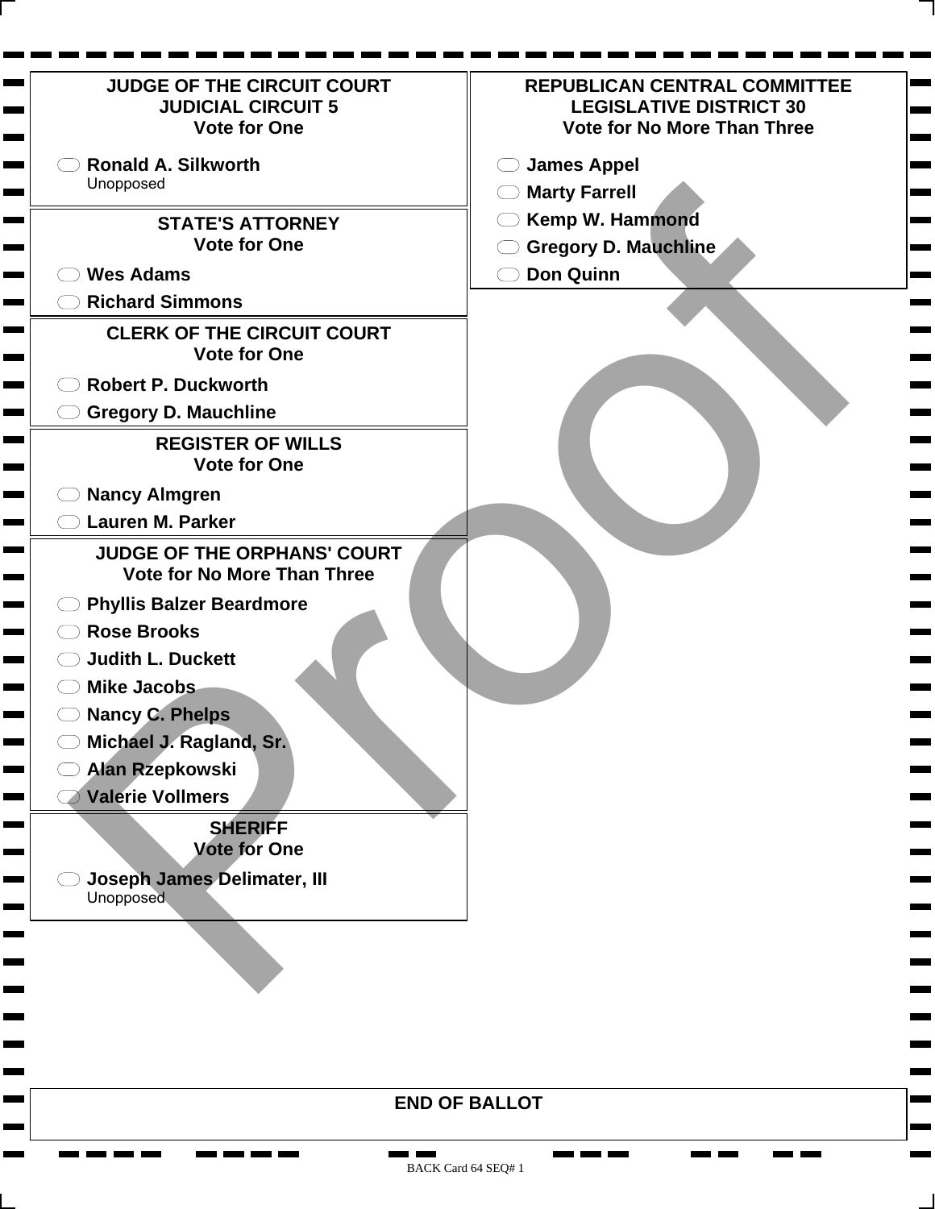## JUDGE OF THE CIRCUIT COURT
## JUDICIAL CIRCUIT 5
### Vote for One

- Ronald A. Silkworth
  Unopposed

## STATE'S ATTORNEY
### Vote for One

- Wes Adams
- Richard Simmons

## CLERK OF THE CIRCUIT COURT
### Vote for One

- Robert P. Duckworth
- Gregory D. Mauchline

## REGISTER OF WILLS
### Vote for One

- Nancy Almgren
- Lauren M. Parker

## JUDGE OF THE ORPHANS' COURT
### Vote for No More Than Three

- Phyllis Balzer Beardmore
- Rose Brooks
- Judith L. Duckett
- Mike Jacobs
- Nancy C. Phelps
- Michael J. Ragland, Sr.
- Alan Rzepkowski
- Valerie Vollmers

## SHERIFF
### Vote for One

- Joseph James Delimater, III
  Unopposed

## REPUBLICAN CENTRAL COMMITTEE
## LEGISLATIVE DISTRICT 30
### Vote for No More Than Three

- James Appel
- Marty Farrell
- Kemp W. Hammond
- Gregory D. Mauchline
- Don Quinn

**END OF BALLOT**

Proof

BACK Card 64 SEQ# 1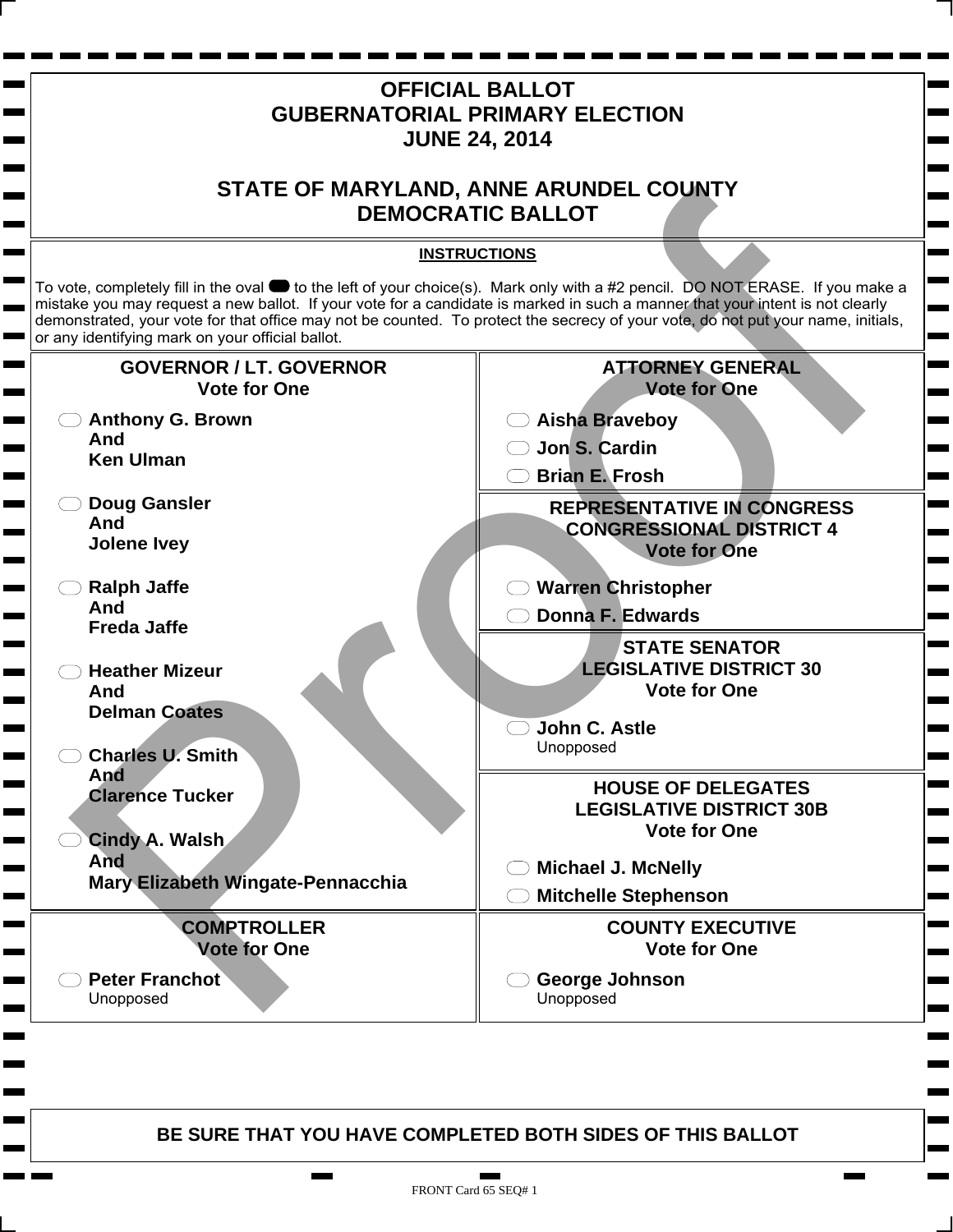# OFFICIAL BALLOT
# GUBERNATORIAL PRIMARY ELECTION
# JUNE 24, 2014

# STATE OF MARYLAND, ANNE ARUNDEL COUNTY
# DEMOCRATIC BALLOT

**INSTRUCTIONS**

To vote, completely fill in the oval to the left of your choice(s). Mark only with a #2 pencil. DO NOT ERASE. If you make a mistake you may request a new ballot. If your vote for a candidate is marked in such a manner that your intent is not clearly demonstrated, your vote for that office may not be counted. To protect the secrecy of your vote, do not put your name, initials, or any identifying mark on your official ballot.

## GOVERNOR / LT. GOVERNOR
**Vote for One**

- ⬭ **Anthony G. Brown And Ken Ulman**
- ⬭ **Doug Gansler And Jolene Ivey**
- ⬭ **Ralph Jaffe And Freda Jaffe**
- ⬭ **Heather Mizeur And Delman Coates**
- ⬭ **Charles U. Smith And Clarence Tucker**
- ⬭ **Cindy A. Walsh And Mary Elizabeth Wingate-Pennacchia**

## COMPTROLLER
**Vote for One**

- ⬭ **Peter Franchot** Unopposed

## ATTORNEY GENERAL
**Vote for One**

- ⬭ **Aisha Braveboy**
- ⬭ **Jon S. Cardin**
- ⬭ **Brian E. Frosh**

## REPRESENTATIVE IN CONGRESS CONGRESSIONAL DISTRICT 4
**Vote for One**

- ⬭ **Warren Christopher**
- ⬭ **Donna F. Edwards**

## STATE SENATOR LEGISLATIVE DISTRICT 30
**Vote for One**

- ⬭ **John C. Astle** Unopposed

## HOUSE OF DELEGATES LEGISLATIVE DISTRICT 30B
**Vote for One**

- ⬭ **Michael J. McNelly**
- ⬭ **Mitchelle Stephenson**

## COUNTY EXECUTIVE
**Vote for One**

- ⬭ **George Johnson** Unopposed

**BE SURE THAT YOU HAVE COMPLETED BOTH SIDES OF THIS BALLOT**

FRONT Card 65 SEQ# 1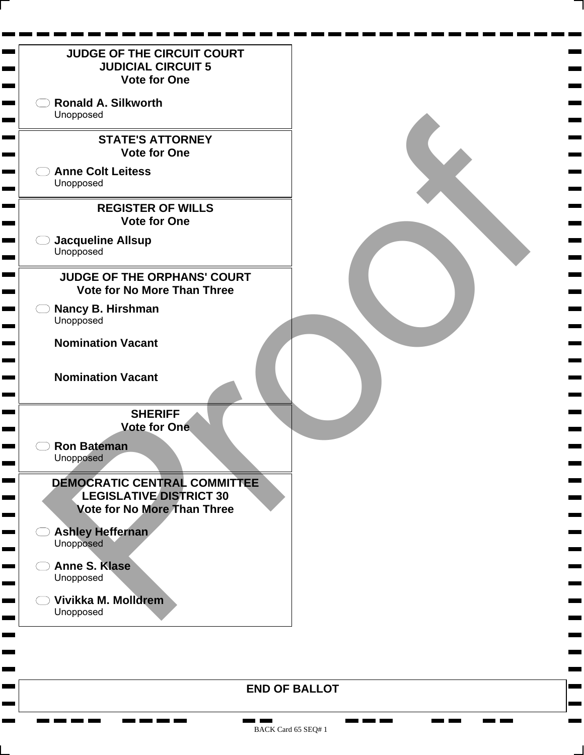## JUDGE OF THE CIRCUIT COURT
## JUDICIAL CIRCUIT 5
**Vote for One**

- **Ronald A. Silkworth**
  Unopposed

## STATE'S ATTORNEY
**Vote for One**

- **Anne Colt Leitess**
  Unopposed

## REGISTER OF WILLS
**Vote for One**

- **Jacqueline Allsup**
  Unopposed

## JUDGE OF THE ORPHANS' COURT
**Vote for No More Than Three**

- **Nancy B. Hirshman**
  Unopposed

**Nomination Vacant**

**Nomination Vacant**

## SHERIFF
**Vote for One**

- **Ron Bateman**
  Unopposed

## DEMOCRATIC CENTRAL COMMITTEE
## LEGISLATIVE DISTRICT 30
**Vote for No More Than Three**

- **Ashley Heffernan**
  Unopposed
- **Anne S. Klase**
  Unopposed
- **Vivikka M. Molldrem**
  Unopposed

**END OF BALLOT**

BACK Card 65 SEQ# 1

Proof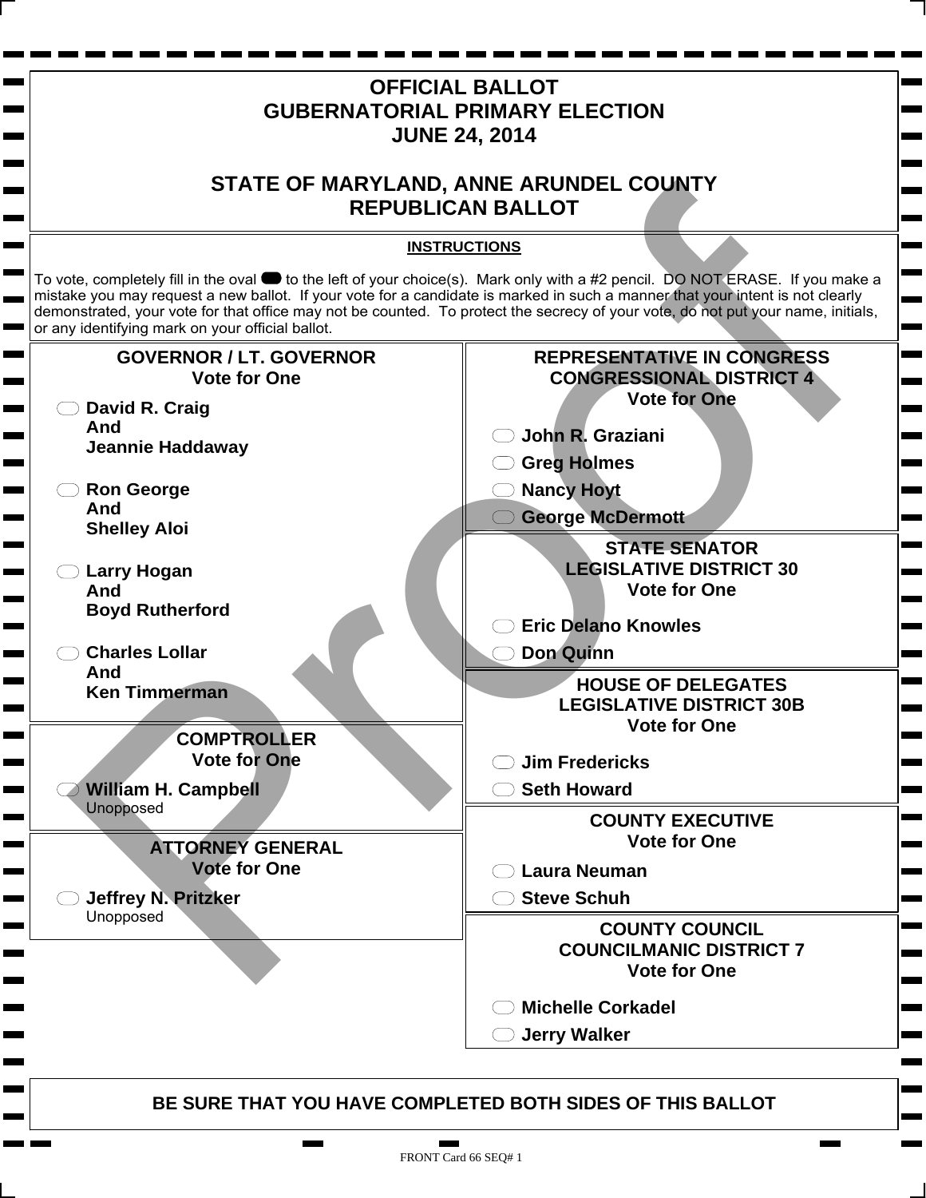# OFFICIAL BALLOT
# GUBERNATORIAL PRIMARY ELECTION
# JUNE 24, 2014

## STATE OF MARYLAND, ANNE ARUNDEL COUNTY
## REPUBLICAN BALLOT

**INSTRUCTIONS**

To vote, completely fill in the oval to the left of your choice(s). Mark only with a #2 pencil. DO NOT ERASE. If you make a mistake you may request a new ballot. If your vote for a candidate is marked in such a manner that your intent is not clearly demonstrated, your vote for that office may not be counted. To protect the secrecy of your vote, do not put your name, initials, or any identifying mark on your official ballot.

### GOVERNOR / LT. GOVERNOR
Vote for One

- **David R. Craig And Jeannie Haddaway**
- **Ron George And Shelley Aloi**
- **Larry Hogan And Boyd Rutherford**
- **Charles Lollar And Ken Timmerman**

### COMPTROLLER
Vote for One

- **William H. Campbell** Unopposed

### ATTORNEY GENERAL
Vote for One

- **Jeffrey N. Pritzker** Unopposed

### REPRESENTATIVE IN CONGRESS CONGRESSIONAL DISTRICT 4
Vote for One

- **John R. Graziani**
- **Greg Holmes**
- **Nancy Hoyt**
- **George McDermott**

### STATE SENATOR LEGISLATIVE DISTRICT 30
Vote for One

- **Eric Delano Knowles**
- **Don Quinn**

### HOUSE OF DELEGATES LEGISLATIVE DISTRICT 30B
Vote for One

- **Jim Fredericks**
- **Seth Howard**

### COUNTY EXECUTIVE
Vote for One

- **Laura Neuman**
- **Steve Schuh**

### COUNTY COUNCIL COUNCILMANIC DISTRICT 7
Vote for One

- **Michelle Corkadel**
- **Jerry Walker**

**BE SURE THAT YOU HAVE COMPLETED BOTH SIDES OF THIS BALLOT**

FRONT Card 66 SEQ# 1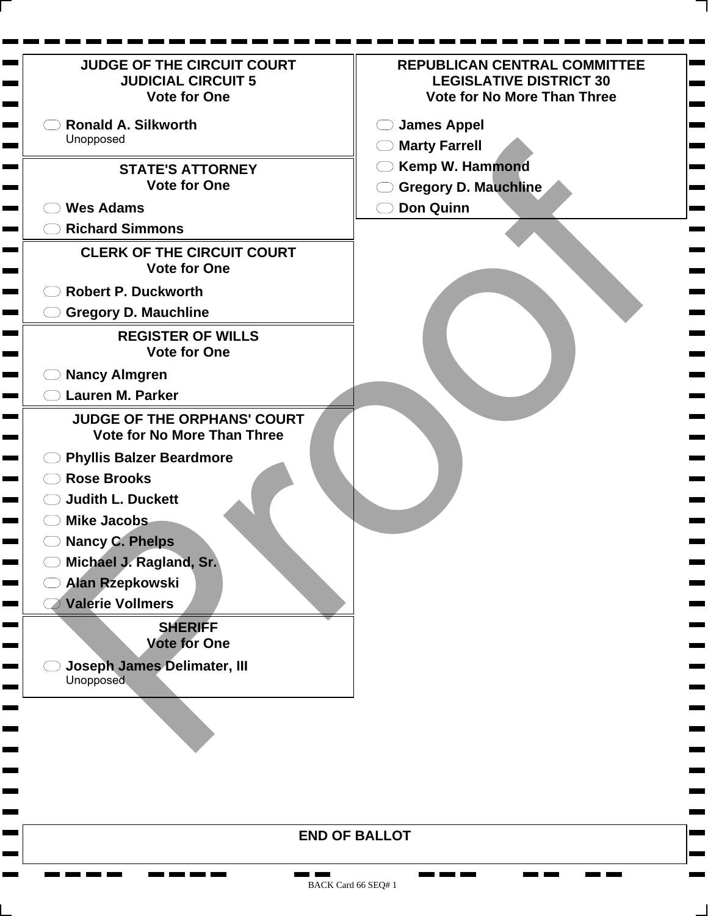## JUDGE OF THE CIRCUIT COURT
## JUDICIAL CIRCUIT 5
### Vote for One

- Ronald A. Silkworth
  Unopposed

## STATE'S ATTORNEY
### Vote for One

- Wes Adams
- Richard Simmons

## CLERK OF THE CIRCUIT COURT
### Vote for One

- Robert P. Duckworth
- Gregory D. Mauchline

## REGISTER OF WILLS
### Vote for One

- Nancy Almgren
- Lauren M. Parker

## JUDGE OF THE ORPHANS' COURT
### Vote for No More Than Three

- Phyllis Balzer Beardmore
- Rose Brooks
- Judith L. Duckett
- Mike Jacobs
- Nancy C. Phelps
- Michael J. Ragland, Sr.
- Alan Rzepkowski
- Valerie Vollmers

## SHERIFF
### Vote for One

- Joseph James Delimater, III
  Unopposed

## REPUBLICAN CENTRAL COMMITTEE
## LEGISLATIVE DISTRICT 30
### Vote for No More Than Three

- James Appel
- Marty Farrell
- Kemp W. Hammond
- Gregory D. Mauchline
- Don Quinn

Proof

**END OF BALLOT**

BACK Card 66 SEQ# 1